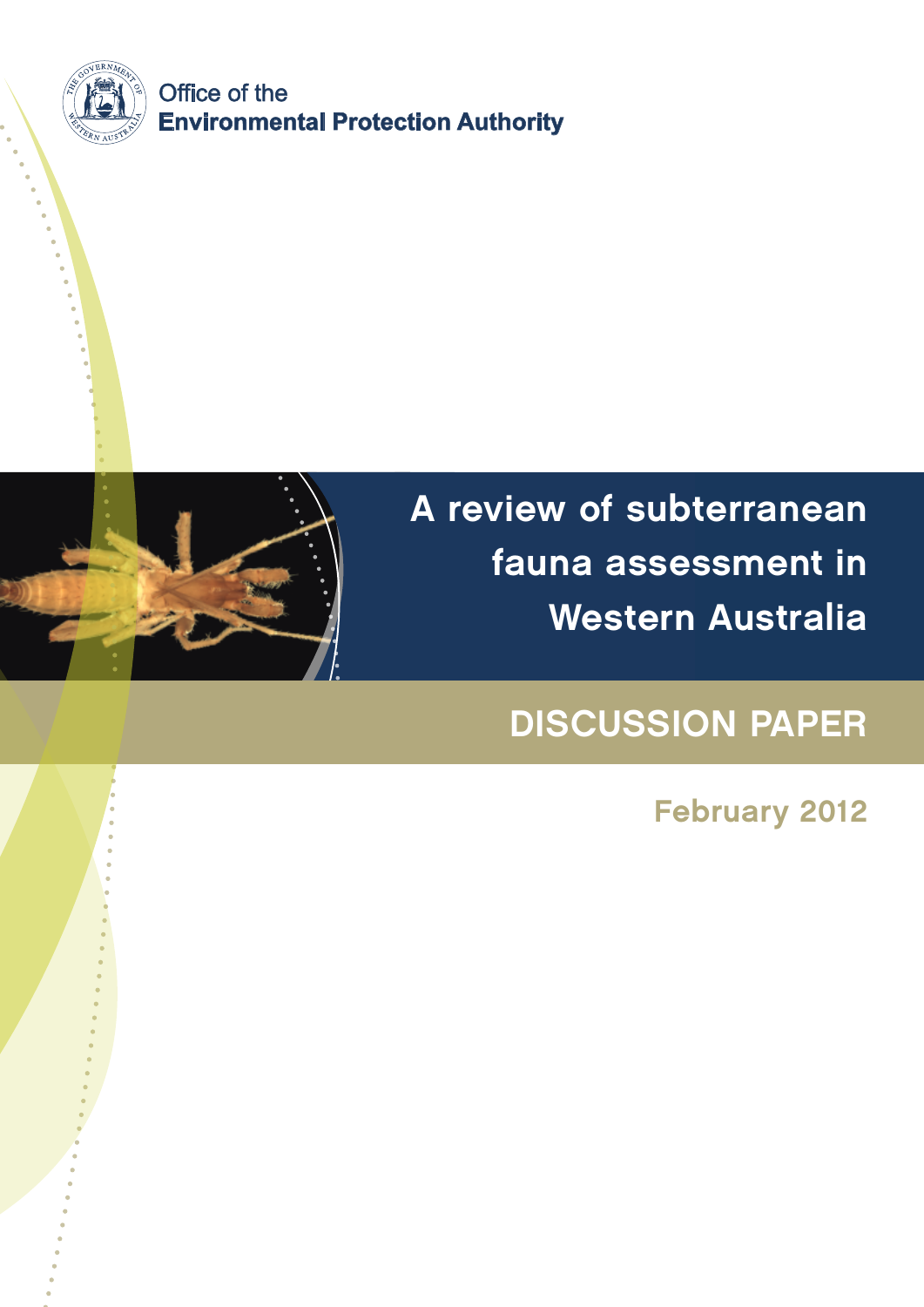Office of the
**Environmental Protection Authority**

# A review of subterranean fauna assessment in Western Australia

## DISCUSSION PAPER

February 2012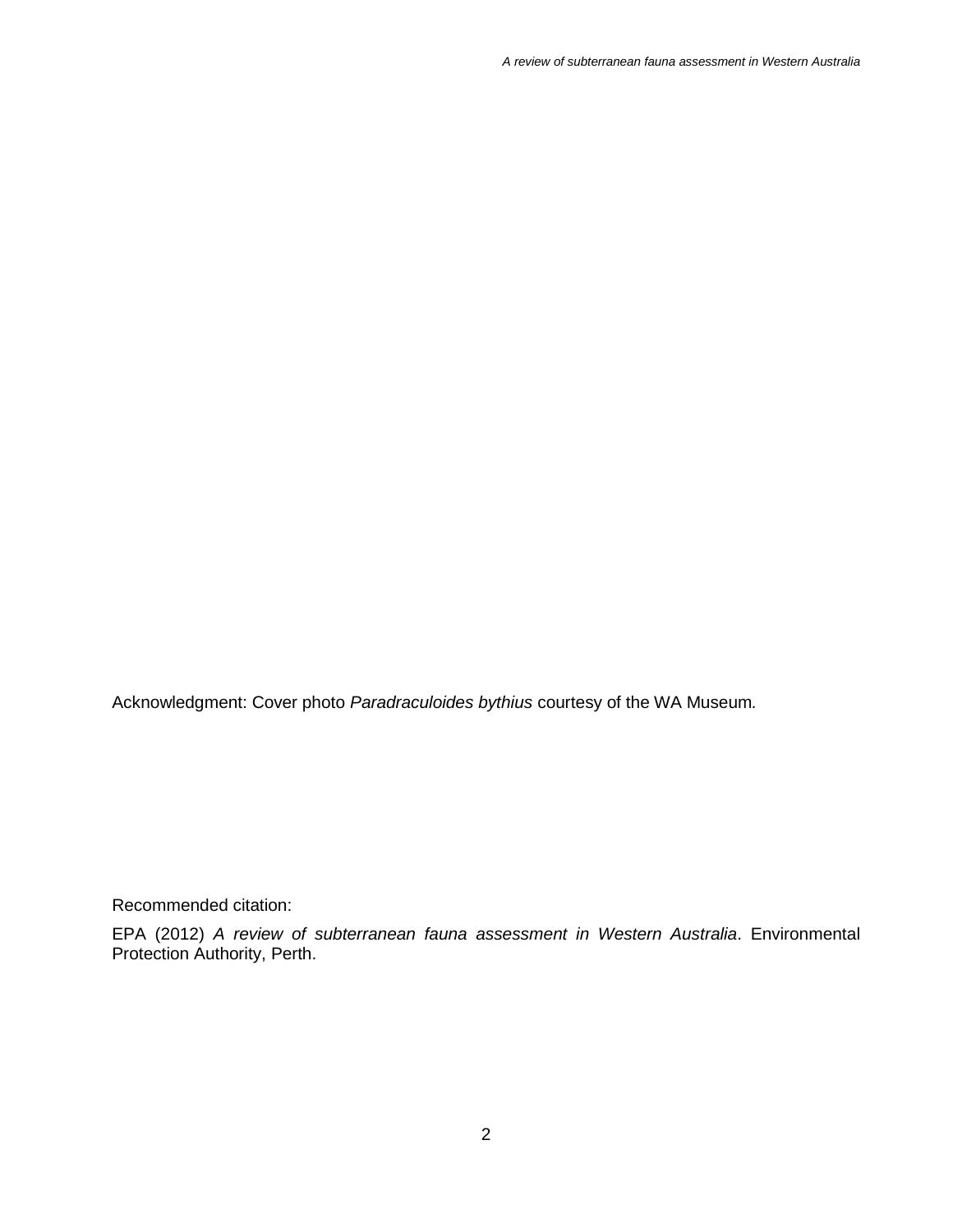Acknowledgment: Cover photo *Paradraculoides bythius* courtesy of the WA Museum*.*

Recommended citation:

EPA (2012) *A review of subterranean fauna assessment in Western Australia*. Environmental Protection Authority, Perth.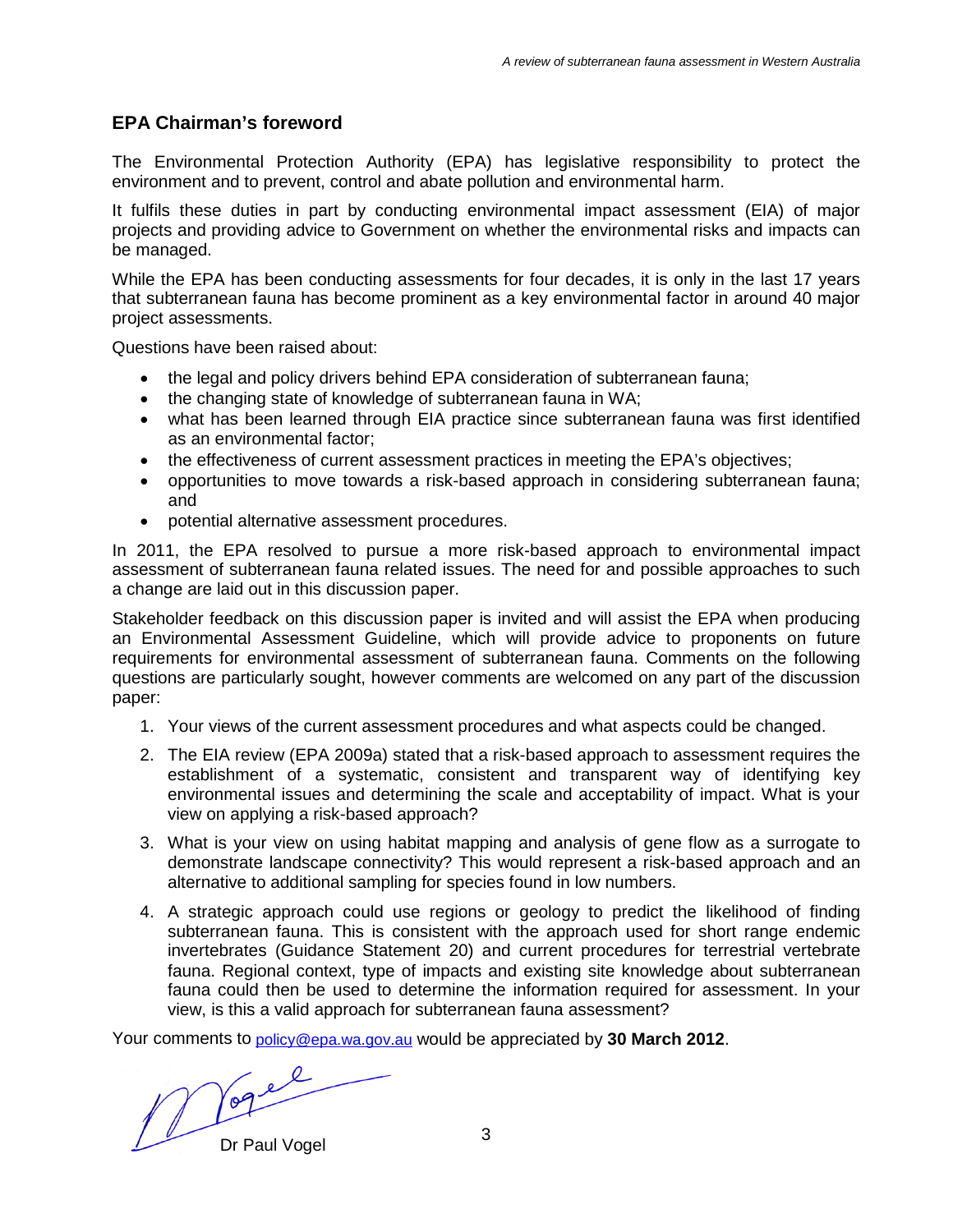## EPA Chairman's foreword

The Environmental Protection Authority (EPA) has legislative responsibility to protect the environment and to prevent, control and abate pollution and environmental harm.

It fulfils these duties in part by conducting environmental impact assessment (EIA) of major projects and providing advice to Government on whether the environmental risks and impacts can be managed.

While the EPA has been conducting assessments for four decades, it is only in the last 17 years that subterranean fauna has become prominent as a key environmental factor in around 40 major project assessments.

Questions have been raised about:

- the legal and policy drivers behind EPA consideration of subterranean fauna;
- the changing state of knowledge of subterranean fauna in WA;
- what has been learned through EIA practice since subterranean fauna was first identified as an environmental factor;
- the effectiveness of current assessment practices in meeting the EPA's objectives;
- opportunities to move towards a risk-based approach in considering subterranean fauna; and
- potential alternative assessment procedures.

In 2011, the EPA resolved to pursue a more risk-based approach to environmental impact assessment of subterranean fauna related issues. The need for and possible approaches to such a change are laid out in this discussion paper.

Stakeholder feedback on this discussion paper is invited and will assist the EPA when producing an Environmental Assessment Guideline, which will provide advice to proponents on future requirements for environmental assessment of subterranean fauna. Comments on the following questions are particularly sought, however comments are welcomed on any part of the discussion paper:

1. Your views of the current assessment procedures and what aspects could be changed.
2. The EIA review (EPA 2009a) stated that a risk-based approach to assessment requires the establishment of a systematic, consistent and transparent way of identifying key environmental issues and determining the scale and acceptability of impact. What is your view on applying a risk-based approach?
3. What is your view on using habitat mapping and analysis of gene flow as a surrogate to demonstrate landscape connectivity? This would represent a risk-based approach and an alternative to additional sampling for species found in low numbers.
4. A strategic approach could use regions or geology to predict the likelihood of finding subterranean fauna. This is consistent with the approach used for short range endemic invertebrates (Guidance Statement 20) and current procedures for terrestrial vertebrate fauna. Regional context, type of impacts and existing site knowledge about subterranean fauna could then be used to determine the information required for assessment. In your view, is this a valid approach for subterranean fauna assessment?

Your comments to policy@epa.wa.gov.au would be appreciated by **30 March 2012**.

Dr Paul Vogel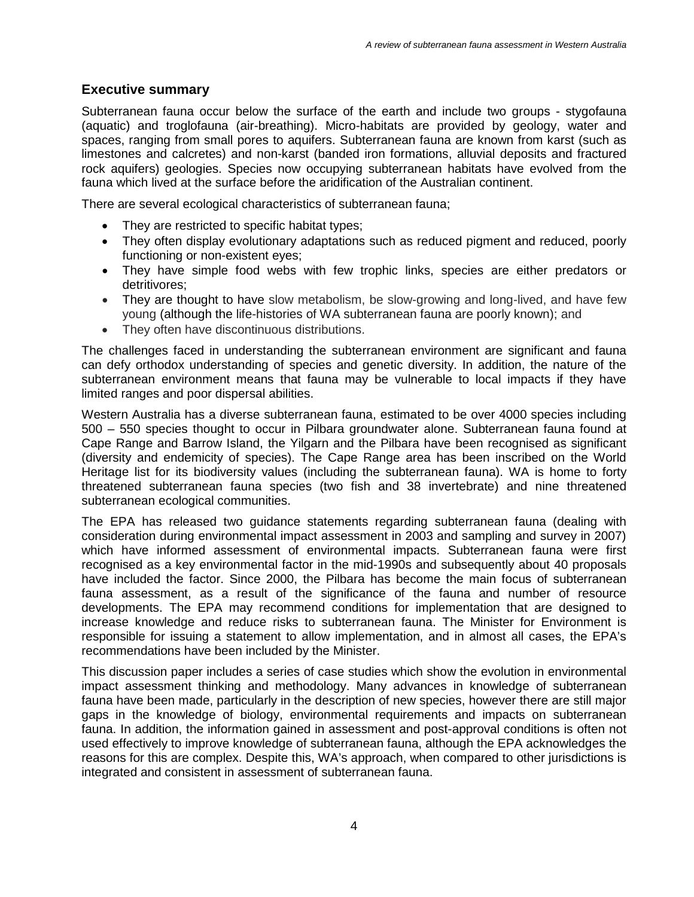## Executive summary

Subterranean fauna occur below the surface of the earth and include two groups - stygofauna (aquatic) and troglofauna (air-breathing). Micro-habitats are provided by geology, water and spaces, ranging from small pores to aquifers. Subterranean fauna are known from karst (such as limestones and calcretes) and non-karst (banded iron formations, alluvial deposits and fractured rock aquifers) geologies. Species now occupying subterranean habitats have evolved from the fauna which lived at the surface before the aridification of the Australian continent.

There are several ecological characteristics of subterranean fauna;

- They are restricted to specific habitat types;
- They often display evolutionary adaptations such as reduced pigment and reduced, poorly functioning or non-existent eyes;
- They have simple food webs with few trophic links, species are either predators or detritivores;
- They are thought to have slow metabolism, be slow-growing and long-lived, and have few young (although the life-histories of WA subterranean fauna are poorly known); and
- They often have discontinuous distributions.

The challenges faced in understanding the subterranean environment are significant and fauna can defy orthodox understanding of species and genetic diversity. In addition, the nature of the subterranean environment means that fauna may be vulnerable to local impacts if they have limited ranges and poor dispersal abilities.

Western Australia has a diverse subterranean fauna, estimated to be over 4000 species including 500 – 550 species thought to occur in Pilbara groundwater alone. Subterranean fauna found at Cape Range and Barrow Island, the Yilgarn and the Pilbara have been recognised as significant (diversity and endemicity of species). The Cape Range area has been inscribed on the World Heritage list for its biodiversity values (including the subterranean fauna). WA is home to forty threatened subterranean fauna species (two fish and 38 invertebrate) and nine threatened subterranean ecological communities.

The EPA has released two guidance statements regarding subterranean fauna (dealing with consideration during environmental impact assessment in 2003 and sampling and survey in 2007) which have informed assessment of environmental impacts. Subterranean fauna were first recognised as a key environmental factor in the mid-1990s and subsequently about 40 proposals have included the factor. Since 2000, the Pilbara has become the main focus of subterranean fauna assessment, as a result of the significance of the fauna and number of resource developments. The EPA may recommend conditions for implementation that are designed to increase knowledge and reduce risks to subterranean fauna. The Minister for Environment is responsible for issuing a statement to allow implementation, and in almost all cases, the EPA's recommendations have been included by the Minister.

This discussion paper includes a series of case studies which show the evolution in environmental impact assessment thinking and methodology. Many advances in knowledge of subterranean fauna have been made, particularly in the description of new species, however there are still major gaps in the knowledge of biology, environmental requirements and impacts on subterranean fauna. In addition, the information gained in assessment and post-approval conditions is often not used effectively to improve knowledge of subterranean fauna, although the EPA acknowledges the reasons for this are complex. Despite this, WA's approach, when compared to other jurisdictions is integrated and consistent in assessment of subterranean fauna.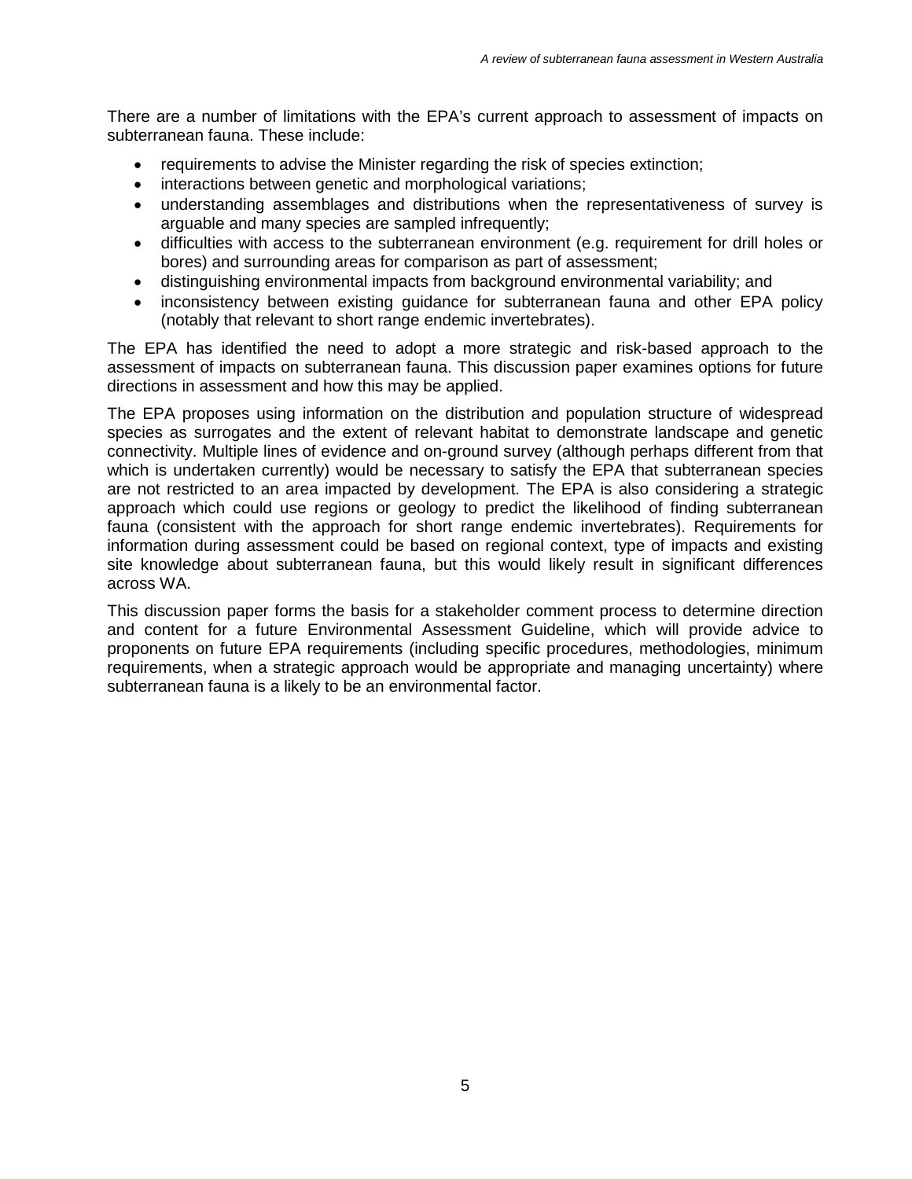There are a number of limitations with the EPA's current approach to assessment of impacts on subterranean fauna. These include:

- requirements to advise the Minister regarding the risk of species extinction;
- interactions between genetic and morphological variations;
- understanding assemblages and distributions when the representativeness of survey is arguable and many species are sampled infrequently;
- difficulties with access to the subterranean environment (e.g. requirement for drill holes or bores) and surrounding areas for comparison as part of assessment;
- distinguishing environmental impacts from background environmental variability; and
- inconsistency between existing guidance for subterranean fauna and other EPA policy (notably that relevant to short range endemic invertebrates).

The EPA has identified the need to adopt a more strategic and risk-based approach to the assessment of impacts on subterranean fauna. This discussion paper examines options for future directions in assessment and how this may be applied.

The EPA proposes using information on the distribution and population structure of widespread species as surrogates and the extent of relevant habitat to demonstrate landscape and genetic connectivity. Multiple lines of evidence and on-ground survey (although perhaps different from that which is undertaken currently) would be necessary to satisfy the EPA that subterranean species are not restricted to an area impacted by development. The EPA is also considering a strategic approach which could use regions or geology to predict the likelihood of finding subterranean fauna (consistent with the approach for short range endemic invertebrates). Requirements for information during assessment could be based on regional context, type of impacts and existing site knowledge about subterranean fauna, but this would likely result in significant differences across WA.

This discussion paper forms the basis for a stakeholder comment process to determine direction and content for a future Environmental Assessment Guideline, which will provide advice to proponents on future EPA requirements (including specific procedures, methodologies, minimum requirements, when a strategic approach would be appropriate and managing uncertainty) where subterranean fauna is a likely to be an environmental factor.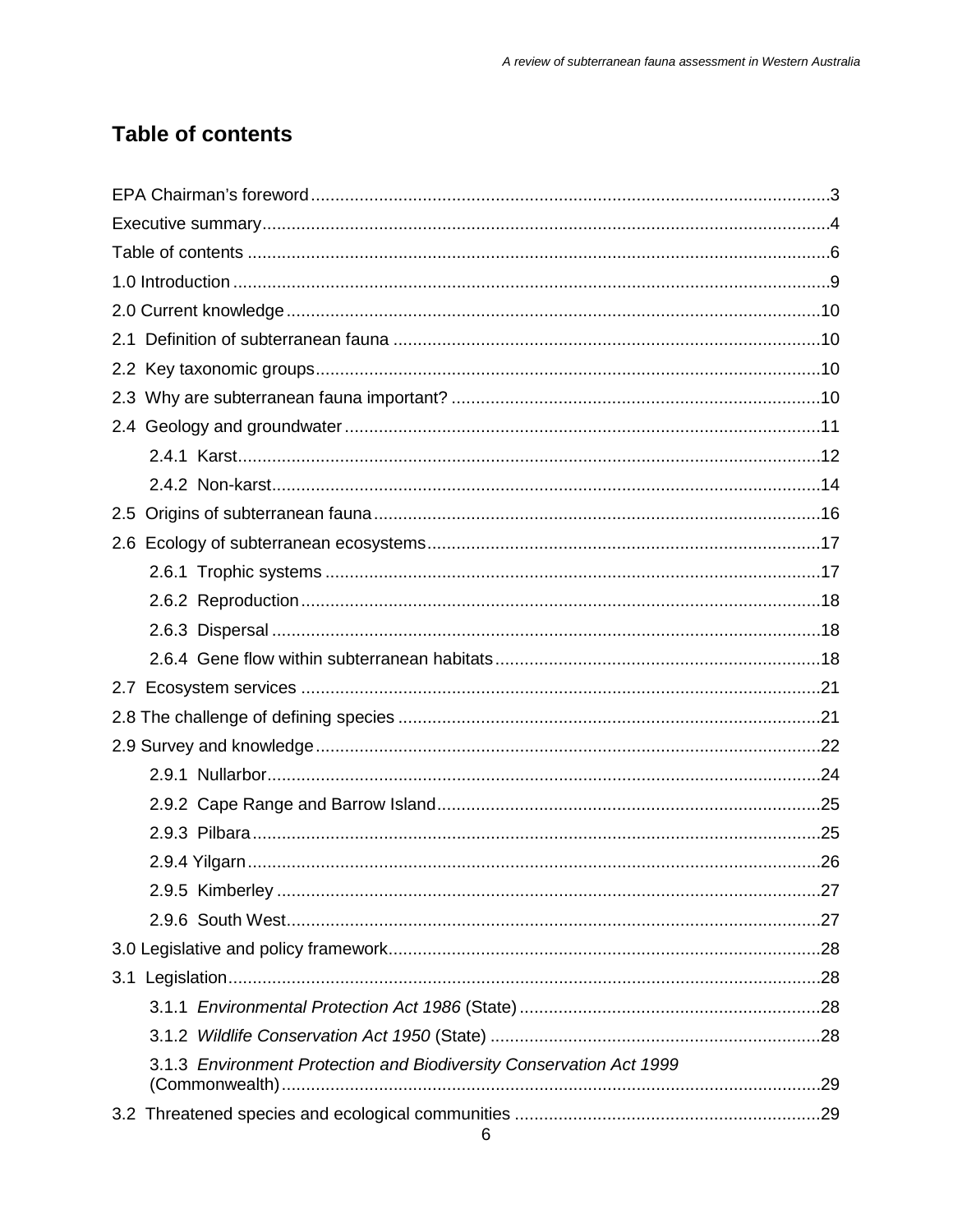# Table of contents

EPA Chairman's foreword ..... 3
Executive summary ..... 4
Table of contents ..... 6
1.0 Introduction ..... 9
2.0 Current knowledge ..... 10
2.1 Definition of subterranean fauna ..... 10
2.2 Key taxonomic groups ..... 10
2.3 Why are subterranean fauna important? ..... 10
2.4 Geology and groundwater ..... 11
  2.4.1 Karst ..... 12
  2.4.2 Non-karst ..... 14
2.5 Origins of subterranean fauna ..... 16
2.6 Ecology of subterranean ecosystems ..... 17
  2.6.1 Trophic systems ..... 17
  2.6.2 Reproduction ..... 18
  2.6.3 Dispersal ..... 18
  2.6.4 Gene flow within subterranean habitats ..... 18
2.7 Ecosystem services ..... 21
2.8 The challenge of defining species ..... 21
2.9 Survey and knowledge ..... 22
  2.9.1 Nullarbor ..... 24
  2.9.2 Cape Range and Barrow Island ..... 25
  2.9.3 Pilbara ..... 25
  2.9.4 Yilgarn ..... 26
  2.9.5 Kimberley ..... 27
  2.9.6 South West ..... 27
3.0 Legislative and policy framework ..... 28
3.1 Legislation ..... 28
  3.1.1 *Environmental Protection Act 1986* (State) ..... 28
  3.1.2 *Wildlife Conservation Act 1950* (State) ..... 28
  3.1.3 *Environment Protection and Biodiversity Conservation Act 1999* (Commonwealth) ..... 29
3.2 Threatened species and ecological communities ..... 29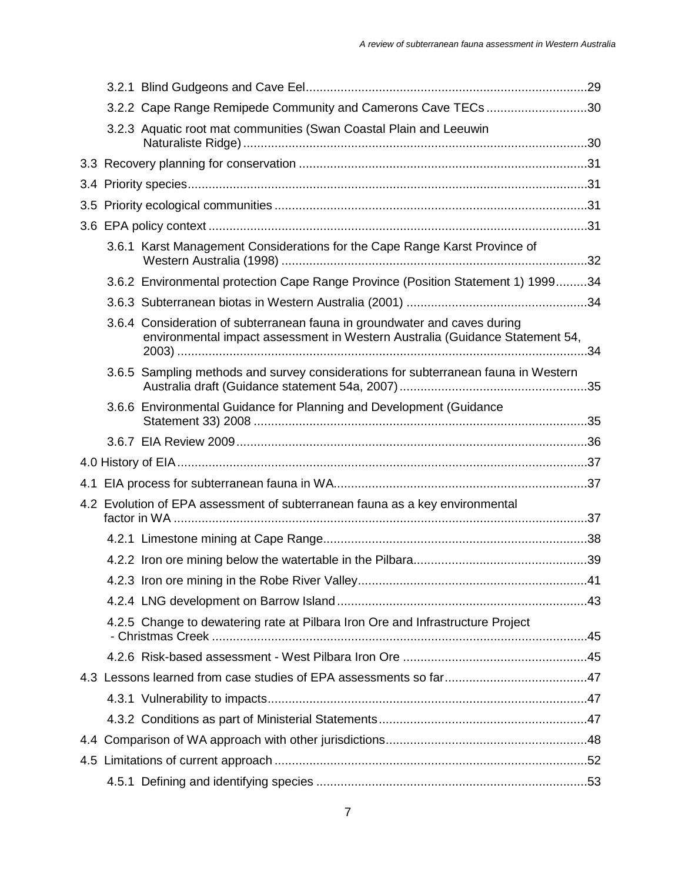3.2.1 Blind Gudgeons and Cave Eel ........................................................................ 29

3.2.2 Cape Range Remipede Community and Camerons Cave TECs ............................ 30

3.2.3 Aquatic root mat communities (Swan Coastal Plain and Leeuwin Naturaliste Ridge) ........................................................................ 30

3.3 Recovery planning for conservation ........................................................................ 31

3.4 Priority species........................................................................ 31

3.5 Priority ecological communities ........................................................................ 31

3.6 EPA policy context ........................................................................ 31

3.6.1 Karst Management Considerations for the Cape Range Karst Province of Western Australia (1998) ........................................................................ 32

3.6.2 Environmental protection Cape Range Province (Position Statement 1) 1999 .........34

3.6.3 Subterranean biotas in Western Australia (2001) ........................................................................ 34

3.6.4 Consideration of subterranean fauna in groundwater and caves during environmental impact assessment in Western Australia (Guidance Statement 54, 2003) ........................................................................ 34

3.6.5 Sampling methods and survey considerations for subterranean fauna in Western Australia draft (Guidance statement 54a, 2007) ........................................................................ 35

3.6.6 Environmental Guidance for Planning and Development (Guidance Statement 33) 2008 ........................................................................ 35

3.6.7 EIA Review 2009 ........................................................................ 36

4.0 History of EIA ........................................................................ 37

4.1 EIA process for subterranean fauna in WA ........................................................................ 37

4.2 Evolution of EPA assessment of subterranean fauna as a key environmental factor in WA ........................................................................ 37

4.2.1 Limestone mining at Cape Range ........................................................................ 38

4.2.2 Iron ore mining below the watertable in the Pilbara ........................................................................ 39

4.2.3 Iron ore mining in the Robe River Valley ........................................................................ 41

4.2.4 LNG development on Barrow Island ........................................................................ 43

4.2.5 Change to dewatering rate at Pilbara Iron Ore and Infrastructure Project - Christmas Creek ........................................................................ 45

4.2.6 Risk-based assessment - West Pilbara Iron Ore ........................................................................ 45

4.3 Lessons learned from case studies of EPA assessments so far ........................................ 47

4.3.1 Vulnerability to impacts ........................................................................ 47

4.3.2 Conditions as part of Ministerial Statements ........................................................................ 47

4.4 Comparison of WA approach with other jurisdictions ........................................................................ 48

4.5 Limitations of current approach ........................................................................ 52

4.5.1 Defining and identifying species ........................................................................ 53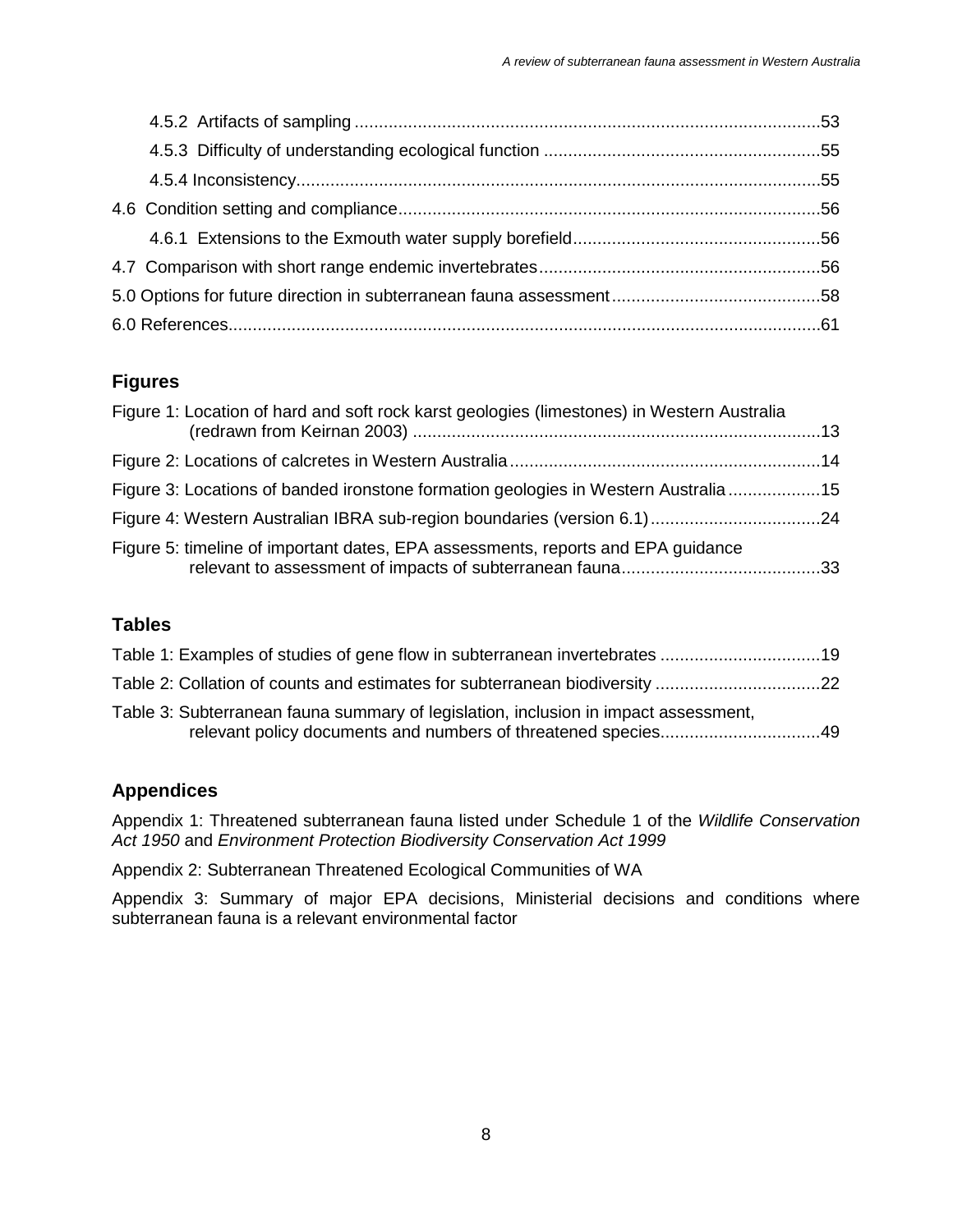4.5.2 Artifacts of sampling ...53

4.5.3 Difficulty of understanding ecological function ...55

4.5.4 Inconsistency...55

4.6 Condition setting and compliance...56

4.6.1 Extensions to the Exmouth water supply borefield...56

4.7 Comparison with short range endemic invertebrates...56

5.0 Options for future direction in subterranean fauna assessment...58

6.0 References...61

## Figures

Figure 1: Location of hard and soft rock karst geologies (limestones) in Western Australia (redrawn from Keirnan 2003) ...13

Figure 2: Locations of calcretes in Western Australia...14

Figure 3: Locations of banded ironstone formation geologies in Western Australia...15

Figure 4: Western Australian IBRA sub-region boundaries (version 6.1)...24

Figure 5: timeline of important dates, EPA assessments, reports and EPA guidance relevant to assessment of impacts of subterranean fauna...33

## Tables

Table 1: Examples of studies of gene flow in subterranean invertebrates ...19

Table 2: Collation of counts and estimates for subterranean biodiversity ...22

Table 3: Subterranean fauna summary of legislation, inclusion in impact assessment, relevant policy documents and numbers of threatened species...49

## Appendices

Appendix 1: Threatened subterranean fauna listed under Schedule 1 of the *Wildlife Conservation Act 1950* and *Environment Protection Biodiversity Conservation Act 1999*

Appendix 2: Subterranean Threatened Ecological Communities of WA

Appendix 3: Summary of major EPA decisions, Ministerial decisions and conditions where subterranean fauna is a relevant environmental factor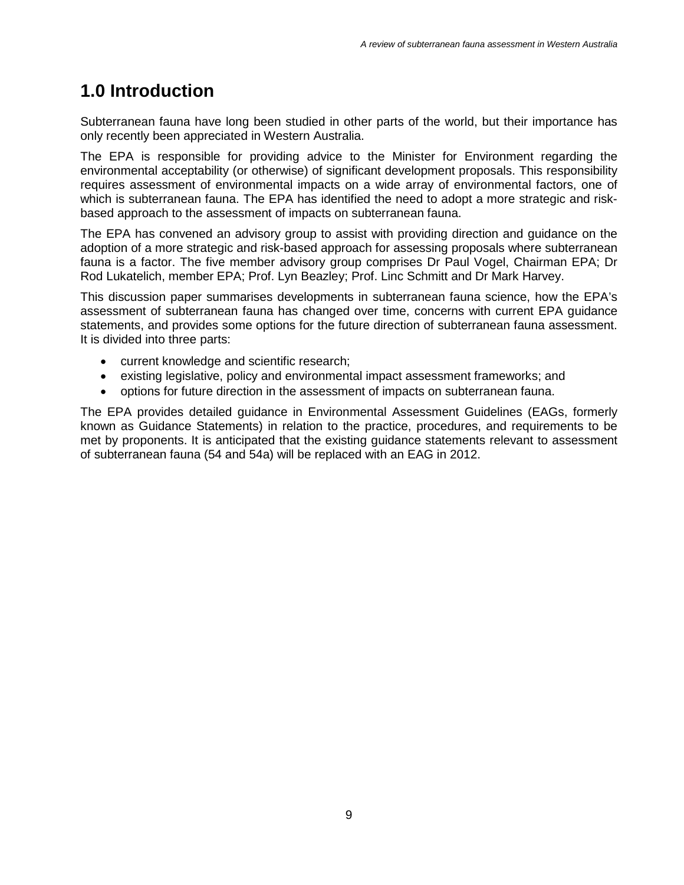# 1.0 Introduction

Subterranean fauna have long been studied in other parts of the world, but their importance has only recently been appreciated in Western Australia.

The EPA is responsible for providing advice to the Minister for Environment regarding the environmental acceptability (or otherwise) of significant development proposals. This responsibility requires assessment of environmental impacts on a wide array of environmental factors, one of which is subterranean fauna. The EPA has identified the need to adopt a more strategic and risk-based approach to the assessment of impacts on subterranean fauna.

The EPA has convened an advisory group to assist with providing direction and guidance on the adoption of a more strategic and risk-based approach for assessing proposals where subterranean fauna is a factor. The five member advisory group comprises Dr Paul Vogel, Chairman EPA; Dr Rod Lukatelich, member EPA; Prof. Lyn Beazley; Prof. Linc Schmitt and Dr Mark Harvey.

This discussion paper summarises developments in subterranean fauna science, how the EPA's assessment of subterranean fauna has changed over time, concerns with current EPA guidance statements, and provides some options for the future direction of subterranean fauna assessment. It is divided into three parts:

- current knowledge and scientific research;
- existing legislative, policy and environmental impact assessment frameworks; and
- options for future direction in the assessment of impacts on subterranean fauna.

The EPA provides detailed guidance in Environmental Assessment Guidelines (EAGs, formerly known as Guidance Statements) in relation to the practice, procedures, and requirements to be met by proponents. It is anticipated that the existing guidance statements relevant to assessment of subterranean fauna (54 and 54a) will be replaced with an EAG in 2012.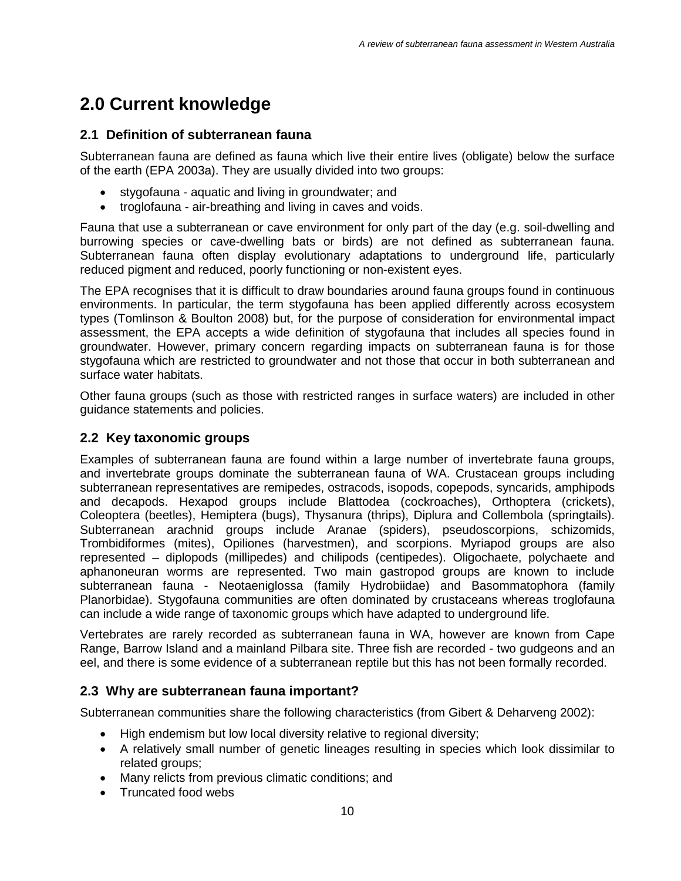## 2.0 Current knowledge

### 2.1 Definition of subterranean fauna

Subterranean fauna are defined as fauna which live their entire lives (obligate) below the surface of the earth (EPA 2003a). They are usually divided into two groups:

- stygofauna - aquatic and living in groundwater; and
- troglofauna - air-breathing and living in caves and voids.

Fauna that use a subterranean or cave environment for only part of the day (e.g. soil-dwelling and burrowing species or cave-dwelling bats or birds) are not defined as subterranean fauna. Subterranean fauna often display evolutionary adaptations to underground life, particularly reduced pigment and reduced, poorly functioning or non-existent eyes.

The EPA recognises that it is difficult to draw boundaries around fauna groups found in continuous environments. In particular, the term stygofauna has been applied differently across ecosystem types (Tomlinson & Boulton 2008) but, for the purpose of consideration for environmental impact assessment, the EPA accepts a wide definition of stygofauna that includes all species found in groundwater. However, primary concern regarding impacts on subterranean fauna is for those stygofauna which are restricted to groundwater and not those that occur in both subterranean and surface water habitats.

Other fauna groups (such as those with restricted ranges in surface waters) are included in other guidance statements and policies.

### 2.2 Key taxonomic groups

Examples of subterranean fauna are found within a large number of invertebrate fauna groups, and invertebrate groups dominate the subterranean fauna of WA. Crustacean groups including subterranean representatives are remipedes, ostracods, isopods, copepods, syncarids, amphipods and decapods. Hexapod groups include Blattodea (cockroaches), Orthoptera (crickets), Coleoptera (beetles), Hemiptera (bugs), Thysanura (thrips), Diplura and Collembola (springtails). Subterranean arachnid groups include Aranae (spiders), pseudoscorpions, schizomids, Trombidiformes (mites), Opiliones (harvestmen), and scorpions. Myriapod groups are also represented – diplopods (millipedes) and chilipods (centipedes). Oligochaete, polychaete and aphanoneuran worms are represented. Two main gastropod groups are known to include subterranean fauna - Neotaeniglossa (family Hydrobiidae) and Basommatophora (family Planorbidae). Stygofauna communities are often dominated by crustaceans whereas troglofauna can include a wide range of taxonomic groups which have adapted to underground life.

Vertebrates are rarely recorded as subterranean fauna in WA, however are known from Cape Range, Barrow Island and a mainland Pilbara site. Three fish are recorded - two gudgeons and an eel, and there is some evidence of a subterranean reptile but this has not been formally recorded.

### 2.3 Why are subterranean fauna important?

Subterranean communities share the following characteristics (from Gibert & Deharveng 2002):

- High endemism but low local diversity relative to regional diversity;
- A relatively small number of genetic lineages resulting in species which look dissimilar to related groups;
- Many relicts from previous climatic conditions; and
- Truncated food webs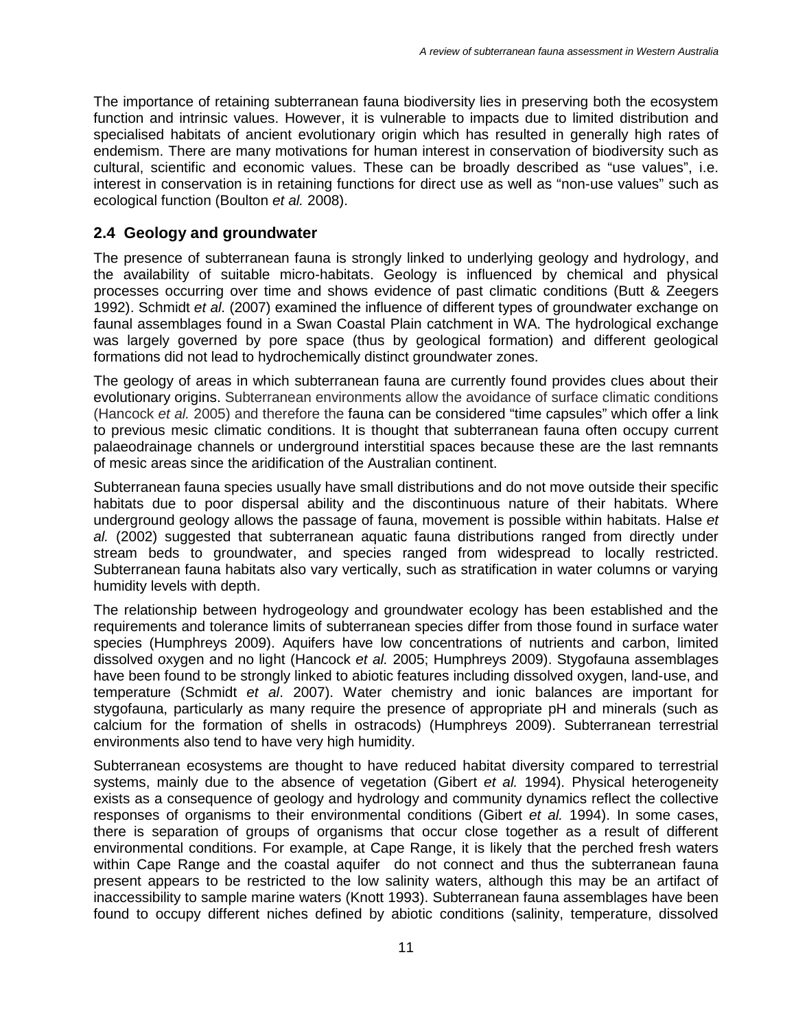The importance of retaining subterranean fauna biodiversity lies in preserving both the ecosystem function and intrinsic values. However, it is vulnerable to impacts due to limited distribution and specialised habitats of ancient evolutionary origin which has resulted in generally high rates of endemism. There are many motivations for human interest in conservation of biodiversity such as cultural, scientific and economic values. These can be broadly described as "use values", i.e. interest in conservation is in retaining functions for direct use as well as "non-use values" such as ecological function (Boulton *et al.* 2008).

## 2.4 Geology and groundwater

The presence of subterranean fauna is strongly linked to underlying geology and hydrology, and the availability of suitable micro-habitats. Geology is influenced by chemical and physical processes occurring over time and shows evidence of past climatic conditions (Butt & Zeegers 1992). Schmidt *et al*. (2007) examined the influence of different types of groundwater exchange on faunal assemblages found in a Swan Coastal Plain catchment in WA. The hydrological exchange was largely governed by pore space (thus by geological formation) and different geological formations did not lead to hydrochemically distinct groundwater zones.

The geology of areas in which subterranean fauna are currently found provides clues about their evolutionary origins. Subterranean environments allow the avoidance of surface climatic conditions (Hancock *et al.* 2005) and therefore the fauna can be considered "time capsules" which offer a link to previous mesic climatic conditions. It is thought that subterranean fauna often occupy current palaeodrainage channels or underground interstitial spaces because these are the last remnants of mesic areas since the aridification of the Australian continent.

Subterranean fauna species usually have small distributions and do not move outside their specific habitats due to poor dispersal ability and the discontinuous nature of their habitats. Where underground geology allows the passage of fauna, movement is possible within habitats. Halse *et al.* (2002) suggested that subterranean aquatic fauna distributions ranged from directly under stream beds to groundwater, and species ranged from widespread to locally restricted. Subterranean fauna habitats also vary vertically, such as stratification in water columns or varying humidity levels with depth.

The relationship between hydrogeology and groundwater ecology has been established and the requirements and tolerance limits of subterranean species differ from those found in surface water species (Humphreys 2009). Aquifers have low concentrations of nutrients and carbon, limited dissolved oxygen and no light (Hancock *et al.* 2005; Humphreys 2009). Stygofauna assemblages have been found to be strongly linked to abiotic features including dissolved oxygen, land-use, and temperature (Schmidt *et al*. 2007). Water chemistry and ionic balances are important for stygofauna, particularly as many require the presence of appropriate pH and minerals (such as calcium for the formation of shells in ostracods) (Humphreys 2009). Subterranean terrestrial environments also tend to have very high humidity.

Subterranean ecosystems are thought to have reduced habitat diversity compared to terrestrial systems, mainly due to the absence of vegetation (Gibert *et al.* 1994). Physical heterogeneity exists as a consequence of geology and hydrology and community dynamics reflect the collective responses of organisms to their environmental conditions (Gibert *et al.* 1994). In some cases, there is separation of groups of organisms that occur close together as a result of different environmental conditions. For example, at Cape Range, it is likely that the perched fresh waters within Cape Range and the coastal aquifer do not connect and thus the subterranean fauna present appears to be restricted to the low salinity waters, although this may be an artifact of inaccessibility to sample marine waters (Knott 1993). Subterranean fauna assemblages have been found to occupy different niches defined by abiotic conditions (salinity, temperature, dissolved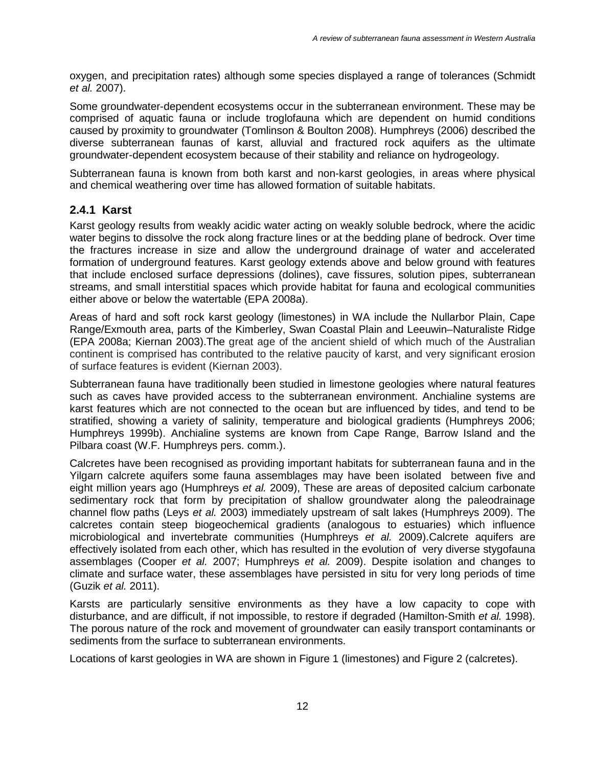oxygen, and precipitation rates) although some species displayed a range of tolerances (Schmidt *et al.* 2007).

Some groundwater-dependent ecosystems occur in the subterranean environment. These may be comprised of aquatic fauna or include troglofauna which are dependent on humid conditions caused by proximity to groundwater (Tomlinson & Boulton 2008). Humphreys (2006) described the diverse subterranean faunas of karst, alluvial and fractured rock aquifers as the ultimate groundwater-dependent ecosystem because of their stability and reliance on hydrogeology.

Subterranean fauna is known from both karst and non-karst geologies, in areas where physical and chemical weathering over time has allowed formation of suitable habitats.

### 2.4.1 Karst

Karst geology results from weakly acidic water acting on weakly soluble bedrock, where the acidic water begins to dissolve the rock along fracture lines or at the bedding plane of bedrock. Over time the fractures increase in size and allow the underground drainage of water and accelerated formation of underground features. Karst geology extends above and below ground with features that include enclosed surface depressions (dolines), cave fissures, solution pipes, subterranean streams, and small interstitial spaces which provide habitat for fauna and ecological communities either above or below the watertable (EPA 2008a).

Areas of hard and soft rock karst geology (limestones) in WA include the Nullarbor Plain, Cape Range/Exmouth area, parts of the Kimberley, Swan Coastal Plain and Leeuwin–Naturaliste Ridge (EPA 2008a; Kiernan 2003).The great age of the ancient shield of which much of the Australian continent is comprised has contributed to the relative paucity of karst, and very significant erosion of surface features is evident (Kiernan 2003).

Subterranean fauna have traditionally been studied in limestone geologies where natural features such as caves have provided access to the subterranean environment. Anchialine systems are karst features which are not connected to the ocean but are influenced by tides, and tend to be stratified, showing a variety of salinity, temperature and biological gradients (Humphreys 2006; Humphreys 1999b). Anchialine systems are known from Cape Range, Barrow Island and the Pilbara coast (W.F. Humphreys pers. comm.).

Calcretes have been recognised as providing important habitats for subterranean fauna and in the Yilgarn calcrete aquifers some fauna assemblages may have been isolated between five and eight million years ago (Humphreys *et al.* 2009), These are areas of deposited calcium carbonate sedimentary rock that form by precipitation of shallow groundwater along the paleodrainage channel flow paths (Leys *et al.* 2003) immediately upstream of salt lakes (Humphreys 2009). The calcretes contain steep biogeochemical gradients (analogous to estuaries) which influence microbiological and invertebrate communities (Humphreys *et al.* 2009).Calcrete aquifers are effectively isolated from each other, which has resulted in the evolution of very diverse stygofauna assemblages (Cooper *et al.* 2007; Humphreys *et al.* 2009). Despite isolation and changes to climate and surface water, these assemblages have persisted in situ for very long periods of time (Guzik *et al.* 2011).

Karsts are particularly sensitive environments as they have a low capacity to cope with disturbance, and are difficult, if not impossible, to restore if degraded (Hamilton-Smith *et al.* 1998). The porous nature of the rock and movement of groundwater can easily transport contaminants or sediments from the surface to subterranean environments.

Locations of karst geologies in WA are shown in Figure 1 (limestones) and Figure 2 (calcretes).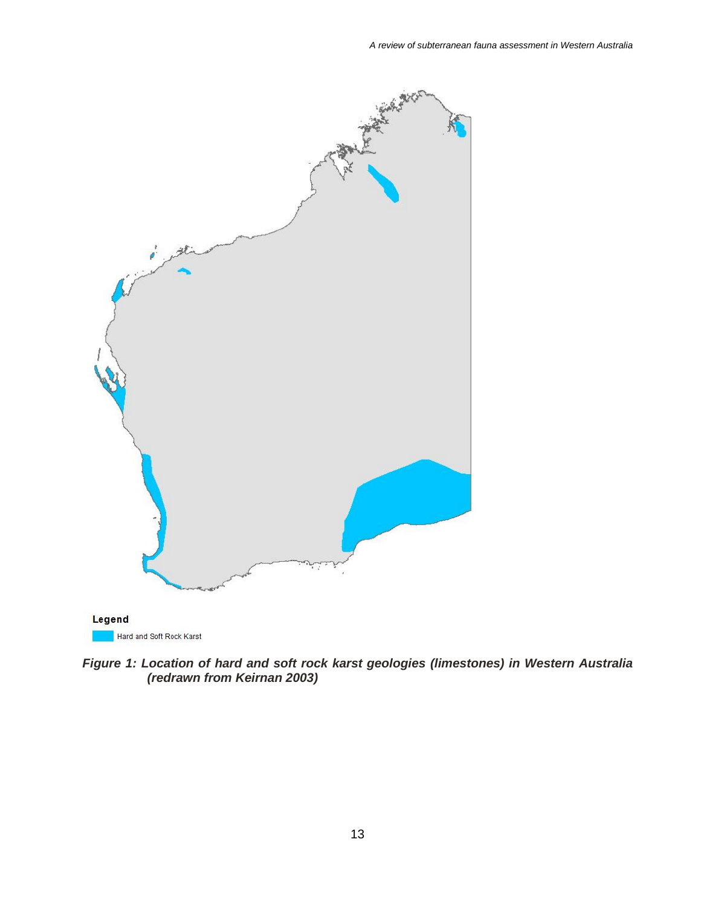Legend

Hard and Soft Rock Karst

***Figure 1: Location of hard and soft rock karst geologies (limestones) in Western Australia (redrawn from Keirnan 2003)***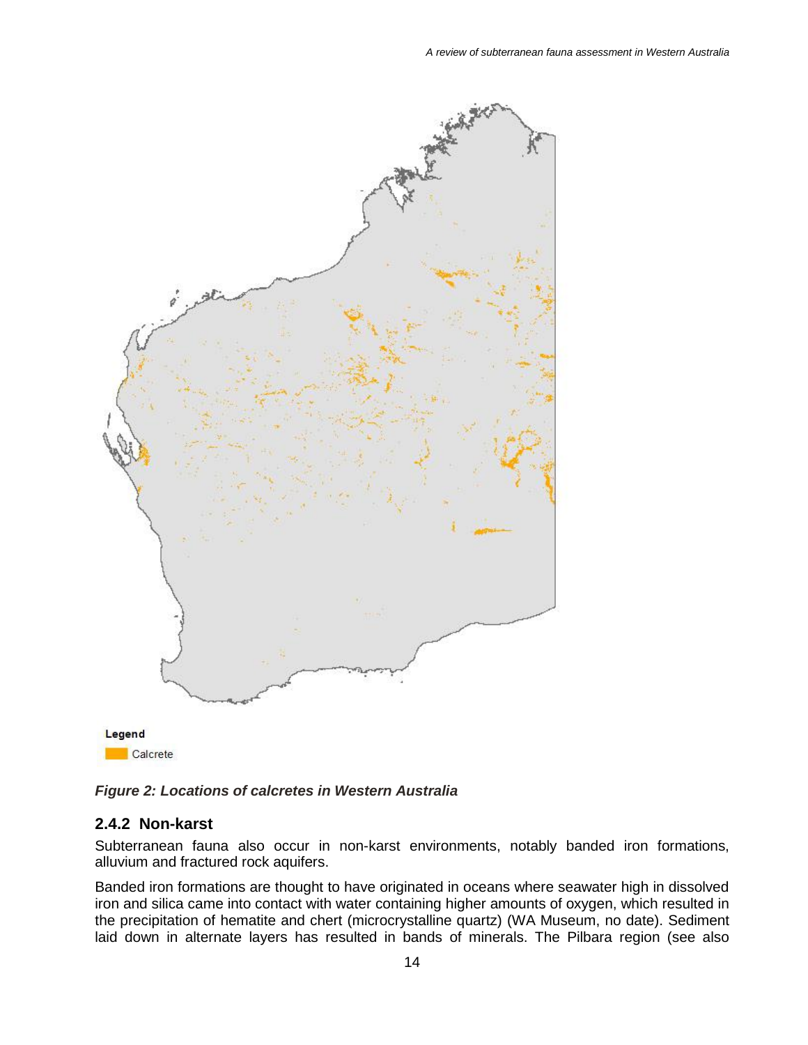Legend

Calcrete

***Figure 2: Locations of calcretes in Western Australia***

### 2.4.2 Non-karst

Subterranean fauna also occur in non-karst environments, notably banded iron formations, alluvium and fractured rock aquifers.

Banded iron formations are thought to have originated in oceans where seawater high in dissolved iron and silica came into contact with water containing higher amounts of oxygen, which resulted in the precipitation of hematite and chert (microcrystalline quartz) (WA Museum, no date). Sediment laid down in alternate layers has resulted in bands of minerals. The Pilbara region (see also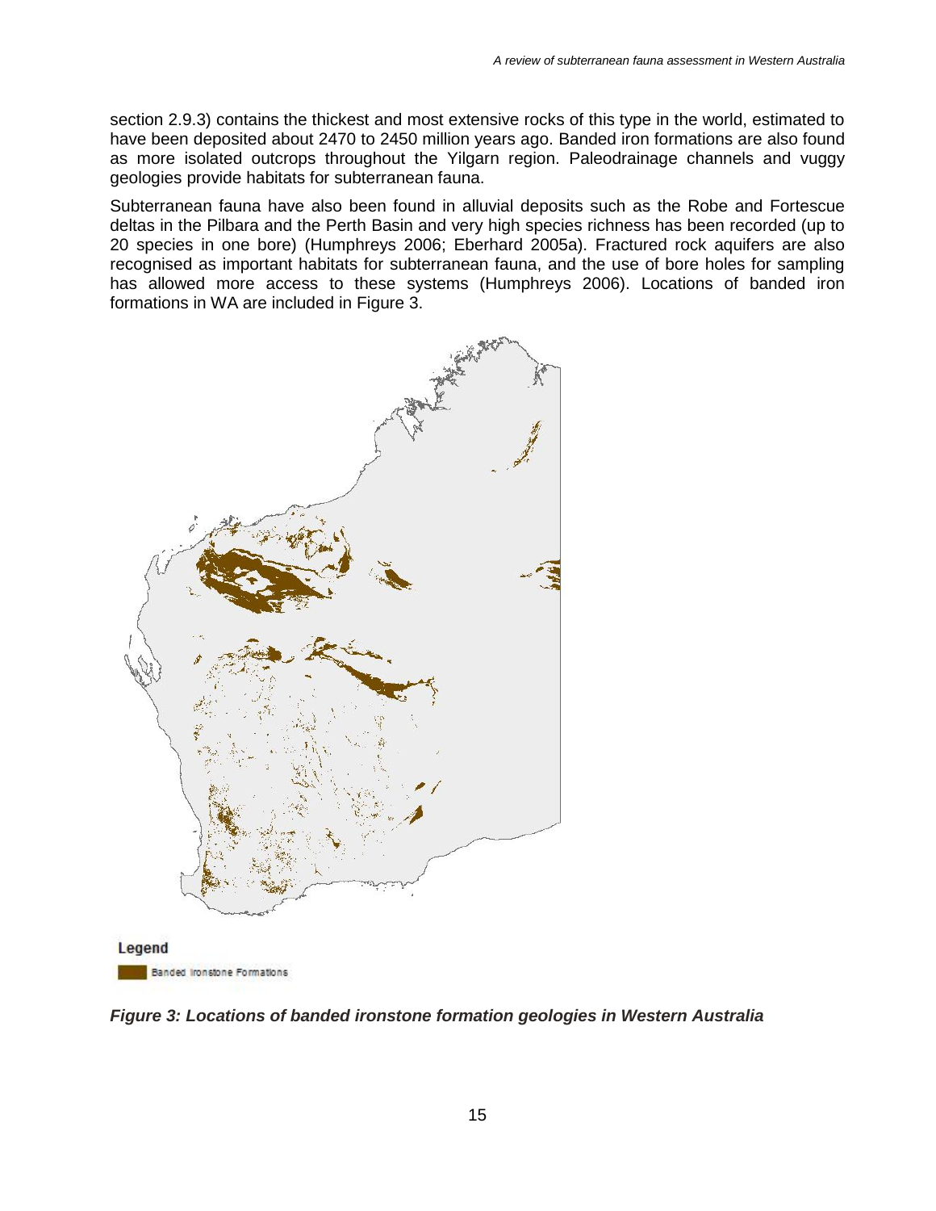section 2.9.3) contains the thickest and most extensive rocks of this type in the world, estimated to have been deposited about 2470 to 2450 million years ago. Banded iron formations are also found as more isolated outcrops throughout the Yilgarn region. Paleodrainage channels and vuggy geologies provide habitats for subterranean fauna.

Subterranean fauna have also been found in alluvial deposits such as the Robe and Fortescue deltas in the Pilbara and the Perth Basin and very high species richness has been recorded (up to 20 species in one bore) (Humphreys 2006; Eberhard 2005a). Fractured rock aquifers are also recognised as important habitats for subterranean fauna, and the use of bore holes for sampling has allowed more access to these systems (Humphreys 2006). Locations of banded iron formations in WA are included in Figure 3.

Legend

Banded Ironstone Formations

***Figure 3: Locations of banded ironstone formation geologies in Western Australia***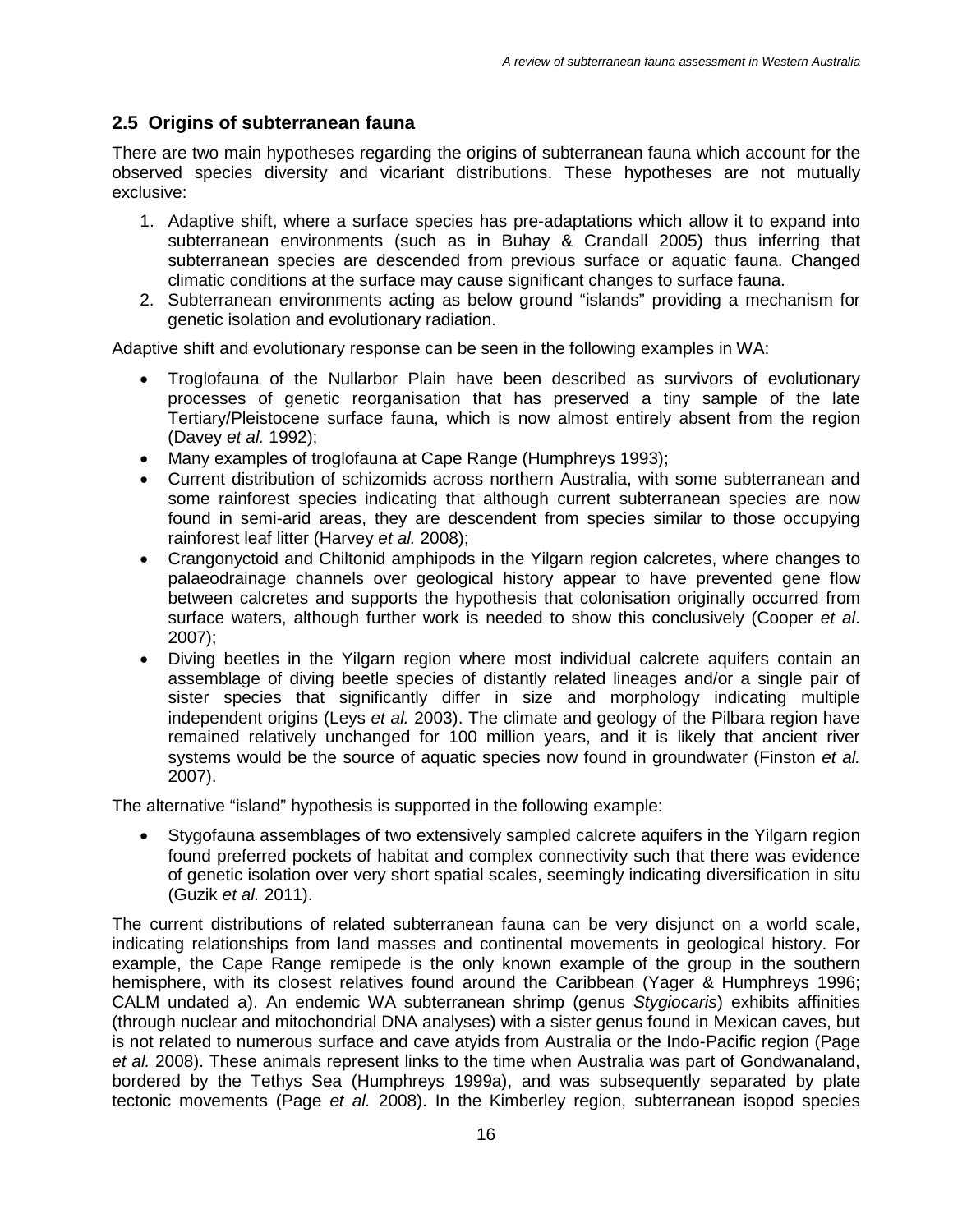## 2.5 Origins of subterranean fauna

There are two main hypotheses regarding the origins of subterranean fauna which account for the observed species diversity and vicariant distributions. These hypotheses are not mutually exclusive:

1. Adaptive shift, where a surface species has pre-adaptations which allow it to expand into subterranean environments (such as in Buhay & Crandall 2005) thus inferring that subterranean species are descended from previous surface or aquatic fauna. Changed climatic conditions at the surface may cause significant changes to surface fauna.
2. Subterranean environments acting as below ground "islands" providing a mechanism for genetic isolation and evolutionary radiation.

Adaptive shift and evolutionary response can be seen in the following examples in WA:

- Troglofauna of the Nullarbor Plain have been described as survivors of evolutionary processes of genetic reorganisation that has preserved a tiny sample of the late Tertiary/Pleistocene surface fauna, which is now almost entirely absent from the region (Davey *et al.* 1992);
- Many examples of troglofauna at Cape Range (Humphreys 1993);
- Current distribution of schizomids across northern Australia, with some subterranean and some rainforest species indicating that although current subterranean species are now found in semi-arid areas, they are descendent from species similar to those occupying rainforest leaf litter (Harvey *et al.* 2008);
- Crangonyctoid and Chiltonid amphipods in the Yilgarn region calcretes, where changes to palaeodrainage channels over geological history appear to have prevented gene flow between calcretes and supports the hypothesis that colonisation originally occurred from surface waters, although further work is needed to show this conclusively (Cooper *et al*. 2007);
- Diving beetles in the Yilgarn region where most individual calcrete aquifers contain an assemblage of diving beetle species of distantly related lineages and/or a single pair of sister species that significantly differ in size and morphology indicating multiple independent origins (Leys *et al.* 2003). The climate and geology of the Pilbara region have remained relatively unchanged for 100 million years, and it is likely that ancient river systems would be the source of aquatic species now found in groundwater (Finston *et al.* 2007).

The alternative "island" hypothesis is supported in the following example:

- Stygofauna assemblages of two extensively sampled calcrete aquifers in the Yilgarn region found preferred pockets of habitat and complex connectivity such that there was evidence of genetic isolation over very short spatial scales, seemingly indicating diversification in situ (Guzik *et al.* 2011).

The current distributions of related subterranean fauna can be very disjunct on a world scale, indicating relationships from land masses and continental movements in geological history. For example, the Cape Range remipede is the only known example of the group in the southern hemisphere, with its closest relatives found around the Caribbean (Yager & Humphreys 1996; CALM undated a). An endemic WA subterranean shrimp (genus *Stygiocaris*) exhibits affinities (through nuclear and mitochondrial DNA analyses) with a sister genus found in Mexican caves, but is not related to numerous surface and cave atyids from Australia or the Indo-Pacific region (Page *et al.* 2008). These animals represent links to the time when Australia was part of Gondwanaland, bordered by the Tethys Sea (Humphreys 1999a), and was subsequently separated by plate tectonic movements (Page *et al.* 2008). In the Kimberley region, subterranean isopod species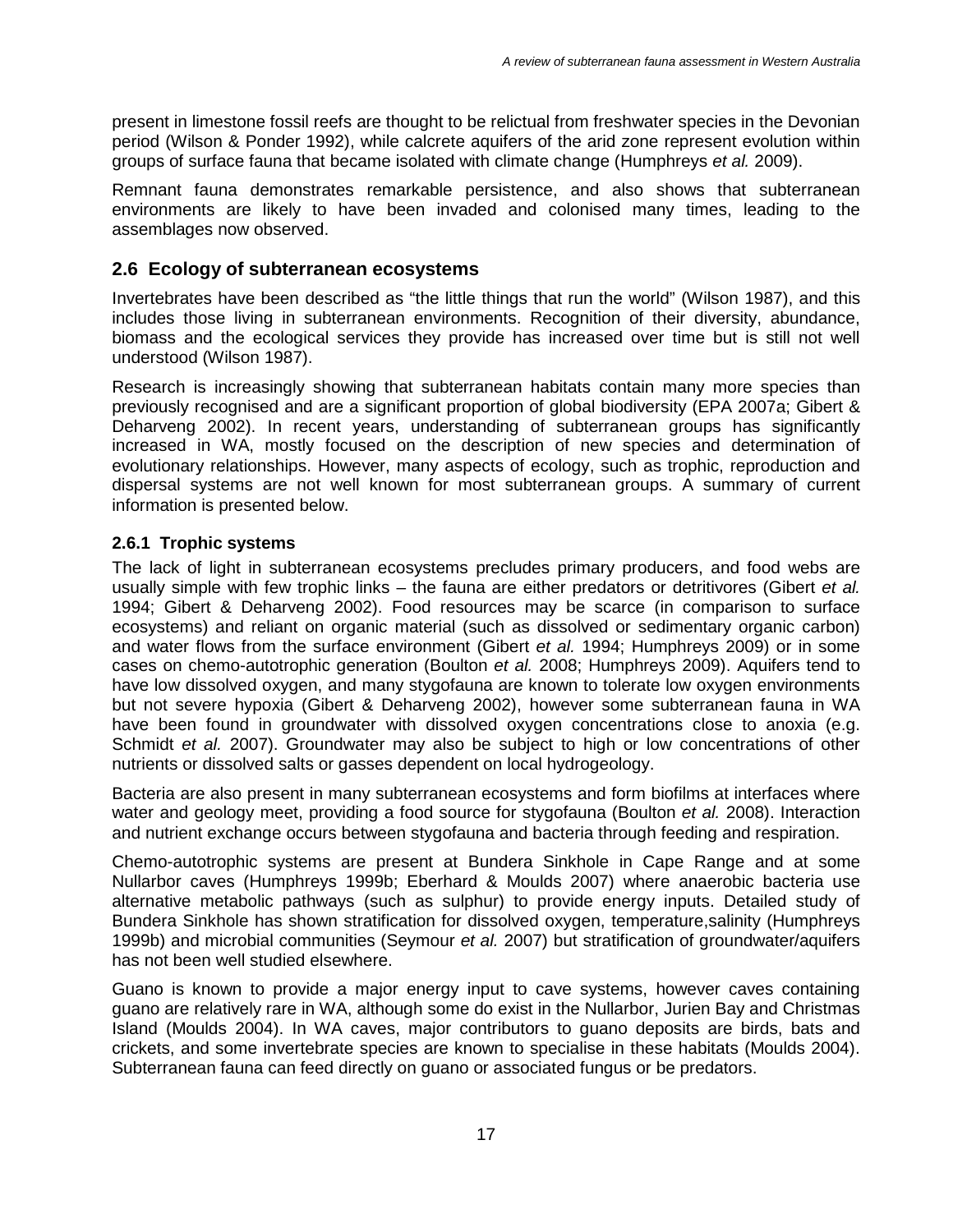present in limestone fossil reefs are thought to be relictual from freshwater species in the Devonian period (Wilson & Ponder 1992), while calcrete aquifers of the arid zone represent evolution within groups of surface fauna that became isolated with climate change (Humphreys *et al.* 2009).

Remnant fauna demonstrates remarkable persistence, and also shows that subterranean environments are likely to have been invaded and colonised many times, leading to the assemblages now observed.

## 2.6 Ecology of subterranean ecosystems

Invertebrates have been described as "the little things that run the world" (Wilson 1987), and this includes those living in subterranean environments. Recognition of their diversity, abundance, biomass and the ecological services they provide has increased over time but is still not well understood (Wilson 1987).

Research is increasingly showing that subterranean habitats contain many more species than previously recognised and are a significant proportion of global biodiversity (EPA 2007a; Gibert & Deharveng 2002). In recent years, understanding of subterranean groups has significantly increased in WA, mostly focused on the description of new species and determination of evolutionary relationships. However, many aspects of ecology, such as trophic, reproduction and dispersal systems are not well known for most subterranean groups. A summary of current information is presented below.

### 2.6.1 Trophic systems

The lack of light in subterranean ecosystems precludes primary producers, and food webs are usually simple with few trophic links – the fauna are either predators or detritivores (Gibert *et al.* 1994; Gibert & Deharveng 2002). Food resources may be scarce (in comparison to surface ecosystems) and reliant on organic material (such as dissolved or sedimentary organic carbon) and water flows from the surface environment (Gibert *et al.* 1994; Humphreys 2009) or in some cases on chemo-autotrophic generation (Boulton *et al.* 2008; Humphreys 2009). Aquifers tend to have low dissolved oxygen, and many stygofauna are known to tolerate low oxygen environments but not severe hypoxia (Gibert & Deharveng 2002), however some subterranean fauna in WA have been found in groundwater with dissolved oxygen concentrations close to anoxia (e.g. Schmidt *et al.* 2007). Groundwater may also be subject to high or low concentrations of other nutrients or dissolved salts or gasses dependent on local hydrogeology.

Bacteria are also present in many subterranean ecosystems and form biofilms at interfaces where water and geology meet, providing a food source for stygofauna (Boulton *et al.* 2008). Interaction and nutrient exchange occurs between stygofauna and bacteria through feeding and respiration.

Chemo-autotrophic systems are present at Bundera Sinkhole in Cape Range and at some Nullarbor caves (Humphreys 1999b; Eberhard & Moulds 2007) where anaerobic bacteria use alternative metabolic pathways (such as sulphur) to provide energy inputs. Detailed study of Bundera Sinkhole has shown stratification for dissolved oxygen, temperature,salinity (Humphreys 1999b) and microbial communities (Seymour *et al.* 2007) but stratification of groundwater/aquifers has not been well studied elsewhere.

Guano is known to provide a major energy input to cave systems, however caves containing guano are relatively rare in WA, although some do exist in the Nullarbor, Jurien Bay and Christmas Island (Moulds 2004). In WA caves, major contributors to guano deposits are birds, bats and crickets, and some invertebrate species are known to specialise in these habitats (Moulds 2004). Subterranean fauna can feed directly on guano or associated fungus or be predators.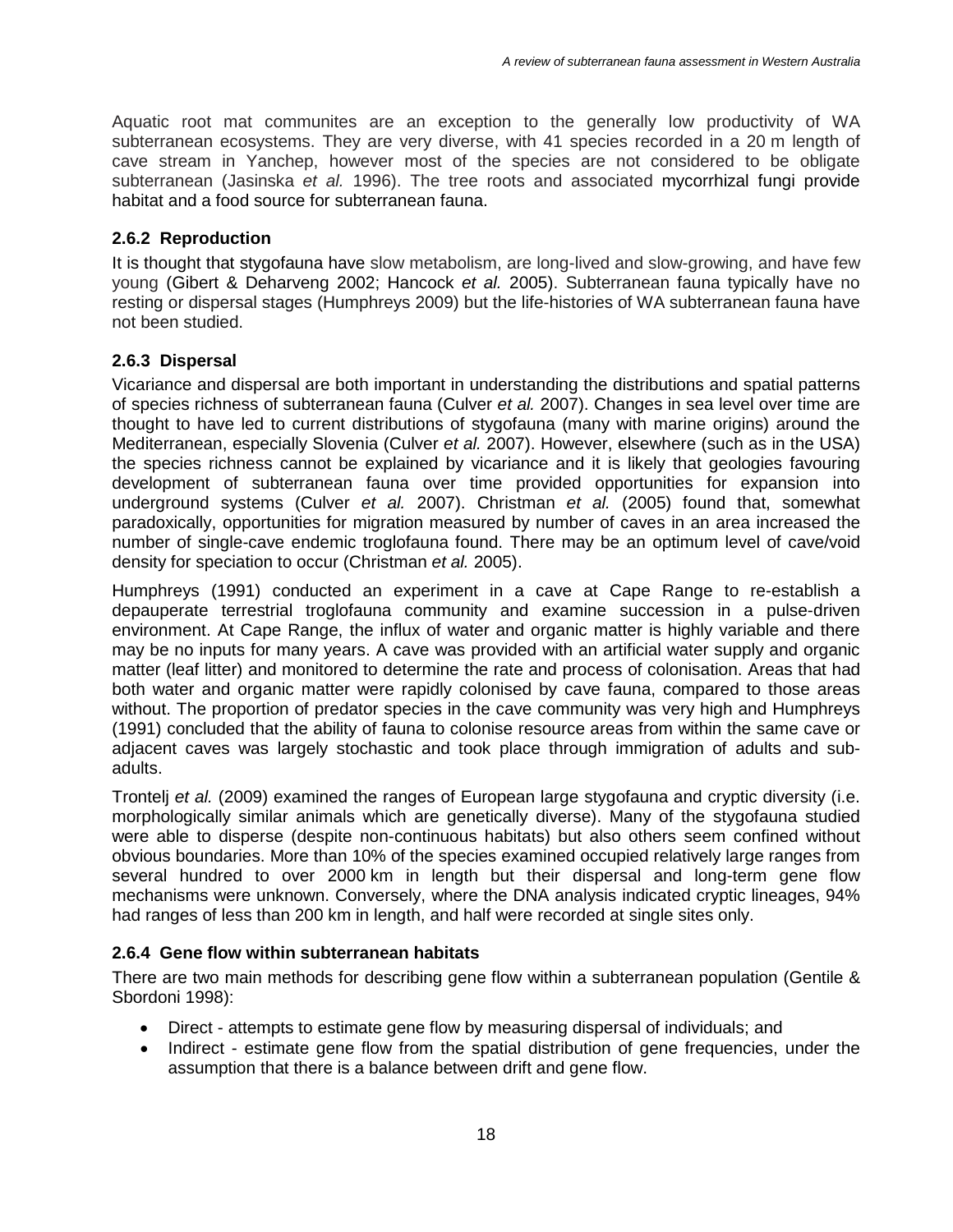Aquatic root mat communites are an exception to the generally low productivity of WA subterranean ecosystems. They are very diverse, with 41 species recorded in a 20 m length of cave stream in Yanchep, however most of the species are not considered to be obligate subterranean (Jasinska *et al.* 1996). The tree roots and associated mycorrhizal fungi provide habitat and a food source for subterranean fauna.

### 2.6.2 Reproduction

It is thought that stygofauna have slow metabolism, are long-lived and slow-growing, and have few young (Gibert & Deharveng 2002; Hancock *et al.* 2005). Subterranean fauna typically have no resting or dispersal stages (Humphreys 2009) but the life-histories of WA subterranean fauna have not been studied.

### 2.6.3 Dispersal

Vicariance and dispersal are both important in understanding the distributions and spatial patterns of species richness of subterranean fauna (Culver *et al.* 2007). Changes in sea level over time are thought to have led to current distributions of stygofauna (many with marine origins) around the Mediterranean, especially Slovenia (Culver *et al.* 2007). However, elsewhere (such as in the USA) the species richness cannot be explained by vicariance and it is likely that geologies favouring development of subterranean fauna over time provided opportunities for expansion into underground systems (Culver *et al.* 2007). Christman *et al.* (2005) found that, somewhat paradoxically, opportunities for migration measured by number of caves in an area increased the number of single-cave endemic troglofauna found. There may be an optimum level of cave/void density for speciation to occur (Christman *et al.* 2005).

Humphreys (1991) conducted an experiment in a cave at Cape Range to re-establish a depauperate terrestrial troglofauna community and examine succession in a pulse-driven environment. At Cape Range, the influx of water and organic matter is highly variable and there may be no inputs for many years. A cave was provided with an artificial water supply and organic matter (leaf litter) and monitored to determine the rate and process of colonisation. Areas that had both water and organic matter were rapidly colonised by cave fauna, compared to those areas without. The proportion of predator species in the cave community was very high and Humphreys (1991) concluded that the ability of fauna to colonise resource areas from within the same cave or adjacent caves was largely stochastic and took place through immigration of adults and sub-adults.

Trontelj *et al.* (2009) examined the ranges of European large stygofauna and cryptic diversity (i.e. morphologically similar animals which are genetically diverse). Many of the stygofauna studied were able to disperse (despite non-continuous habitats) but also others seem confined without obvious boundaries. More than 10% of the species examined occupied relatively large ranges from several hundred to over 2000 km in length but their dispersal and long-term gene flow mechanisms were unknown. Conversely, where the DNA analysis indicated cryptic lineages, 94% had ranges of less than 200 km in length, and half were recorded at single sites only.

### 2.6.4 Gene flow within subterranean habitats

There are two main methods for describing gene flow within a subterranean population (Gentile & Sbordoni 1998):

- Direct - attempts to estimate gene flow by measuring dispersal of individuals; and
- Indirect - estimate gene flow from the spatial distribution of gene frequencies, under the assumption that there is a balance between drift and gene flow.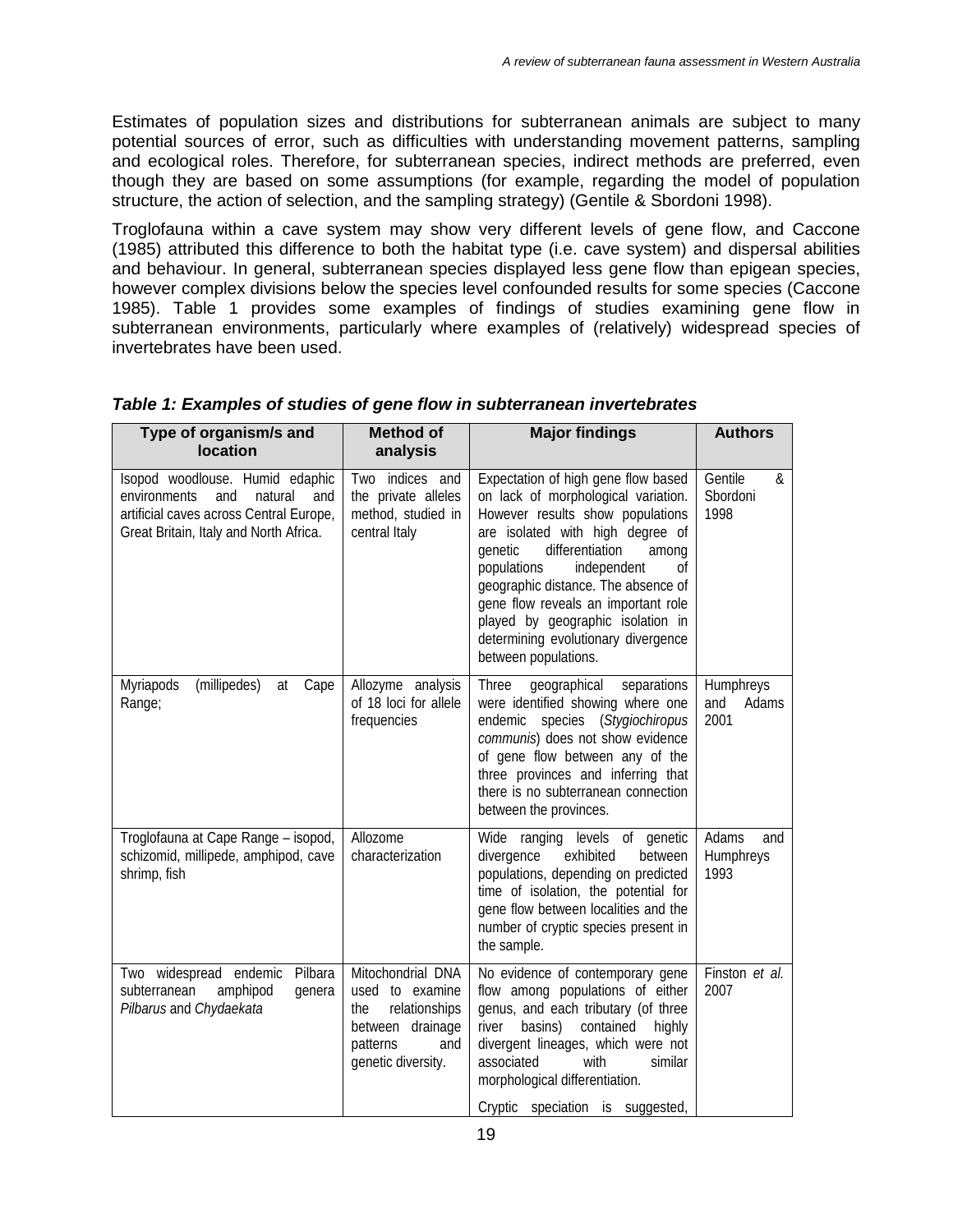Estimates of population sizes and distributions for subterranean animals are subject to many potential sources of error, such as difficulties with understanding movement patterns, sampling and ecological roles. Therefore, for subterranean species, indirect methods are preferred, even though they are based on some assumptions (for example, regarding the model of population structure, the action of selection, and the sampling strategy) (Gentile & Sbordoni 1998).

Troglofauna within a cave system may show very different levels of gene flow, and Caccone (1985) attributed this difference to both the habitat type (i.e. cave system) and dispersal abilities and behaviour. In general, subterranean species displayed less gene flow than epigean species, however complex divisions below the species level confounded results for some species (Caccone 1985). Table 1 provides some examples of findings of studies examining gene flow in subterranean environments, particularly where examples of (relatively) widespread species of invertebrates have been used.

***Table 1: Examples of studies of gene flow in subterranean invertebrates***

| Type of organism/s and location | Method of analysis | Major findings | Authors |
|---|---|---|---|
| Isopod woodlouse. Humid edaphic environments and natural and artificial caves across Central Europe, Great Britain, Italy and North Africa. | Two indices and the private alleles method, studied in central Italy | Expectation of high gene flow based on lack of morphological variation. However results show populations are isolated with high degree of genetic differentiation among populations independent of geographic distance. The absence of gene flow reveals an important role played by geographic isolation in determining evolutionary divergence between populations. | Gentile & Sbordoni 1998 |
| Myriapods (millipedes) at Cape Range; | Allozyme analysis of 18 loci for allele frequencies | Three geographical separations were identified showing where one endemic species (*Stygiochiropus communis*) does not show evidence of gene flow between any of the three provinces and inferring that there is no subterranean connection between the provinces. | Humphreys and Adams 2001 |
| Troglofauna at Cape Range – isopod, schizomid, millipede, amphipod, cave shrimp, fish | Allozome characterization | Wide ranging levels of genetic divergence exhibited between populations, depending on predicted time of isolation, the potential for gene flow between localities and the number of cryptic species present in the sample. | Adams and Humphreys 1993 |
| Two widespread endemic Pilbara subterranean amphipod genera *Pilbarus* and *Chydaekata* | Mitochondrial DNA used to examine the relationships between drainage patterns and genetic diversity. | No evidence of contemporary gene flow among populations of either genus, and each tributary (of three river basins) contained highly divergent lineages, which were not associated with similar morphological differentiation.<br><br>Cryptic speciation is suggested, | Finston *et al.* 2007 |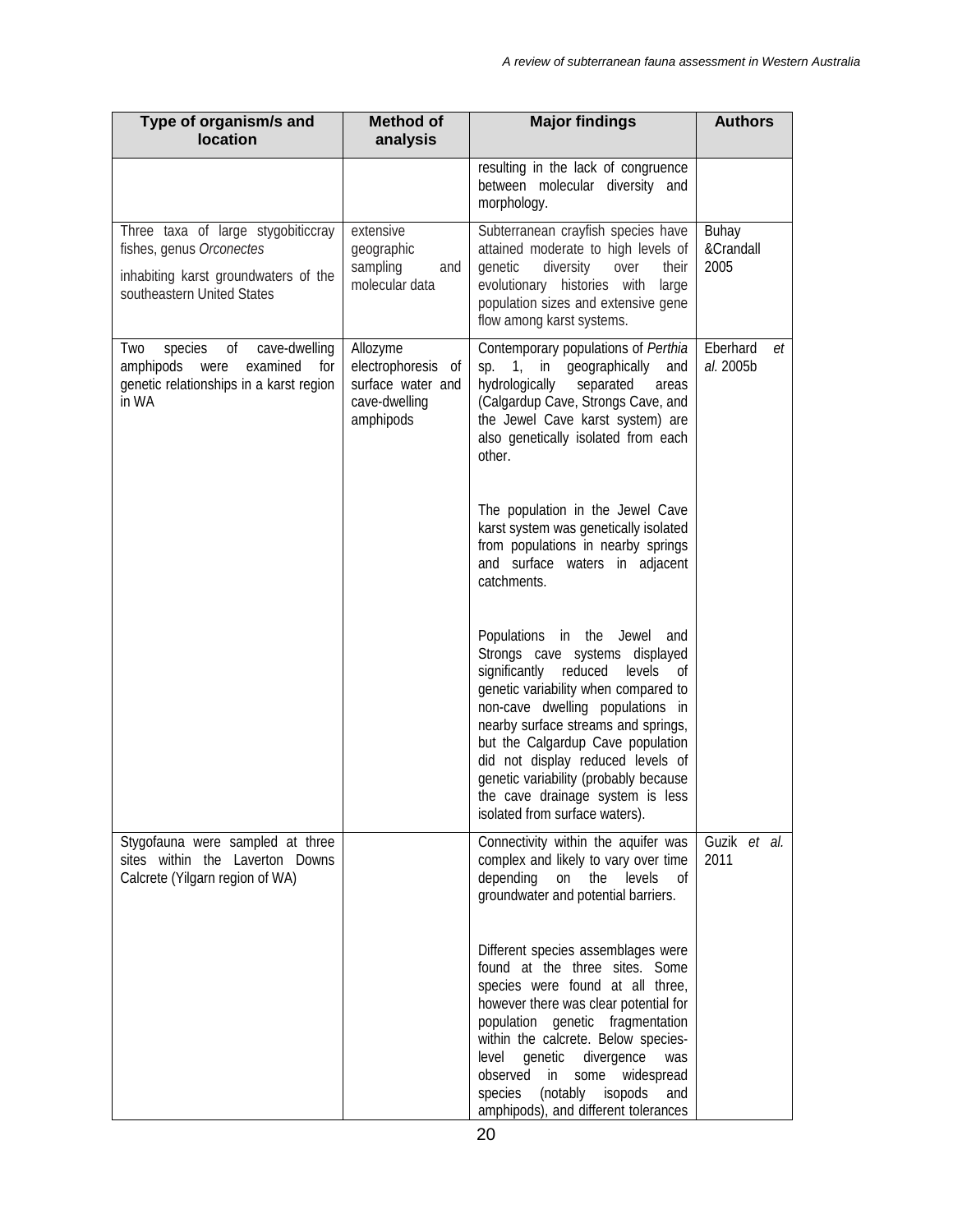| Type of organism/s and location | Method of analysis | Major findings | Authors |
|---|---|---|---|
| | | resulting in the lack of congruence between molecular diversity and morphology. | |
| Three taxa of large stygobiticcray fishes, genus *Orconectes*<br><br>inhabiting karst groundwaters of the southeastern United States | extensive geographic sampling and molecular data | Subterranean crayfish species have attained moderate to high levels of genetic diversity over their evolutionary histories with large population sizes and extensive gene flow among karst systems. | Buhay &Crandall 2005 |
| Two species of cave-dwelling amphipods were examined for genetic relationships in a karst region in WA | Allozyme electrophoresis of surface water and cave-dwelling amphipods | Contemporary populations of *Perthia* sp. 1, in geographically and hydrologically separated areas (Calgardup Cave, Strongs Cave, and the Jewel Cave karst system) are also genetically isolated from each other.<br><br>The population in the Jewel Cave karst system was genetically isolated from populations in nearby springs and surface waters in adjacent catchments.<br><br>Populations in the Jewel and Strongs cave systems displayed significantly reduced levels of genetic variability when compared to non-cave dwelling populations in nearby surface streams and springs, but the Calgardup Cave population did not display reduced levels of genetic variability (probably because the cave drainage system is less isolated from surface waters). | Eberhard *et al.* 2005b |
| Stygofauna were sampled at three sites within the Laverton Downs Calcrete (Yilgarn region of WA) | | Connectivity within the aquifer was complex and likely to vary over time depending on the levels of groundwater and potential barriers.<br><br>Different species assemblages were found at the three sites. Some species were found at all three, however there was clear potential for population genetic fragmentation within the calcrete. Below species-level genetic divergence was observed in some widespread species (notably isopods and amphipods), and different tolerances | Guzik *et al.* 2011 |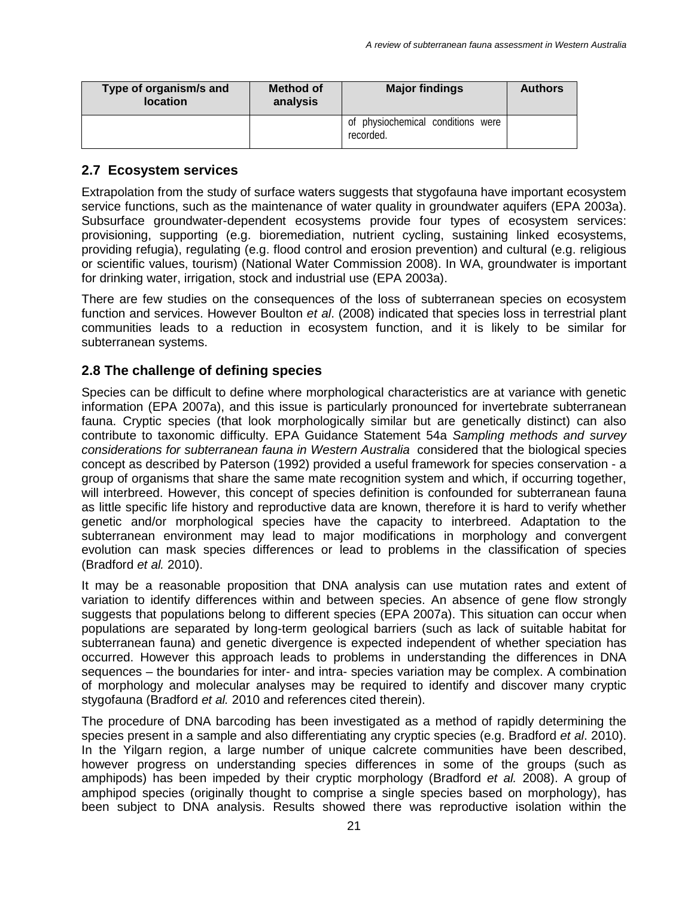| Type of organism/s and location | Method of analysis | Major findings | Authors |
|---|---|---|---|
| | | of physiochemical conditions were recorded. | |

## 2.7 Ecosystem services

Extrapolation from the study of surface waters suggests that stygofauna have important ecosystem service functions, such as the maintenance of water quality in groundwater aquifers (EPA 2003a). Subsurface groundwater-dependent ecosystems provide four types of ecosystem services: provisioning, supporting (e.g. bioremediation, nutrient cycling, sustaining linked ecosystems, providing refugia), regulating (e.g. flood control and erosion prevention) and cultural (e.g. religious or scientific values, tourism) (National Water Commission 2008). In WA, groundwater is important for drinking water, irrigation, stock and industrial use (EPA 2003a).

There are few studies on the consequences of the loss of subterranean species on ecosystem function and services. However Boulton *et al*. (2008) indicated that species loss in terrestrial plant communities leads to a reduction in ecosystem function, and it is likely to be similar for subterranean systems.

## 2.8 The challenge of defining species

Species can be difficult to define where morphological characteristics are at variance with genetic information (EPA 2007a), and this issue is particularly pronounced for invertebrate subterranean fauna. Cryptic species (that look morphologically similar but are genetically distinct) can also contribute to taxonomic difficulty. EPA Guidance Statement 54a *Sampling methods and survey considerations for subterranean fauna in Western Australia* considered that the biological species concept as described by Paterson (1992) provided a useful framework for species conservation - a group of organisms that share the same mate recognition system and which, if occurring together, will interbreed. However, this concept of species definition is confounded for subterranean fauna as little specific life history and reproductive data are known, therefore it is hard to verify whether genetic and/or morphological species have the capacity to interbreed. Adaptation to the subterranean environment may lead to major modifications in morphology and convergent evolution can mask species differences or lead to problems in the classification of species (Bradford *et al.* 2010).

It may be a reasonable proposition that DNA analysis can use mutation rates and extent of variation to identify differences within and between species. An absence of gene flow strongly suggests that populations belong to different species (EPA 2007a). This situation can occur when populations are separated by long-term geological barriers (such as lack of suitable habitat for subterranean fauna) and genetic divergence is expected independent of whether speciation has occurred. However this approach leads to problems in understanding the differences in DNA sequences – the boundaries for inter- and intra- species variation may be complex. A combination of morphology and molecular analyses may be required to identify and discover many cryptic stygofauna (Bradford *et al.* 2010 and references cited therein).

The procedure of DNA barcoding has been investigated as a method of rapidly determining the species present in a sample and also differentiating any cryptic species (e.g. Bradford *et al*. 2010). In the Yilgarn region, a large number of unique calcrete communities have been described, however progress on understanding species differences in some of the groups (such as amphipods) has been impeded by their cryptic morphology (Bradford *et al.* 2008). A group of amphipod species (originally thought to comprise a single species based on morphology), has been subject to DNA analysis. Results showed there was reproductive isolation within the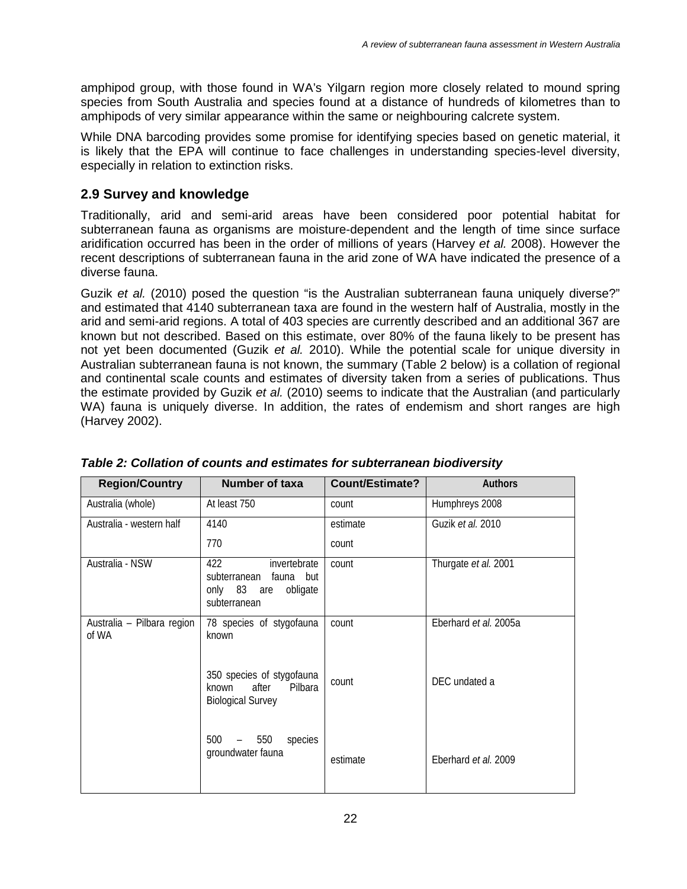amphipod group, with those found in WA's Yilgarn region more closely related to mound spring species from South Australia and species found at a distance of hundreds of kilometres than to amphipods of very similar appearance within the same or neighbouring calcrete system.

While DNA barcoding provides some promise for identifying species based on genetic material, it is likely that the EPA will continue to face challenges in understanding species-level diversity, especially in relation to extinction risks.

## 2.9 Survey and knowledge

Traditionally, arid and semi-arid areas have been considered poor potential habitat for subterranean fauna as organisms are moisture-dependent and the length of time since surface aridification occurred has been in the order of millions of years (Harvey *et al.* 2008). However the recent descriptions of subterranean fauna in the arid zone of WA have indicated the presence of a diverse fauna.

Guzik *et al.* (2010) posed the question "is the Australian subterranean fauna uniquely diverse?" and estimated that 4140 subterranean taxa are found in the western half of Australia, mostly in the arid and semi-arid regions. A total of 403 species are currently described and an additional 367 are known but not described. Based on this estimate, over 80% of the fauna likely to be present has not yet been documented (Guzik *et al.* 2010). While the potential scale for unique diversity in Australian subterranean fauna is not known, the summary (Table 2 below) is a collation of regional and continental scale counts and estimates of diversity taken from a series of publications. Thus the estimate provided by Guzik *et al.* (2010) seems to indicate that the Australian (and particularly WA) fauna is uniquely diverse. In addition, the rates of endemism and short ranges are high (Harvey 2002).

***Table 2: Collation of counts and estimates for subterranean biodiversity***

| Region/Country | Number of taxa | Count/Estimate? | Authors |
|---|---|---|---|
| Australia (whole) | At least 750 | count | Humphreys 2008 |
| Australia - western half | 4140 | estimate | Guzik *et al.* 2010 |
| | 770 | count | |
| Australia - NSW | 422 invertebrate subterranean fauna but only 83 are obligate subterranean | count | Thurgate *et al.* 2001 |
| Australia – Pilbara region of WA | 78 species of stygofauna known | count | Eberhard *et al.* 2005a |
| | 350 species of stygofauna known after Pilbara Biological Survey | count | DEC undated a |
| | 500 – 550 species groundwater fauna | estimate | Eberhard *et al.* 2009 |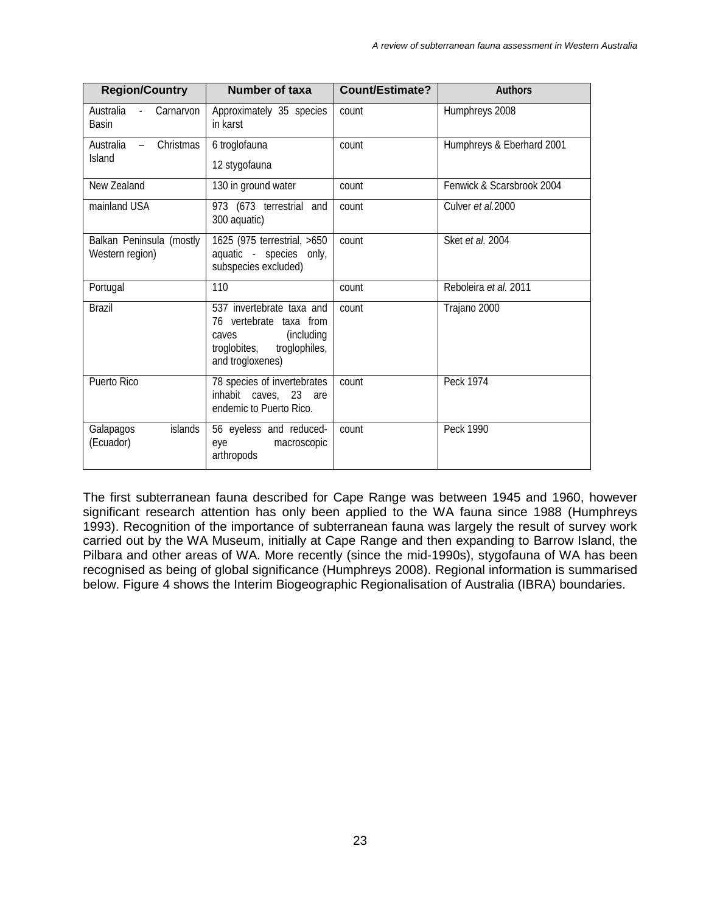| Region/Country | Number of taxa | Count/Estimate? | Authors |
|---|---|---|---|
| Australia - Carnarvon Basin | Approximately 35 species in karst | count | Humphreys 2008 |
| Australia – Christmas Island | 6 troglofauna<br>12 stygofauna | count | Humphreys & Eberhard 2001 |
| New Zealand | 130 in ground water | count | Fenwick & Scarsbrook 2004 |
| mainland USA | 973 (673 terrestrial and 300 aquatic) | count | Culver *et al.*2000 |
| Balkan Peninsula (mostly Western region) | 1625 (975 terrestrial, >650 aquatic - species only, subspecies excluded) | count | Sket *et al.* 2004 |
| Portugal | 110 | count | Reboleira *et al.* 2011 |
| Brazil | 537 invertebrate taxa and 76 vertebrate taxa from caves (including troglobites, troglophiles, and trogloxenes) | count | Trajano 2000 |
| Puerto Rico | 78 species of invertebrates inhabit caves, 23 are endemic to Puerto Rico. | count | Peck 1974 |
| Galapagos islands (Ecuador) | 56 eyeless and reduced-eye macroscopic arthropods | count | Peck 1990 |

The first subterranean fauna described for Cape Range was between 1945 and 1960, however significant research attention has only been applied to the WA fauna since 1988 (Humphreys 1993). Recognition of the importance of subterranean fauna was largely the result of survey work carried out by the WA Museum, initially at Cape Range and then expanding to Barrow Island, the Pilbara and other areas of WA. More recently (since the mid-1990s), stygofauna of WA has been recognised as being of global significance (Humphreys 2008). Regional information is summarised below. Figure 4 shows the Interim Biogeographic Regionalisation of Australia (IBRA) boundaries.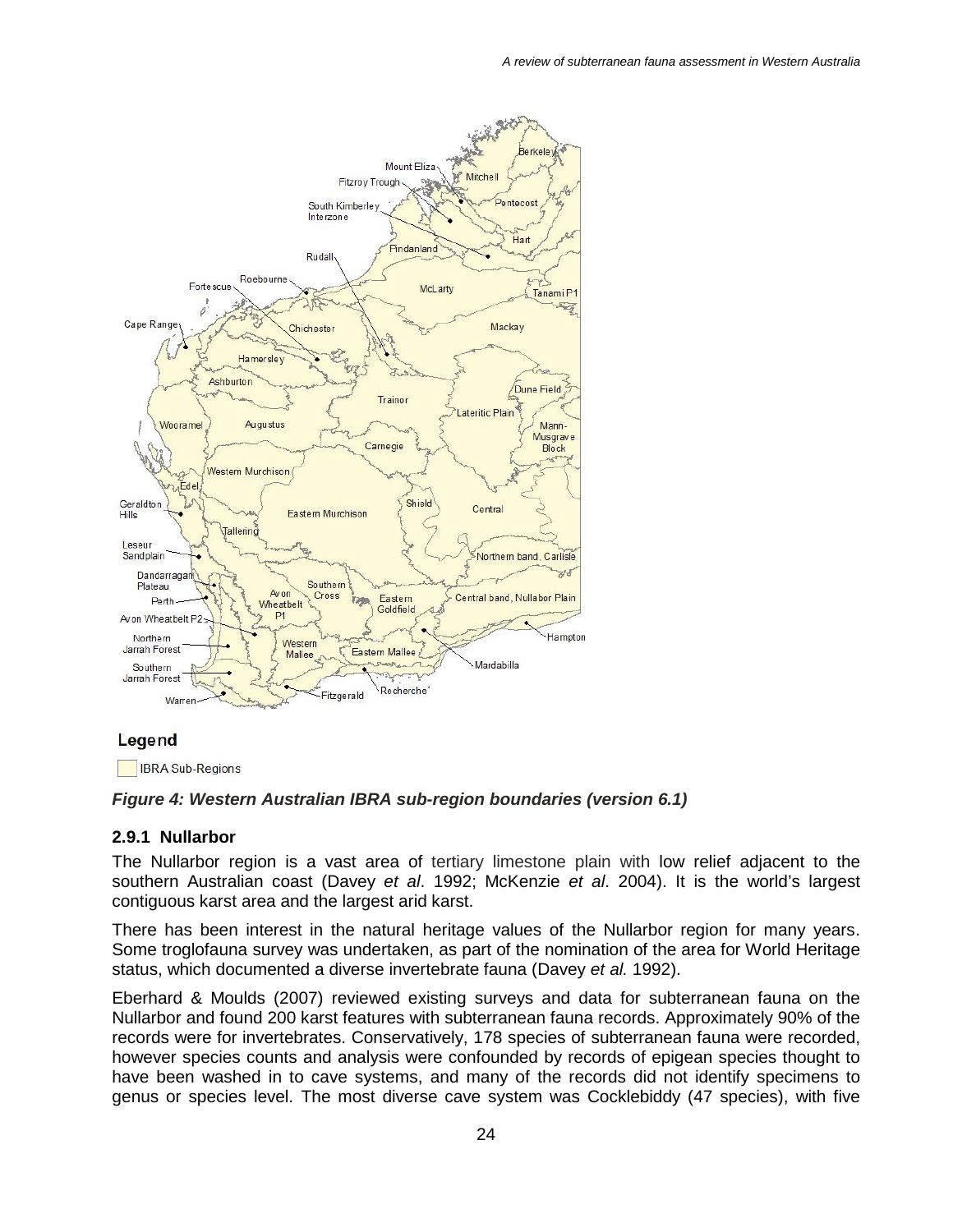**Legend**

IBRA Sub-Regions

***Figure 4: Western Australian IBRA sub-region boundaries (version 6.1)***

### 2.9.1 Nullarbor

The Nullarbor region is a vast area of tertiary limestone plain with low relief adjacent to the southern Australian coast (Davey *et al*. 1992; McKenzie *et al*. 2004). It is the world's largest contiguous karst area and the largest arid karst.

There has been interest in the natural heritage values of the Nullarbor region for many years. Some troglofauna survey was undertaken, as part of the nomination of the area for World Heritage status, which documented a diverse invertebrate fauna (Davey *et al.* 1992).

Eberhard & Moulds (2007) reviewed existing surveys and data for subterranean fauna on the Nullarbor and found 200 karst features with subterranean fauna records. Approximately 90% of the records were for invertebrates. Conservatively, 178 species of subterranean fauna were recorded, however species counts and analysis were confounded by records of epigean species thought to have been washed in to cave systems, and many of the records did not identify specimens to genus or species level. The most diverse cave system was Cocklebiddy (47 species), with five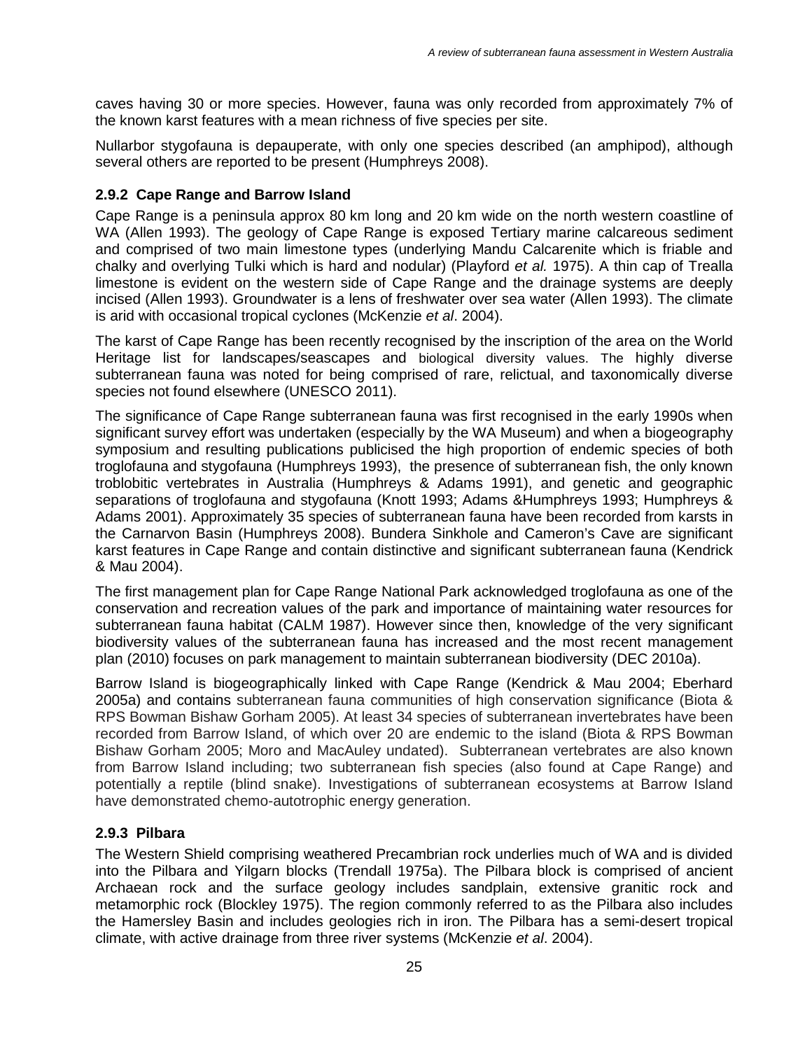caves having 30 or more species. However, fauna was only recorded from approximately 7% of the known karst features with a mean richness of five species per site.

Nullarbor stygofauna is depauperate, with only one species described (an amphipod), although several others are reported to be present (Humphreys 2008).

### 2.9.2 Cape Range and Barrow Island

Cape Range is a peninsula approx 80 km long and 20 km wide on the north western coastline of WA (Allen 1993). The geology of Cape Range is exposed Tertiary marine calcareous sediment and comprised of two main limestone types (underlying Mandu Calcarenite which is friable and chalky and overlying Tulki which is hard and nodular) (Playford *et al.* 1975). A thin cap of Trealla limestone is evident on the western side of Cape Range and the drainage systems are deeply incised (Allen 1993). Groundwater is a lens of freshwater over sea water (Allen 1993). The climate is arid with occasional tropical cyclones (McKenzie *et al*. 2004).

The karst of Cape Range has been recently recognised by the inscription of the area on the World Heritage list for landscapes/seascapes and biological diversity values. The highly diverse subterranean fauna was noted for being comprised of rare, relictual, and taxonomically diverse species not found elsewhere (UNESCO 2011).

The significance of Cape Range subterranean fauna was first recognised in the early 1990s when significant survey effort was undertaken (especially by the WA Museum) and when a biogeography symposium and resulting publications publicised the high proportion of endemic species of both troglofauna and stygofauna (Humphreys 1993), the presence of subterranean fish, the only known troblobitic vertebrates in Australia (Humphreys & Adams 1991), and genetic and geographic separations of troglofauna and stygofauna (Knott 1993; Adams &Humphreys 1993; Humphreys & Adams 2001). Approximately 35 species of subterranean fauna have been recorded from karsts in the Carnarvon Basin (Humphreys 2008). Bundera Sinkhole and Cameron's Cave are significant karst features in Cape Range and contain distinctive and significant subterranean fauna (Kendrick & Mau 2004).

The first management plan for Cape Range National Park acknowledged troglofauna as one of the conservation and recreation values of the park and importance of maintaining water resources for subterranean fauna habitat (CALM 1987). However since then, knowledge of the very significant biodiversity values of the subterranean fauna has increased and the most recent management plan (2010) focuses on park management to maintain subterranean biodiversity (DEC 2010a).

Barrow Island is biogeographically linked with Cape Range (Kendrick & Mau 2004; Eberhard 2005a) and contains subterranean fauna communities of high conservation significance (Biota & RPS Bowman Bishaw Gorham 2005). At least 34 species of subterranean invertebrates have been recorded from Barrow Island, of which over 20 are endemic to the island (Biota & RPS Bowman Bishaw Gorham 2005; Moro and MacAuley undated). Subterranean vertebrates are also known from Barrow Island including; two subterranean fish species (also found at Cape Range) and potentially a reptile (blind snake). Investigations of subterranean ecosystems at Barrow Island have demonstrated chemo-autotrophic energy generation.

### 2.9.3 Pilbara

The Western Shield comprising weathered Precambrian rock underlies much of WA and is divided into the Pilbara and Yilgarn blocks (Trendall 1975a). The Pilbara block is comprised of ancient Archaean rock and the surface geology includes sandplain, extensive granitic rock and metamorphic rock (Blockley 1975). The region commonly referred to as the Pilbara also includes the Hamersley Basin and includes geologies rich in iron. The Pilbara has a semi-desert tropical climate, with active drainage from three river systems (McKenzie *et al*. 2004).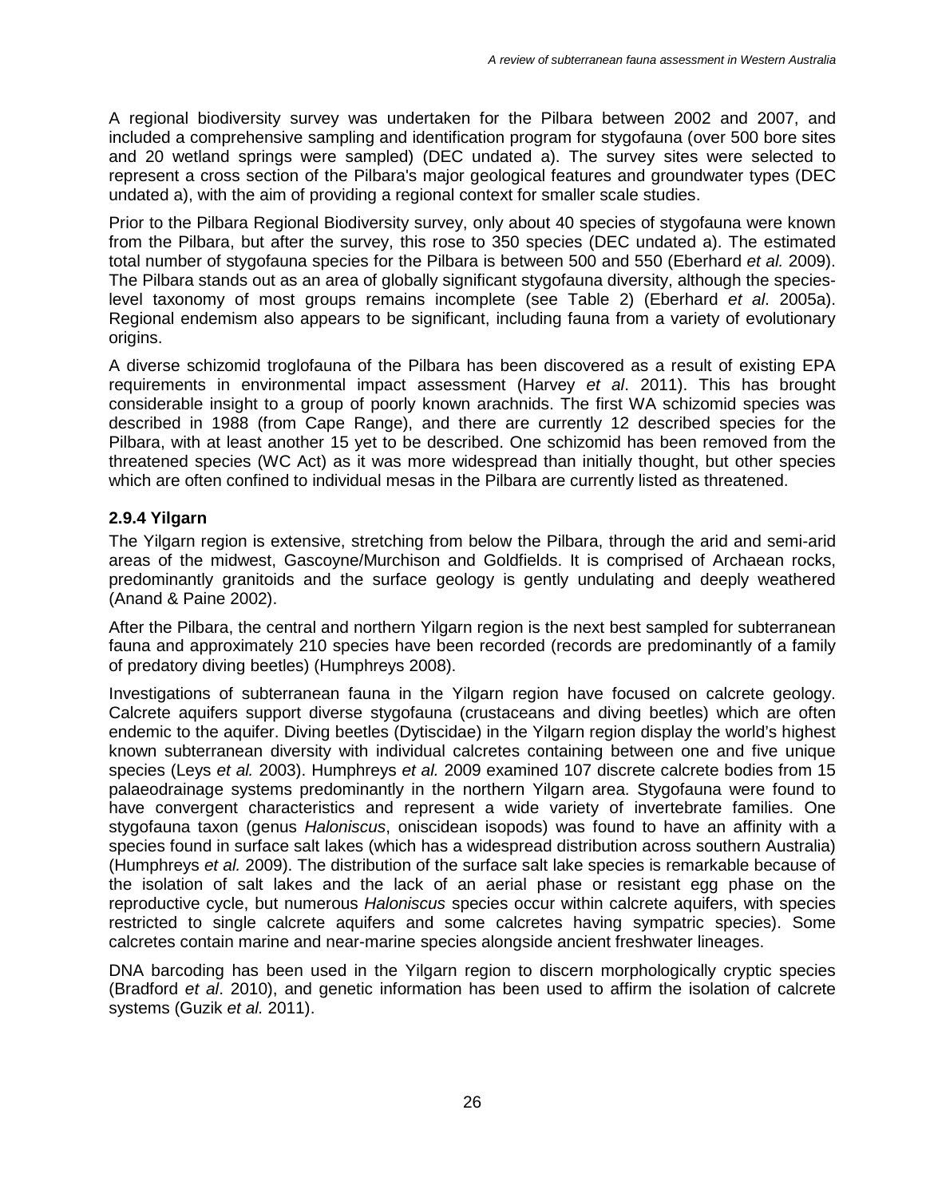A regional biodiversity survey was undertaken for the Pilbara between 2002 and 2007, and included a comprehensive sampling and identification program for stygofauna (over 500 bore sites and 20 wetland springs were sampled) (DEC undated a). The survey sites were selected to represent a cross section of the Pilbara's major geological features and groundwater types (DEC undated a), with the aim of providing a regional context for smaller scale studies.

Prior to the Pilbara Regional Biodiversity survey, only about 40 species of stygofauna were known from the Pilbara, but after the survey, this rose to 350 species (DEC undated a). The estimated total number of stygofauna species for the Pilbara is between 500 and 550 (Eberhard *et al.* 2009). The Pilbara stands out as an area of globally significant stygofauna diversity, although the species-level taxonomy of most groups remains incomplete (see Table 2) (Eberhard *et al*. 2005a). Regional endemism also appears to be significant, including fauna from a variety of evolutionary origins.

A diverse schizomid troglofauna of the Pilbara has been discovered as a result of existing EPA requirements in environmental impact assessment (Harvey *et al*. 2011). This has brought considerable insight to a group of poorly known arachnids. The first WA schizomid species was described in 1988 (from Cape Range), and there are currently 12 described species for the Pilbara, with at least another 15 yet to be described. One schizomid has been removed from the threatened species (WC Act) as it was more widespread than initially thought, but other species which are often confined to individual mesas in the Pilbara are currently listed as threatened.

### 2.9.4 Yilgarn

The Yilgarn region is extensive, stretching from below the Pilbara, through the arid and semi-arid areas of the midwest, Gascoyne/Murchison and Goldfields. It is comprised of Archaean rocks, predominantly granitoids and the surface geology is gently undulating and deeply weathered (Anand & Paine 2002).

After the Pilbara, the central and northern Yilgarn region is the next best sampled for subterranean fauna and approximately 210 species have been recorded (records are predominantly of a family of predatory diving beetles) (Humphreys 2008).

Investigations of subterranean fauna in the Yilgarn region have focused on calcrete geology. Calcrete aquifers support diverse stygofauna (crustaceans and diving beetles) which are often endemic to the aquifer. Diving beetles (Dytiscidae) in the Yilgarn region display the world's highest known subterranean diversity with individual calcretes containing between one and five unique species (Leys *et al.* 2003). Humphreys *et al.* 2009 examined 107 discrete calcrete bodies from 15 palaeodrainage systems predominantly in the northern Yilgarn area. Stygofauna were found to have convergent characteristics and represent a wide variety of invertebrate families. One stygofauna taxon (genus *Haloniscus*, oniscidean isopods) was found to have an affinity with a species found in surface salt lakes (which has a widespread distribution across southern Australia) (Humphreys *et al.* 2009). The distribution of the surface salt lake species is remarkable because of the isolation of salt lakes and the lack of an aerial phase or resistant egg phase on the reproductive cycle, but numerous *Haloniscus* species occur within calcrete aquifers, with species restricted to single calcrete aquifers and some calcretes having sympatric species). Some calcretes contain marine and near-marine species alongside ancient freshwater lineages.

DNA barcoding has been used in the Yilgarn region to discern morphologically cryptic species (Bradford *et al*. 2010), and genetic information has been used to affirm the isolation of calcrete systems (Guzik *et al.* 2011).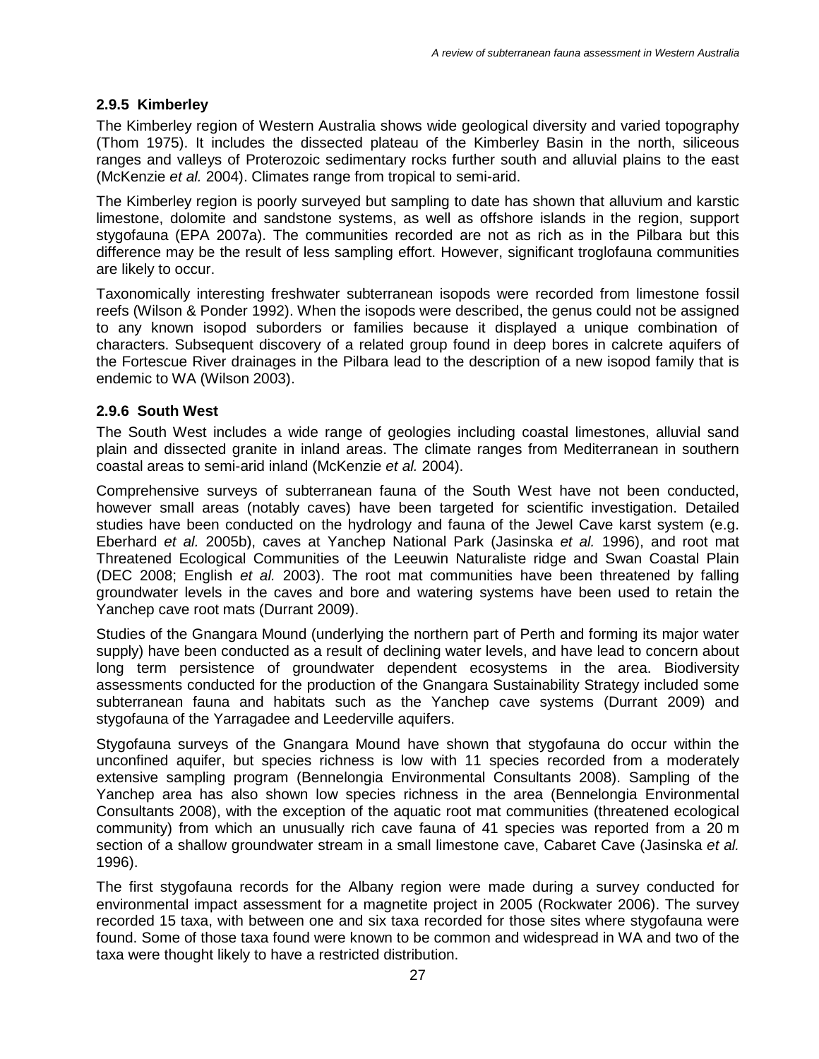### 2.9.5 Kimberley

The Kimberley region of Western Australia shows wide geological diversity and varied topography (Thom 1975). It includes the dissected plateau of the Kimberley Basin in the north, siliceous ranges and valleys of Proterozoic sedimentary rocks further south and alluvial plains to the east (McKenzie *et al.* 2004). Climates range from tropical to semi-arid.

The Kimberley region is poorly surveyed but sampling to date has shown that alluvium and karstic limestone, dolomite and sandstone systems, as well as offshore islands in the region, support stygofauna (EPA 2007a). The communities recorded are not as rich as in the Pilbara but this difference may be the result of less sampling effort. However, significant troglofauna communities are likely to occur.

Taxonomically interesting freshwater subterranean isopods were recorded from limestone fossil reefs (Wilson & Ponder 1992). When the isopods were described, the genus could not be assigned to any known isopod suborders or families because it displayed a unique combination of characters. Subsequent discovery of a related group found in deep bores in calcrete aquifers of the Fortescue River drainages in the Pilbara lead to the description of a new isopod family that is endemic to WA (Wilson 2003).

### 2.9.6 South West

The South West includes a wide range of geologies including coastal limestones, alluvial sand plain and dissected granite in inland areas. The climate ranges from Mediterranean in southern coastal areas to semi-arid inland (McKenzie *et al.* 2004).

Comprehensive surveys of subterranean fauna of the South West have not been conducted, however small areas (notably caves) have been targeted for scientific investigation. Detailed studies have been conducted on the hydrology and fauna of the Jewel Cave karst system (e.g. Eberhard *et al.* 2005b), caves at Yanchep National Park (Jasinska *et al.* 1996), and root mat Threatened Ecological Communities of the Leeuwin Naturaliste ridge and Swan Coastal Plain (DEC 2008; English *et al.* 2003). The root mat communities have been threatened by falling groundwater levels in the caves and bore and watering systems have been used to retain the Yanchep cave root mats (Durrant 2009).

Studies of the Gnangara Mound (underlying the northern part of Perth and forming its major water supply) have been conducted as a result of declining water levels, and have lead to concern about long term persistence of groundwater dependent ecosystems in the area. Biodiversity assessments conducted for the production of the Gnangara Sustainability Strategy included some subterranean fauna and habitats such as the Yanchep cave systems (Durrant 2009) and stygofauna of the Yarragadee and Leederville aquifers.

Stygofauna surveys of the Gnangara Mound have shown that stygofauna do occur within the unconfined aquifer, but species richness is low with 11 species recorded from a moderately extensive sampling program (Bennelongia Environmental Consultants 2008). Sampling of the Yanchep area has also shown low species richness in the area (Bennelongia Environmental Consultants 2008), with the exception of the aquatic root mat communities (threatened ecological community) from which an unusually rich cave fauna of 41 species was reported from a 20 m section of a shallow groundwater stream in a small limestone cave, Cabaret Cave (Jasinska *et al.* 1996).

The first stygofauna records for the Albany region were made during a survey conducted for environmental impact assessment for a magnetite project in 2005 (Rockwater 2006). The survey recorded 15 taxa, with between one and six taxa recorded for those sites where stygofauna were found. Some of those taxa found were known to be common and widespread in WA and two of the taxa were thought likely to have a restricted distribution.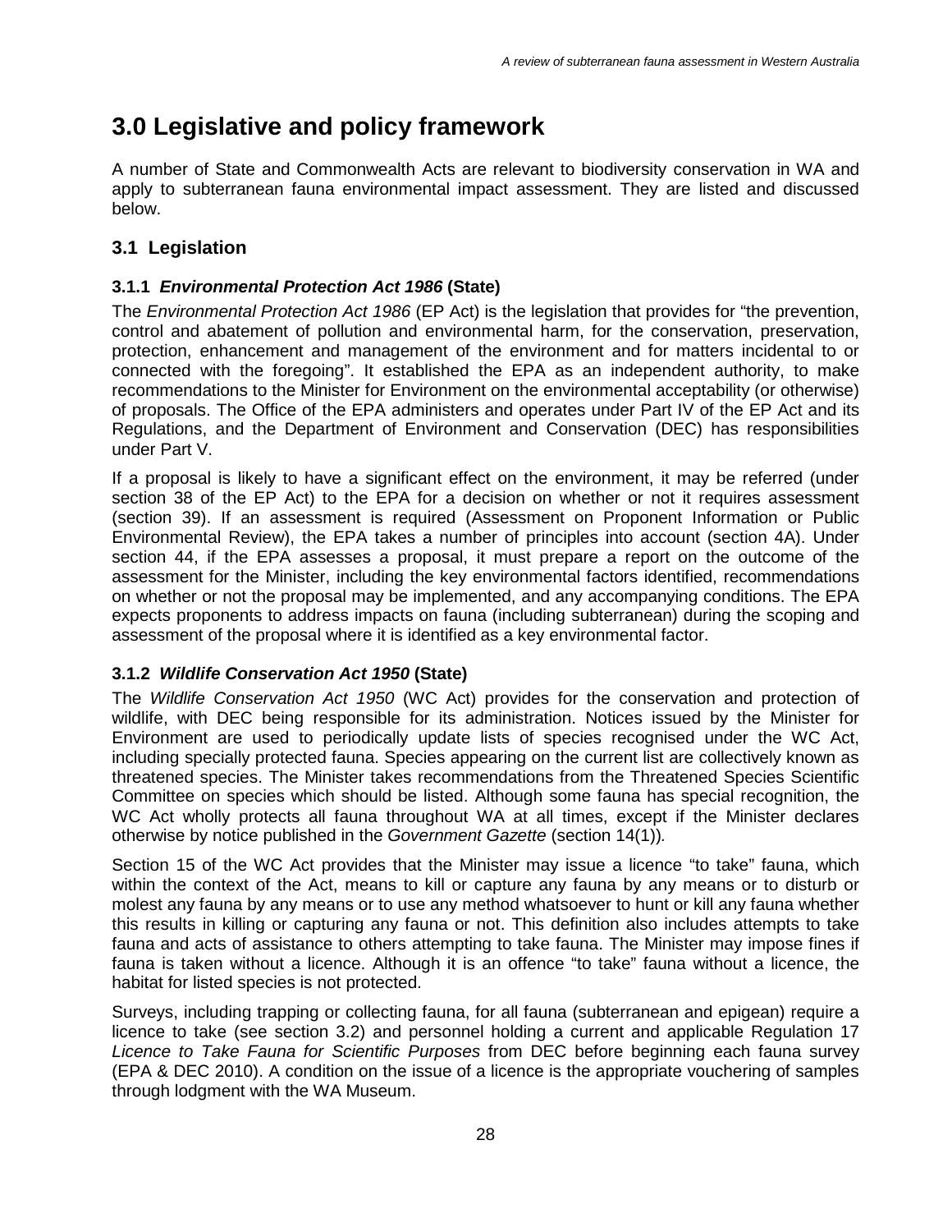# 3.0 Legislative and policy framework

A number of State and Commonwealth Acts are relevant to biodiversity conservation in WA and apply to subterranean fauna environmental impact assessment. They are listed and discussed below.

## 3.1 Legislation

### 3.1.1 *Environmental Protection Act 1986* (State)

The *Environmental Protection Act 1986* (EP Act) is the legislation that provides for "the prevention, control and abatement of pollution and environmental harm, for the conservation, preservation, protection, enhancement and management of the environment and for matters incidental to or connected with the foregoing". It established the EPA as an independent authority, to make recommendations to the Minister for Environment on the environmental acceptability (or otherwise) of proposals. The Office of the EPA administers and operates under Part IV of the EP Act and its Regulations, and the Department of Environment and Conservation (DEC) has responsibilities under Part V.

If a proposal is likely to have a significant effect on the environment, it may be referred (under section 38 of the EP Act) to the EPA for a decision on whether or not it requires assessment (section 39). If an assessment is required (Assessment on Proponent Information or Public Environmental Review), the EPA takes a number of principles into account (section 4A). Under section 44, if the EPA assesses a proposal, it must prepare a report on the outcome of the assessment for the Minister, including the key environmental factors identified, recommendations on whether or not the proposal may be implemented, and any accompanying conditions. The EPA expects proponents to address impacts on fauna (including subterranean) during the scoping and assessment of the proposal where it is identified as a key environmental factor.

### 3.1.2 *Wildlife Conservation Act 1950* (State)

The *Wildlife Conservation Act 1950* (WC Act) provides for the conservation and protection of wildlife, with DEC being responsible for its administration. Notices issued by the Minister for Environment are used to periodically update lists of species recognised under the WC Act, including specially protected fauna. Species appearing on the current list are collectively known as threatened species. The Minister takes recommendations from the Threatened Species Scientific Committee on species which should be listed. Although some fauna has special recognition, the WC Act wholly protects all fauna throughout WA at all times, except if the Minister declares otherwise by notice published in the *Government Gazette* (section 14(1)).

Section 15 of the WC Act provides that the Minister may issue a licence "to take" fauna, which within the context of the Act, means to kill or capture any fauna by any means or to disturb or molest any fauna by any means or to use any method whatsoever to hunt or kill any fauna whether this results in killing or capturing any fauna or not. This definition also includes attempts to take fauna and acts of assistance to others attempting to take fauna. The Minister may impose fines if fauna is taken without a licence. Although it is an offence "to take" fauna without a licence, the habitat for listed species is not protected.

Surveys, including trapping or collecting fauna, for all fauna (subterranean and epigean) require a licence to take (see section 3.2) and personnel holding a current and applicable Regulation 17 *Licence to Take Fauna for Scientific Purposes* from DEC before beginning each fauna survey (EPA & DEC 2010). A condition on the issue of a licence is the appropriate vouchering of samples through lodgment with the WA Museum.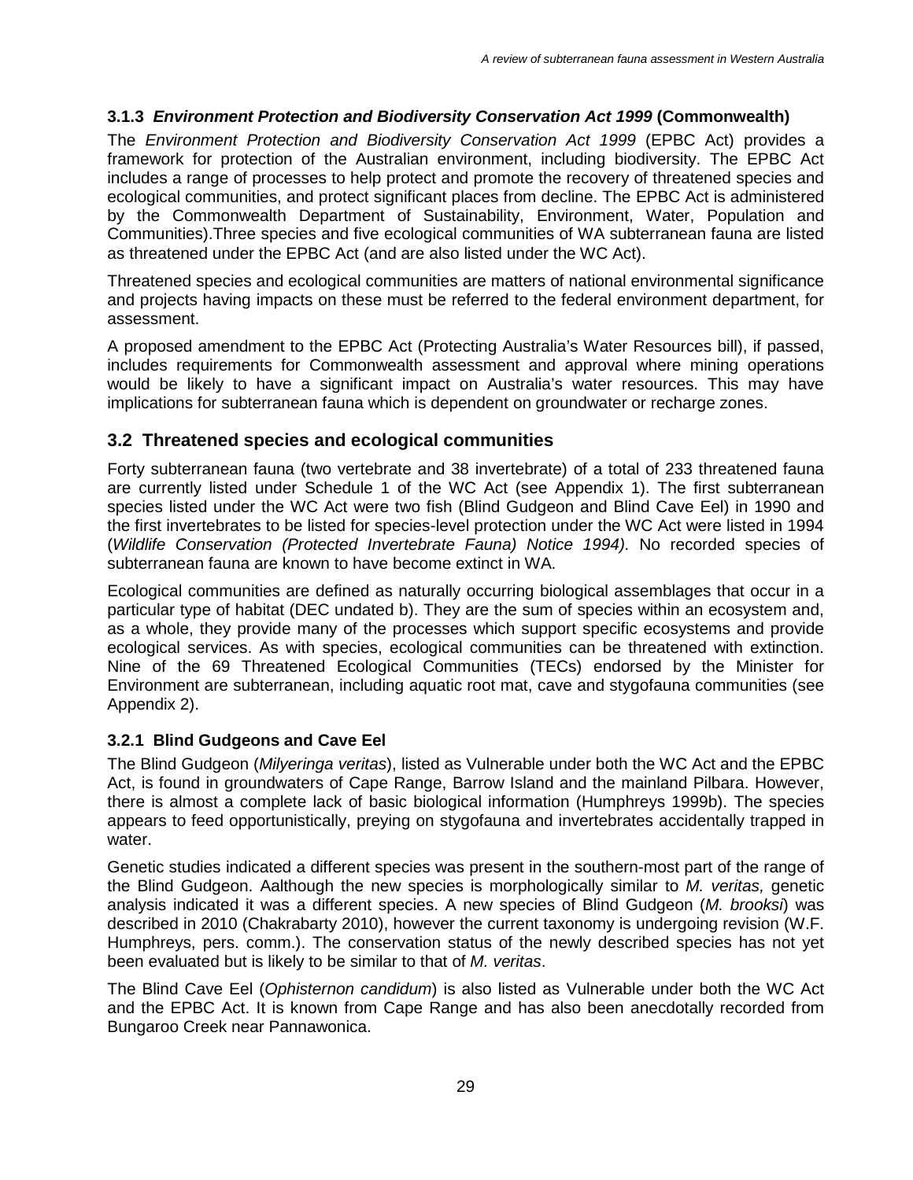### 3.1.3 *Environment Protection and Biodiversity Conservation Act 1999* (Commonwealth)

The *Environment Protection and Biodiversity Conservation Act 1999* (EPBC Act) provides a framework for protection of the Australian environment, including biodiversity. The EPBC Act includes a range of processes to help protect and promote the recovery of threatened species and ecological communities, and protect significant places from decline. The EPBC Act is administered by the Commonwealth Department of Sustainability, Environment, Water, Population and Communities).Three species and five ecological communities of WA subterranean fauna are listed as threatened under the EPBC Act (and are also listed under the WC Act).

Threatened species and ecological communities are matters of national environmental significance and projects having impacts on these must be referred to the federal environment department, for assessment.

A proposed amendment to the EPBC Act (Protecting Australia's Water Resources bill), if passed, includes requirements for Commonwealth assessment and approval where mining operations would be likely to have a significant impact on Australia's water resources. This may have implications for subterranean fauna which is dependent on groundwater or recharge zones.

## 3.2 Threatened species and ecological communities

Forty subterranean fauna (two vertebrate and 38 invertebrate) of a total of 233 threatened fauna are currently listed under Schedule 1 of the WC Act (see Appendix 1). The first subterranean species listed under the WC Act were two fish (Blind Gudgeon and Blind Cave Eel) in 1990 and the first invertebrates to be listed for species-level protection under the WC Act were listed in 1994 (*Wildlife Conservation (Protected Invertebrate Fauna) Notice 1994).* No recorded species of subterranean fauna are known to have become extinct in WA.

Ecological communities are defined as naturally occurring biological assemblages that occur in a particular type of habitat (DEC undated b). They are the sum of species within an ecosystem and, as a whole, they provide many of the processes which support specific ecosystems and provide ecological services. As with species, ecological communities can be threatened with extinction. Nine of the 69 Threatened Ecological Communities (TECs) endorsed by the Minister for Environment are subterranean, including aquatic root mat, cave and stygofauna communities (see Appendix 2).

### 3.2.1 Blind Gudgeons and Cave Eel

The Blind Gudgeon (*Milyeringa veritas*), listed as Vulnerable under both the WC Act and the EPBC Act, is found in groundwaters of Cape Range, Barrow Island and the mainland Pilbara. However, there is almost a complete lack of basic biological information (Humphreys 1999b). The species appears to feed opportunistically, preying on stygofauna and invertebrates accidentally trapped in water.

Genetic studies indicated a different species was present in the southern-most part of the range of the Blind Gudgeon. Aalthough the new species is morphologically similar to *M. veritas,* genetic analysis indicated it was a different species. A new species of Blind Gudgeon (*M. brooksi*) was described in 2010 (Chakrabarty 2010), however the current taxonomy is undergoing revision (W.F. Humphreys, pers. comm.). The conservation status of the newly described species has not yet been evaluated but is likely to be similar to that of *M. veritas*.

The Blind Cave Eel (*Ophisternon candidum*) is also listed as Vulnerable under both the WC Act and the EPBC Act. It is known from Cape Range and has also been anecdotally recorded from Bungaroo Creek near Pannawonica.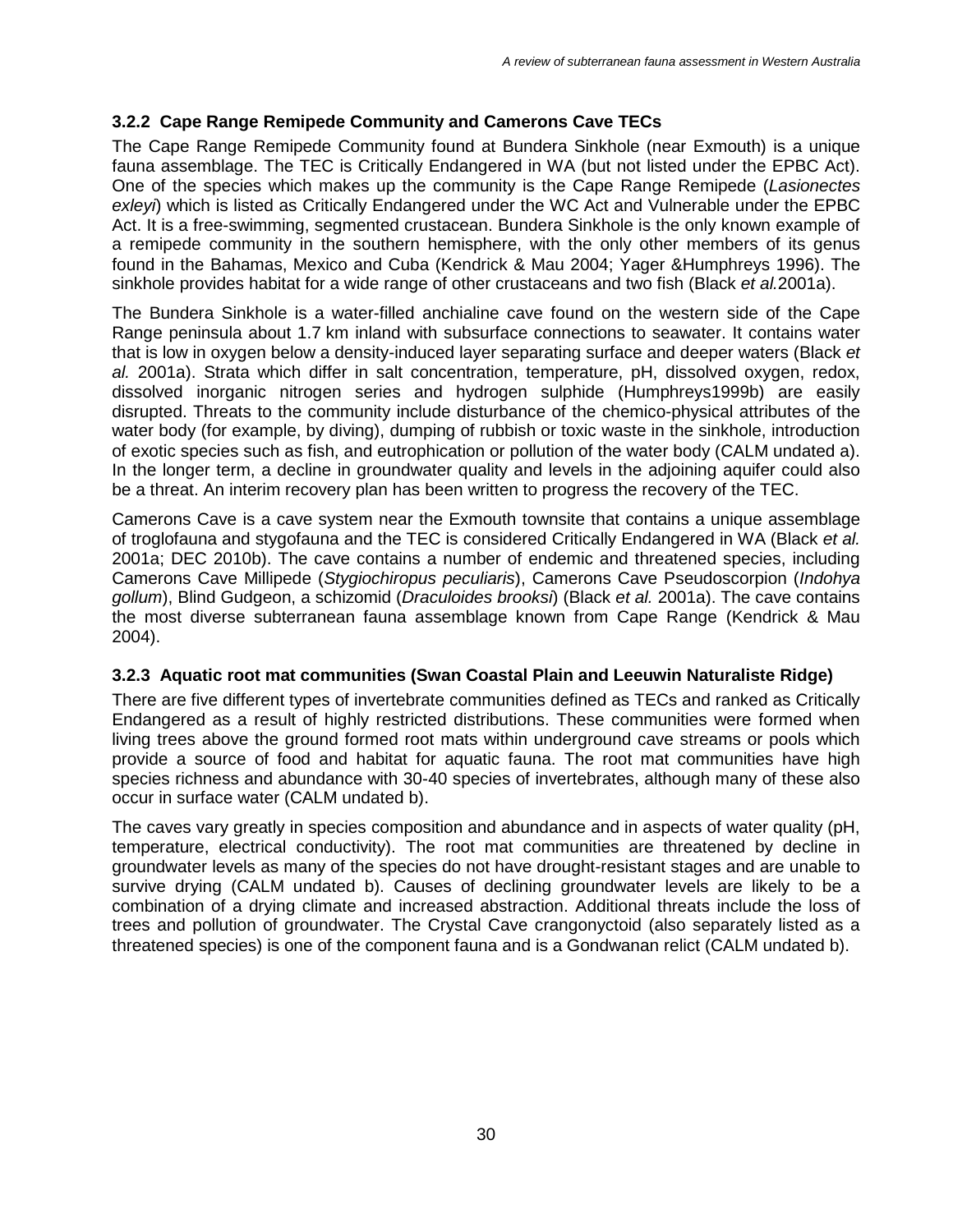### 3.2.2 Cape Range Remipede Community and Camerons Cave TECs

The Cape Range Remipede Community found at Bundera Sinkhole (near Exmouth) is a unique fauna assemblage. The TEC is Critically Endangered in WA (but not listed under the EPBC Act). One of the species which makes up the community is the Cape Range Remipede (*Lasionectes exleyi*) which is listed as Critically Endangered under the WC Act and Vulnerable under the EPBC Act. It is a free-swimming, segmented crustacean. Bundera Sinkhole is the only known example of a remipede community in the southern hemisphere, with the only other members of its genus found in the Bahamas, Mexico and Cuba (Kendrick & Mau 2004; Yager &Humphreys 1996). The sinkhole provides habitat for a wide range of other crustaceans and two fish (Black *et al.*2001a).

The Bundera Sinkhole is a water-filled anchialine cave found on the western side of the Cape Range peninsula about 1.7 km inland with subsurface connections to seawater. It contains water that is low in oxygen below a density-induced layer separating surface and deeper waters (Black *et al.* 2001a). Strata which differ in salt concentration, temperature, pH, dissolved oxygen, redox, dissolved inorganic nitrogen series and hydrogen sulphide (Humphreys1999b) are easily disrupted. Threats to the community include disturbance of the chemico-physical attributes of the water body (for example, by diving), dumping of rubbish or toxic waste in the sinkhole, introduction of exotic species such as fish, and eutrophication or pollution of the water body (CALM undated a). In the longer term, a decline in groundwater quality and levels in the adjoining aquifer could also be a threat. An interim recovery plan has been written to progress the recovery of the TEC.

Camerons Cave is a cave system near the Exmouth townsite that contains a unique assemblage of troglofauna and stygofauna and the TEC is considered Critically Endangered in WA (Black *et al.* 2001a; DEC 2010b). The cave contains a number of endemic and threatened species, including Camerons Cave Millipede (*Stygiochiropus peculiaris*), Camerons Cave Pseudoscorpion (*Indohya gollum*), Blind Gudgeon, a schizomid (*Draculoides brooksi*) (Black *et al.* 2001a). The cave contains the most diverse subterranean fauna assemblage known from Cape Range (Kendrick & Mau 2004).

### 3.2.3 Aquatic root mat communities (Swan Coastal Plain and Leeuwin Naturaliste Ridge)

There are five different types of invertebrate communities defined as TECs and ranked as Critically Endangered as a result of highly restricted distributions. These communities were formed when living trees above the ground formed root mats within underground cave streams or pools which provide a source of food and habitat for aquatic fauna. The root mat communities have high species richness and abundance with 30-40 species of invertebrates, although many of these also occur in surface water (CALM undated b).

The caves vary greatly in species composition and abundance and in aspects of water quality (pH, temperature, electrical conductivity). The root mat communities are threatened by decline in groundwater levels as many of the species do not have drought-resistant stages and are unable to survive drying (CALM undated b). Causes of declining groundwater levels are likely to be a combination of a drying climate and increased abstraction. Additional threats include the loss of trees and pollution of groundwater. The Crystal Cave crangonyctoid (also separately listed as a threatened species) is one of the component fauna and is a Gondwanan relict (CALM undated b).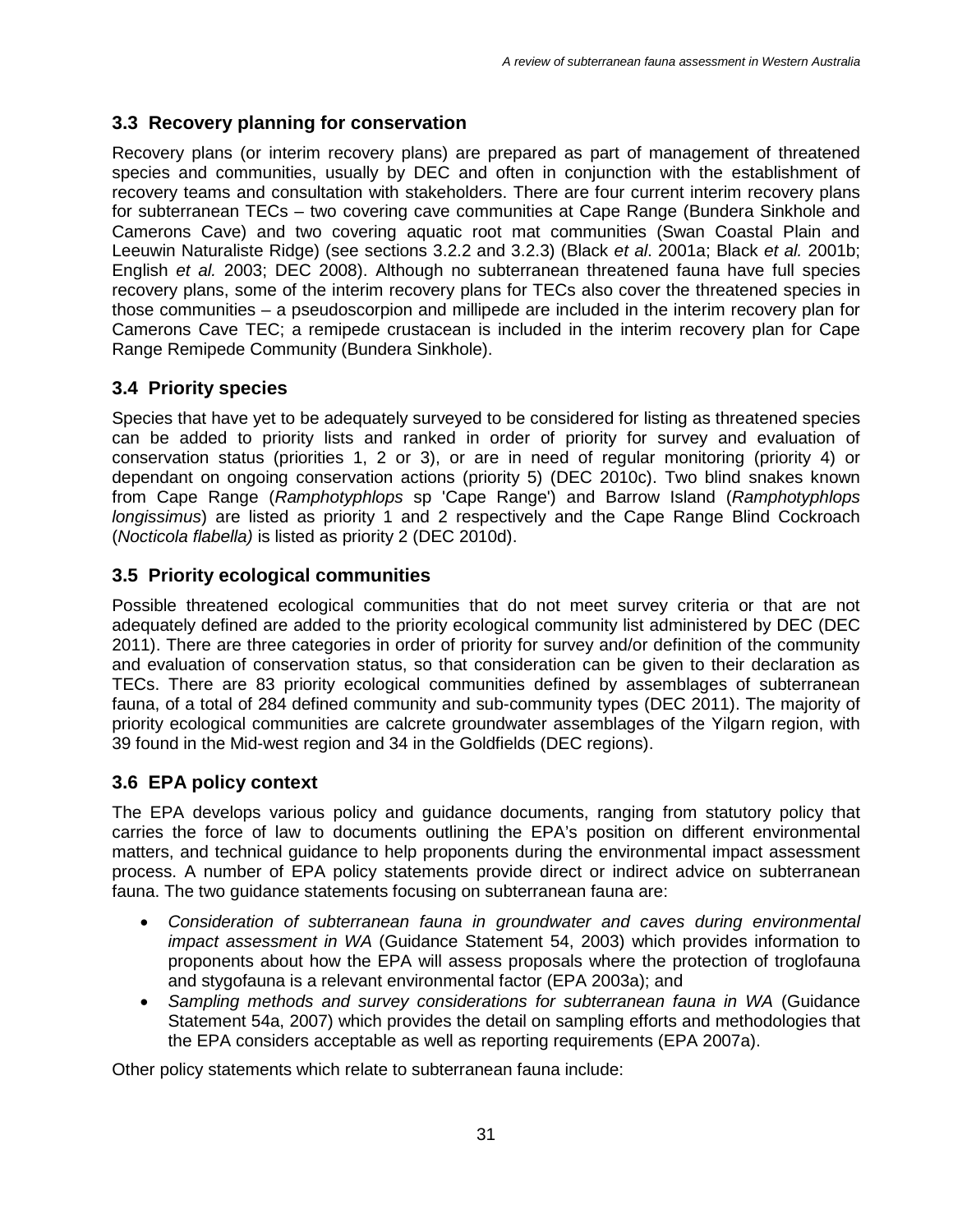## 3.3 Recovery planning for conservation

Recovery plans (or interim recovery plans) are prepared as part of management of threatened species and communities, usually by DEC and often in conjunction with the establishment of recovery teams and consultation with stakeholders. There are four current interim recovery plans for subterranean TECs – two covering cave communities at Cape Range (Bundera Sinkhole and Camerons Cave) and two covering aquatic root mat communities (Swan Coastal Plain and Leeuwin Naturaliste Ridge) (see sections 3.2.2 and 3.2.3) (Black *et al*. 2001a; Black *et al.* 2001b; English *et al.* 2003; DEC 2008). Although no subterranean threatened fauna have full species recovery plans, some of the interim recovery plans for TECs also cover the threatened species in those communities – a pseudoscorpion and millipede are included in the interim recovery plan for Camerons Cave TEC; a remipede crustacean is included in the interim recovery plan for Cape Range Remipede Community (Bundera Sinkhole).

## 3.4 Priority species

Species that have yet to be adequately surveyed to be considered for listing as threatened species can be added to priority lists and ranked in order of priority for survey and evaluation of conservation status (priorities 1, 2 or 3), or are in need of regular monitoring (priority 4) or dependant on ongoing conservation actions (priority 5) (DEC 2010c). Two blind snakes known from Cape Range (*Ramphotyphlops* sp 'Cape Range') and Barrow Island (*Ramphotyphlops longissimus*) are listed as priority 1 and 2 respectively and the Cape Range Blind Cockroach (*Nocticola flabella)* is listed as priority 2 (DEC 2010d).

## 3.5 Priority ecological communities

Possible threatened ecological communities that do not meet survey criteria or that are not adequately defined are added to the priority ecological community list administered by DEC (DEC 2011). There are three categories in order of priority for survey and/or definition of the community and evaluation of conservation status, so that consideration can be given to their declaration as TECs. There are 83 priority ecological communities defined by assemblages of subterranean fauna, of a total of 284 defined community and sub-community types (DEC 2011). The majority of priority ecological communities are calcrete groundwater assemblages of the Yilgarn region, with 39 found in the Mid-west region and 34 in the Goldfields (DEC regions).

## 3.6 EPA policy context

The EPA develops various policy and guidance documents, ranging from statutory policy that carries the force of law to documents outlining the EPA's position on different environmental matters, and technical guidance to help proponents during the environmental impact assessment process. A number of EPA policy statements provide direct or indirect advice on subterranean fauna. The two guidance statements focusing on subterranean fauna are:

- *Consideration of subterranean fauna in groundwater and caves during environmental impact assessment in WA* (Guidance Statement 54, 2003) which provides information to proponents about how the EPA will assess proposals where the protection of troglofauna and stygofauna is a relevant environmental factor (EPA 2003a); and
- *Sampling methods and survey considerations for subterranean fauna in WA* (Guidance Statement 54a, 2007) which provides the detail on sampling efforts and methodologies that the EPA considers acceptable as well as reporting requirements (EPA 2007a).

Other policy statements which relate to subterranean fauna include: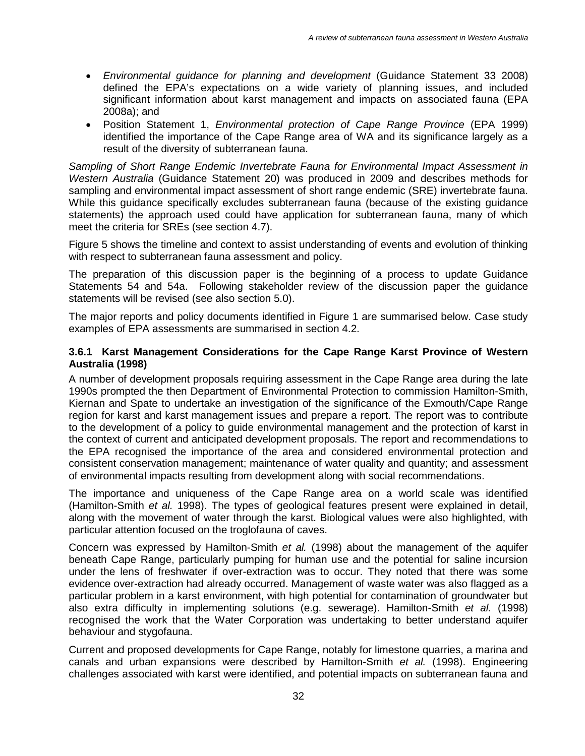- *Environmental guidance for planning and development* (Guidance Statement 33 2008) defined the EPA's expectations on a wide variety of planning issues, and included significant information about karst management and impacts on associated fauna (EPA 2008a); and
- Position Statement 1, *Environmental protection of Cape Range Province* (EPA 1999) identified the importance of the Cape Range area of WA and its significance largely as a result of the diversity of subterranean fauna.

*Sampling of Short Range Endemic Invertebrate Fauna for Environmental Impact Assessment in Western Australia* (Guidance Statement 20) was produced in 2009 and describes methods for sampling and environmental impact assessment of short range endemic (SRE) invertebrate fauna. While this guidance specifically excludes subterranean fauna (because of the existing guidance statements) the approach used could have application for subterranean fauna, many of which meet the criteria for SREs (see section 4.7).

Figure 5 shows the timeline and context to assist understanding of events and evolution of thinking with respect to subterranean fauna assessment and policy.

The preparation of this discussion paper is the beginning of a process to update Guidance Statements 54 and 54a. Following stakeholder review of the discussion paper the guidance statements will be revised (see also section 5.0).

The major reports and policy documents identified in Figure 1 are summarised below. Case study examples of EPA assessments are summarised in section 4.2.

### 3.6.1 Karst Management Considerations for the Cape Range Karst Province of Western Australia (1998)

A number of development proposals requiring assessment in the Cape Range area during the late 1990s prompted the then Department of Environmental Protection to commission Hamilton-Smith, Kiernan and Spate to undertake an investigation of the significance of the Exmouth/Cape Range region for karst and karst management issues and prepare a report. The report was to contribute to the development of a policy to guide environmental management and the protection of karst in the context of current and anticipated development proposals. The report and recommendations to the EPA recognised the importance of the area and considered environmental protection and consistent conservation management; maintenance of water quality and quantity; and assessment of environmental impacts resulting from development along with social recommendations.

The importance and uniqueness of the Cape Range area on a world scale was identified (Hamilton-Smith *et al.* 1998). The types of geological features present were explained in detail, along with the movement of water through the karst. Biological values were also highlighted, with particular attention focused on the troglofauna of caves.

Concern was expressed by Hamilton-Smith *et al.* (1998) about the management of the aquifer beneath Cape Range, particularly pumping for human use and the potential for saline incursion under the lens of freshwater if over-extraction was to occur. They noted that there was some evidence over-extraction had already occurred. Management of waste water was also flagged as a particular problem in a karst environment, with high potential for contamination of groundwater but also extra difficulty in implementing solutions (e.g. sewerage). Hamilton-Smith *et al.* (1998) recognised the work that the Water Corporation was undertaking to better understand aquifer behaviour and stygofauna.

Current and proposed developments for Cape Range, notably for limestone quarries, a marina and canals and urban expansions were described by Hamilton-Smith *et al.* (1998). Engineering challenges associated with karst were identified, and potential impacts on subterranean fauna and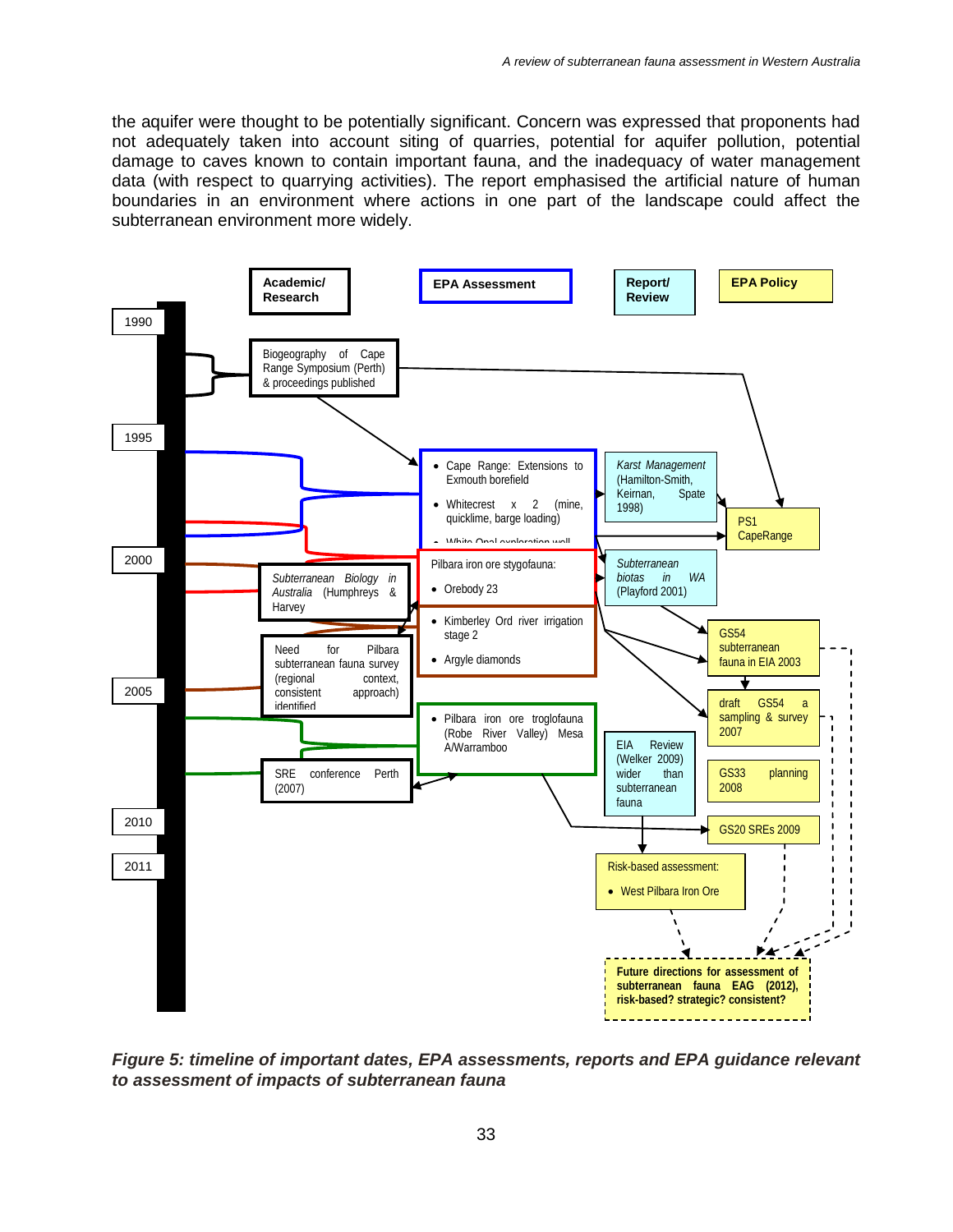the aquifer were thought to be potentially significant. Concern was expressed that proponents had not adequately taken into account siting of quarries, potential for aquifer pollution, potential damage to caves known to contain important fauna, and the inadequacy of water management data (with respect to quarrying activities). The report emphasised the artificial nature of human boundaries in an environment where actions in one part of the landscape could affect the subterranean environment more widely.

**Academic/ Research** | **EPA Assessment** | **Report/ Review** | **EPA Policy**

1990

Biogeography of Cape Range Symposium (Perth) & proceedings published

1995

- Cape Range: Extensions to Exmouth borefield
- Whitecrest x 2 (mine, quicklime, barge loading)
- White Opal exploration well

*Karst Management* (Hamilton-Smith, Keirnan, Spate 1998)

PS1 CapeRange

2000

*Subterranean Biology in Australia* (Humphreys & Harvey

Pilbara iron ore stygofauna:

- Orebody 23

*Subterranean biotas in WA* (Playford 2001)

- Kimberley Ord river irrigation stage 2
- Argyle diamonds

GS54 subterranean fauna in EIA 2003

Need for Pilbara subterranean fauna survey (regional context, consistent approach) identified

2005

draft GS54 a sampling & survey 2007

- Pilbara iron ore troglofauna (Robe River Valley) Mesa A/Warramboo

EIA Review (Welker 2009) wider than subterranean fauna

SRE conference Perth (2007)

GS33 planning 2008

2010

GS20 SREs 2009

2011

Risk-based assessment:

- West Pilbara Iron Ore

**Future directions for assessment of subterranean fauna EAG (2012), risk-based? strategic? consistent?**

*Figure 5: timeline of important dates, EPA assessments, reports and EPA guidance relevant to assessment of impacts of subterranean fauna*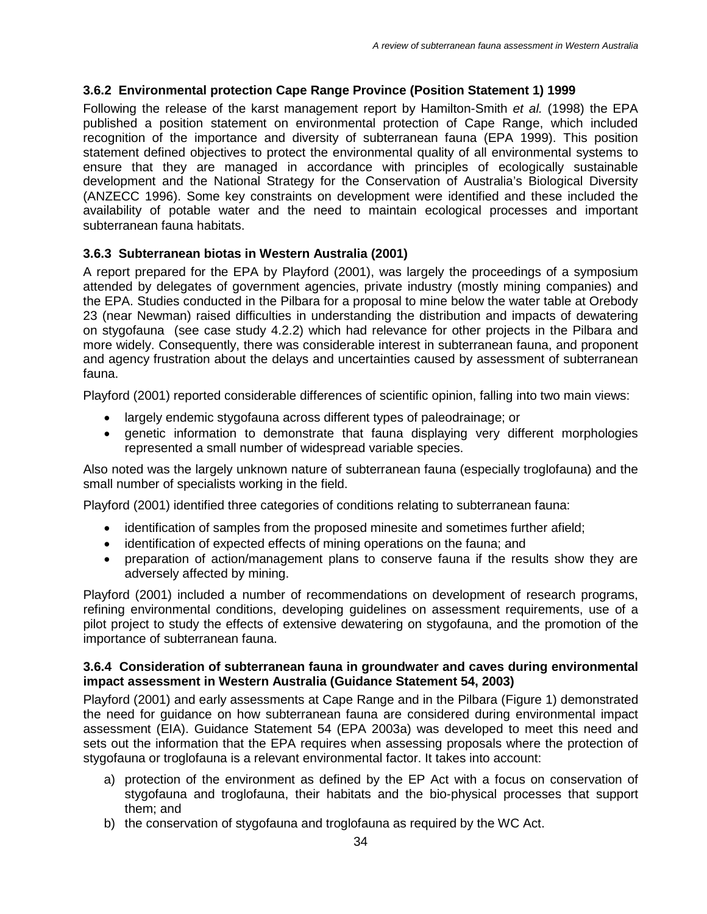### 3.6.2 Environmental protection Cape Range Province (Position Statement 1) 1999

Following the release of the karst management report by Hamilton-Smith *et al.* (1998) the EPA published a position statement on environmental protection of Cape Range, which included recognition of the importance and diversity of subterranean fauna (EPA 1999). This position statement defined objectives to protect the environmental quality of all environmental systems to ensure that they are managed in accordance with principles of ecologically sustainable development and the National Strategy for the Conservation of Australia's Biological Diversity (ANZECC 1996). Some key constraints on development were identified and these included the availability of potable water and the need to maintain ecological processes and important subterranean fauna habitats.

### 3.6.3 Subterranean biotas in Western Australia (2001)

A report prepared for the EPA by Playford (2001), was largely the proceedings of a symposium attended by delegates of government agencies, private industry (mostly mining companies) and the EPA. Studies conducted in the Pilbara for a proposal to mine below the water table at Orebody 23 (near Newman) raised difficulties in understanding the distribution and impacts of dewatering on stygofauna (see case study 4.2.2) which had relevance for other projects in the Pilbara and more widely. Consequently, there was considerable interest in subterranean fauna, and proponent and agency frustration about the delays and uncertainties caused by assessment of subterranean fauna.

Playford (2001) reported considerable differences of scientific opinion, falling into two main views:

- largely endemic stygofauna across different types of paleodrainage; or
- genetic information to demonstrate that fauna displaying very different morphologies represented a small number of widespread variable species.

Also noted was the largely unknown nature of subterranean fauna (especially troglofauna) and the small number of specialists working in the field.

Playford (2001) identified three categories of conditions relating to subterranean fauna:

- identification of samples from the proposed minesite and sometimes further afield;
- identification of expected effects of mining operations on the fauna; and
- preparation of action/management plans to conserve fauna if the results show they are adversely affected by mining.

Playford (2001) included a number of recommendations on development of research programs, refining environmental conditions, developing guidelines on assessment requirements, use of a pilot project to study the effects of extensive dewatering on stygofauna, and the promotion of the importance of subterranean fauna.

### 3.6.4 Consideration of subterranean fauna in groundwater and caves during environmental impact assessment in Western Australia (Guidance Statement 54, 2003)

Playford (2001) and early assessments at Cape Range and in the Pilbara (Figure 1) demonstrated the need for guidance on how subterranean fauna are considered during environmental impact assessment (EIA). Guidance Statement 54 (EPA 2003a) was developed to meet this need and sets out the information that the EPA requires when assessing proposals where the protection of stygofauna or troglofauna is a relevant environmental factor. It takes into account:

a) protection of the environment as defined by the EP Act with a focus on conservation of stygofauna and troglofauna, their habitats and the bio-physical processes that support them; and
b) the conservation of stygofauna and troglofauna as required by the WC Act.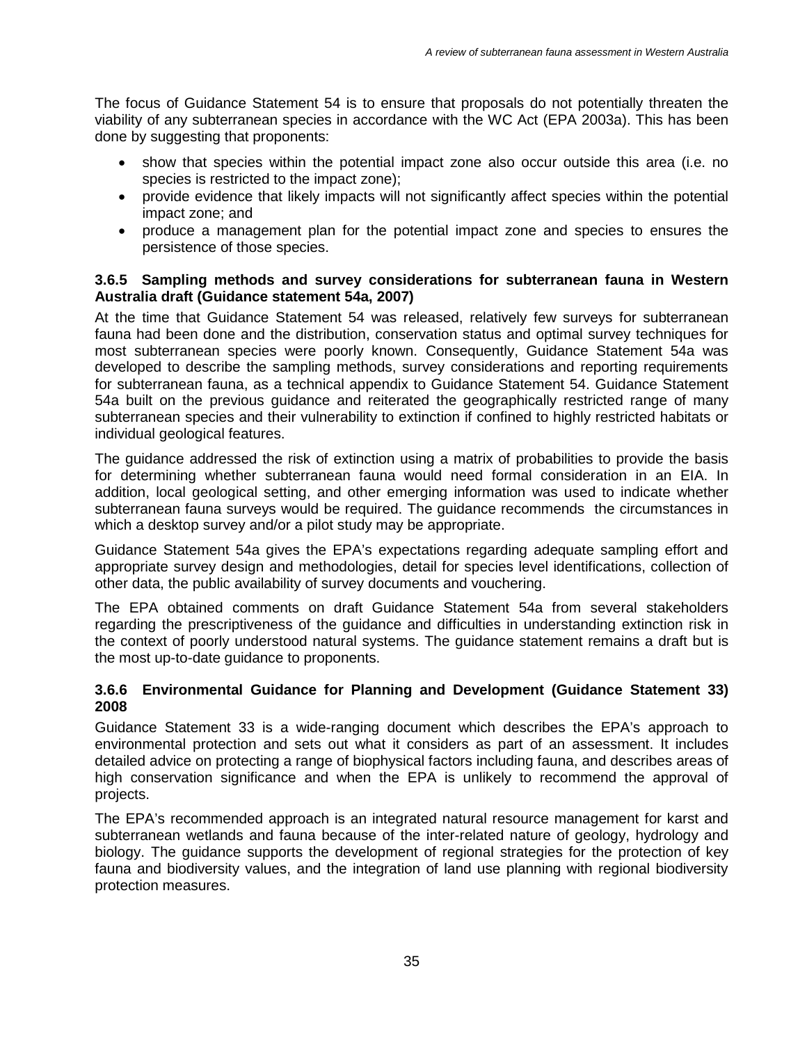The focus of Guidance Statement 54 is to ensure that proposals do not potentially threaten the viability of any subterranean species in accordance with the WC Act (EPA 2003a). This has been done by suggesting that proponents:

- show that species within the potential impact zone also occur outside this area (i.e. no species is restricted to the impact zone);
- provide evidence that likely impacts will not significantly affect species within the potential impact zone; and
- produce a management plan for the potential impact zone and species to ensures the persistence of those species.

### 3.6.5 Sampling methods and survey considerations for subterranean fauna in Western Australia draft (Guidance statement 54a, 2007)

At the time that Guidance Statement 54 was released, relatively few surveys for subterranean fauna had been done and the distribution, conservation status and optimal survey techniques for most subterranean species were poorly known. Consequently, Guidance Statement 54a was developed to describe the sampling methods, survey considerations and reporting requirements for subterranean fauna, as a technical appendix to Guidance Statement 54. Guidance Statement 54a built on the previous guidance and reiterated the geographically restricted range of many subterranean species and their vulnerability to extinction if confined to highly restricted habitats or individual geological features.

The guidance addressed the risk of extinction using a matrix of probabilities to provide the basis for determining whether subterranean fauna would need formal consideration in an EIA. In addition, local geological setting, and other emerging information was used to indicate whether subterranean fauna surveys would be required. The guidance recommends the circumstances in which a desktop survey and/or a pilot study may be appropriate.

Guidance Statement 54a gives the EPA's expectations regarding adequate sampling effort and appropriate survey design and methodologies, detail for species level identifications, collection of other data, the public availability of survey documents and vouchering.

The EPA obtained comments on draft Guidance Statement 54a from several stakeholders regarding the prescriptiveness of the guidance and difficulties in understanding extinction risk in the context of poorly understood natural systems. The guidance statement remains a draft but is the most up-to-date guidance to proponents.

### 3.6.6 Environmental Guidance for Planning and Development (Guidance Statement 33) 2008

Guidance Statement 33 is a wide-ranging document which describes the EPA's approach to environmental protection and sets out what it considers as part of an assessment. It includes detailed advice on protecting a range of biophysical factors including fauna, and describes areas of high conservation significance and when the EPA is unlikely to recommend the approval of projects.

The EPA's recommended approach is an integrated natural resource management for karst and subterranean wetlands and fauna because of the inter-related nature of geology, hydrology and biology. The guidance supports the development of regional strategies for the protection of key fauna and biodiversity values, and the integration of land use planning with regional biodiversity protection measures.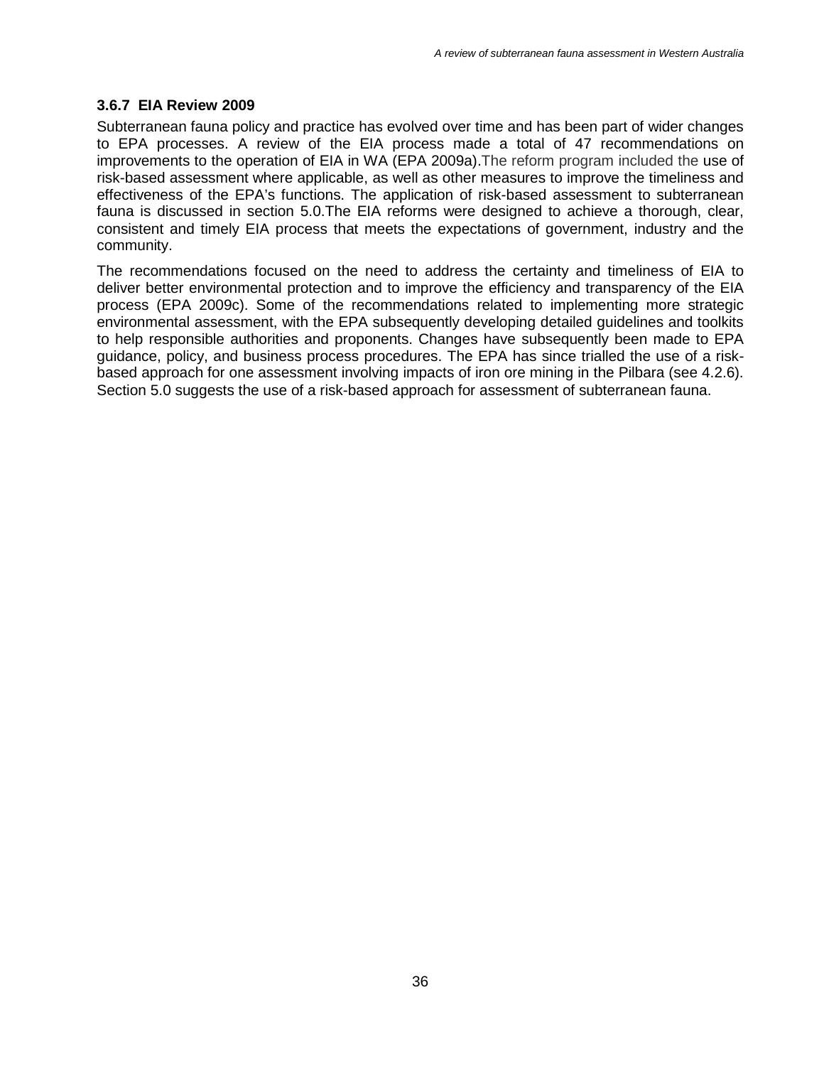### 3.6.7 EIA Review 2009

Subterranean fauna policy and practice has evolved over time and has been part of wider changes to EPA processes. A review of the EIA process made a total of 47 recommendations on improvements to the operation of EIA in WA (EPA 2009a).The reform program included the use of risk-based assessment where applicable, as well as other measures to improve the timeliness and effectiveness of the EPA's functions. The application of risk-based assessment to subterranean fauna is discussed in section 5.0.The EIA reforms were designed to achieve a thorough, clear, consistent and timely EIA process that meets the expectations of government, industry and the community.

The recommendations focused on the need to address the certainty and timeliness of EIA to deliver better environmental protection and to improve the efficiency and transparency of the EIA process (EPA 2009c). Some of the recommendations related to implementing more strategic environmental assessment, with the EPA subsequently developing detailed guidelines and toolkits to help responsible authorities and proponents. Changes have subsequently been made to EPA guidance, policy, and business process procedures. The EPA has since trialled the use of a risk-based approach for one assessment involving impacts of iron ore mining in the Pilbara (see 4.2.6). Section 5.0 suggests the use of a risk-based approach for assessment of subterranean fauna.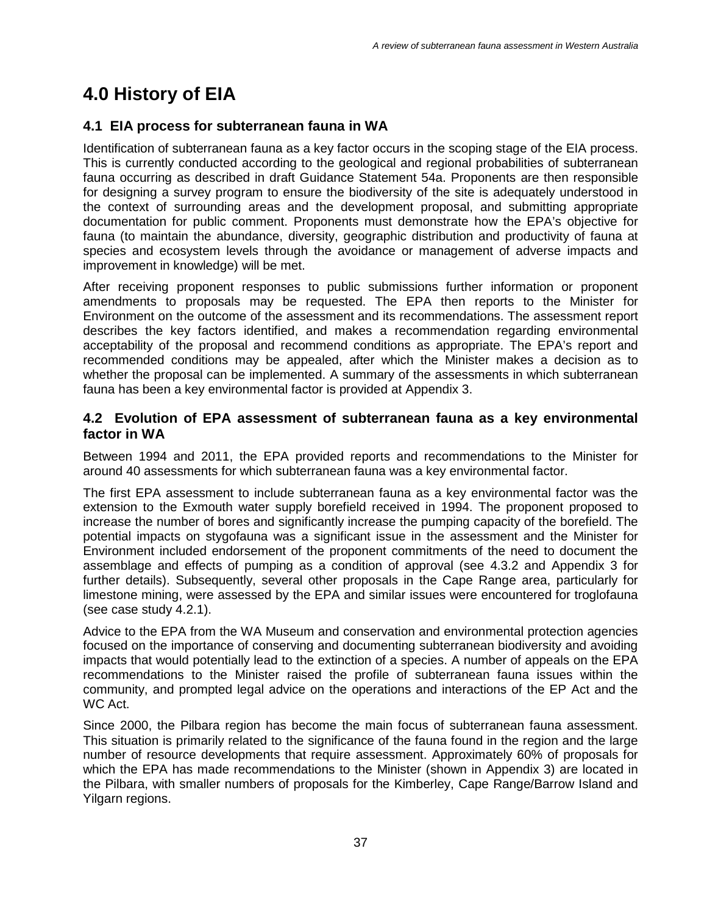# 4.0 History of EIA

## 4.1 EIA process for subterranean fauna in WA

Identification of subterranean fauna as a key factor occurs in the scoping stage of the EIA process. This is currently conducted according to the geological and regional probabilities of subterranean fauna occurring as described in draft Guidance Statement 54a. Proponents are then responsible for designing a survey program to ensure the biodiversity of the site is adequately understood in the context of surrounding areas and the development proposal, and submitting appropriate documentation for public comment. Proponents must demonstrate how the EPA's objective for fauna (to maintain the abundance, diversity, geographic distribution and productivity of fauna at species and ecosystem levels through the avoidance or management of adverse impacts and improvement in knowledge) will be met.

After receiving proponent responses to public submissions further information or proponent amendments to proposals may be requested. The EPA then reports to the Minister for Environment on the outcome of the assessment and its recommendations. The assessment report describes the key factors identified, and makes a recommendation regarding environmental acceptability of the proposal and recommend conditions as appropriate. The EPA's report and recommended conditions may be appealed, after which the Minister makes a decision as to whether the proposal can be implemented. A summary of the assessments in which subterranean fauna has been a key environmental factor is provided at Appendix 3.

## 4.2 Evolution of EPA assessment of subterranean fauna as a key environmental factor in WA

Between 1994 and 2011, the EPA provided reports and recommendations to the Minister for around 40 assessments for which subterranean fauna was a key environmental factor.

The first EPA assessment to include subterranean fauna as a key environmental factor was the extension to the Exmouth water supply borefield received in 1994. The proponent proposed to increase the number of bores and significantly increase the pumping capacity of the borefield. The potential impacts on stygofauna was a significant issue in the assessment and the Minister for Environment included endorsement of the proponent commitments of the need to document the assemblage and effects of pumping as a condition of approval (see 4.3.2 and Appendix 3 for further details). Subsequently, several other proposals in the Cape Range area, particularly for limestone mining, were assessed by the EPA and similar issues were encountered for troglofauna (see case study 4.2.1).

Advice to the EPA from the WA Museum and conservation and environmental protection agencies focused on the importance of conserving and documenting subterranean biodiversity and avoiding impacts that would potentially lead to the extinction of a species. A number of appeals on the EPA recommendations to the Minister raised the profile of subterranean fauna issues within the community, and prompted legal advice on the operations and interactions of the EP Act and the WC Act.

Since 2000, the Pilbara region has become the main focus of subterranean fauna assessment. This situation is primarily related to the significance of the fauna found in the region and the large number of resource developments that require assessment. Approximately 60% of proposals for which the EPA has made recommendations to the Minister (shown in Appendix 3) are located in the Pilbara, with smaller numbers of proposals for the Kimberley, Cape Range/Barrow Island and Yilgarn regions.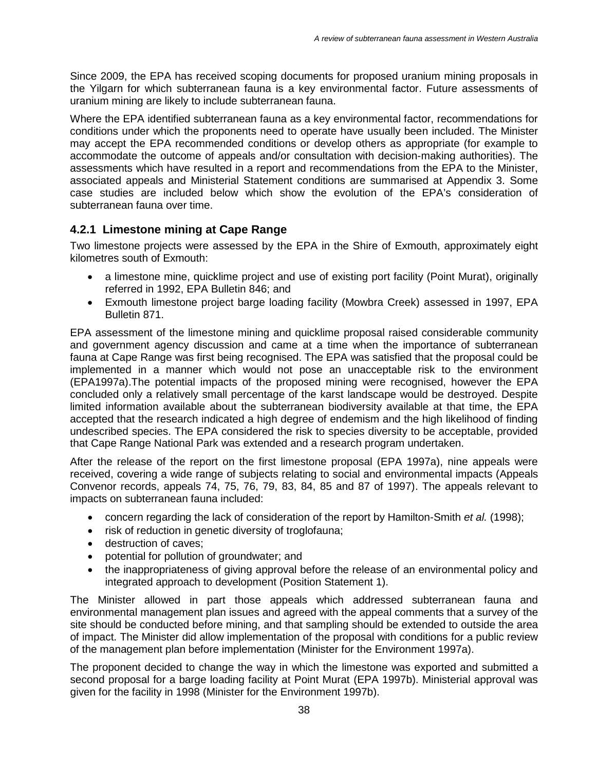Since 2009, the EPA has received scoping documents for proposed uranium mining proposals in the Yilgarn for which subterranean fauna is a key environmental factor. Future assessments of uranium mining are likely to include subterranean fauna.

Where the EPA identified subterranean fauna as a key environmental factor, recommendations for conditions under which the proponents need to operate have usually been included. The Minister may accept the EPA recommended conditions or develop others as appropriate (for example to accommodate the outcome of appeals and/or consultation with decision-making authorities). The assessments which have resulted in a report and recommendations from the EPA to the Minister, associated appeals and Ministerial Statement conditions are summarised at Appendix 3. Some case studies are included below which show the evolution of the EPA's consideration of subterranean fauna over time.

### 4.2.1 Limestone mining at Cape Range

Two limestone projects were assessed by the EPA in the Shire of Exmouth, approximately eight kilometres south of Exmouth:

- a limestone mine, quicklime project and use of existing port facility (Point Murat), originally referred in 1992, EPA Bulletin 846; and
- Exmouth limestone project barge loading facility (Mowbra Creek) assessed in 1997, EPA Bulletin 871.

EPA assessment of the limestone mining and quicklime proposal raised considerable community and government agency discussion and came at a time when the importance of subterranean fauna at Cape Range was first being recognised. The EPA was satisfied that the proposal could be implemented in a manner which would not pose an unacceptable risk to the environment (EPA1997a).The potential impacts of the proposed mining were recognised, however the EPA concluded only a relatively small percentage of the karst landscape would be destroyed. Despite limited information available about the subterranean biodiversity available at that time, the EPA accepted that the research indicated a high degree of endemism and the high likelihood of finding undescribed species. The EPA considered the risk to species diversity to be acceptable, provided that Cape Range National Park was extended and a research program undertaken.

After the release of the report on the first limestone proposal (EPA 1997a), nine appeals were received, covering a wide range of subjects relating to social and environmental impacts (Appeals Convenor records, appeals 74, 75, 76, 79, 83, 84, 85 and 87 of 1997). The appeals relevant to impacts on subterranean fauna included:

- concern regarding the lack of consideration of the report by Hamilton-Smith *et al.* (1998);
- risk of reduction in genetic diversity of troglofauna;
- destruction of caves;
- potential for pollution of groundwater; and
- the inappropriateness of giving approval before the release of an environmental policy and integrated approach to development (Position Statement 1).

The Minister allowed in part those appeals which addressed subterranean fauna and environmental management plan issues and agreed with the appeal comments that a survey of the site should be conducted before mining, and that sampling should be extended to outside the area of impact. The Minister did allow implementation of the proposal with conditions for a public review of the management plan before implementation (Minister for the Environment 1997a).

The proponent decided to change the way in which the limestone was exported and submitted a second proposal for a barge loading facility at Point Murat (EPA 1997b). Ministerial approval was given for the facility in 1998 (Minister for the Environment 1997b).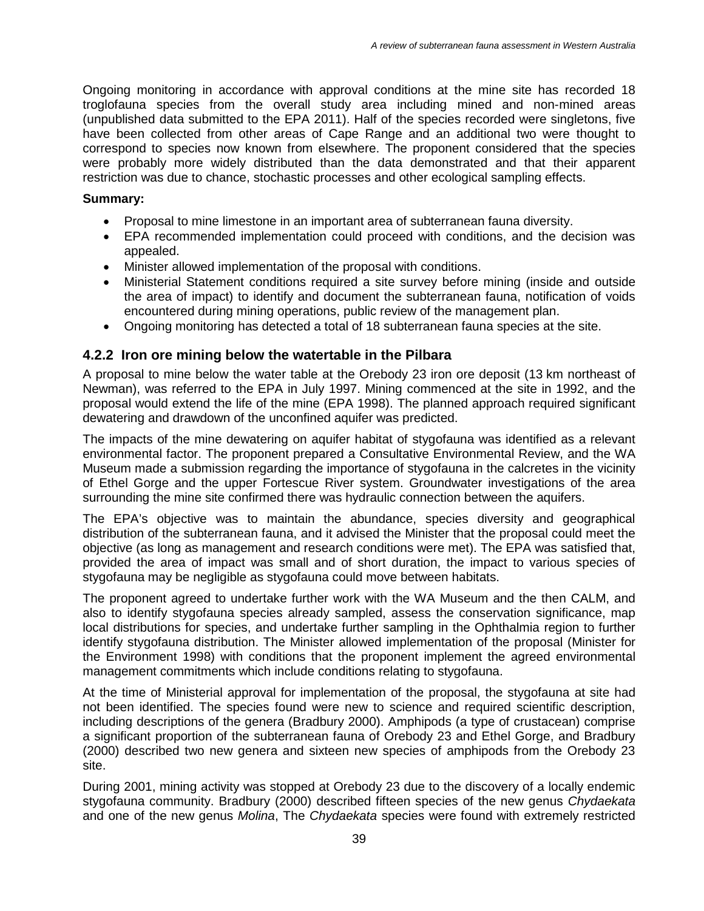Ongoing monitoring in accordance with approval conditions at the mine site has recorded 18 troglofauna species from the overall study area including mined and non-mined areas (unpublished data submitted to the EPA 2011). Half of the species recorded were singletons, five have been collected from other areas of Cape Range and an additional two were thought to correspond to species now known from elsewhere. The proponent considered that the species were probably more widely distributed than the data demonstrated and that their apparent restriction was due to chance, stochastic processes and other ecological sampling effects.

**Summary:**

- Proposal to mine limestone in an important area of subterranean fauna diversity.
- EPA recommended implementation could proceed with conditions, and the decision was appealed.
- Minister allowed implementation of the proposal with conditions.
- Ministerial Statement conditions required a site survey before mining (inside and outside the area of impact) to identify and document the subterranean fauna, notification of voids encountered during mining operations, public review of the management plan.
- Ongoing monitoring has detected a total of 18 subterranean fauna species at the site.

### 4.2.2 Iron ore mining below the watertable in the Pilbara

A proposal to mine below the water table at the Orebody 23 iron ore deposit (13 km northeast of Newman), was referred to the EPA in July 1997. Mining commenced at the site in 1992, and the proposal would extend the life of the mine (EPA 1998). The planned approach required significant dewatering and drawdown of the unconfined aquifer was predicted.

The impacts of the mine dewatering on aquifer habitat of stygofauna was identified as a relevant environmental factor. The proponent prepared a Consultative Environmental Review, and the WA Museum made a submission regarding the importance of stygofauna in the calcretes in the vicinity of Ethel Gorge and the upper Fortescue River system. Groundwater investigations of the area surrounding the mine site confirmed there was hydraulic connection between the aquifers.

The EPA's objective was to maintain the abundance, species diversity and geographical distribution of the subterranean fauna, and it advised the Minister that the proposal could meet the objective (as long as management and research conditions were met). The EPA was satisfied that, provided the area of impact was small and of short duration, the impact to various species of stygofauna may be negligible as stygofauna could move between habitats.

The proponent agreed to undertake further work with the WA Museum and the then CALM, and also to identify stygofauna species already sampled, assess the conservation significance, map local distributions for species, and undertake further sampling in the Ophthalmia region to further identify stygofauna distribution. The Minister allowed implementation of the proposal (Minister for the Environment 1998) with conditions that the proponent implement the agreed environmental management commitments which include conditions relating to stygofauna.

At the time of Ministerial approval for implementation of the proposal, the stygofauna at site had not been identified. The species found were new to science and required scientific description, including descriptions of the genera (Bradbury 2000). Amphipods (a type of crustacean) comprise a significant proportion of the subterranean fauna of Orebody 23 and Ethel Gorge, and Bradbury (2000) described two new genera and sixteen new species of amphipods from the Orebody 23 site.

During 2001, mining activity was stopped at Orebody 23 due to the discovery of a locally endemic stygofauna community. Bradbury (2000) described fifteen species of the new genus *Chydaekata* and one of the new genus *Molina*, The *Chydaekata* species were found with extremely restricted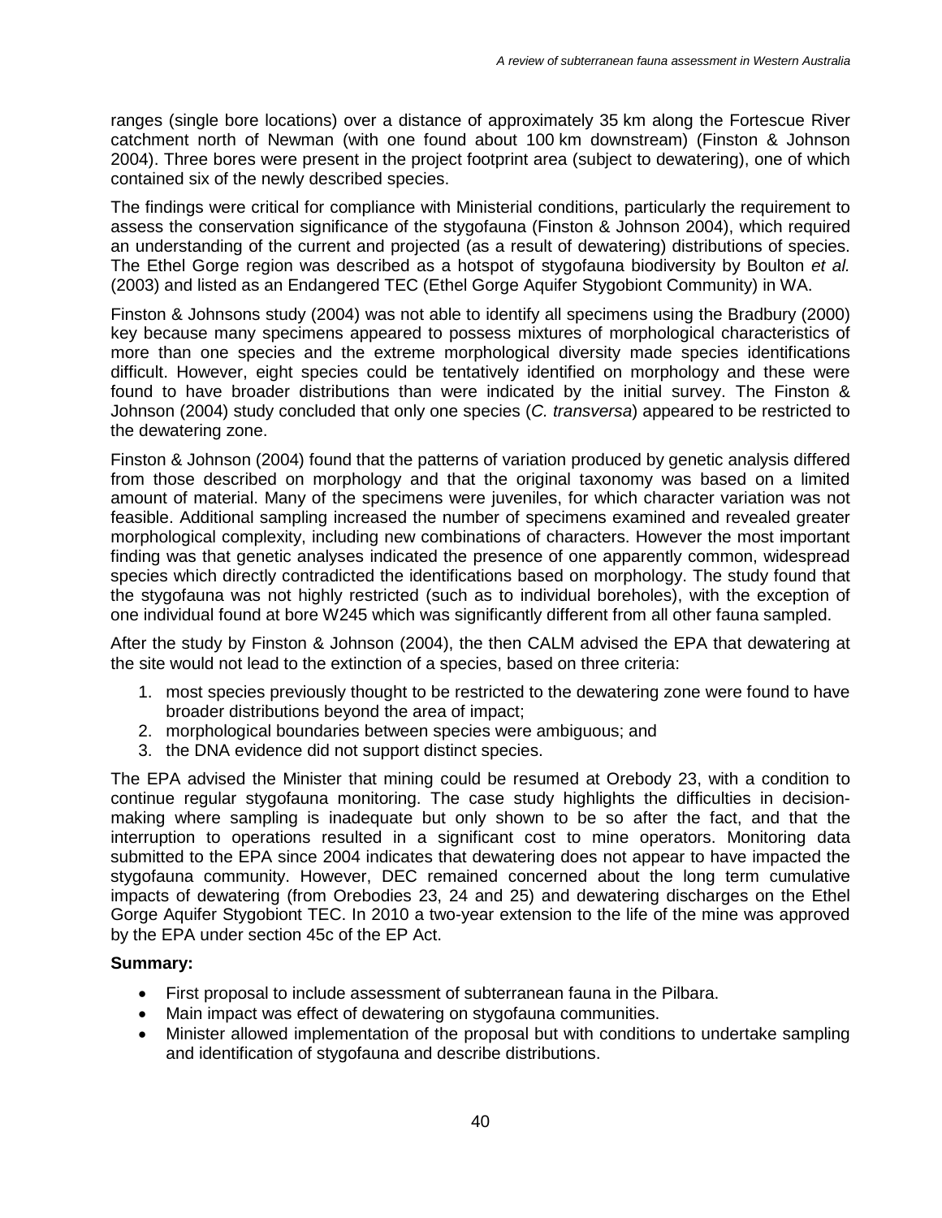ranges (single bore locations) over a distance of approximately 35 km along the Fortescue River catchment north of Newman (with one found about 100 km downstream) (Finston & Johnson 2004). Three bores were present in the project footprint area (subject to dewatering), one of which contained six of the newly described species.

The findings were critical for compliance with Ministerial conditions, particularly the requirement to assess the conservation significance of the stygofauna (Finston & Johnson 2004), which required an understanding of the current and projected (as a result of dewatering) distributions of species. The Ethel Gorge region was described as a hotspot of stygofauna biodiversity by Boulton *et al.* (2003) and listed as an Endangered TEC (Ethel Gorge Aquifer Stygobiont Community) in WA.

Finston & Johnsons study (2004) was not able to identify all specimens using the Bradbury (2000) key because many specimens appeared to possess mixtures of morphological characteristics of more than one species and the extreme morphological diversity made species identifications difficult. However, eight species could be tentatively identified on morphology and these were found to have broader distributions than were indicated by the initial survey. The Finston & Johnson (2004) study concluded that only one species (*C. transversa*) appeared to be restricted to the dewatering zone.

Finston & Johnson (2004) found that the patterns of variation produced by genetic analysis differed from those described on morphology and that the original taxonomy was based on a limited amount of material. Many of the specimens were juveniles, for which character variation was not feasible. Additional sampling increased the number of specimens examined and revealed greater morphological complexity, including new combinations of characters. However the most important finding was that genetic analyses indicated the presence of one apparently common, widespread species which directly contradicted the identifications based on morphology. The study found that the stygofauna was not highly restricted (such as to individual boreholes), with the exception of one individual found at bore W245 which was significantly different from all other fauna sampled.

After the study by Finston & Johnson (2004), the then CALM advised the EPA that dewatering at the site would not lead to the extinction of a species, based on three criteria:

1. most species previously thought to be restricted to the dewatering zone were found to have broader distributions beyond the area of impact;
2. morphological boundaries between species were ambiguous; and
3. the DNA evidence did not support distinct species.

The EPA advised the Minister that mining could be resumed at Orebody 23, with a condition to continue regular stygofauna monitoring. The case study highlights the difficulties in decision-making where sampling is inadequate but only shown to be so after the fact, and that the interruption to operations resulted in a significant cost to mine operators. Monitoring data submitted to the EPA since 2004 indicates that dewatering does not appear to have impacted the stygofauna community. However, DEC remained concerned about the long term cumulative impacts of dewatering (from Orebodies 23, 24 and 25) and dewatering discharges on the Ethel Gorge Aquifer Stygobiont TEC. In 2010 a two-year extension to the life of the mine was approved by the EPA under section 45c of the EP Act.

**Summary:**

- First proposal to include assessment of subterranean fauna in the Pilbara.
- Main impact was effect of dewatering on stygofauna communities.
- Minister allowed implementation of the proposal but with conditions to undertake sampling and identification of stygofauna and describe distributions.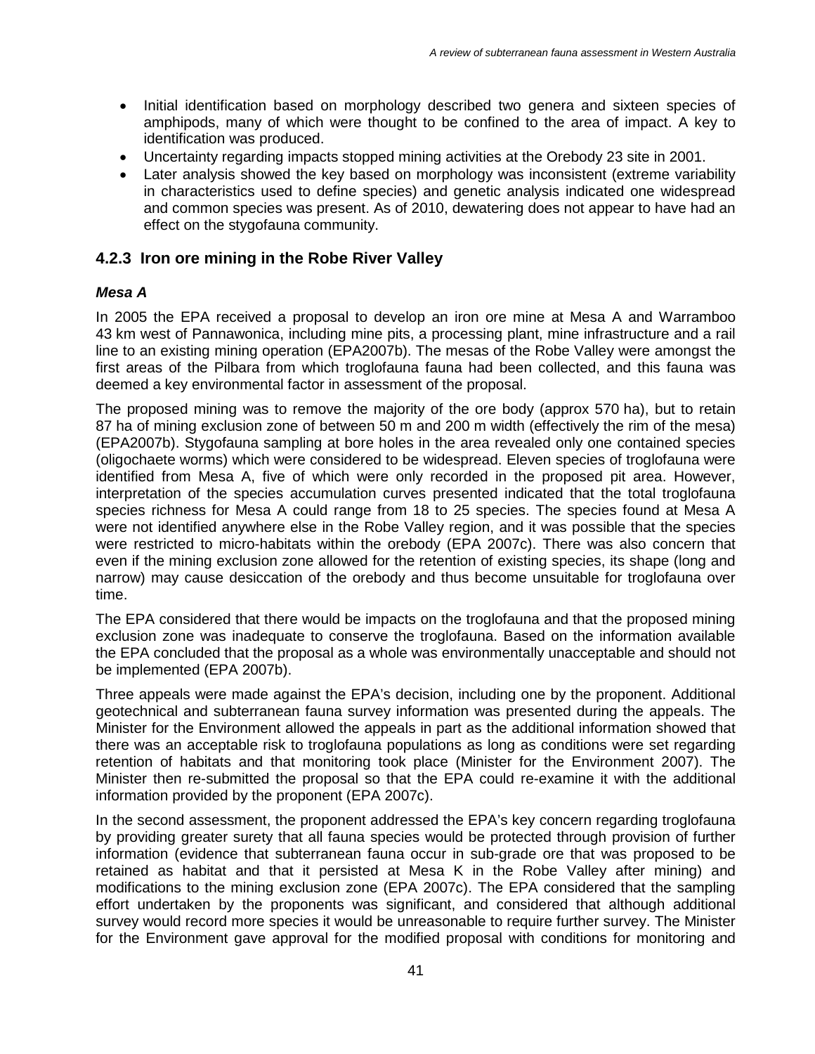- Initial identification based on morphology described two genera and sixteen species of amphipods, many of which were thought to be confined to the area of impact. A key to identification was produced.
- Uncertainty regarding impacts stopped mining activities at the Orebody 23 site in 2001.
- Later analysis showed the key based on morphology was inconsistent (extreme variability in characteristics used to define species) and genetic analysis indicated one widespread and common species was present. As of 2010, dewatering does not appear to have had an effect on the stygofauna community.

### 4.2.3 Iron ore mining in the Robe River Valley

***Mesa A***

In 2005 the EPA received a proposal to develop an iron ore mine at Mesa A and Warramboo 43 km west of Pannawonica, including mine pits, a processing plant, mine infrastructure and a rail line to an existing mining operation (EPA2007b). The mesas of the Robe Valley were amongst the first areas of the Pilbara from which troglofauna fauna had been collected, and this fauna was deemed a key environmental factor in assessment of the proposal.

The proposed mining was to remove the majority of the ore body (approx 570 ha), but to retain 87 ha of mining exclusion zone of between 50 m and 200 m width (effectively the rim of the mesa) (EPA2007b). Stygofauna sampling at bore holes in the area revealed only one contained species (oligochaete worms) which were considered to be widespread. Eleven species of troglofauna were identified from Mesa A, five of which were only recorded in the proposed pit area. However, interpretation of the species accumulation curves presented indicated that the total troglofauna species richness for Mesa A could range from 18 to 25 species. The species found at Mesa A were not identified anywhere else in the Robe Valley region, and it was possible that the species were restricted to micro-habitats within the orebody (EPA 2007c). There was also concern that even if the mining exclusion zone allowed for the retention of existing species, its shape (long and narrow) may cause desiccation of the orebody and thus become unsuitable for troglofauna over time.

The EPA considered that there would be impacts on the troglofauna and that the proposed mining exclusion zone was inadequate to conserve the troglofauna. Based on the information available the EPA concluded that the proposal as a whole was environmentally unacceptable and should not be implemented (EPA 2007b).

Three appeals were made against the EPA's decision, including one by the proponent. Additional geotechnical and subterranean fauna survey information was presented during the appeals. The Minister for the Environment allowed the appeals in part as the additional information showed that there was an acceptable risk to troglofauna populations as long as conditions were set regarding retention of habitats and that monitoring took place (Minister for the Environment 2007). The Minister then re-submitted the proposal so that the EPA could re-examine it with the additional information provided by the proponent (EPA 2007c).

In the second assessment, the proponent addressed the EPA's key concern regarding troglofauna by providing greater surety that all fauna species would be protected through provision of further information (evidence that subterranean fauna occur in sub-grade ore that was proposed to be retained as habitat and that it persisted at Mesa K in the Robe Valley after mining) and modifications to the mining exclusion zone (EPA 2007c). The EPA considered that the sampling effort undertaken by the proponents was significant, and considered that although additional survey would record more species it would be unreasonable to require further survey. The Minister for the Environment gave approval for the modified proposal with conditions for monitoring and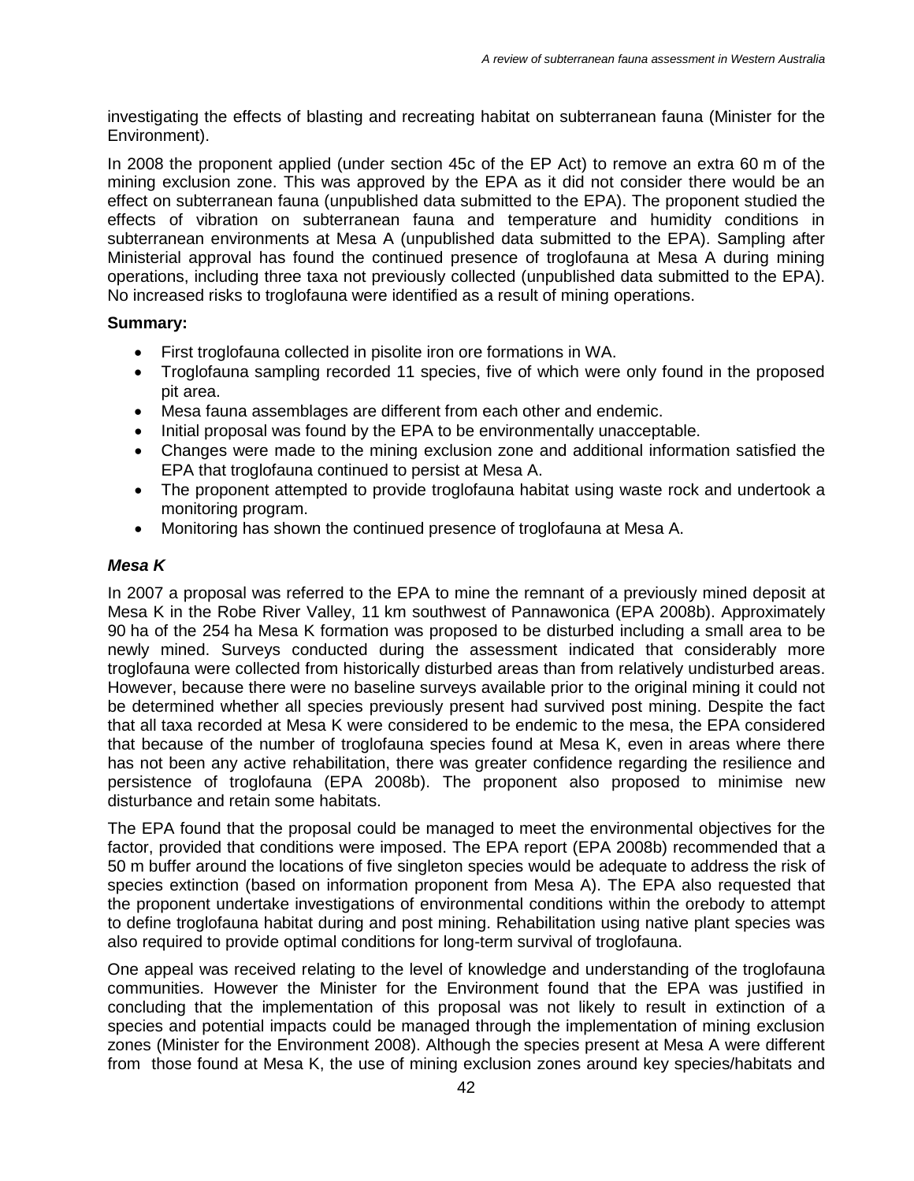investigating the effects of blasting and recreating habitat on subterranean fauna (Minister for the Environment).

In 2008 the proponent applied (under section 45c of the EP Act) to remove an extra 60 m of the mining exclusion zone. This was approved by the EPA as it did not consider there would be an effect on subterranean fauna (unpublished data submitted to the EPA). The proponent studied the effects of vibration on subterranean fauna and temperature and humidity conditions in subterranean environments at Mesa A (unpublished data submitted to the EPA). Sampling after Ministerial approval has found the continued presence of troglofauna at Mesa A during mining operations, including three taxa not previously collected (unpublished data submitted to the EPA). No increased risks to troglofauna were identified as a result of mining operations.

**Summary:**

- First troglofauna collected in pisolite iron ore formations in WA.
- Troglofauna sampling recorded 11 species, five of which were only found in the proposed pit area.
- Mesa fauna assemblages are different from each other and endemic.
- Initial proposal was found by the EPA to be environmentally unacceptable.
- Changes were made to the mining exclusion zone and additional information satisfied the EPA that troglofauna continued to persist at Mesa A.
- The proponent attempted to provide troglofauna habitat using waste rock and undertook a monitoring program.
- Monitoring has shown the continued presence of troglofauna at Mesa A.

### *Mesa K*

In 2007 a proposal was referred to the EPA to mine the remnant of a previously mined deposit at Mesa K in the Robe River Valley, 11 km southwest of Pannawonica (EPA 2008b). Approximately 90 ha of the 254 ha Mesa K formation was proposed to be disturbed including a small area to be newly mined. Surveys conducted during the assessment indicated that considerably more troglofauna were collected from historically disturbed areas than from relatively undisturbed areas. However, because there were no baseline surveys available prior to the original mining it could not be determined whether all species previously present had survived post mining. Despite the fact that all taxa recorded at Mesa K were considered to be endemic to the mesa, the EPA considered that because of the number of troglofauna species found at Mesa K, even in areas where there has not been any active rehabilitation, there was greater confidence regarding the resilience and persistence of troglofauna (EPA 2008b). The proponent also proposed to minimise new disturbance and retain some habitats.

The EPA found that the proposal could be managed to meet the environmental objectives for the factor, provided that conditions were imposed. The EPA report (EPA 2008b) recommended that a 50 m buffer around the locations of five singleton species would be adequate to address the risk of species extinction (based on information proponent from Mesa A). The EPA also requested that the proponent undertake investigations of environmental conditions within the orebody to attempt to define troglofauna habitat during and post mining. Rehabilitation using native plant species was also required to provide optimal conditions for long-term survival of troglofauna.

One appeal was received relating to the level of knowledge and understanding of the troglofauna communities. However the Minister for the Environment found that the EPA was justified in concluding that the implementation of this proposal was not likely to result in extinction of a species and potential impacts could be managed through the implementation of mining exclusion zones (Minister for the Environment 2008). Although the species present at Mesa A were different from those found at Mesa K, the use of mining exclusion zones around key species/habitats and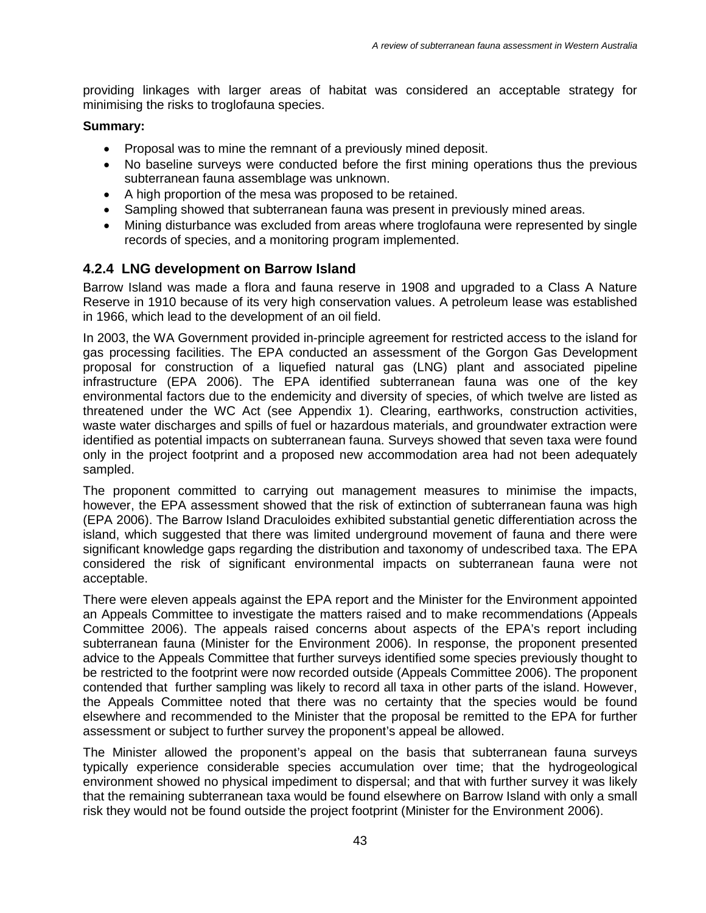providing linkages with larger areas of habitat was considered an acceptable strategy for minimising the risks to troglofauna species.

**Summary:**

- Proposal was to mine the remnant of a previously mined deposit.
- No baseline surveys were conducted before the first mining operations thus the previous subterranean fauna assemblage was unknown.
- A high proportion of the mesa was proposed to be retained.
- Sampling showed that subterranean fauna was present in previously mined areas.
- Mining disturbance was excluded from areas where troglofauna were represented by single records of species, and a monitoring program implemented.

### 4.2.4 LNG development on Barrow Island

Barrow Island was made a flora and fauna reserve in 1908 and upgraded to a Class A Nature Reserve in 1910 because of its very high conservation values. A petroleum lease was established in 1966, which lead to the development of an oil field.

In 2003, the WA Government provided in-principle agreement for restricted access to the island for gas processing facilities. The EPA conducted an assessment of the Gorgon Gas Development proposal for construction of a liquefied natural gas (LNG) plant and associated pipeline infrastructure (EPA 2006). The EPA identified subterranean fauna was one of the key environmental factors due to the endemicity and diversity of species, of which twelve are listed as threatened under the WC Act (see Appendix 1). Clearing, earthworks, construction activities, waste water discharges and spills of fuel or hazardous materials, and groundwater extraction were identified as potential impacts on subterranean fauna. Surveys showed that seven taxa were found only in the project footprint and a proposed new accommodation area had not been adequately sampled.

The proponent committed to carrying out management measures to minimise the impacts, however, the EPA assessment showed that the risk of extinction of subterranean fauna was high (EPA 2006). The Barrow Island Draculoides exhibited substantial genetic differentiation across the island, which suggested that there was limited underground movement of fauna and there were significant knowledge gaps regarding the distribution and taxonomy of undescribed taxa. The EPA considered the risk of significant environmental impacts on subterranean fauna were not acceptable.

There were eleven appeals against the EPA report and the Minister for the Environment appointed an Appeals Committee to investigate the matters raised and to make recommendations (Appeals Committee 2006). The appeals raised concerns about aspects of the EPA's report including subterranean fauna (Minister for the Environment 2006). In response, the proponent presented advice to the Appeals Committee that further surveys identified some species previously thought to be restricted to the footprint were now recorded outside (Appeals Committee 2006). The proponent contended that further sampling was likely to record all taxa in other parts of the island. However, the Appeals Committee noted that there was no certainty that the species would be found elsewhere and recommended to the Minister that the proposal be remitted to the EPA for further assessment or subject to further survey the proponent's appeal be allowed.

The Minister allowed the proponent's appeal on the basis that subterranean fauna surveys typically experience considerable species accumulation over time; that the hydrogeological environment showed no physical impediment to dispersal; and that with further survey it was likely that the remaining subterranean taxa would be found elsewhere on Barrow Island with only a small risk they would not be found outside the project footprint (Minister for the Environment 2006).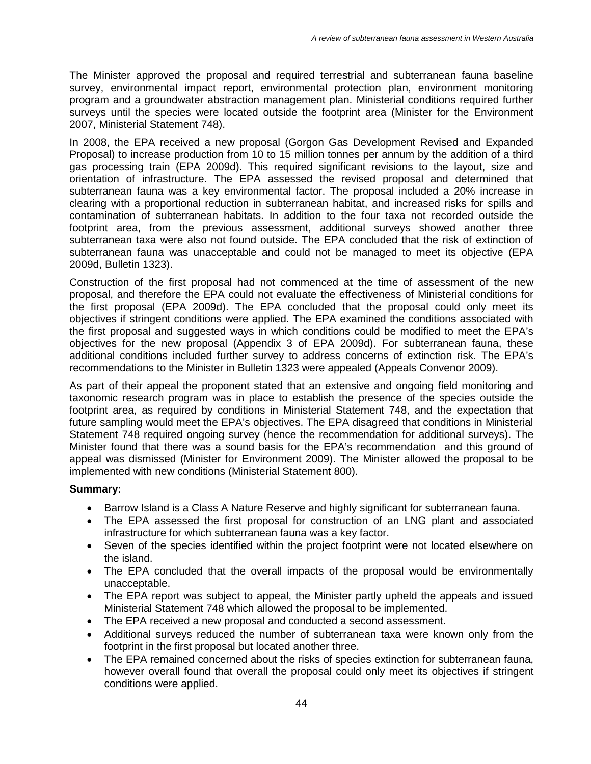The Minister approved the proposal and required terrestrial and subterranean fauna baseline survey, environmental impact report, environmental protection plan, environment monitoring program and a groundwater abstraction management plan. Ministerial conditions required further surveys until the species were located outside the footprint area (Minister for the Environment 2007, Ministerial Statement 748).

In 2008, the EPA received a new proposal (Gorgon Gas Development Revised and Expanded Proposal) to increase production from 10 to 15 million tonnes per annum by the addition of a third gas processing train (EPA 2009d). This required significant revisions to the layout, size and orientation of infrastructure. The EPA assessed the revised proposal and determined that subterranean fauna was a key environmental factor. The proposal included a 20% increase in clearing with a proportional reduction in subterranean habitat, and increased risks for spills and contamination of subterranean habitats. In addition to the four taxa not recorded outside the footprint area, from the previous assessment, additional surveys showed another three subterranean taxa were also not found outside. The EPA concluded that the risk of extinction of subterranean fauna was unacceptable and could not be managed to meet its objective (EPA 2009d, Bulletin 1323).

Construction of the first proposal had not commenced at the time of assessment of the new proposal, and therefore the EPA could not evaluate the effectiveness of Ministerial conditions for the first proposal (EPA 2009d). The EPA concluded that the proposal could only meet its objectives if stringent conditions were applied. The EPA examined the conditions associated with the first proposal and suggested ways in which conditions could be modified to meet the EPA's objectives for the new proposal (Appendix 3 of EPA 2009d). For subterranean fauna, these additional conditions included further survey to address concerns of extinction risk. The EPA's recommendations to the Minister in Bulletin 1323 were appealed (Appeals Convenor 2009).

As part of their appeal the proponent stated that an extensive and ongoing field monitoring and taxonomic research program was in place to establish the presence of the species outside the footprint area, as required by conditions in Ministerial Statement 748, and the expectation that future sampling would meet the EPA's objectives. The EPA disagreed that conditions in Ministerial Statement 748 required ongoing survey (hence the recommendation for additional surveys). The Minister found that there was a sound basis for the EPA's recommendation and this ground of appeal was dismissed (Minister for Environment 2009). The Minister allowed the proposal to be implemented with new conditions (Ministerial Statement 800).

**Summary:**

- Barrow Island is a Class A Nature Reserve and highly significant for subterranean fauna.
- The EPA assessed the first proposal for construction of an LNG plant and associated infrastructure for which subterranean fauna was a key factor.
- Seven of the species identified within the project footprint were not located elsewhere on the island.
- The EPA concluded that the overall impacts of the proposal would be environmentally unacceptable.
- The EPA report was subject to appeal, the Minister partly upheld the appeals and issued Ministerial Statement 748 which allowed the proposal to be implemented.
- The EPA received a new proposal and conducted a second assessment.
- Additional surveys reduced the number of subterranean taxa were known only from the footprint in the first proposal but located another three.
- The EPA remained concerned about the risks of species extinction for subterranean fauna, however overall found that overall the proposal could only meet its objectives if stringent conditions were applied.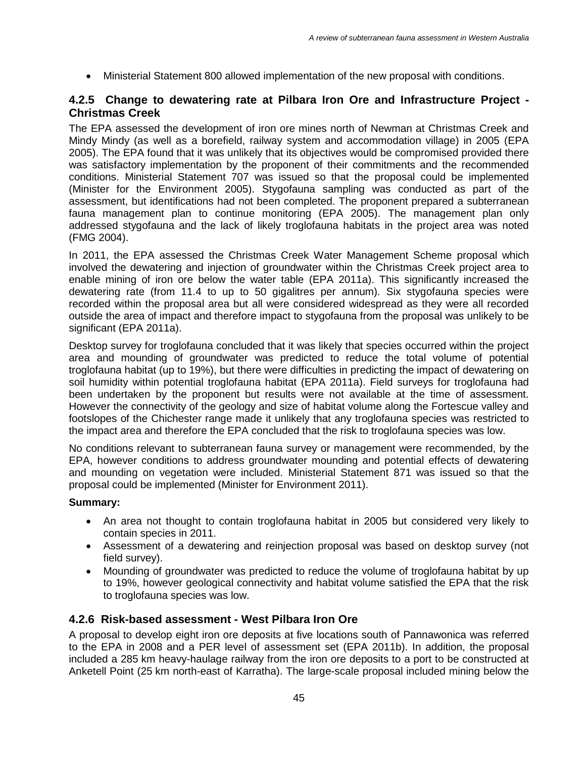- Ministerial Statement 800 allowed implementation of the new proposal with conditions.

### 4.2.5 Change to dewatering rate at Pilbara Iron Ore and Infrastructure Project - Christmas Creek

The EPA assessed the development of iron ore mines north of Newman at Christmas Creek and Mindy Mindy (as well as a borefield, railway system and accommodation village) in 2005 (EPA 2005). The EPA found that it was unlikely that its objectives would be compromised provided there was satisfactory implementation by the proponent of their commitments and the recommended conditions. Ministerial Statement 707 was issued so that the proposal could be implemented (Minister for the Environment 2005). Stygofauna sampling was conducted as part of the assessment, but identifications had not been completed. The proponent prepared a subterranean fauna management plan to continue monitoring (EPA 2005). The management plan only addressed stygofauna and the lack of likely troglofauna habitats in the project area was noted (FMG 2004).

In 2011, the EPA assessed the Christmas Creek Water Management Scheme proposal which involved the dewatering and injection of groundwater within the Christmas Creek project area to enable mining of iron ore below the water table (EPA 2011a). This significantly increased the dewatering rate (from 11.4 to up to 50 gigalitres per annum). Six stygofauna species were recorded within the proposal area but all were considered widespread as they were all recorded outside the area of impact and therefore impact to stygofauna from the proposal was unlikely to be significant (EPA 2011a).

Desktop survey for troglofauna concluded that it was likely that species occurred within the project area and mounding of groundwater was predicted to reduce the total volume of potential troglofauna habitat (up to 19%), but there were difficulties in predicting the impact of dewatering on soil humidity within potential troglofauna habitat (EPA 2011a). Field surveys for troglofauna had been undertaken by the proponent but results were not available at the time of assessment. However the connectivity of the geology and size of habitat volume along the Fortescue valley and footslopes of the Chichester range made it unlikely that any troglofauna species was restricted to the impact area and therefore the EPA concluded that the risk to troglofauna species was low.

No conditions relevant to subterranean fauna survey or management were recommended, by the EPA, however conditions to address groundwater mounding and potential effects of dewatering and mounding on vegetation were included. Ministerial Statement 871 was issued so that the proposal could be implemented (Minister for Environment 2011).

**Summary:**

- An area not thought to contain troglofauna habitat in 2005 but considered very likely to contain species in 2011.
- Assessment of a dewatering and reinjection proposal was based on desktop survey (not field survey).
- Mounding of groundwater was predicted to reduce the volume of troglofauna habitat by up to 19%, however geological connectivity and habitat volume satisfied the EPA that the risk to troglofauna species was low.

### 4.2.6 Risk-based assessment - West Pilbara Iron Ore

A proposal to develop eight iron ore deposits at five locations south of Pannawonica was referred to the EPA in 2008 and a PER level of assessment set (EPA 2011b). In addition, the proposal included a 285 km heavy-haulage railway from the iron ore deposits to a port to be constructed at Anketell Point (25 km north-east of Karratha). The large-scale proposal included mining below the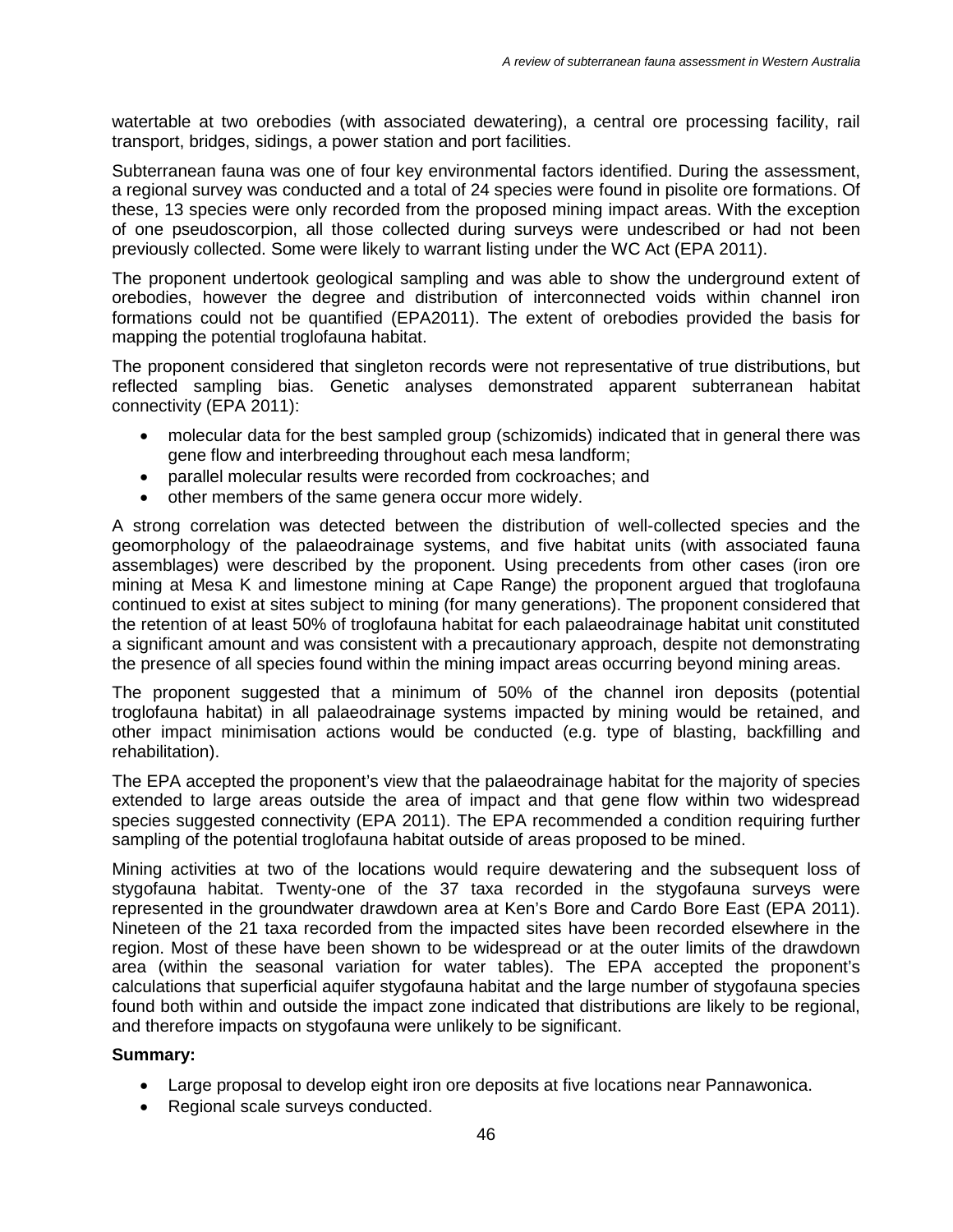watertable at two orebodies (with associated dewatering), a central ore processing facility, rail transport, bridges, sidings, a power station and port facilities.

Subterranean fauna was one of four key environmental factors identified. During the assessment, a regional survey was conducted and a total of 24 species were found in pisolite ore formations. Of these, 13 species were only recorded from the proposed mining impact areas. With the exception of one pseudoscorpion, all those collected during surveys were undescribed or had not been previously collected. Some were likely to warrant listing under the WC Act (EPA 2011).

The proponent undertook geological sampling and was able to show the underground extent of orebodies, however the degree and distribution of interconnected voids within channel iron formations could not be quantified (EPA2011). The extent of orebodies provided the basis for mapping the potential troglofauna habitat.

The proponent considered that singleton records were not representative of true distributions, but reflected sampling bias. Genetic analyses demonstrated apparent subterranean habitat connectivity (EPA 2011):

- molecular data for the best sampled group (schizomids) indicated that in general there was gene flow and interbreeding throughout each mesa landform;
- parallel molecular results were recorded from cockroaches; and
- other members of the same genera occur more widely.

A strong correlation was detected between the distribution of well-collected species and the geomorphology of the palaeodrainage systems, and five habitat units (with associated fauna assemblages) were described by the proponent. Using precedents from other cases (iron ore mining at Mesa K and limestone mining at Cape Range) the proponent argued that troglofauna continued to exist at sites subject to mining (for many generations). The proponent considered that the retention of at least 50% of troglofauna habitat for each palaeodrainage habitat unit constituted a significant amount and was consistent with a precautionary approach, despite not demonstrating the presence of all species found within the mining impact areas occurring beyond mining areas.

The proponent suggested that a minimum of 50% of the channel iron deposits (potential troglofauna habitat) in all palaeodrainage systems impacted by mining would be retained, and other impact minimisation actions would be conducted (e.g. type of blasting, backfilling and rehabilitation).

The EPA accepted the proponent's view that the palaeodrainage habitat for the majority of species extended to large areas outside the area of impact and that gene flow within two widespread species suggested connectivity (EPA 2011). The EPA recommended a condition requiring further sampling of the potential troglofauna habitat outside of areas proposed to be mined.

Mining activities at two of the locations would require dewatering and the subsequent loss of stygofauna habitat. Twenty-one of the 37 taxa recorded in the stygofauna surveys were represented in the groundwater drawdown area at Ken's Bore and Cardo Bore East (EPA 2011). Nineteen of the 21 taxa recorded from the impacted sites have been recorded elsewhere in the region. Most of these have been shown to be widespread or at the outer limits of the drawdown area (within the seasonal variation for water tables). The EPA accepted the proponent's calculations that superficial aquifer stygofauna habitat and the large number of stygofauna species found both within and outside the impact zone indicated that distributions are likely to be regional, and therefore impacts on stygofauna were unlikely to be significant.

**Summary:**

- Large proposal to develop eight iron ore deposits at five locations near Pannawonica.
- Regional scale surveys conducted.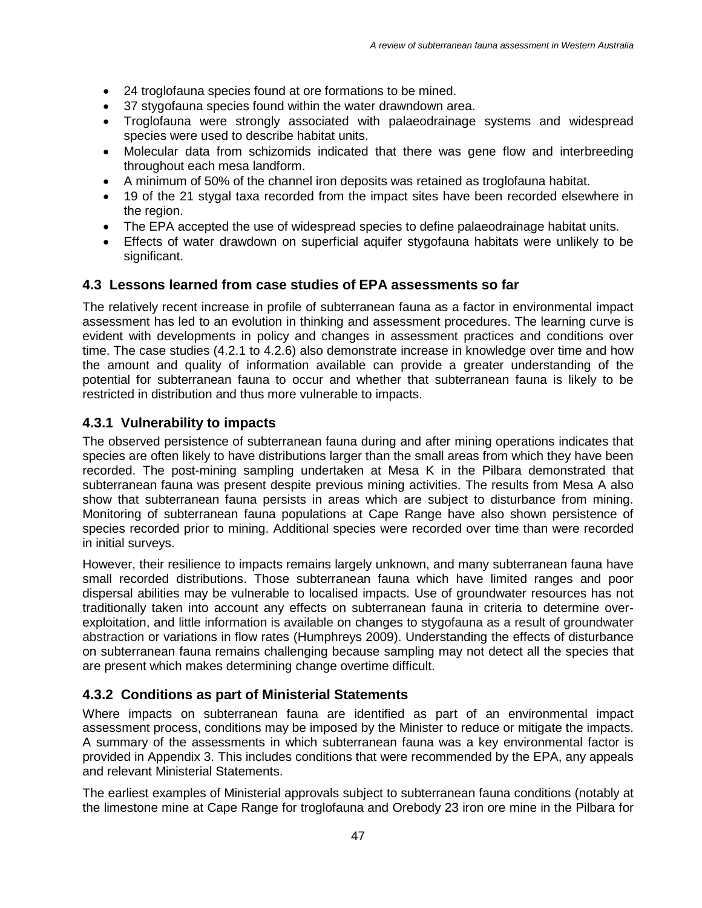- 24 troglofauna species found at ore formations to be mined.
- 37 stygofauna species found within the water drawndown area.
- Troglofauna were strongly associated with palaeodrainage systems and widespread species were used to describe habitat units.
- Molecular data from schizomids indicated that there was gene flow and interbreeding throughout each mesa landform.
- A minimum of 50% of the channel iron deposits was retained as troglofauna habitat.
- 19 of the 21 stygal taxa recorded from the impact sites have been recorded elsewhere in the region.
- The EPA accepted the use of widespread species to define palaeodrainage habitat units.
- Effects of water drawdown on superficial aquifer stygofauna habitats were unlikely to be significant.

## 4.3 Lessons learned from case studies of EPA assessments so far

The relatively recent increase in profile of subterranean fauna as a factor in environmental impact assessment has led to an evolution in thinking and assessment procedures. The learning curve is evident with developments in policy and changes in assessment practices and conditions over time. The case studies (4.2.1 to 4.2.6) also demonstrate increase in knowledge over time and how the amount and quality of information available can provide a greater understanding of the potential for subterranean fauna to occur and whether that subterranean fauna is likely to be restricted in distribution and thus more vulnerable to impacts.

### 4.3.1 Vulnerability to impacts

The observed persistence of subterranean fauna during and after mining operations indicates that species are often likely to have distributions larger than the small areas from which they have been recorded. The post-mining sampling undertaken at Mesa K in the Pilbara demonstrated that subterranean fauna was present despite previous mining activities. The results from Mesa A also show that subterranean fauna persists in areas which are subject to disturbance from mining. Monitoring of subterranean fauna populations at Cape Range have also shown persistence of species recorded prior to mining. Additional species were recorded over time than were recorded in initial surveys.

However, their resilience to impacts remains largely unknown, and many subterranean fauna have small recorded distributions. Those subterranean fauna which have limited ranges and poor dispersal abilities may be vulnerable to localised impacts. Use of groundwater resources has not traditionally taken into account any effects on subterranean fauna in criteria to determine over-exploitation, and little information is available on changes to stygofauna as a result of groundwater abstraction or variations in flow rates (Humphreys 2009). Understanding the effects of disturbance on subterranean fauna remains challenging because sampling may not detect all the species that are present which makes determining change overtime difficult.

### 4.3.2 Conditions as part of Ministerial Statements

Where impacts on subterranean fauna are identified as part of an environmental impact assessment process, conditions may be imposed by the Minister to reduce or mitigate the impacts. A summary of the assessments in which subterranean fauna was a key environmental factor is provided in Appendix 3. This includes conditions that were recommended by the EPA, any appeals and relevant Ministerial Statements.

The earliest examples of Ministerial approvals subject to subterranean fauna conditions (notably at the limestone mine at Cape Range for troglofauna and Orebody 23 iron ore mine in the Pilbara for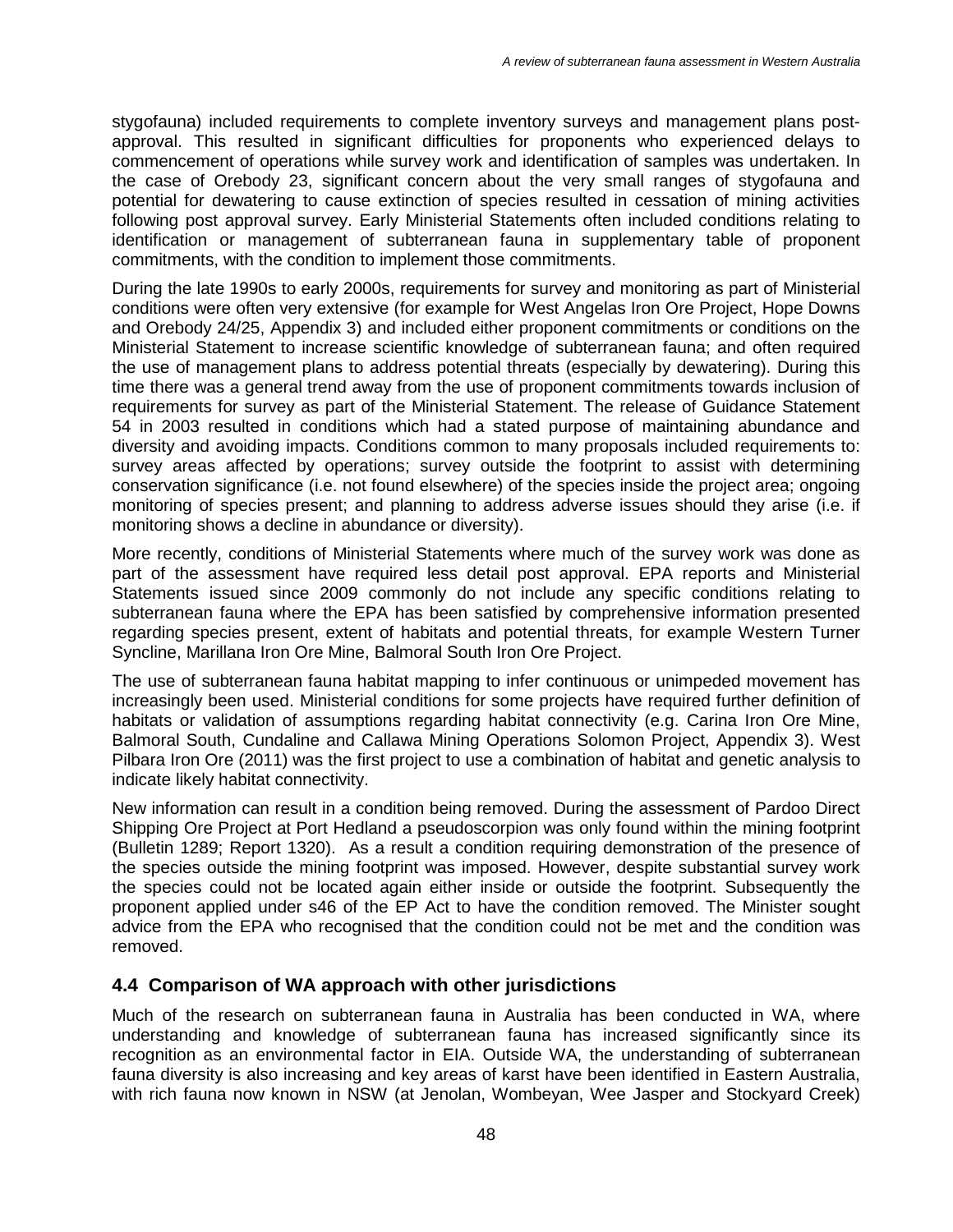stygofauna) included requirements to complete inventory surveys and management plans post-approval. This resulted in significant difficulties for proponents who experienced delays to commencement of operations while survey work and identification of samples was undertaken. In the case of Orebody 23, significant concern about the very small ranges of stygofauna and potential for dewatering to cause extinction of species resulted in cessation of mining activities following post approval survey. Early Ministerial Statements often included conditions relating to identification or management of subterranean fauna in supplementary table of proponent commitments, with the condition to implement those commitments.

During the late 1990s to early 2000s, requirements for survey and monitoring as part of Ministerial conditions were often very extensive (for example for West Angelas Iron Ore Project, Hope Downs and Orebody 24/25, Appendix 3) and included either proponent commitments or conditions on the Ministerial Statement to increase scientific knowledge of subterranean fauna; and often required the use of management plans to address potential threats (especially by dewatering). During this time there was a general trend away from the use of proponent commitments towards inclusion of requirements for survey as part of the Ministerial Statement. The release of Guidance Statement 54 in 2003 resulted in conditions which had a stated purpose of maintaining abundance and diversity and avoiding impacts. Conditions common to many proposals included requirements to: survey areas affected by operations; survey outside the footprint to assist with determining conservation significance (i.e. not found elsewhere) of the species inside the project area; ongoing monitoring of species present; and planning to address adverse issues should they arise (i.e. if monitoring shows a decline in abundance or diversity).

More recently, conditions of Ministerial Statements where much of the survey work was done as part of the assessment have required less detail post approval. EPA reports and Ministerial Statements issued since 2009 commonly do not include any specific conditions relating to subterranean fauna where the EPA has been satisfied by comprehensive information presented regarding species present, extent of habitats and potential threats, for example Western Turner Syncline, Marillana Iron Ore Mine, Balmoral South Iron Ore Project.

The use of subterranean fauna habitat mapping to infer continuous or unimpeded movement has increasingly been used. Ministerial conditions for some projects have required further definition of habitats or validation of assumptions regarding habitat connectivity (e.g. Carina Iron Ore Mine, Balmoral South, Cundaline and Callawa Mining Operations Solomon Project, Appendix 3). West Pilbara Iron Ore (2011) was the first project to use a combination of habitat and genetic analysis to indicate likely habitat connectivity.

New information can result in a condition being removed. During the assessment of Pardoo Direct Shipping Ore Project at Port Hedland a pseudoscorpion was only found within the mining footprint (Bulletin 1289; Report 1320). As a result a condition requiring demonstration of the presence of the species outside the mining footprint was imposed. However, despite substantial survey work the species could not be located again either inside or outside the footprint. Subsequently the proponent applied under s46 of the EP Act to have the condition removed. The Minister sought advice from the EPA who recognised that the condition could not be met and the condition was removed.

## 4.4 Comparison of WA approach with other jurisdictions

Much of the research on subterranean fauna in Australia has been conducted in WA, where understanding and knowledge of subterranean fauna has increased significantly since its recognition as an environmental factor in EIA. Outside WA, the understanding of subterranean fauna diversity is also increasing and key areas of karst have been identified in Eastern Australia, with rich fauna now known in NSW (at Jenolan, Wombeyan, Wee Jasper and Stockyard Creek)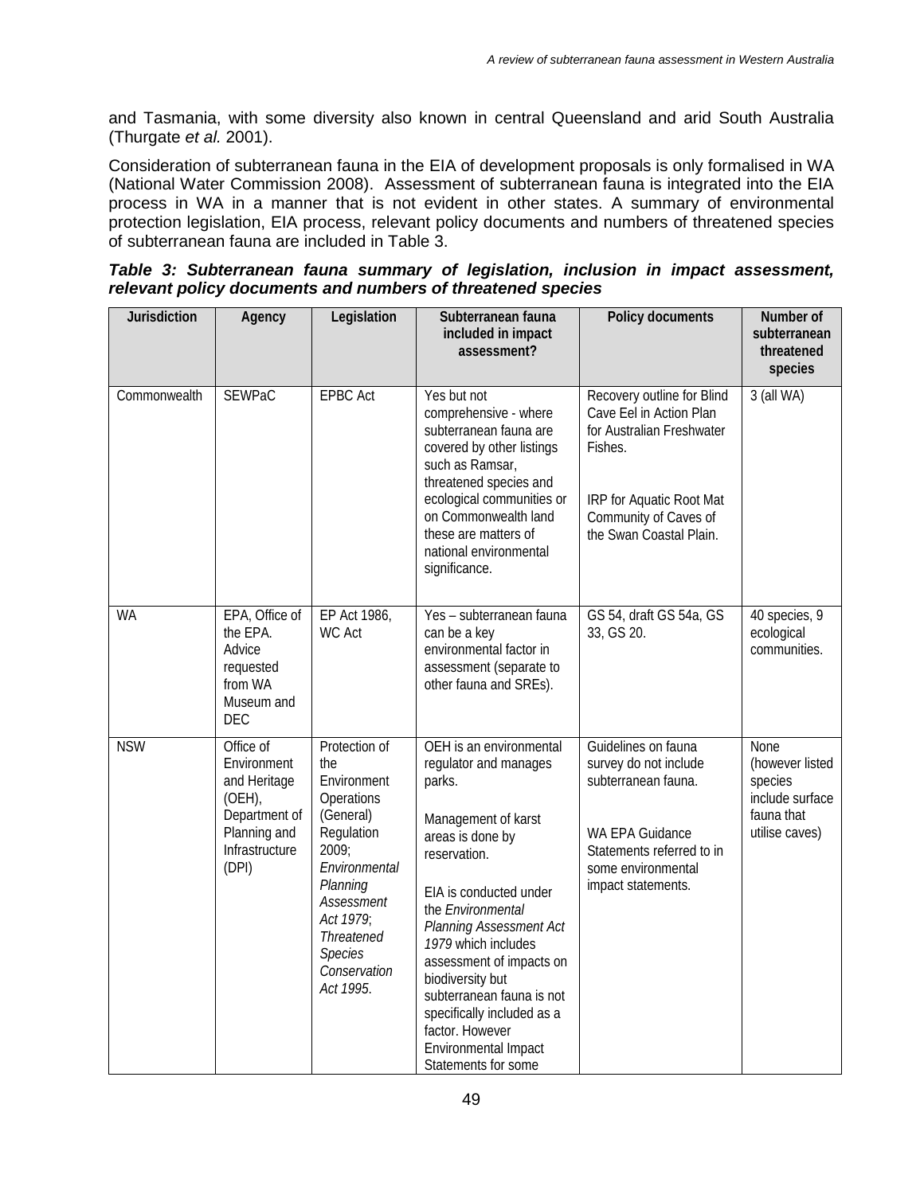and Tasmania, with some diversity also known in central Queensland and arid South Australia (Thurgate *et al.* 2001).

Consideration of subterranean fauna in the EIA of development proposals is only formalised in WA (National Water Commission 2008). Assessment of subterranean fauna is integrated into the EIA process in WA in a manner that is not evident in other states. A summary of environmental protection legislation, EIA process, relevant policy documents and numbers of threatened species of subterranean fauna are included in Table 3.

***Table 3: Subterranean fauna summary of legislation, inclusion in impact assessment, relevant policy documents and numbers of threatened species***

| Jurisdiction | Agency | Legislation | Subterranean fauna included in impact assessment? | Policy documents | Number of subterranean threatened species |
|---|---|---|---|---|---|
| Commonwealth | SEWPaC | EPBC Act | Yes but not comprehensive - where subterranean fauna are covered by other listings such as Ramsar, threatened species and ecological communities or on Commonwealth land these are matters of national environmental significance. | Recovery outline for Blind Cave Eel in Action Plan for Australian Freshwater Fishes. IRP for Aquatic Root Mat Community of Caves of the Swan Coastal Plain. | 3 (all WA) |
| WA | EPA, Office of the EPA. Advice requested from WA Museum and DEC | EP Act 1986, WC Act | Yes – subterranean fauna can be a key environmental factor in assessment (separate to other fauna and SREs). | GS 54, draft GS 54a, GS 33, GS 20. | 40 species, 9 ecological communities. |
| NSW | Office of Environment and Heritage (OEH), Department of Planning and Infrastructure (DPI) | Protection of the Environment Operations (General) Regulation 2009; *Environmental Planning Assessment Act 1979*; *Threatened Species Conservation Act 1995*. | OEH is an environmental regulator and manages parks. Management of karst areas is done by reservation. EIA is conducted under the *Environmental Planning Assessment Act 1979* which includes assessment of impacts on biodiversity but subterranean fauna is not specifically included as a factor. However Environmental Impact Statements for some | Guidelines on fauna survey do not include subterranean fauna. WA EPA Guidance Statements referred to in some environmental impact statements. | None (however listed species include surface fauna that utilise caves) |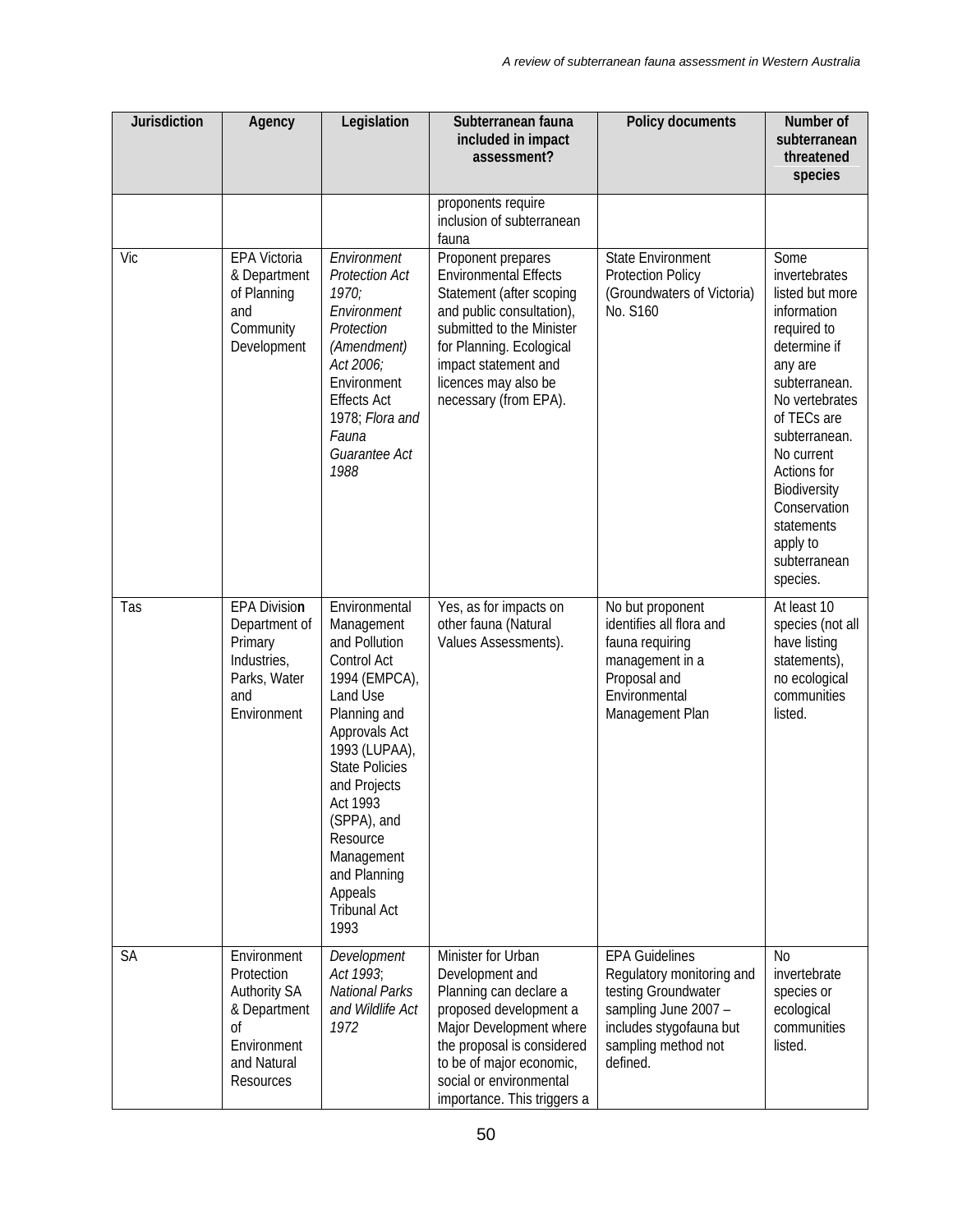| Jurisdiction | Agency | Legislation | Subterranean fauna included in impact assessment? | Policy documents | Number of subterranean threatened species |
|---|---|---|---|---|---|
| | | | proponents require inclusion of subterranean fauna | | |
| Vic | EPA Victoria & Department of Planning and Community Development | *Environment Protection Act 1970; Environment Protection (Amendment) Act 2006;* Environment Effects Act 1978; *Flora and Fauna Guarantee Act 1988* | Proponent prepares Environmental Effects Statement (after scoping and public consultation), submitted to the Minister for Planning. Ecological impact statement and licences may also be necessary (from EPA). | State Environment Protection Policy (Groundwaters of Victoria) No. S160 | Some invertebrates listed but more information required to determine if any are subterranean. No vertebrates of TECs are subterranean. No current Actions for Biodiversity Conservation statements apply to subterranean species. |
| Tas | EPA Division Department of Primary Industries, Parks, Water and Environment | Environmental Management and Pollution Control Act 1994 (EMPCA), Land Use Planning and Approvals Act 1993 (LUPAA), State Policies and Projects Act 1993 (SPPA), and Resource Management and Planning Appeals Tribunal Act 1993 | Yes, as for impacts on other fauna (Natural Values Assessments). | No but proponent identifies all flora and fauna requiring management in a Proposal and Environmental Management Plan | At least 10 species (not all have listing statements), no ecological communities listed. |
| SA | Environment Protection Authority SA & Department of Environment and Natural Resources | *Development Act 1993*; *National Parks and Wildlife Act 1972* | Minister for Urban Development and Planning can declare a proposed development a Major Development where the proposal is considered to be of major economic, social or environmental importance. This triggers a | EPA Guidelines Regulatory monitoring and testing Groundwater sampling June 2007 – includes stygofauna but sampling method not defined. | No invertebrate species or ecological communities listed. |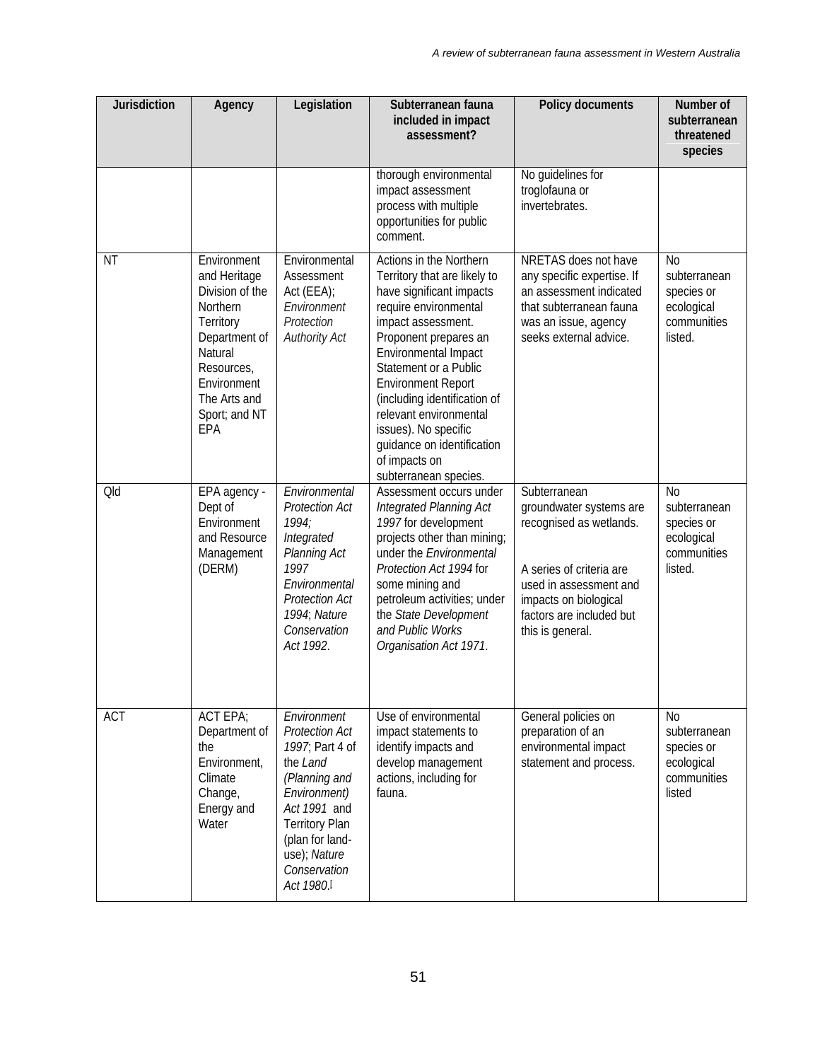| Jurisdiction | Agency | Legislation | Subterranean fauna included in impact assessment? | Policy documents | Number of subterranean threatened species |
|---|---|---|---|---|---|
| | | | thorough environmental impact assessment process with multiple opportunities for public comment. | No guidelines for troglofauna or invertebrates. | |
| NT | Environment and Heritage Division of the Northern Territory Department of Natural Resources, Environment The Arts and Sport; and NT EPA | Environmental Assessment Act (EEA); *Environment Protection Authority Act* | Actions in the Northern Territory that are likely to have significant impacts require environmental impact assessment. Proponent prepares an Environmental Impact Statement or a Public Environment Report (including identification of relevant environmental issues). No specific guidance on identification of impacts on subterranean species. | NRETAS does not have any specific expertise. If an assessment indicated that subterranean fauna was an issue, agency seeks external advice. | No subterranean species or ecological communities listed. |
| Qld | EPA agency - Dept of Environment and Resource Management (DERM) | *Environmental Protection Act 1994; Integrated Planning Act 1997 Environmental Protection Act 1994*; *Nature Conservation Act 1992*. | Assessment occurs under *Integrated Planning Act 1997* for development projects other than mining; under the *Environmental Protection Act 1994* for some mining and petroleum activities; under the *State Development and Public Works Organisation Act 1971*. | Subterranean groundwater systems are recognised as wetlands.<br><br>A series of criteria are used in assessment and impacts on biological factors are included but this is general. | No subterranean species or ecological communities listed. |
| ACT | ACT EPA; Department of the Environment, Climate Change, Energy and Water | *Environment Protection Act 1997*; Part 4 of the *Land (Planning and Environment) Act 1991* and Territory Plan (plan for land-use); *Nature Conservation Act 1980*. | Use of environmental impact statements to identify impacts and develop management actions, including for fauna. | General policies on preparation of an environmental impact statement and process. | No subterranean species or ecological communities listed |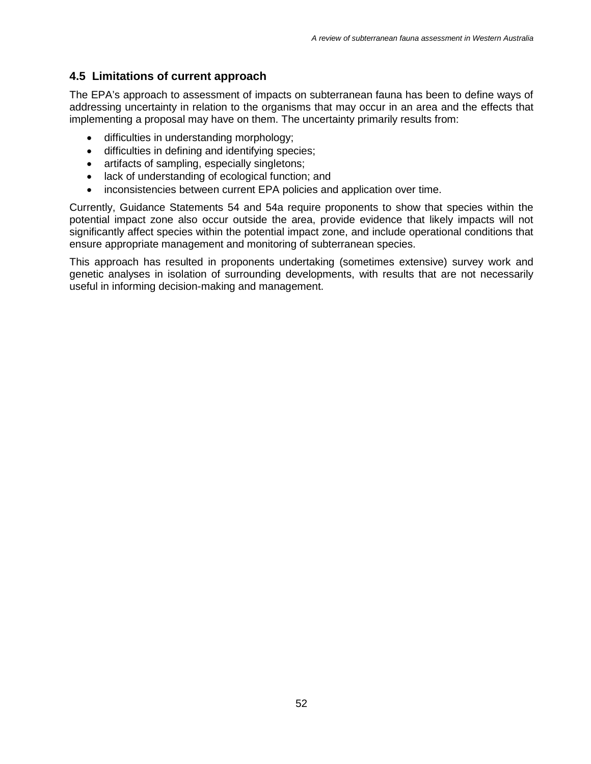## 4.5 Limitations of current approach

The EPA's approach to assessment of impacts on subterranean fauna has been to define ways of addressing uncertainty in relation to the organisms that may occur in an area and the effects that implementing a proposal may have on them. The uncertainty primarily results from:

- difficulties in understanding morphology;
- difficulties in defining and identifying species;
- artifacts of sampling, especially singletons;
- lack of understanding of ecological function; and
- inconsistencies between current EPA policies and application over time.

Currently, Guidance Statements 54 and 54a require proponents to show that species within the potential impact zone also occur outside the area, provide evidence that likely impacts will not significantly affect species within the potential impact zone, and include operational conditions that ensure appropriate management and monitoring of subterranean species.

This approach has resulted in proponents undertaking (sometimes extensive) survey work and genetic analyses in isolation of surrounding developments, with results that are not necessarily useful in informing decision-making and management.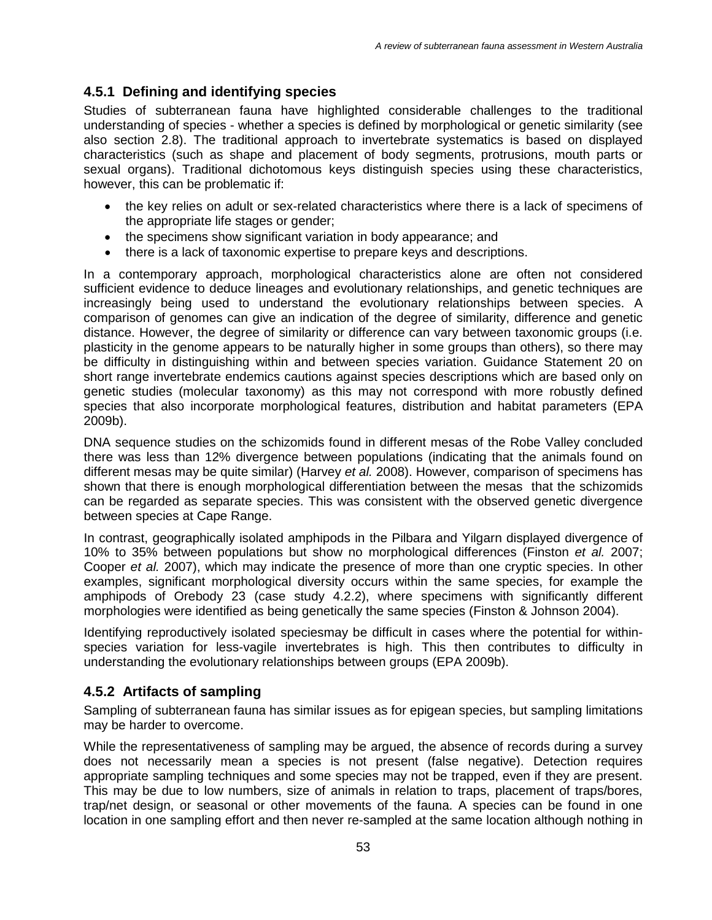### 4.5.1 Defining and identifying species

Studies of subterranean fauna have highlighted considerable challenges to the traditional understanding of species - whether a species is defined by morphological or genetic similarity (see also section 2.8). The traditional approach to invertebrate systematics is based on displayed characteristics (such as shape and placement of body segments, protrusions, mouth parts or sexual organs). Traditional dichotomous keys distinguish species using these characteristics, however, this can be problematic if:

- the key relies on adult or sex-related characteristics where there is a lack of specimens of the appropriate life stages or gender;
- the specimens show significant variation in body appearance; and
- there is a lack of taxonomic expertise to prepare keys and descriptions.

In a contemporary approach, morphological characteristics alone are often not considered sufficient evidence to deduce lineages and evolutionary relationships, and genetic techniques are increasingly being used to understand the evolutionary relationships between species. A comparison of genomes can give an indication of the degree of similarity, difference and genetic distance. However, the degree of similarity or difference can vary between taxonomic groups (i.e. plasticity in the genome appears to be naturally higher in some groups than others), so there may be difficulty in distinguishing within and between species variation. Guidance Statement 20 on short range invertebrate endemics cautions against species descriptions which are based only on genetic studies (molecular taxonomy) as this may not correspond with more robustly defined species that also incorporate morphological features, distribution and habitat parameters (EPA 2009b).

DNA sequence studies on the schizomids found in different mesas of the Robe Valley concluded there was less than 12% divergence between populations (indicating that the animals found on different mesas may be quite similar) (Harvey *et al.* 2008). However, comparison of specimens has shown that there is enough morphological differentiation between the mesas that the schizomids can be regarded as separate species. This was consistent with the observed genetic divergence between species at Cape Range.

In contrast, geographically isolated amphipods in the Pilbara and Yilgarn displayed divergence of 10% to 35% between populations but show no morphological differences (Finston *et al.* 2007; Cooper *et al.* 2007), which may indicate the presence of more than one cryptic species. In other examples, significant morphological diversity occurs within the same species, for example the amphipods of Orebody 23 (case study 4.2.2), where specimens with significantly different morphologies were identified as being genetically the same species (Finston & Johnson 2004).

Identifying reproductively isolated speciesmay be difficult in cases where the potential for within-species variation for less-vagile invertebrates is high. This then contributes to difficulty in understanding the evolutionary relationships between groups (EPA 2009b).

### 4.5.2 Artifacts of sampling

Sampling of subterranean fauna has similar issues as for epigean species, but sampling limitations may be harder to overcome.

While the representativeness of sampling may be argued, the absence of records during a survey does not necessarily mean a species is not present (false negative). Detection requires appropriate sampling techniques and some species may not be trapped, even if they are present. This may be due to low numbers, size of animals in relation to traps, placement of traps/bores, trap/net design, or seasonal or other movements of the fauna. A species can be found in one location in one sampling effort and then never re-sampled at the same location although nothing in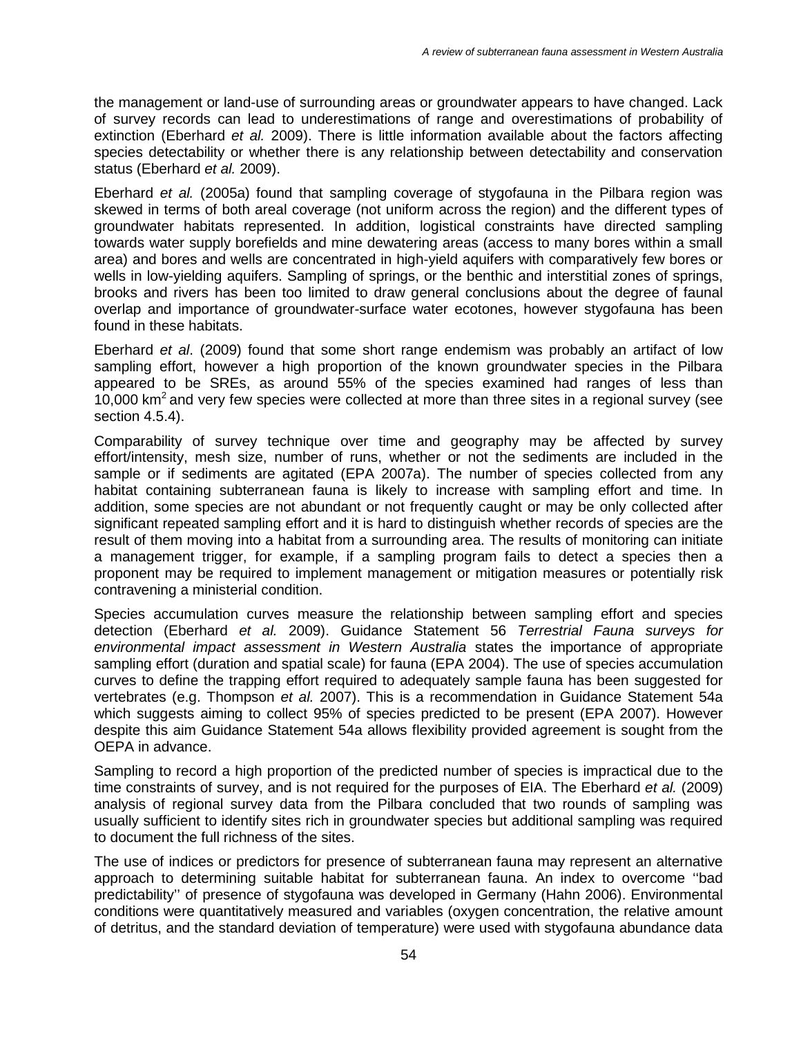the management or land-use of surrounding areas or groundwater appears to have changed. Lack of survey records can lead to underestimations of range and overestimations of probability of extinction (Eberhard *et al.* 2009). There is little information available about the factors affecting species detectability or whether there is any relationship between detectability and conservation status (Eberhard *et al.* 2009).

Eberhard *et al.* (2005a) found that sampling coverage of stygofauna in the Pilbara region was skewed in terms of both areal coverage (not uniform across the region) and the different types of groundwater habitats represented. In addition, logistical constraints have directed sampling towards water supply borefields and mine dewatering areas (access to many bores within a small area) and bores and wells are concentrated in high-yield aquifers with comparatively few bores or wells in low-yielding aquifers. Sampling of springs, or the benthic and interstitial zones of springs, brooks and rivers has been too limited to draw general conclusions about the degree of faunal overlap and importance of groundwater-surface water ecotones, however stygofauna has been found in these habitats.

Eberhard *et al*. (2009) found that some short range endemism was probably an artifact of low sampling effort, however a high proportion of the known groundwater species in the Pilbara appeared to be SREs, as around 55% of the species examined had ranges of less than 10,000 km$^2$ and very few species were collected at more than three sites in a regional survey (see section 4.5.4).

Comparability of survey technique over time and geography may be affected by survey effort/intensity, mesh size, number of runs, whether or not the sediments are included in the sample or if sediments are agitated (EPA 2007a). The number of species collected from any habitat containing subterranean fauna is likely to increase with sampling effort and time. In addition, some species are not abundant or not frequently caught or may be only collected after significant repeated sampling effort and it is hard to distinguish whether records of species are the result of them moving into a habitat from a surrounding area. The results of monitoring can initiate a management trigger, for example, if a sampling program fails to detect a species then a proponent may be required to implement management or mitigation measures or potentially risk contravening a ministerial condition.

Species accumulation curves measure the relationship between sampling effort and species detection (Eberhard *et al.* 2009). Guidance Statement 56 *Terrestrial Fauna surveys for environmental impact assessment in Western Australia* states the importance of appropriate sampling effort (duration and spatial scale) for fauna (EPA 2004). The use of species accumulation curves to define the trapping effort required to adequately sample fauna has been suggested for vertebrates (e.g. Thompson *et al.* 2007). This is a recommendation in Guidance Statement 54a which suggests aiming to collect 95% of species predicted to be present (EPA 2007). However despite this aim Guidance Statement 54a allows flexibility provided agreement is sought from the OEPA in advance.

Sampling to record a high proportion of the predicted number of species is impractical due to the time constraints of survey, and is not required for the purposes of EIA. The Eberhard *et al.* (2009) analysis of regional survey data from the Pilbara concluded that two rounds of sampling was usually sufficient to identify sites rich in groundwater species but additional sampling was required to document the full richness of the sites.

The use of indices or predictors for presence of subterranean fauna may represent an alternative approach to determining suitable habitat for subterranean fauna. An index to overcome ''bad predictability'' of presence of stygofauna was developed in Germany (Hahn 2006). Environmental conditions were quantitatively measured and variables (oxygen concentration, the relative amount of detritus, and the standard deviation of temperature) were used with stygofauna abundance data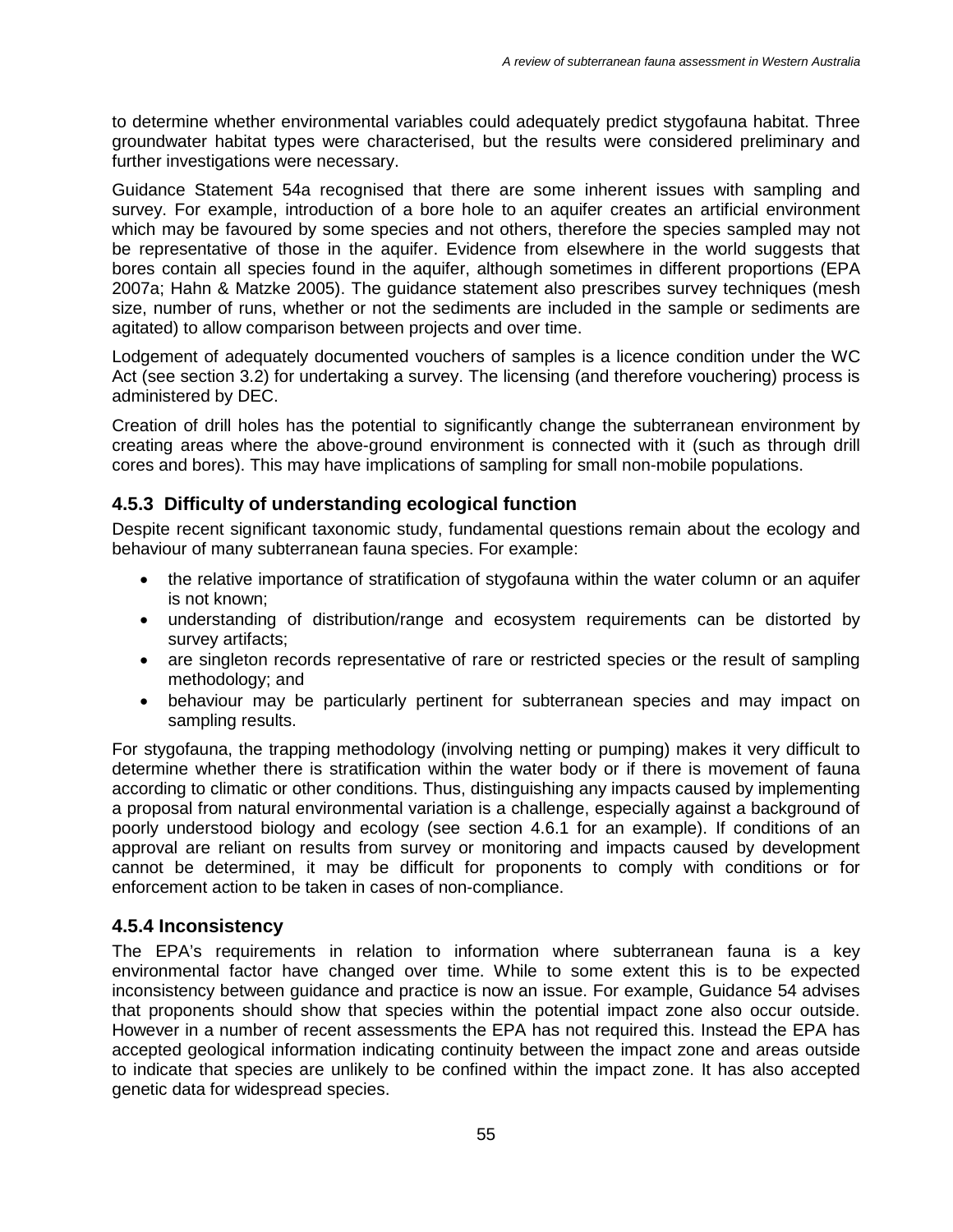to determine whether environmental variables could adequately predict stygofauna habitat. Three groundwater habitat types were characterised, but the results were considered preliminary and further investigations were necessary.

Guidance Statement 54a recognised that there are some inherent issues with sampling and survey. For example, introduction of a bore hole to an aquifer creates an artificial environment which may be favoured by some species and not others, therefore the species sampled may not be representative of those in the aquifer. Evidence from elsewhere in the world suggests that bores contain all species found in the aquifer, although sometimes in different proportions (EPA 2007a; Hahn & Matzke 2005). The guidance statement also prescribes survey techniques (mesh size, number of runs, whether or not the sediments are included in the sample or sediments are agitated) to allow comparison between projects and over time.

Lodgement of adequately documented vouchers of samples is a licence condition under the WC Act (see section 3.2) for undertaking a survey. The licensing (and therefore vouchering) process is administered by DEC.

Creation of drill holes has the potential to significantly change the subterranean environment by creating areas where the above-ground environment is connected with it (such as through drill cores and bores). This may have implications of sampling for small non-mobile populations.

### 4.5.3 Difficulty of understanding ecological function

Despite recent significant taxonomic study, fundamental questions remain about the ecology and behaviour of many subterranean fauna species. For example:

- the relative importance of stratification of stygofauna within the water column or an aquifer is not known;
- understanding of distribution/range and ecosystem requirements can be distorted by survey artifacts;
- are singleton records representative of rare or restricted species or the result of sampling methodology; and
- behaviour may be particularly pertinent for subterranean species and may impact on sampling results.

For stygofauna, the trapping methodology (involving netting or pumping) makes it very difficult to determine whether there is stratification within the water body or if there is movement of fauna according to climatic or other conditions. Thus, distinguishing any impacts caused by implementing a proposal from natural environmental variation is a challenge, especially against a background of poorly understood biology and ecology (see section 4.6.1 for an example). If conditions of an approval are reliant on results from survey or monitoring and impacts caused by development cannot be determined, it may be difficult for proponents to comply with conditions or for enforcement action to be taken in cases of non-compliance.

### 4.5.4 Inconsistency

The EPA's requirements in relation to information where subterranean fauna is a key environmental factor have changed over time. While to some extent this is to be expected inconsistency between guidance and practice is now an issue. For example, Guidance 54 advises that proponents should show that species within the potential impact zone also occur outside. However in a number of recent assessments the EPA has not required this. Instead the EPA has accepted geological information indicating continuity between the impact zone and areas outside to indicate that species are unlikely to be confined within the impact zone. It has also accepted genetic data for widespread species.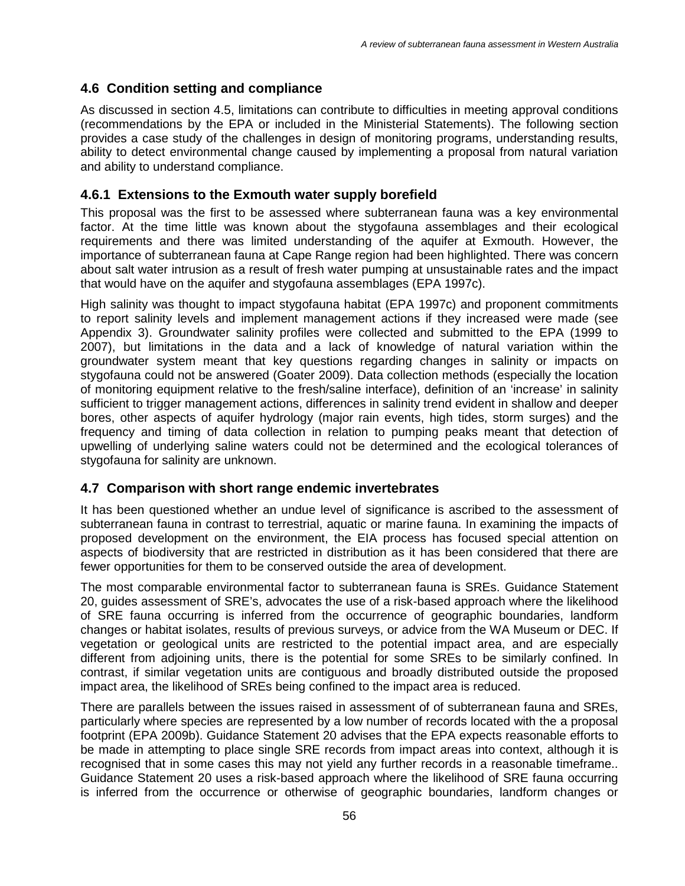## 4.6 Condition setting and compliance

As discussed in section 4.5, limitations can contribute to difficulties in meeting approval conditions (recommendations by the EPA or included in the Ministerial Statements). The following section provides a case study of the challenges in design of monitoring programs, understanding results, ability to detect environmental change caused by implementing a proposal from natural variation and ability to understand compliance.

### 4.6.1 Extensions to the Exmouth water supply borefield

This proposal was the first to be assessed where subterranean fauna was a key environmental factor. At the time little was known about the stygofauna assemblages and their ecological requirements and there was limited understanding of the aquifer at Exmouth. However, the importance of subterranean fauna at Cape Range region had been highlighted. There was concern about salt water intrusion as a result of fresh water pumping at unsustainable rates and the impact that would have on the aquifer and stygofauna assemblages (EPA 1997c).

High salinity was thought to impact stygofauna habitat (EPA 1997c) and proponent commitments to report salinity levels and implement management actions if they increased were made (see Appendix 3). Groundwater salinity profiles were collected and submitted to the EPA (1999 to 2007), but limitations in the data and a lack of knowledge of natural variation within the groundwater system meant that key questions regarding changes in salinity or impacts on stygofauna could not be answered (Goater 2009). Data collection methods (especially the location of monitoring equipment relative to the fresh/saline interface), definition of an 'increase' in salinity sufficient to trigger management actions, differences in salinity trend evident in shallow and deeper bores, other aspects of aquifer hydrology (major rain events, high tides, storm surges) and the frequency and timing of data collection in relation to pumping peaks meant that detection of upwelling of underlying saline waters could not be determined and the ecological tolerances of stygofauna for salinity are unknown.

## 4.7 Comparison with short range endemic invertebrates

It has been questioned whether an undue level of significance is ascribed to the assessment of subterranean fauna in contrast to terrestrial, aquatic or marine fauna. In examining the impacts of proposed development on the environment, the EIA process has focused special attention on aspects of biodiversity that are restricted in distribution as it has been considered that there are fewer opportunities for them to be conserved outside the area of development.

The most comparable environmental factor to subterranean fauna is SREs. Guidance Statement 20, guides assessment of SRE's, advocates the use of a risk-based approach where the likelihood of SRE fauna occurring is inferred from the occurrence of geographic boundaries, landform changes or habitat isolates, results of previous surveys, or advice from the WA Museum or DEC. If vegetation or geological units are restricted to the potential impact area, and are especially different from adjoining units, there is the potential for some SREs to be similarly confined. In contrast, if similar vegetation units are contiguous and broadly distributed outside the proposed impact area, the likelihood of SREs being confined to the impact area is reduced.

There are parallels between the issues raised in assessment of of subterranean fauna and SREs, particularly where species are represented by a low number of records located with the a proposal footprint (EPA 2009b). Guidance Statement 20 advises that the EPA expects reasonable efforts to be made in attempting to place single SRE records from impact areas into context, although it is recognised that in some cases this may not yield any further records in a reasonable timeframe.. Guidance Statement 20 uses a risk-based approach where the likelihood of SRE fauna occurring is inferred from the occurrence or otherwise of geographic boundaries, landform changes or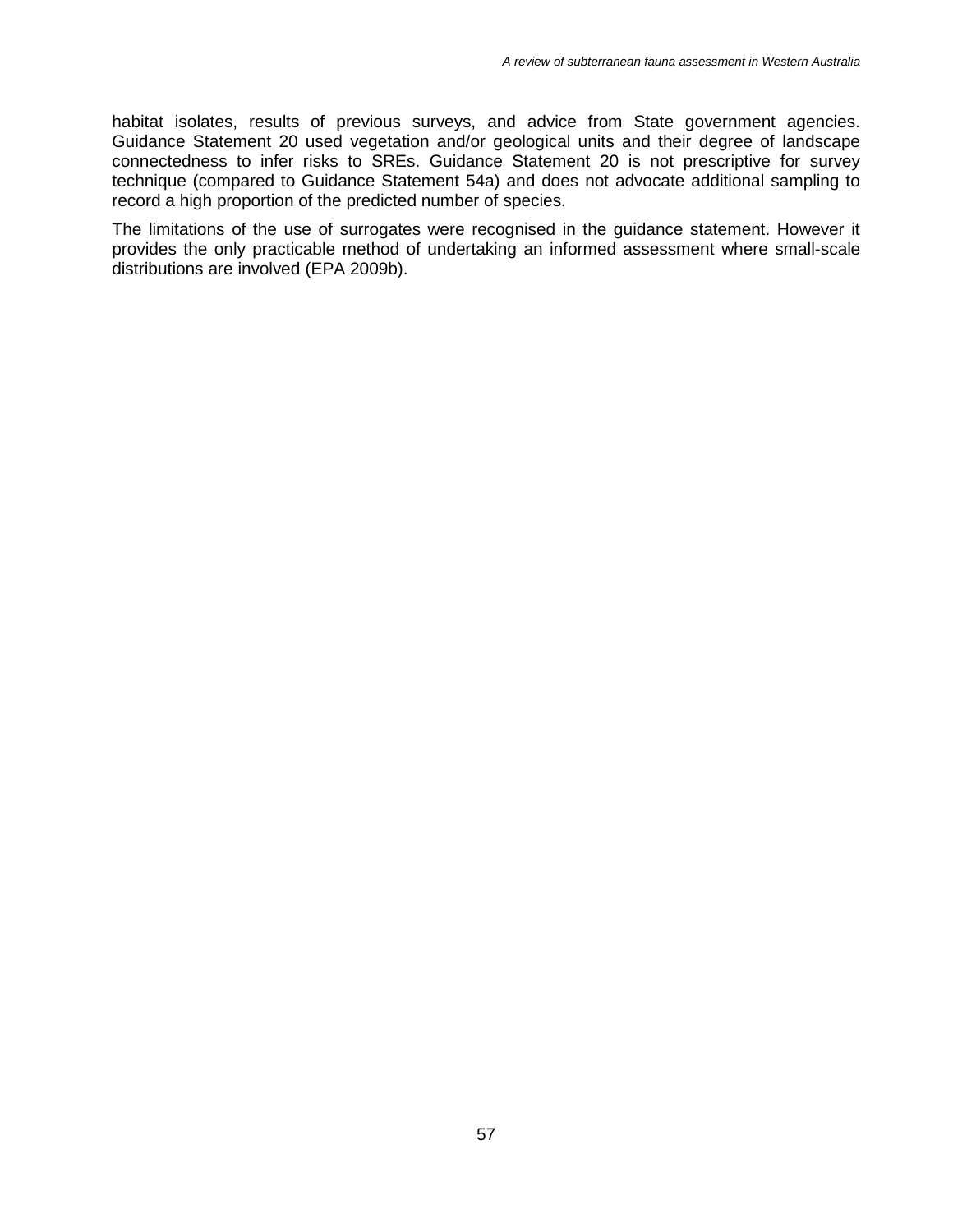habitat isolates, results of previous surveys, and advice from State government agencies. Guidance Statement 20 used vegetation and/or geological units and their degree of landscape connectedness to infer risks to SREs. Guidance Statement 20 is not prescriptive for survey technique (compared to Guidance Statement 54a) and does not advocate additional sampling to record a high proportion of the predicted number of species.

The limitations of the use of surrogates were recognised in the guidance statement. However it provides the only practicable method of undertaking an informed assessment where small-scale distributions are involved (EPA 2009b).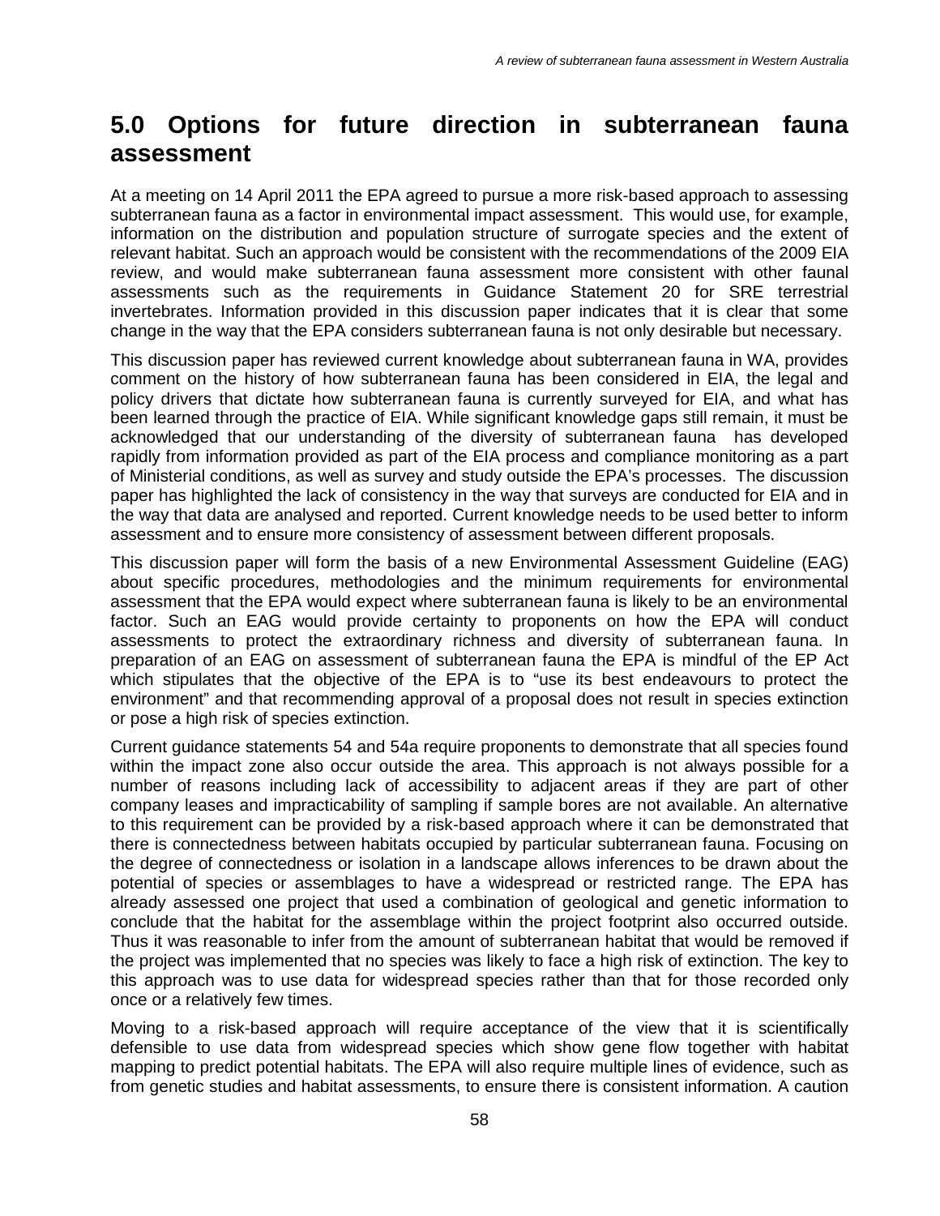# 5.0 Options for future direction in subterranean fauna assessment

At a meeting on 14 April 2011 the EPA agreed to pursue a more risk-based approach to assessing subterranean fauna as a factor in environmental impact assessment. This would use, for example, information on the distribution and population structure of surrogate species and the extent of relevant habitat. Such an approach would be consistent with the recommendations of the 2009 EIA review, and would make subterranean fauna assessment more consistent with other faunal assessments such as the requirements in Guidance Statement 20 for SRE terrestrial invertebrates. Information provided in this discussion paper indicates that it is clear that some change in the way that the EPA considers subterranean fauna is not only desirable but necessary.

This discussion paper has reviewed current knowledge about subterranean fauna in WA, provides comment on the history of how subterranean fauna has been considered in EIA, the legal and policy drivers that dictate how subterranean fauna is currently surveyed for EIA, and what has been learned through the practice of EIA. While significant knowledge gaps still remain, it must be acknowledged that our understanding of the diversity of subterranean fauna has developed rapidly from information provided as part of the EIA process and compliance monitoring as a part of Ministerial conditions, as well as survey and study outside the EPA's processes. The discussion paper has highlighted the lack of consistency in the way that surveys are conducted for EIA and in the way that data are analysed and reported. Current knowledge needs to be used better to inform assessment and to ensure more consistency of assessment between different proposals.

This discussion paper will form the basis of a new Environmental Assessment Guideline (EAG) about specific procedures, methodologies and the minimum requirements for environmental assessment that the EPA would expect where subterranean fauna is likely to be an environmental factor. Such an EAG would provide certainty to proponents on how the EPA will conduct assessments to protect the extraordinary richness and diversity of subterranean fauna. In preparation of an EAG on assessment of subterranean fauna the EPA is mindful of the EP Act which stipulates that the objective of the EPA is to "use its best endeavours to protect the environment" and that recommending approval of a proposal does not result in species extinction or pose a high risk of species extinction.

Current guidance statements 54 and 54a require proponents to demonstrate that all species found within the impact zone also occur outside the area. This approach is not always possible for a number of reasons including lack of accessibility to adjacent areas if they are part of other company leases and impracticability of sampling if sample bores are not available. An alternative to this requirement can be provided by a risk-based approach where it can be demonstrated that there is connectedness between habitats occupied by particular subterranean fauna. Focusing on the degree of connectedness or isolation in a landscape allows inferences to be drawn about the potential of species or assemblages to have a widespread or restricted range. The EPA has already assessed one project that used a combination of geological and genetic information to conclude that the habitat for the assemblage within the project footprint also occurred outside. Thus it was reasonable to infer from the amount of subterranean habitat that would be removed if the project was implemented that no species was likely to face a high risk of extinction. The key to this approach was to use data for widespread species rather than that for those recorded only once or a relatively few times.

Moving to a risk-based approach will require acceptance of the view that it is scientifically defensible to use data from widespread species which show gene flow together with habitat mapping to predict potential habitats. The EPA will also require multiple lines of evidence, such as from genetic studies and habitat assessments, to ensure there is consistent information. A caution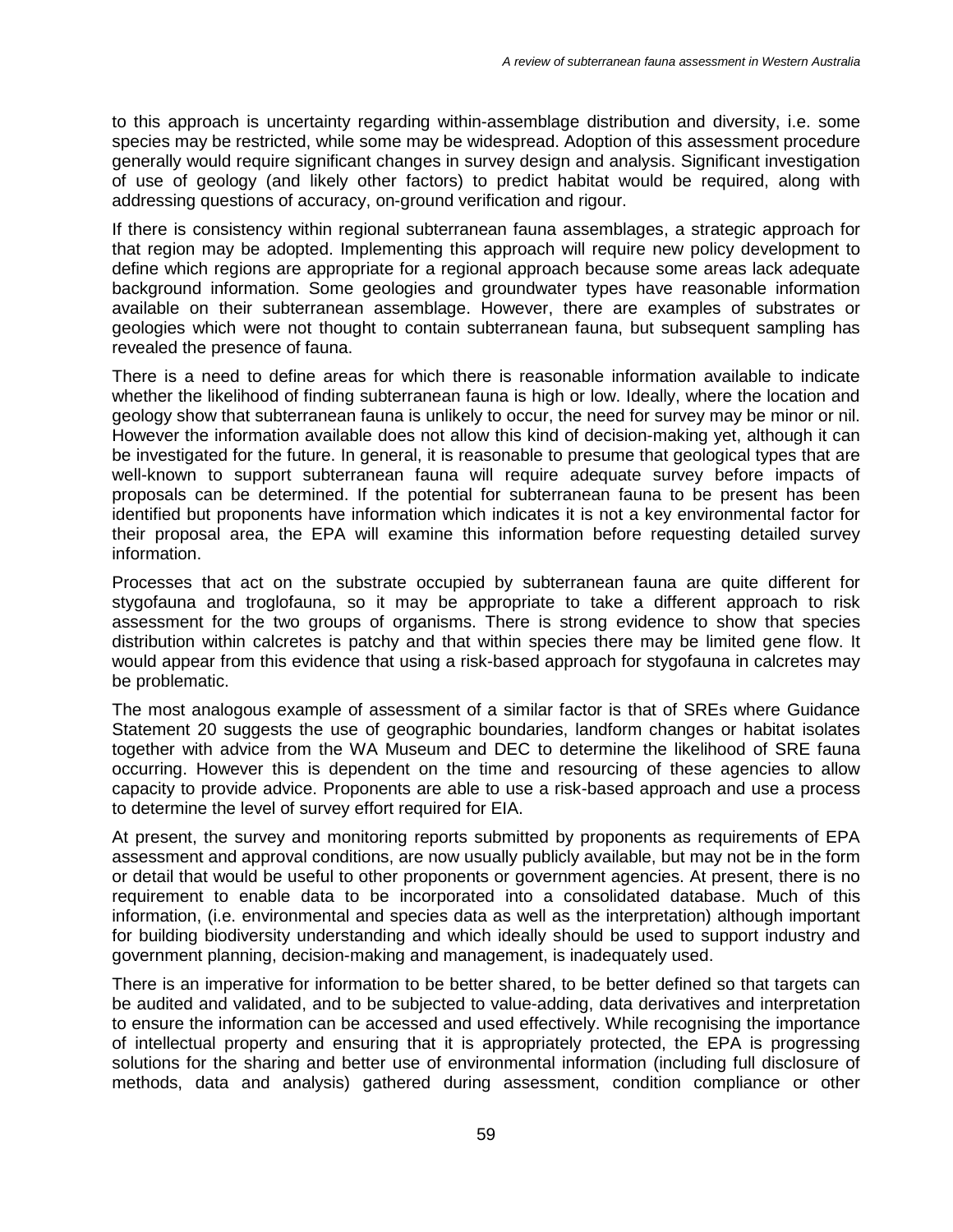to this approach is uncertainty regarding within-assemblage distribution and diversity, i.e. some species may be restricted, while some may be widespread. Adoption of this assessment procedure generally would require significant changes in survey design and analysis. Significant investigation of use of geology (and likely other factors) to predict habitat would be required, along with addressing questions of accuracy, on-ground verification and rigour.

If there is consistency within regional subterranean fauna assemblages, a strategic approach for that region may be adopted. Implementing this approach will require new policy development to define which regions are appropriate for a regional approach because some areas lack adequate background information. Some geologies and groundwater types have reasonable information available on their subterranean assemblage. However, there are examples of substrates or geologies which were not thought to contain subterranean fauna, but subsequent sampling has revealed the presence of fauna.

There is a need to define areas for which there is reasonable information available to indicate whether the likelihood of finding subterranean fauna is high or low. Ideally, where the location and geology show that subterranean fauna is unlikely to occur, the need for survey may be minor or nil. However the information available does not allow this kind of decision-making yet, although it can be investigated for the future. In general, it is reasonable to presume that geological types that are well-known to support subterranean fauna will require adequate survey before impacts of proposals can be determined. If the potential for subterranean fauna to be present has been identified but proponents have information which indicates it is not a key environmental factor for their proposal area, the EPA will examine this information before requesting detailed survey information.

Processes that act on the substrate occupied by subterranean fauna are quite different for stygofauna and troglofauna, so it may be appropriate to take a different approach to risk assessment for the two groups of organisms. There is strong evidence to show that species distribution within calcretes is patchy and that within species there may be limited gene flow. It would appear from this evidence that using a risk-based approach for stygofauna in calcretes may be problematic.

The most analogous example of assessment of a similar factor is that of SREs where Guidance Statement 20 suggests the use of geographic boundaries, landform changes or habitat isolates together with advice from the WA Museum and DEC to determine the likelihood of SRE fauna occurring. However this is dependent on the time and resourcing of these agencies to allow capacity to provide advice. Proponents are able to use a risk-based approach and use a process to determine the level of survey effort required for EIA.

At present, the survey and monitoring reports submitted by proponents as requirements of EPA assessment and approval conditions, are now usually publicly available, but may not be in the form or detail that would be useful to other proponents or government agencies. At present, there is no requirement to enable data to be incorporated into a consolidated database. Much of this information, (i.e. environmental and species data as well as the interpretation) although important for building biodiversity understanding and which ideally should be used to support industry and government planning, decision-making and management, is inadequately used.

There is an imperative for information to be better shared, to be better defined so that targets can be audited and validated, and to be subjected to value-adding, data derivatives and interpretation to ensure the information can be accessed and used effectively. While recognising the importance of intellectual property and ensuring that it is appropriately protected, the EPA is progressing solutions for the sharing and better use of environmental information (including full disclosure of methods, data and analysis) gathered during assessment, condition compliance or other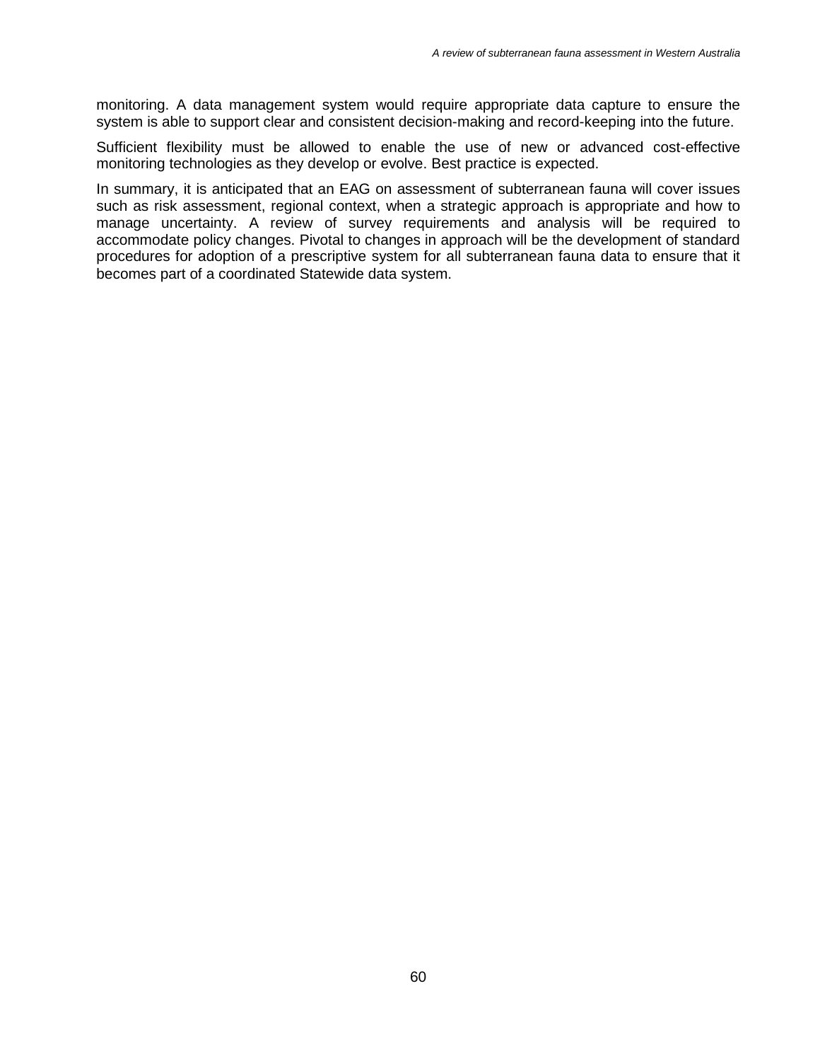monitoring. A data management system would require appropriate data capture to ensure the system is able to support clear and consistent decision-making and record-keeping into the future.

Sufficient flexibility must be allowed to enable the use of new or advanced cost-effective monitoring technologies as they develop or evolve. Best practice is expected.

In summary, it is anticipated that an EAG on assessment of subterranean fauna will cover issues such as risk assessment, regional context, when a strategic approach is appropriate and how to manage uncertainty. A review of survey requirements and analysis will be required to accommodate policy changes. Pivotal to changes in approach will be the development of standard procedures for adoption of a prescriptive system for all subterranean fauna data to ensure that it becomes part of a coordinated Statewide data system.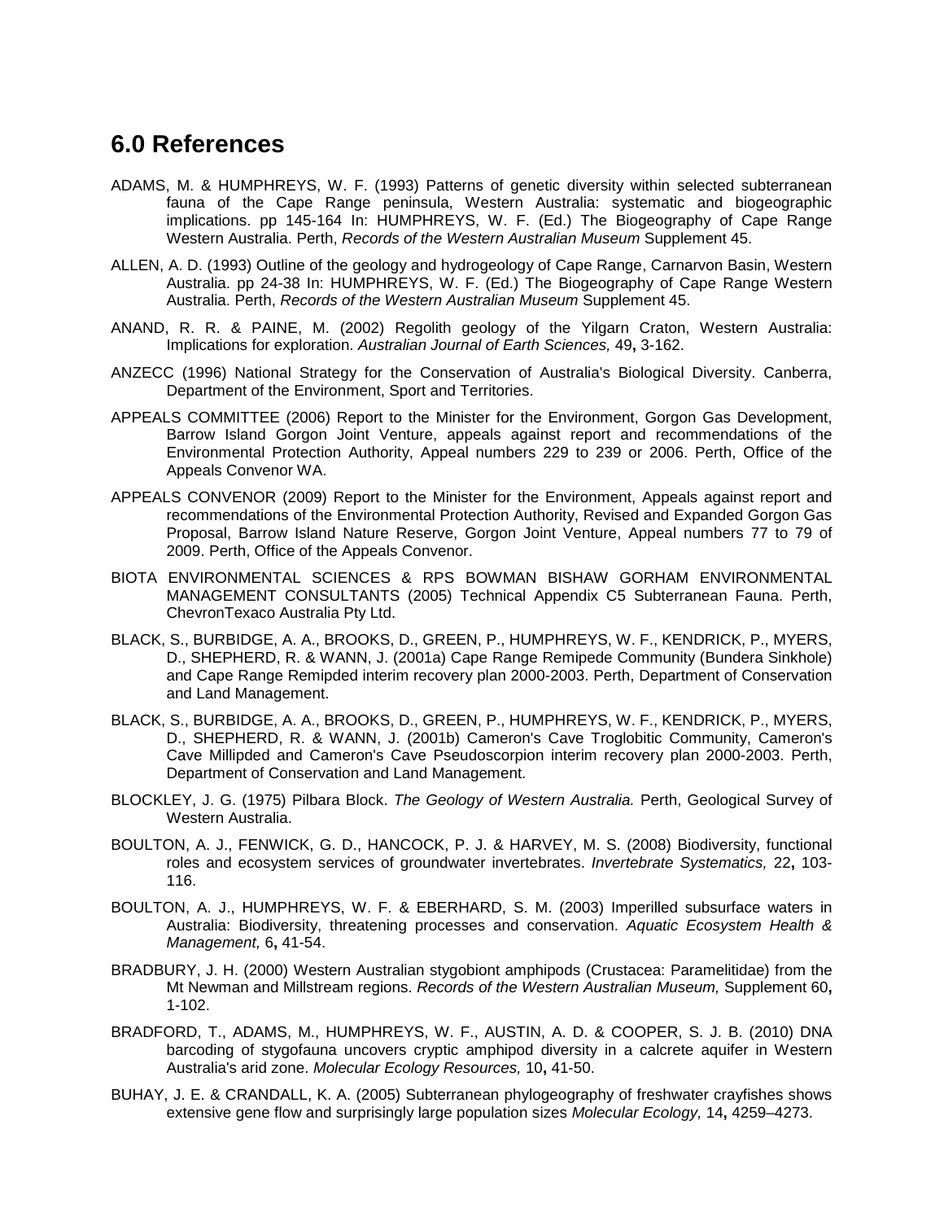## 6.0 References

ADAMS, M. & HUMPHREYS, W. F. (1993) Patterns of genetic diversity within selected subterranean fauna of the Cape Range peninsula, Western Australia: systematic and biogeographic implications. pp 145-164 In: HUMPHREYS, W. F. (Ed.) The Biogeography of Cape Range Western Australia. Perth, *Records of the Western Australian Museum* Supplement 45.

ALLEN, A. D. (1993) Outline of the geology and hydrogeology of Cape Range, Carnarvon Basin, Western Australia. pp 24-38 In: HUMPHREYS, W. F. (Ed.) The Biogeography of Cape Range Western Australia. Perth, *Records of the Western Australian Museum* Supplement 45.

ANAND, R. R. & PAINE, M. (2002) Regolith geology of the Yilgarn Craton, Western Australia: Implications for exploration. *Australian Journal of Earth Sciences,* 49**,** 3-162.

ANZECC (1996) National Strategy for the Conservation of Australia's Biological Diversity. Canberra, Department of the Environment, Sport and Territories.

APPEALS COMMITTEE (2006) Report to the Minister for the Environment, Gorgon Gas Development, Barrow Island Gorgon Joint Venture, appeals against report and recommendations of the Environmental Protection Authority, Appeal numbers 229 to 239 or 2006. Perth, Office of the Appeals Convenor WA.

APPEALS CONVENOR (2009) Report to the Minister for the Environment, Appeals against report and recommendations of the Environmental Protection Authority, Revised and Expanded Gorgon Gas Proposal, Barrow Island Nature Reserve, Gorgon Joint Venture, Appeal numbers 77 to 79 of 2009. Perth, Office of the Appeals Convenor.

BIOTA ENVIRONMENTAL SCIENCES & RPS BOWMAN BISHAW GORHAM ENVIRONMENTAL MANAGEMENT CONSULTANTS (2005) Technical Appendix C5 Subterranean Fauna. Perth, ChevronTexaco Australia Pty Ltd.

BLACK, S., BURBIDGE, A. A., BROOKS, D., GREEN, P., HUMPHREYS, W. F., KENDRICK, P., MYERS, D., SHEPHERD, R. & WANN, J. (2001a) Cape Range Remipede Community (Bundera Sinkhole) and Cape Range Remipded interim recovery plan 2000-2003. Perth, Department of Conservation and Land Management.

BLACK, S., BURBIDGE, A. A., BROOKS, D., GREEN, P., HUMPHREYS, W. F., KENDRICK, P., MYERS, D., SHEPHERD, R. & WANN, J. (2001b) Cameron's Cave Troglobitic Community, Cameron's Cave Millipded and Cameron's Cave Pseudoscorpion interim recovery plan 2000-2003. Perth, Department of Conservation and Land Management.

BLOCKLEY, J. G. (1975) Pilbara Block. *The Geology of Western Australia.* Perth, Geological Survey of Western Australia.

BOULTON, A. J., FENWICK, G. D., HANCOCK, P. J. & HARVEY, M. S. (2008) Biodiversity, functional roles and ecosystem services of groundwater invertebrates. *Invertebrate Systematics,* 22**,** 103-116.

BOULTON, A. J., HUMPHREYS, W. F. & EBERHARD, S. M. (2003) Imperilled subsurface waters in Australia: Biodiversity, threatening processes and conservation. *Aquatic Ecosystem Health & Management,* 6**,** 41-54.

BRADBURY, J. H. (2000) Western Australian stygobiont amphipods (Crustacea: Paramelitidae) from the Mt Newman and Millstream regions. *Records of the Western Australian Museum,* Supplement 60**,** 1-102.

BRADFORD, T., ADAMS, M., HUMPHREYS, W. F., AUSTIN, A. D. & COOPER, S. J. B. (2010) DNA barcoding of stygofauna uncovers cryptic amphipod diversity in a calcrete aquifer in Western Australia's arid zone. *Molecular Ecology Resources,* 10**,** 41-50.

BUHAY, J. E. & CRANDALL, K. A. (2005) Subterranean phylogeography of freshwater crayfishes shows extensive gene flow and surprisingly large population sizes *Molecular Ecology,* 14**,** 4259–4273.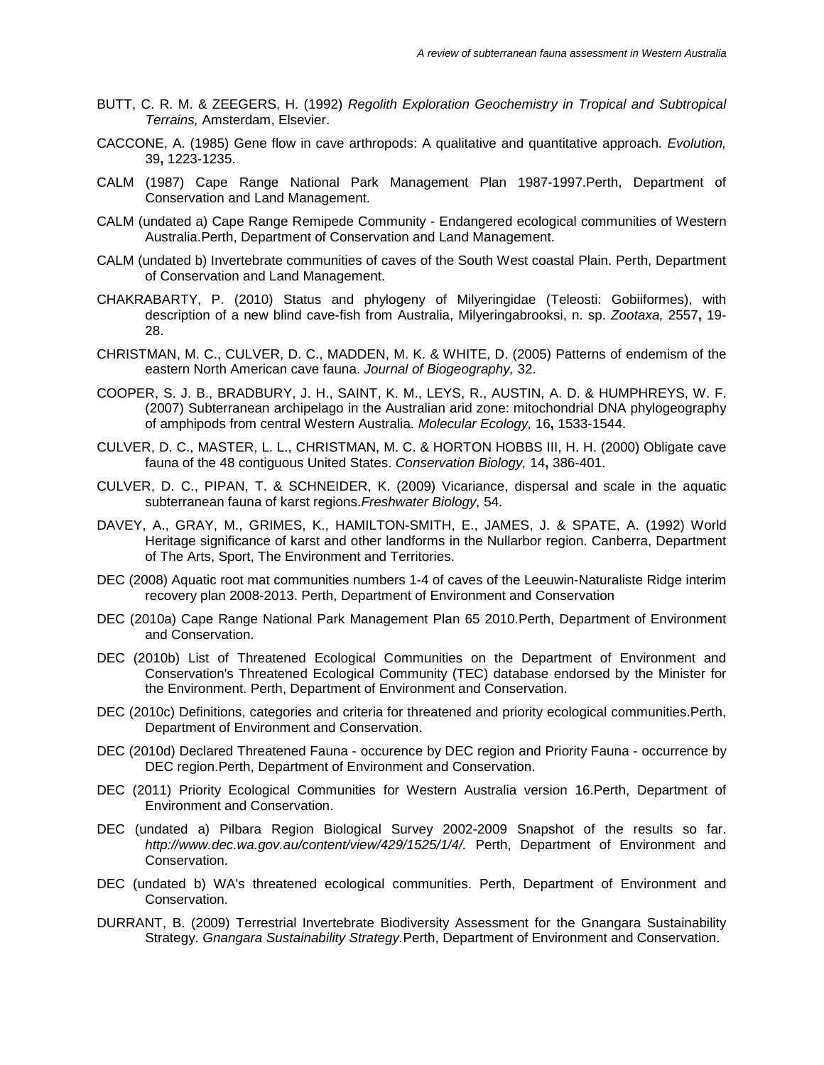BUTT, C. R. M. & ZEEGERS, H. (1992) *Regolith Exploration Geochemistry in Tropical and Subtropical Terrains,* Amsterdam, Elsevier.

CACCONE, A. (1985) Gene flow in cave arthropods: A qualitative and quantitative approach. *Evolution,* 39**,** 1223-1235.

CALM (1987) Cape Range National Park Management Plan 1987-1997.Perth, Department of Conservation and Land Management.

CALM (undated a) Cape Range Remipede Community - Endangered ecological communities of Western Australia.Perth, Department of Conservation and Land Management.

CALM (undated b) Invertebrate communities of caves of the South West coastal Plain. Perth, Department of Conservation and Land Management.

CHAKRABARTY, P. (2010) Status and phylogeny of Milyeringidae (Teleosti: Gobiiformes), with description of a new blind cave-fish from Australia, Milyeringabrooksi, n. sp. *Zootaxa,* 2557**,** 19-28.

CHRISTMAN, M. C., CULVER, D. C., MADDEN, M. K. & WHITE, D. (2005) Patterns of endemism of the eastern North American cave fauna. *Journal of Biogeography,* 32.

COOPER, S. J. B., BRADBURY, J. H., SAINT, K. M., LEYS, R., AUSTIN, A. D. & HUMPHREYS, W. F. (2007) Subterranean archipelago in the Australian arid zone: mitochondrial DNA phylogeography of amphipods from central Western Australia. *Molecular Ecology,* 16**,** 1533-1544.

CULVER, D. C., MASTER, L. L., CHRISTMAN, M. C. & HORTON HOBBS III, H. H. (2000) Obligate cave fauna of the 48 contiguous United States. *Conservation Biology,* 14**,** 386-401.

CULVER, D. C., PIPAN, T. & SCHNEIDER, K. (2009) Vicariance, dispersal and scale in the aquatic subterranean fauna of karst regions.*Freshwater Biology,* 54.

DAVEY, A., GRAY, M., GRIMES, K., HAMILTON-SMITH, E., JAMES, J. & SPATE, A. (1992) World Heritage significance of karst and other landforms in the Nullarbor region. Canberra, Department of The Arts, Sport, The Environment and Territories.

DEC (2008) Aquatic root mat communities numbers 1-4 of caves of the Leeuwin-Naturaliste Ridge interim recovery plan 2008-2013. Perth, Department of Environment and Conservation

DEC (2010a) Cape Range National Park Management Plan 65 2010.Perth, Department of Environment and Conservation.

DEC (2010b) List of Threatened Ecological Communities on the Department of Environment and Conservation's Threatened Ecological Community (TEC) database endorsed by the Minister for the Environment. Perth, Department of Environment and Conservation.

DEC (2010c) Definitions, categories and criteria for threatened and priority ecological communities.Perth, Department of Environment and Conservation.

DEC (2010d) Declared Threatened Fauna - occurence by DEC region and Priority Fauna - occurrence by DEC region.Perth, Department of Environment and Conservation.

DEC (2011) Priority Ecological Communities for Western Australia version 16.Perth, Department of Environment and Conservation.

DEC (undated a) Pilbara Region Biological Survey 2002-2009 Snapshot of the results so far. *http://www.dec.wa.gov.au/content/view/429/1525/1/4/.* Perth, Department of Environment and Conservation.

DEC (undated b) WA's threatened ecological communities. Perth, Department of Environment and Conservation.

DURRANT, B. (2009) Terrestrial Invertebrate Biodiversity Assessment for the Gnangara Sustainability Strategy. *Gnangara Sustainability Strategy.*Perth, Department of Environment and Conservation.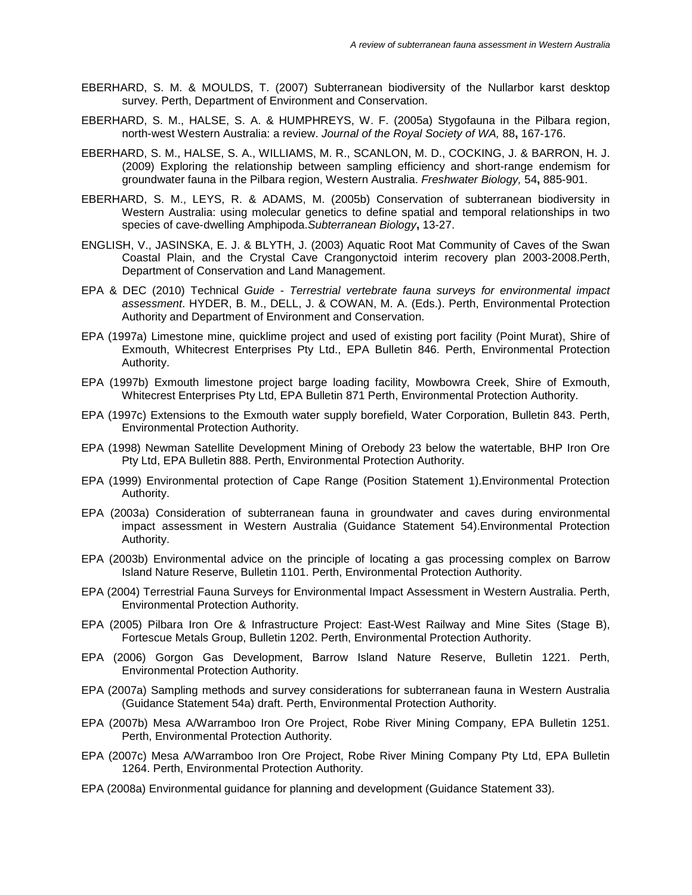EBERHARD, S. M. & MOULDS, T. (2007) Subterranean biodiversity of the Nullarbor karst desktop survey. Perth, Department of Environment and Conservation.

EBERHARD, S. M., HALSE, S. A. & HUMPHREYS, W. F. (2005a) Stygofauna in the Pilbara region, north-west Western Australia: a review. *Journal of the Royal Society of WA,* 88**,** 167-176.

EBERHARD, S. M., HALSE, S. A., WILLIAMS, M. R., SCANLON, M. D., COCKING, J. & BARRON, H. J. (2009) Exploring the relationship between sampling efficiency and short-range endemism for groundwater fauna in the Pilbara region, Western Australia. *Freshwater Biology,* 54**,** 885-901.

EBERHARD, S. M., LEYS, R. & ADAMS, M. (2005b) Conservation of subterranean biodiversity in Western Australia: using molecular genetics to define spatial and temporal relationships in two species of cave-dwelling Amphipoda.*Subterranean Biology***,** 13-27.

ENGLISH, V., JASINSKA, E. J. & BLYTH, J. (2003) Aquatic Root Mat Community of Caves of the Swan Coastal Plain, and the Crystal Cave Crangonyctoid interim recovery plan 2003-2008.Perth, Department of Conservation and Land Management.

EPA & DEC (2010) Technical *Guide - Terrestrial vertebrate fauna surveys for environmental impact assessment*. HYDER, B. M., DELL, J. & COWAN, M. A. (Eds.). Perth, Environmental Protection Authority and Department of Environment and Conservation.

EPA (1997a) Limestone mine, quicklime project and used of existing port facility (Point Murat), Shire of Exmouth, Whitecrest Enterprises Pty Ltd., EPA Bulletin 846. Perth, Environmental Protection Authority.

EPA (1997b) Exmouth limestone project barge loading facility, Mowbowra Creek, Shire of Exmouth, Whitecrest Enterprises Pty Ltd, EPA Bulletin 871 Perth, Environmental Protection Authority.

EPA (1997c) Extensions to the Exmouth water supply borefield, Water Corporation, Bulletin 843. Perth, Environmental Protection Authority.

EPA (1998) Newman Satellite Development Mining of Orebody 23 below the watertable, BHP Iron Ore Pty Ltd, EPA Bulletin 888. Perth, Environmental Protection Authority.

EPA (1999) Environmental protection of Cape Range (Position Statement 1).Environmental Protection Authority.

EPA (2003a) Consideration of subterranean fauna in groundwater and caves during environmental impact assessment in Western Australia (Guidance Statement 54).Environmental Protection Authority.

EPA (2003b) Environmental advice on the principle of locating a gas processing complex on Barrow Island Nature Reserve, Bulletin 1101. Perth, Environmental Protection Authority.

EPA (2004) Terrestrial Fauna Surveys for Environmental Impact Assessment in Western Australia. Perth, Environmental Protection Authority.

EPA (2005) Pilbara Iron Ore & Infrastructure Project: East-West Railway and Mine Sites (Stage B), Fortescue Metals Group, Bulletin 1202. Perth, Environmental Protection Authority.

EPA (2006) Gorgon Gas Development, Barrow Island Nature Reserve, Bulletin 1221. Perth, Environmental Protection Authority.

EPA (2007a) Sampling methods and survey considerations for subterranean fauna in Western Australia (Guidance Statement 54a) draft. Perth, Environmental Protection Authority.

EPA (2007b) Mesa A/Warramboo Iron Ore Project, Robe River Mining Company, EPA Bulletin 1251. Perth, Environmental Protection Authority.

EPA (2007c) Mesa A/Warramboo Iron Ore Project, Robe River Mining Company Pty Ltd, EPA Bulletin 1264. Perth, Environmental Protection Authority.

EPA (2008a) Environmental guidance for planning and development (Guidance Statement 33).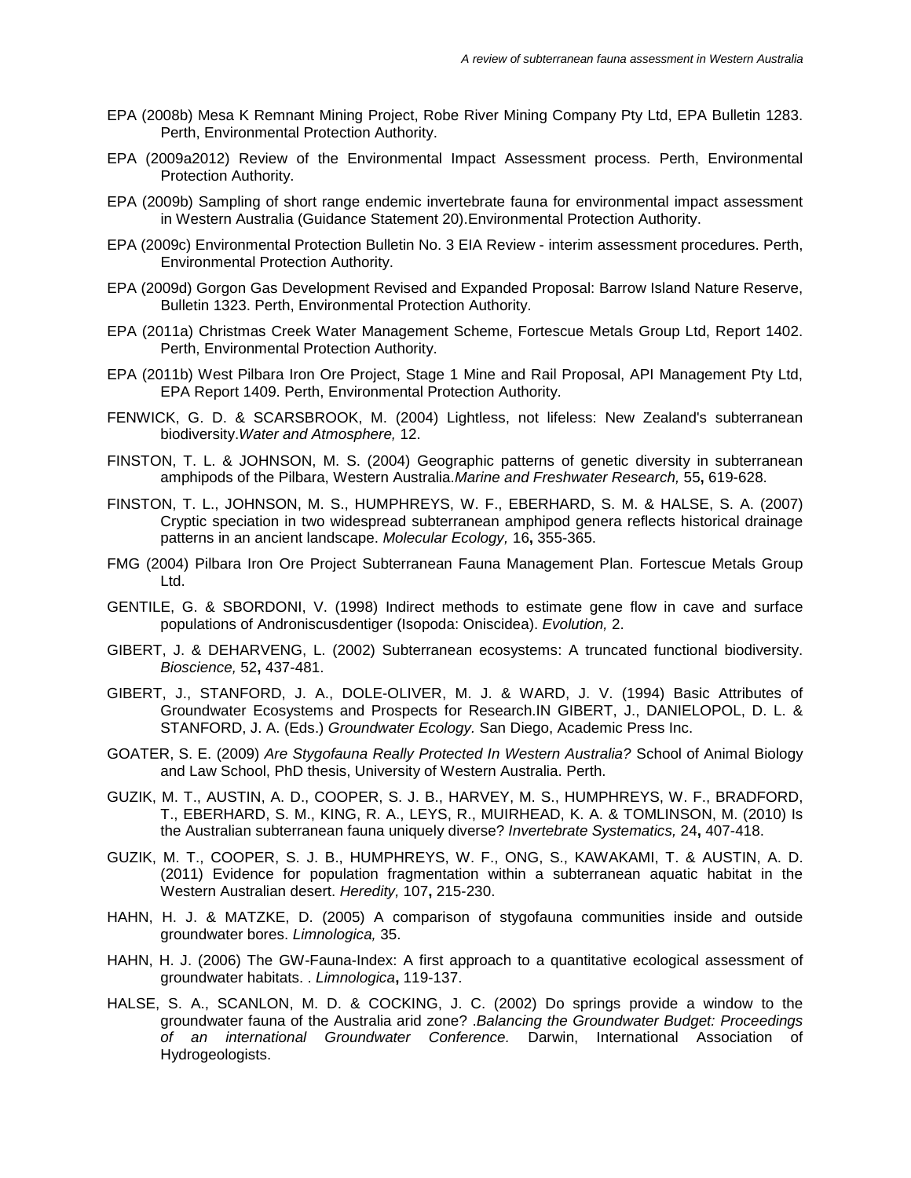EPA (2008b) Mesa K Remnant Mining Project, Robe River Mining Company Pty Ltd, EPA Bulletin 1283. Perth, Environmental Protection Authority.

EPA (2009a2012) Review of the Environmental Impact Assessment process. Perth, Environmental Protection Authority.

EPA (2009b) Sampling of short range endemic invertebrate fauna for environmental impact assessment in Western Australia (Guidance Statement 20).Environmental Protection Authority.

EPA (2009c) Environmental Protection Bulletin No. 3 EIA Review - interim assessment procedures. Perth, Environmental Protection Authority.

EPA (2009d) Gorgon Gas Development Revised and Expanded Proposal: Barrow Island Nature Reserve, Bulletin 1323. Perth, Environmental Protection Authority.

EPA (2011a) Christmas Creek Water Management Scheme, Fortescue Metals Group Ltd, Report 1402. Perth, Environmental Protection Authority.

EPA (2011b) West Pilbara Iron Ore Project, Stage 1 Mine and Rail Proposal, API Management Pty Ltd, EPA Report 1409. Perth, Environmental Protection Authority.

FENWICK, G. D. & SCARSBROOK, M. (2004) Lightless, not lifeless: New Zealand's subterranean biodiversity.*Water and Atmosphere,* 12.

FINSTON, T. L. & JOHNSON, M. S. (2004) Geographic patterns of genetic diversity in subterranean amphipods of the Pilbara, Western Australia.*Marine and Freshwater Research,* 55**,** 619-628.

FINSTON, T. L., JOHNSON, M. S., HUMPHREYS, W. F., EBERHARD, S. M. & HALSE, S. A. (2007) Cryptic speciation in two widespread subterranean amphipod genera reflects historical drainage patterns in an ancient landscape. *Molecular Ecology,* 16**,** 355-365.

FMG (2004) Pilbara Iron Ore Project Subterranean Fauna Management Plan. Fortescue Metals Group Ltd.

GENTILE, G. & SBORDONI, V. (1998) Indirect methods to estimate gene flow in cave and surface populations of Androniscusdentiger (Isopoda: Oniscidea). *Evolution,* 2.

GIBERT, J. & DEHARVENG, L. (2002) Subterranean ecosystems: A truncated functional biodiversity. *Bioscience,* 52**,** 437-481.

GIBERT, J., STANFORD, J. A., DOLE-OLIVER, M. J. & WARD, J. V. (1994) Basic Attributes of Groundwater Ecosystems and Prospects for Research.IN GIBERT, J., DANIELOPOL, D. L. & STANFORD, J. A. (Eds.) *Groundwater Ecology.* San Diego, Academic Press Inc.

GOATER, S. E. (2009) *Are Stygofauna Really Protected In Western Australia?* School of Animal Biology and Law School, PhD thesis, University of Western Australia. Perth.

GUZIK, M. T., AUSTIN, A. D., COOPER, S. J. B., HARVEY, M. S., HUMPHREYS, W. F., BRADFORD, T., EBERHARD, S. M., KING, R. A., LEYS, R., MUIRHEAD, K. A. & TOMLINSON, M. (2010) Is the Australian subterranean fauna uniquely diverse? *Invertebrate Systematics,* 24**,** 407-418.

GUZIK, M. T., COOPER, S. J. B., HUMPHREYS, W. F., ONG, S., KAWAKAMI, T. & AUSTIN, A. D. (2011) Evidence for population fragmentation within a subterranean aquatic habitat in the Western Australian desert. *Heredity,* 107**,** 215-230.

HAHN, H. J. & MATZKE, D. (2005) A comparison of stygofauna communities inside and outside groundwater bores. *Limnologica,* 35.

HAHN, H. J. (2006) The GW-Fauna-Index: A first approach to a quantitative ecological assessment of groundwater habitats. . *Limnologica***,** 119-137.

HALSE, S. A., SCANLON, M. D. & COCKING, J. C. (2002) Do springs provide a window to the groundwater fauna of the Australia arid zone? .*Balancing the Groundwater Budget: Proceedings of an international Groundwater Conference.* Darwin, International Association of Hydrogeologists.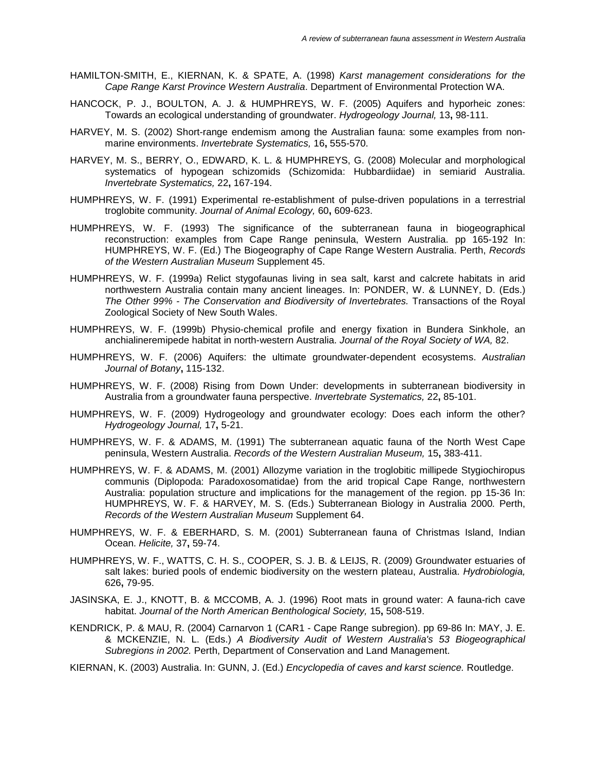HAMILTON-SMITH, E., KIERNAN, K. & SPATE, A. (1998) *Karst management considerations for the Cape Range Karst Province Western Australia*. Department of Environmental Protection WA.

HANCOCK, P. J., BOULTON, A. J. & HUMPHREYS, W. F. (2005) Aquifers and hyporheic zones: Towards an ecological understanding of groundwater. *Hydrogeology Journal,* 13**,** 98-111.

HARVEY, M. S. (2002) Short-range endemism among the Australian fauna: some examples from non-marine environments. *Invertebrate Systematics,* 16**,** 555-570.

HARVEY, M. S., BERRY, O., EDWARD, K. L. & HUMPHREYS, G. (2008) Molecular and morphological systematics of hypogean schizomids (Schizomida: Hubbardiidae) in semiarid Australia. *Invertebrate Systematics,* 22**,** 167-194.

HUMPHREYS, W. F. (1991) Experimental re-establishment of pulse-driven populations in a terrestrial troglobite community. *Journal of Animal Ecology,* 60**,** 609-623.

HUMPHREYS, W. F. (1993) The significance of the subterranean fauna in biogeographical reconstruction: examples from Cape Range peninsula, Western Australia. pp 165-192 In: HUMPHREYS, W. F. (Ed.) The Biogeography of Cape Range Western Australia. Perth, *Records of the Western Australian Museum* Supplement 45.

HUMPHREYS, W. F. (1999a) Relict stygofaunas living in sea salt, karst and calcrete habitats in arid northwestern Australia contain many ancient lineages. In: PONDER, W. & LUNNEY, D. (Eds.) *The Other 99% - The Conservation and Biodiversity of Invertebrates.* Transactions of the Royal Zoological Society of New South Wales.

HUMPHREYS, W. F. (1999b) Physio-chemical profile and energy fixation in Bundera Sinkhole, an anchialineremipede habitat in north-western Australia. *Journal of the Royal Society of WA,* 82.

HUMPHREYS, W. F. (2006) Aquifers: the ultimate groundwater-dependent ecosystems. *Australian Journal of Botany***,** 115-132.

HUMPHREYS, W. F. (2008) Rising from Down Under: developments in subterranean biodiversity in Australia from a groundwater fauna perspective. *Invertebrate Systematics,* 22**,** 85-101.

HUMPHREYS, W. F. (2009) Hydrogeology and groundwater ecology: Does each inform the other? *Hydrogeology Journal,* 17**,** 5-21.

HUMPHREYS, W. F. & ADAMS, M. (1991) The subterranean aquatic fauna of the North West Cape peninsula, Western Australia. *Records of the Western Australian Museum,* 15**,** 383-411.

HUMPHREYS, W. F. & ADAMS, M. (2001) Allozyme variation in the troglobitic millipede Stygiochiropus communis (Diplopoda: Paradoxosomatidae) from the arid tropical Cape Range, northwestern Australia: population structure and implications for the management of the region. pp 15-36 In: HUMPHREYS, W. F. & HARVEY, M. S. (Eds.) Subterranean Biology in Australia 2000*.* Perth, *Records of the Western Australian Museum* Supplement 64.

HUMPHREYS, W. F. & EBERHARD, S. M. (2001) Subterranean fauna of Christmas Island, Indian Ocean. *Helicite,* 37**,** 59-74.

HUMPHREYS, W. F., WATTS, C. H. S., COOPER, S. J. B. & LEIJS, R. (2009) Groundwater estuaries of salt lakes: buried pools of endemic biodiversity on the western plateau, Australia. *Hydrobiologia,* 626**,** 79-95.

JASINSKA, E. J., KNOTT, B. & MCCOMB, A. J. (1996) Root mats in ground water: A fauna-rich cave habitat. *Journal of the North American Benthological Society,* 15**,** 508-519.

KENDRICK, P. & MAU, R. (2004) Carnarvon 1 (CAR1 - Cape Range subregion). pp 69-86 In: MAY, J. E. & MCKENZIE, N. L. (Eds.) *A Biodiversity Audit of Western Australia's 53 Biogeographical Subregions in 2002.* Perth, Department of Conservation and Land Management.

KIERNAN, K. (2003) Australia. In: GUNN, J. (Ed.) *Encyclopedia of caves and karst science.* Routledge.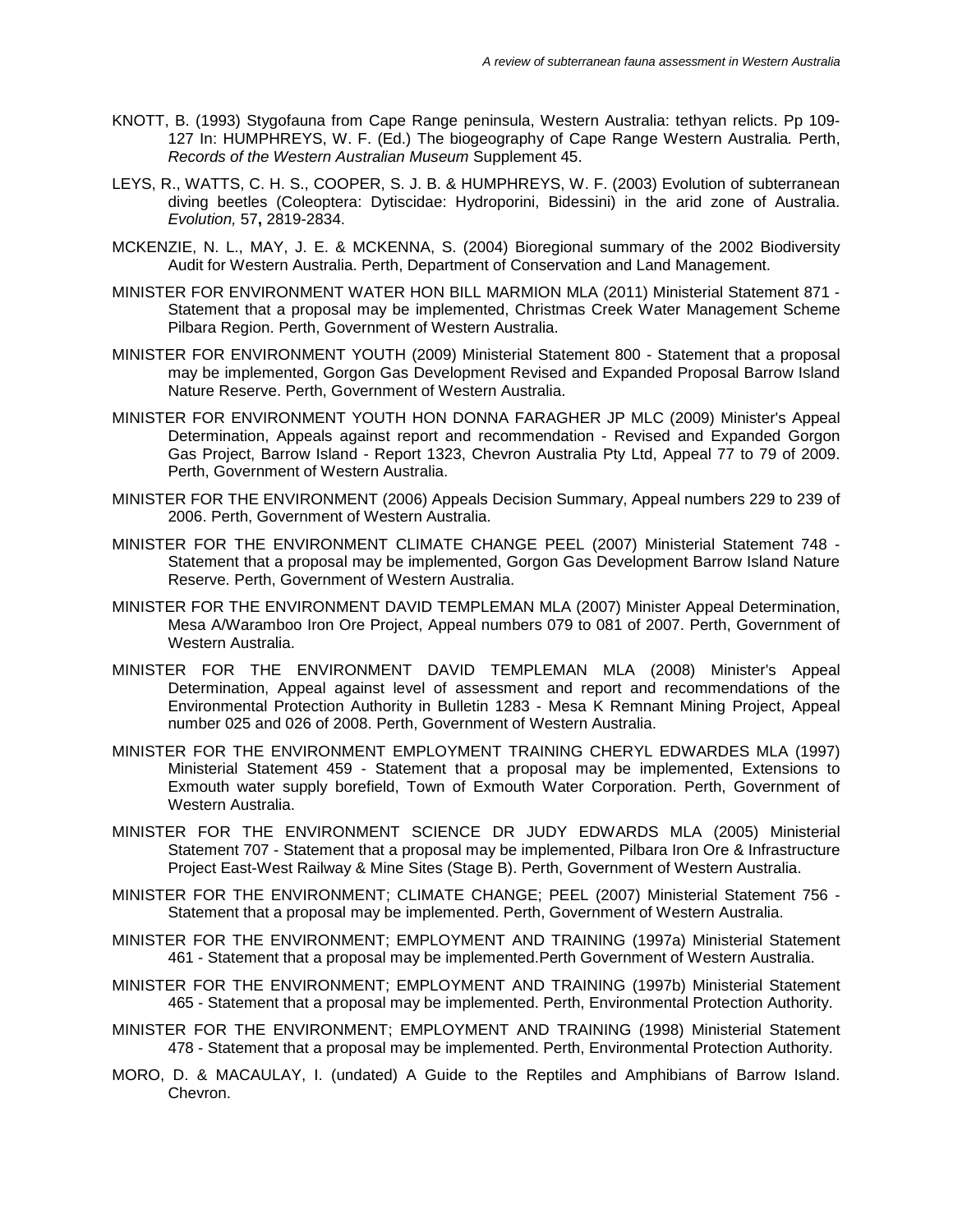KNOTT, B. (1993) Stygofauna from Cape Range peninsula, Western Australia: tethyan relicts. Pp 109-127 In: HUMPHREYS, W. F. (Ed.) The biogeography of Cape Range Western Australia*.* Perth, *Records of the Western Australian Museum* Supplement 45.

LEYS, R., WATTS, C. H. S., COOPER, S. J. B. & HUMPHREYS, W. F. (2003) Evolution of subterranean diving beetles (Coleoptera: Dytiscidae: Hydroporini, Bidessini) in the arid zone of Australia. *Evolution,* 57**,** 2819-2834.

MCKENZIE, N. L., MAY, J. E. & MCKENNA, S. (2004) Bioregional summary of the 2002 Biodiversity Audit for Western Australia. Perth, Department of Conservation and Land Management.

MINISTER FOR ENVIRONMENT WATER HON BILL MARMION MLA (2011) Ministerial Statement 871 - Statement that a proposal may be implemented, Christmas Creek Water Management Scheme Pilbara Region. Perth, Government of Western Australia.

MINISTER FOR ENVIRONMENT YOUTH (2009) Ministerial Statement 800 - Statement that a proposal may be implemented, Gorgon Gas Development Revised and Expanded Proposal Barrow Island Nature Reserve. Perth, Government of Western Australia.

MINISTER FOR ENVIRONMENT YOUTH HON DONNA FARAGHER JP MLC (2009) Minister's Appeal Determination, Appeals against report and recommendation - Revised and Expanded Gorgon Gas Project, Barrow Island - Report 1323, Chevron Australia Pty Ltd, Appeal 77 to 79 of 2009. Perth, Government of Western Australia.

MINISTER FOR THE ENVIRONMENT (2006) Appeals Decision Summary, Appeal numbers 229 to 239 of 2006. Perth, Government of Western Australia.

MINISTER FOR THE ENVIRONMENT CLIMATE CHANGE PEEL (2007) Ministerial Statement 748 - Statement that a proposal may be implemented, Gorgon Gas Development Barrow Island Nature Reserve. Perth, Government of Western Australia.

MINISTER FOR THE ENVIRONMENT DAVID TEMPLEMAN MLA (2007) Minister Appeal Determination, Mesa A/Waramboo Iron Ore Project, Appeal numbers 079 to 081 of 2007. Perth, Government of Western Australia.

MINISTER FOR THE ENVIRONMENT DAVID TEMPLEMAN MLA (2008) Minister's Appeal Determination, Appeal against level of assessment and report and recommendations of the Environmental Protection Authority in Bulletin 1283 - Mesa K Remnant Mining Project, Appeal number 025 and 026 of 2008. Perth, Government of Western Australia.

MINISTER FOR THE ENVIRONMENT EMPLOYMENT TRAINING CHERYL EDWARDES MLA (1997) Ministerial Statement 459 - Statement that a proposal may be implemented, Extensions to Exmouth water supply borefield, Town of Exmouth Water Corporation. Perth, Government of Western Australia.

MINISTER FOR THE ENVIRONMENT SCIENCE DR JUDY EDWARDS MLA (2005) Ministerial Statement 707 - Statement that a proposal may be implemented, Pilbara Iron Ore & Infrastructure Project East-West Railway & Mine Sites (Stage B). Perth, Government of Western Australia.

MINISTER FOR THE ENVIRONMENT; CLIMATE CHANGE; PEEL (2007) Ministerial Statement 756 - Statement that a proposal may be implemented. Perth, Government of Western Australia.

MINISTER FOR THE ENVIRONMENT; EMPLOYMENT AND TRAINING (1997a) Ministerial Statement 461 - Statement that a proposal may be implemented.Perth Government of Western Australia.

MINISTER FOR THE ENVIRONMENT; EMPLOYMENT AND TRAINING (1997b) Ministerial Statement 465 - Statement that a proposal may be implemented. Perth, Environmental Protection Authority.

MINISTER FOR THE ENVIRONMENT; EMPLOYMENT AND TRAINING (1998) Ministerial Statement 478 - Statement that a proposal may be implemented. Perth, Environmental Protection Authority.

MORO, D. & MACAULAY, I. (undated) A Guide to the Reptiles and Amphibians of Barrow Island. Chevron.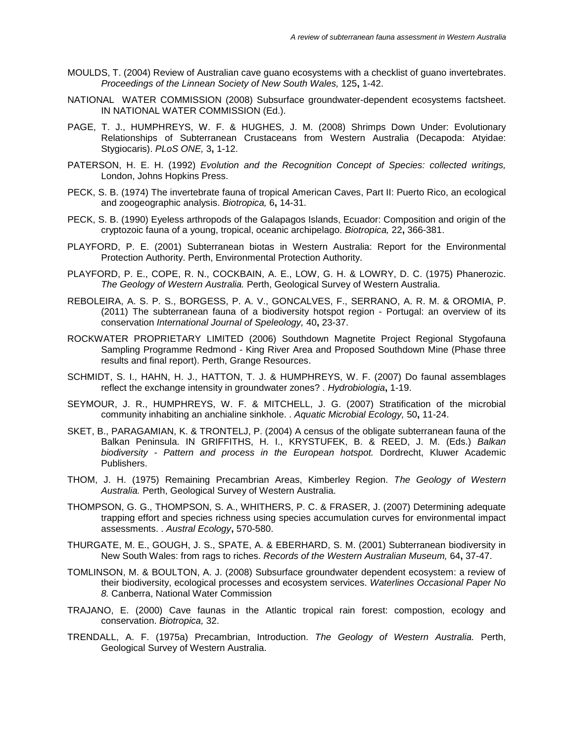MOULDS, T. (2004) Review of Australian cave guano ecosystems with a checklist of guano invertebrates. *Proceedings of the Linnean Society of New South Wales,* 125**,** 1-42.

NATIONAL WATER COMMISSION (2008) Subsurface groundwater-dependent ecosystems factsheet. IN NATIONAL WATER COMMISSION (Ed.).

PAGE, T. J., HUMPHREYS, W. F. & HUGHES, J. M. (2008) Shrimps Down Under: Evolutionary Relationships of Subterranean Crustaceans from Western Australia (Decapoda: Atyidae: Stygiocaris). *PLoS ONE,* 3**,** 1-12.

PATERSON, H. E. H. (1992) *Evolution and the Recognition Concept of Species: collected writings,* London, Johns Hopkins Press.

PECK, S. B. (1974) The invertebrate fauna of tropical American Caves, Part II: Puerto Rico, an ecological and zoogeographic analysis. *Biotropica,* 6**,** 14-31.

PECK, S. B. (1990) Eyeless arthropods of the Galapagos Islands, Ecuador: Composition and origin of the cryptozoic fauna of a young, tropical, oceanic archipelago. *Biotropica,* 22**,** 366-381.

PLAYFORD, P. E. (2001) Subterranean biotas in Western Australia: Report for the Environmental Protection Authority. Perth, Environmental Protection Authority.

PLAYFORD, P. E., COPE, R. N., COCKBAIN, A. E., LOW, G. H. & LOWRY, D. C. (1975) Phanerozic. *The Geology of Western Australia.* Perth, Geological Survey of Western Australia.

REBOLEIRA, A. S. P. S., BORGESS, P. A. V., GONCALVES, F., SERRANO, A. R. M. & OROMIA, P. (2011) The subterranean fauna of a biodiversity hotspot region - Portugal: an overview of its conservation *International Journal of Speleology,* 40**,** 23-37.

ROCKWATER PROPRIETARY LIMITED (2006) Southdown Magnetite Project Regional Stygofauna Sampling Programme Redmond - King River Area and Proposed Southdown Mine (Phase three results and final report). Perth, Grange Resources.

SCHMIDT, S. I., HAHN, H. J., HATTON, T. J. & HUMPHREYS, W. F. (2007) Do faunal assemblages reflect the exchange intensity in groundwater zones? . *Hydrobiologia***,** 1-19.

SEYMOUR, J. R., HUMPHREYS, W. F. & MITCHELL, J. G. (2007) Stratification of the microbial community inhabiting an anchialine sinkhole. . *Aquatic Microbial Ecology,* 50**,** 11-24.

SKET, B., PARAGAMIAN, K. & TRONTELJ, P. (2004) A census of the obligate subterranean fauna of the Balkan Peninsula. IN GRIFFITHS, H. I., KRYSTUFEK, B. & REED, J. M. (Eds.) *Balkan biodiversity - Pattern and process in the European hotspot.* Dordrecht, Kluwer Academic Publishers.

THOM, J. H. (1975) Remaining Precambrian Areas, Kimberley Region. *The Geology of Western Australia.* Perth, Geological Survey of Western Australia.

THOMPSON, G. G., THOMPSON, S. A., WHITHERS, P. C. & FRASER, J. (2007) Determining adequate trapping effort and species richness using species accumulation curves for environmental impact assessments. . *Austral Ecology***,** 570-580.

THURGATE, M. E., GOUGH, J. S., SPATE, A. & EBERHARD, S. M. (2001) Subterranean biodiversity in New South Wales: from rags to riches. *Records of the Western Australian Museum,* 64**,** 37-47.

TOMLINSON, M. & BOULTON, A. J. (2008) Subsurface groundwater dependent ecosystem: a review of their biodiversity, ecological processes and ecosystem services. *Waterlines Occasional Paper No 8.* Canberra, National Water Commission

TRAJANO, E. (2000) Cave faunas in the Atlantic tropical rain forest: compostion, ecology and conservation. *Biotropica,* 32.

TRENDALL, A. F. (1975a) Precambrian, Introduction. *The Geology of Western Australia.* Perth, Geological Survey of Western Australia.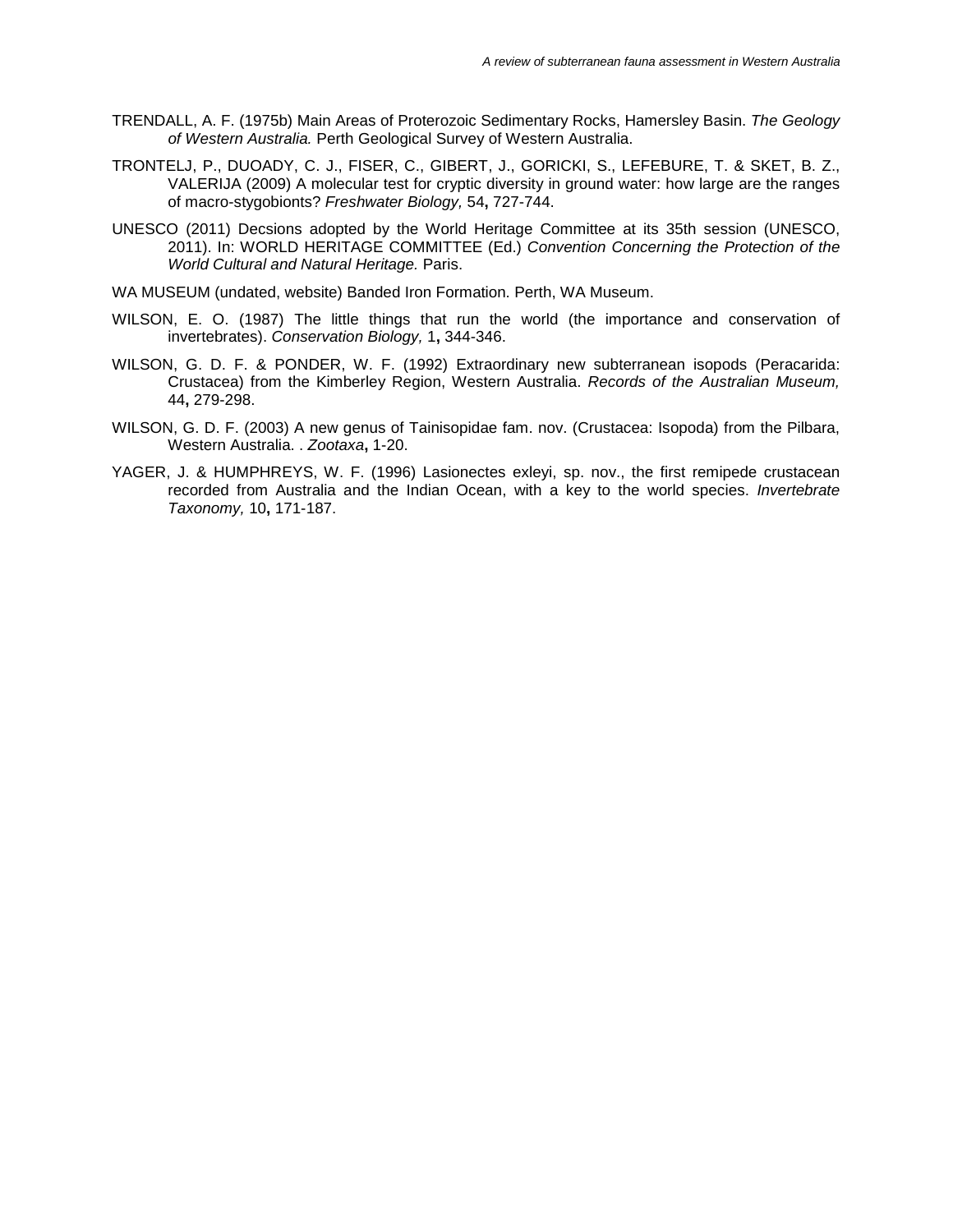TRENDALL, A. F. (1975b) Main Areas of Proterozoic Sedimentary Rocks, Hamersley Basin. *The Geology of Western Australia.* Perth Geological Survey of Western Australia.

TRONTELJ, P., DUOADY, C. J., FISER, C., GIBERT, J., GORICKI, S., LEFEBURE, T. & SKET, B. Z., VALERIJA (2009) A molecular test for cryptic diversity in ground water: how large are the ranges of macro-stygobionts? *Freshwater Biology,* 54**,** 727-744.

UNESCO (2011) Decsions adopted by the World Heritage Committee at its 35th session (UNESCO, 2011). In: WORLD HERITAGE COMMITTEE (Ed.) *Convention Concerning the Protection of the World Cultural and Natural Heritage.* Paris.

WA MUSEUM (undated, website) Banded Iron Formation. Perth, WA Museum.

WILSON, E. O. (1987) The little things that run the world (the importance and conservation of invertebrates). *Conservation Biology,* 1**,** 344-346.

WILSON, G. D. F. & PONDER, W. F. (1992) Extraordinary new subterranean isopods (Peracarida: Crustacea) from the Kimberley Region, Western Australia. *Records of the Australian Museum,* 44**,** 279-298.

WILSON, G. D. F. (2003) A new genus of Tainisopidae fam. nov. (Crustacea: Isopoda) from the Pilbara, Western Australia. . *Zootaxa***,** 1-20.

YAGER, J. & HUMPHREYS, W. F. (1996) Lasionectes exleyi, sp. nov., the first remipede crustacean recorded from Australia and the Indian Ocean, with a key to the world species. *Invertebrate Taxonomy,* 10**,** 171-187.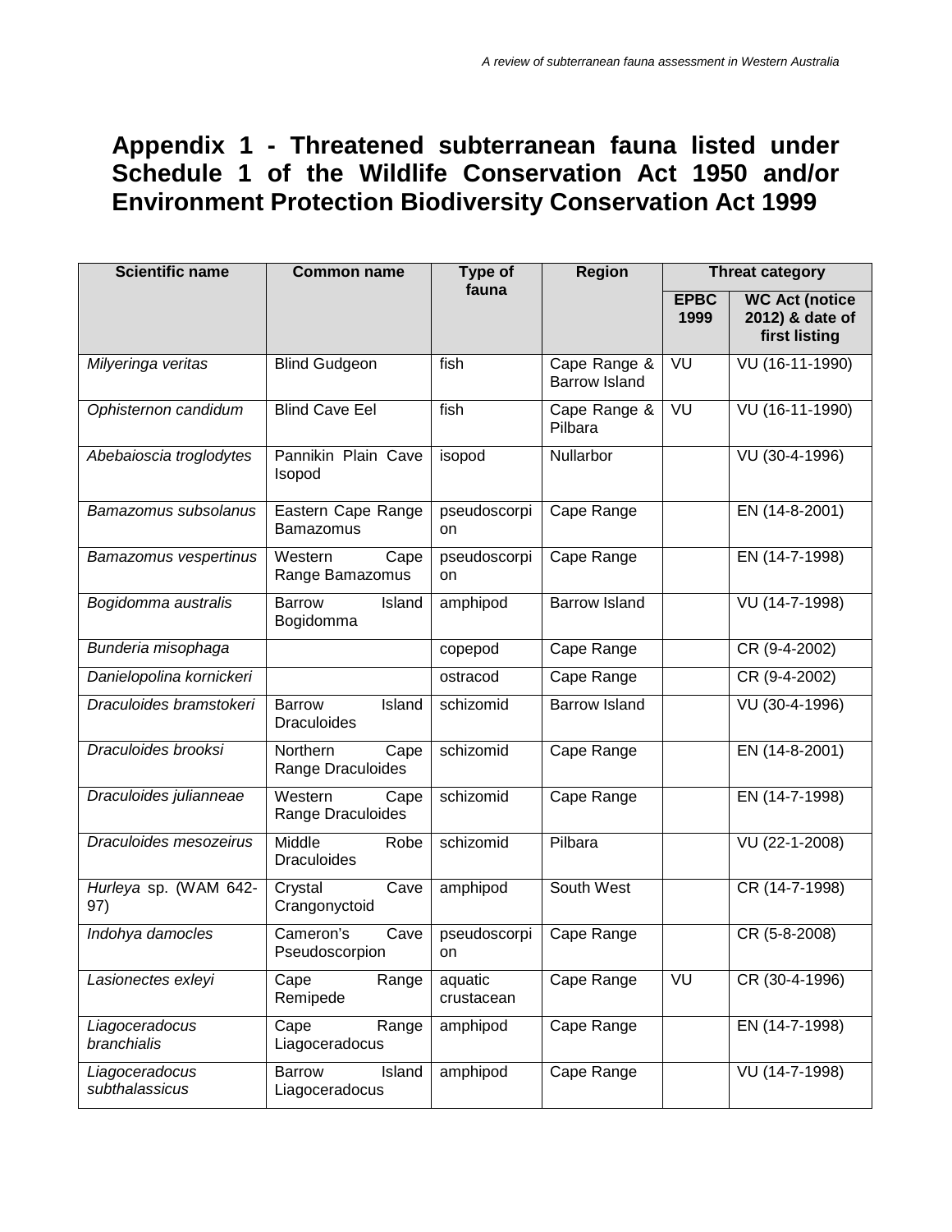# Appendix 1 - Threatened subterranean fauna listed under Schedule 1 of the Wildlife Conservation Act 1950 and/or Environment Protection Biodiversity Conservation Act 1999

| Scientific name | Common name | Type of fauna | Region | Threat category | |
|---|---|---|---|---|---|
| | | | | EPBC 1999 | WC Act (notice 2012) & date of first listing |
| *Milyeringa veritas* | Blind Gudgeon | fish | Cape Range & Barrow Island | VU | VU (16-11-1990) |
| *Ophisternon candidum* | Blind Cave Eel | fish | Cape Range & Pilbara | VU | VU (16-11-1990) |
| *Abebaioscia troglodytes* | Pannikin Plain Cave Isopod | isopod | Nullarbor | | VU (30-4-1996) |
| *Bamazomus subsolanus* | Eastern Cape Range Bamazomus | pseudoscorpion | Cape Range | | EN (14-8-2001) |
| *Bamazomus vespertinus* | Western Cape Range Bamazomus | pseudoscorpion | Cape Range | | EN (14-7-1998) |
| *Bogidomma australis* | Barrow Island Bogidomma | amphipod | Barrow Island | | VU (14-7-1998) |
| *Bunderia misophaga* | | copepod | Cape Range | | CR (9-4-2002) |
| *Danielopolina kornickeri* | | ostracod | Cape Range | | CR (9-4-2002) |
| *Draculoides bramstokeri* | Barrow Island Draculoides | schizomid | Barrow Island | | VU (30-4-1996) |
| *Draculoides brooksi* | Northern Cape Range Draculoides | schizomid | Cape Range | | EN (14-8-2001) |
| *Draculoides julianneae* | Western Cape Range Draculoides | schizomid | Cape Range | | EN (14-7-1998) |
| *Draculoides mesozeirus* | Middle Robe Draculoides | schizomid | Pilbara | | VU (22-1-2008) |
| *Hurleya* sp. (WAM 642-97) | Crystal Cave Crangonyctoid | amphipod | South West | | CR (14-7-1998) |
| *Indohya damocles* | Cameron's Cave Pseudoscorpion | pseudoscorpion | Cape Range | | CR (5-8-2008) |
| *Lasionectes exleyi* | Cape Range Remipede | aquatic crustacean | Cape Range | VU | CR (30-4-1996) |
| *Liagoceradocus branchialis* | Cape Range Liagoceradocus | amphipod | Cape Range | | EN (14-7-1998) |
| *Liagoceradocus subthalassicus* | Barrow Island Liagoceradocus | amphipod | Cape Range | | VU (14-7-1998) |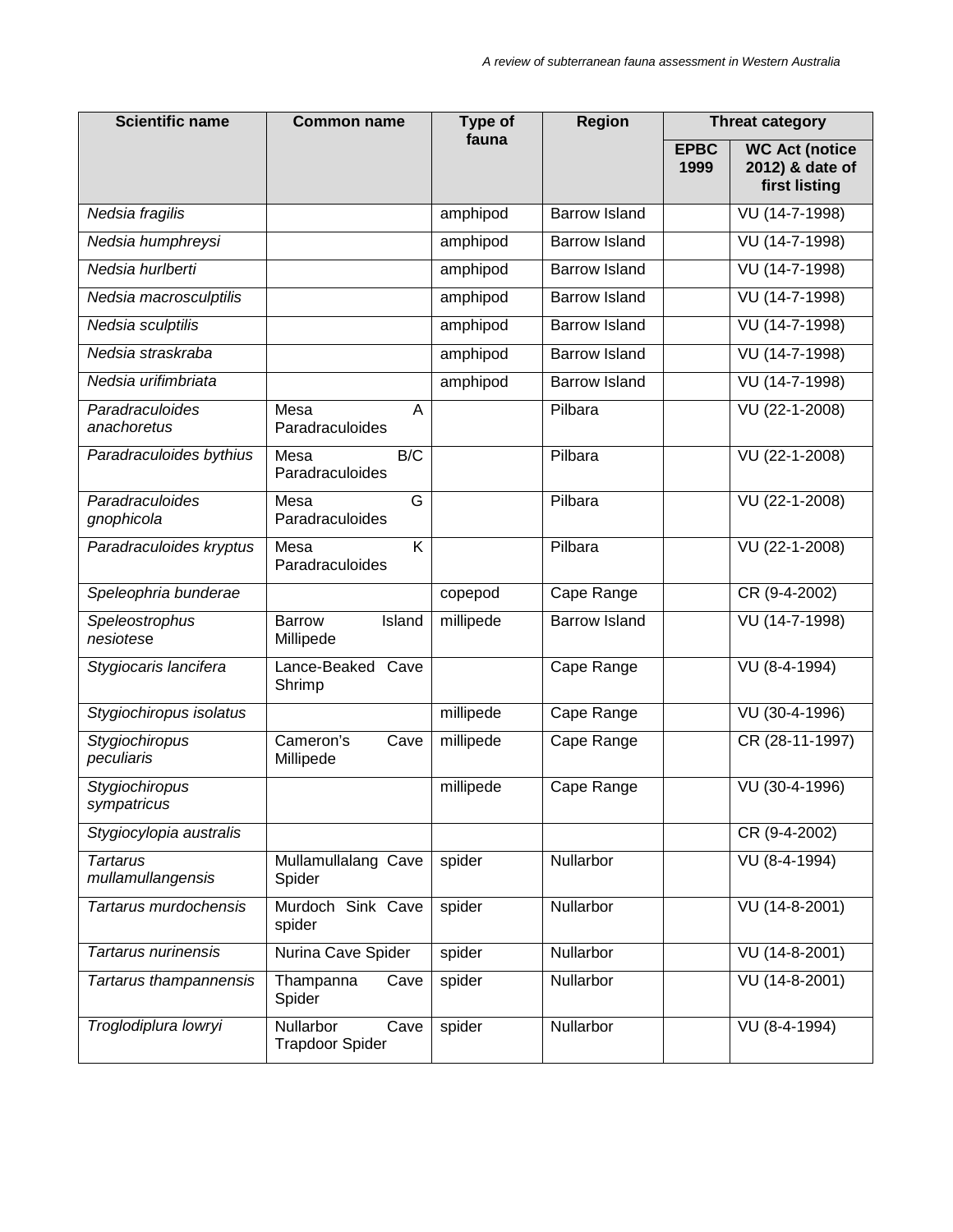| Scientific name | Common name | Type of fauna | Region | Threat category | |
|---|---|---|---|---|---|
| | | | | EPBC 1999 | WC Act (notice 2012) & date of first listing |
| *Nedsia fragilis* | | amphipod | Barrow Island | | VU (14-7-1998) |
| *Nedsia humphreysi* | | amphipod | Barrow Island | | VU (14-7-1998) |
| *Nedsia hurlberti* | | amphipod | Barrow Island | | VU (14-7-1998) |
| *Nedsia macrosculptilis* | | amphipod | Barrow Island | | VU (14-7-1998) |
| *Nedsia sculptilis* | | amphipod | Barrow Island | | VU (14-7-1998) |
| *Nedsia straskraba* | | amphipod | Barrow Island | | VU (14-7-1998) |
| *Nedsia urifimbriata* | | amphipod | Barrow Island | | VU (14-7-1998) |
| *Paradraculoides anachoretus* | Mesa A Paradraculoides | | Pilbara | | VU (22-1-2008) |
| *Paradraculoides bythius* | Mesa B/C Paradraculoides | | Pilbara | | VU (22-1-2008) |
| *Paradraculoides gnophicola* | Mesa G Paradraculoides | | Pilbara | | VU (22-1-2008) |
| *Paradraculoides kryptus* | Mesa K Paradraculoides | | Pilbara | | VU (22-1-2008) |
| *Speleophria bunderae* | | copepod | Cape Range | | CR (9-4-2002) |
| *Speleostrophus nesiotese* | Barrow Island Millipede | millipede | Barrow Island | | VU (14-7-1998) |
| *Stygiocaris lancifera* | Lance-Beaked Cave Shrimp | | Cape Range | | VU (8-4-1994) |
| *Stygiochiropus isolatus* | | millipede | Cape Range | | VU (30-4-1996) |
| *Stygiochiropus peculiaris* | Cameron's Cave Millipede | millipede | Cape Range | | CR (28-11-1997) |
| *Stygiochiropus sympatricus* | | millipede | Cape Range | | VU (30-4-1996) |
| *Stygiocylopia australis* | | | | | CR (9-4-2002) |
| *Tartarus mullamullangensis* | Mullamullalang Cave Spider | spider | Nullarbor | | VU (8-4-1994) |
| *Tartarus murdochensis* | Murdoch Sink Cave spider | spider | Nullarbor | | VU (14-8-2001) |
| *Tartarus nurinensis* | Nurina Cave Spider | spider | Nullarbor | | VU (14-8-2001) |
| *Tartarus thampannensis* | Thampanna Cave Spider | spider | Nullarbor | | VU (14-8-2001) |
| *Troglodiplura lowryi* | Nullarbor Cave Trapdoor Spider | spider | Nullarbor | | VU (8-4-1994) |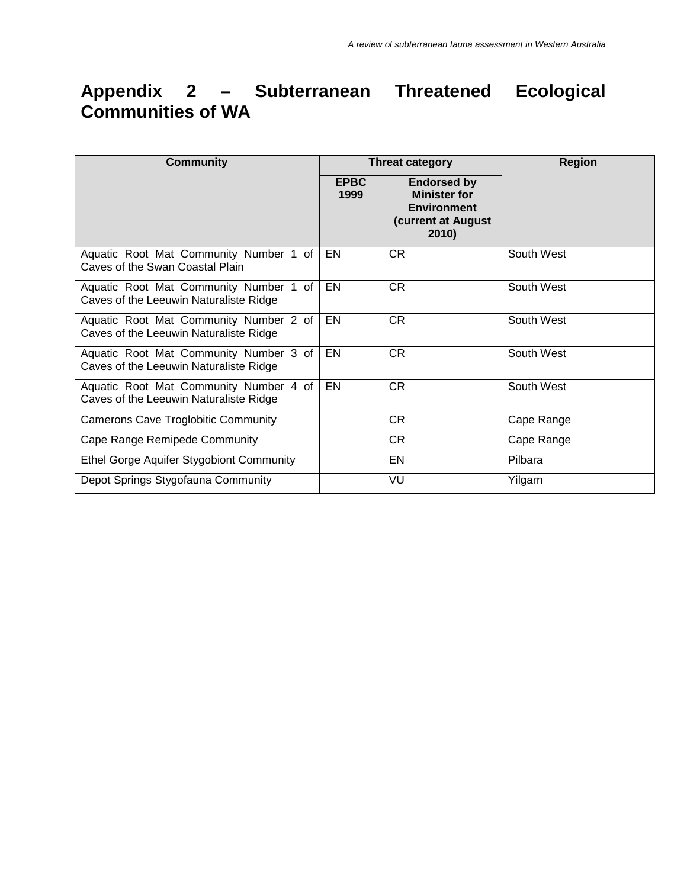# Appendix 2 – Subterranean Threatened Ecological Communities of WA

| Community | Threat category | | Region |
|---|---|---|---|
| | EPBC 1999 | Endorsed by Minister for Environment (current at August 2010) | |
| Aquatic Root Mat Community Number 1 of Caves of the Swan Coastal Plain | EN | CR | South West |
| Aquatic Root Mat Community Number 1 of Caves of the Leeuwin Naturaliste Ridge | EN | CR | South West |
| Aquatic Root Mat Community Number 2 of Caves of the Leeuwin Naturaliste Ridge | EN | CR | South West |
| Aquatic Root Mat Community Number 3 of Caves of the Leeuwin Naturaliste Ridge | EN | CR | South West |
| Aquatic Root Mat Community Number 4 of Caves of the Leeuwin Naturaliste Ridge | EN | CR | South West |
| Camerons Cave Troglobitic Community | | CR | Cape Range |
| Cape Range Remipede Community | | CR | Cape Range |
| Ethel Gorge Aquifer Stygobiont Community | | EN | Pilbara |
| Depot Springs Stygofauna Community | | VU | Yilgarn |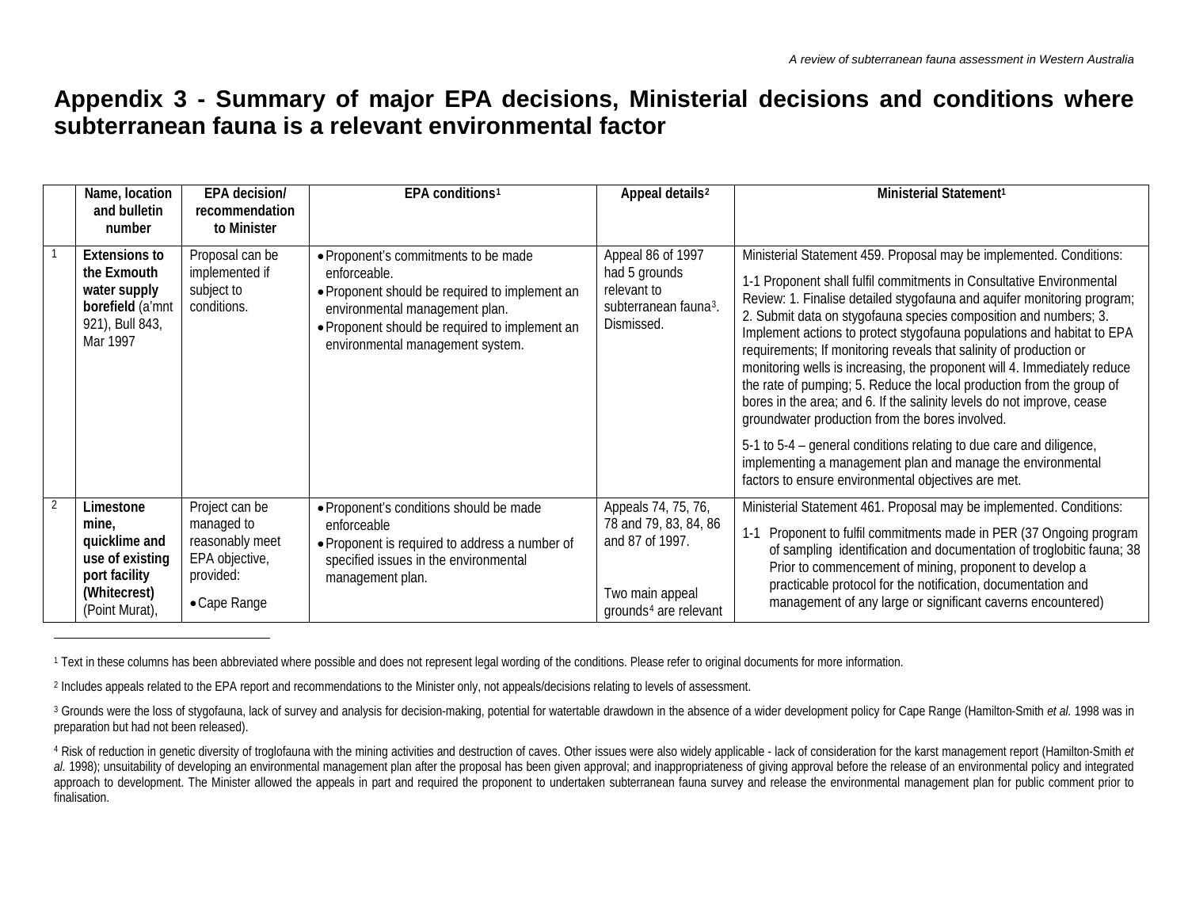# Appendix 3 - Summary of major EPA decisions, Ministerial decisions and conditions where subterranean fauna is a relevant environmental factor

| | Name, location and bulletin number | EPA decision/ recommendation to Minister | EPA conditions[1] | Appeal details[2] | Ministerial Statement[1] |
|---|---|---|---|---|---|
| 1 | **Extensions to the Exmouth water supply borefield** (a'mnt 921), Bull 843, Mar 1997 | Proposal can be implemented if subject to conditions. | • Proponent's commitments to be made enforceable.<br>• Proponent should be required to implement an environmental management plan.<br>• Proponent should be required to implement an environmental management system. | Appeal 86 of 1997 had 5 grounds relevant to subterranean fauna[3]. Dismissed. | Ministerial Statement 459. Proposal may be implemented. Conditions:<br>1-1 Proponent shall fulfil commitments in Consultative Environmental Review: 1. Finalise detailed stygofauna and aquifer monitoring program; 2. Submit data on stygofauna species composition and numbers; 3. Implement actions to protect stygofauna populations and habitat to EPA requirements; If monitoring reveals that salinity of production or monitoring wells is increasing, the proponent will 4. Immediately reduce the rate of pumping; 5. Reduce the local production from the group of bores in the area; and 6. If the salinity levels do not improve, cease groundwater production from the bores involved.<br>5-1 to 5-4 – general conditions relating to due care and diligence, implementing a management plan and manage the environmental factors to ensure environmental objectives are met. |
| 2 | **Limestone mine, quicklime and use of existing port facility (Whitecrest)** (Point Murat), | Project can be managed to reasonably meet EPA objective, provided:<br>• Cape Range | • Proponent's conditions should be made enforceable<br>• Proponent is required to address a number of specified issues in the environmental management plan. | Appeals 74, 75, 76, 78 and 79, 83, 84, 86 and 87 of 1997.<br><br>Two main appeal grounds[4] are relevant | Ministerial Statement 461. Proposal may be implemented. Conditions:<br>1-1 Proponent to fulfil commitments made in PER (37 Ongoing program of sampling identification and documentation of troglobitic fauna; 38 Prior to commencement of mining, proponent to develop a practicable protocol for the notification, documentation and management of any large or significant caverns encountered) |

[1] Text in these columns has been abbreviated where possible and does not represent legal wording of the conditions. Please refer to original documents for more information.

[2] Includes appeals related to the EPA report and recommendations to the Minister only, not appeals/decisions relating to levels of assessment.

[3] Grounds were the loss of stygofauna, lack of survey and analysis for decision-making, potential for watertable drawdown in the absence of a wider development policy for Cape Range (Hamilton-Smith *et al.* 1998 was in preparation but had not been released).

[4] Risk of reduction in genetic diversity of troglofauna with the mining activities and destruction of caves. Other issues were also widely applicable - lack of consideration for the karst management report (Hamilton-Smith *et al.* 1998); unsuitability of developing an environmental management plan after the proposal has been given approval; and inappropriateness of giving approval before the release of an environmental policy and integrated approach to development. The Minister allowed the appeals in part and required the proponent to undertaken subterranean fauna survey and release the environmental management plan for public comment prior to finalisation.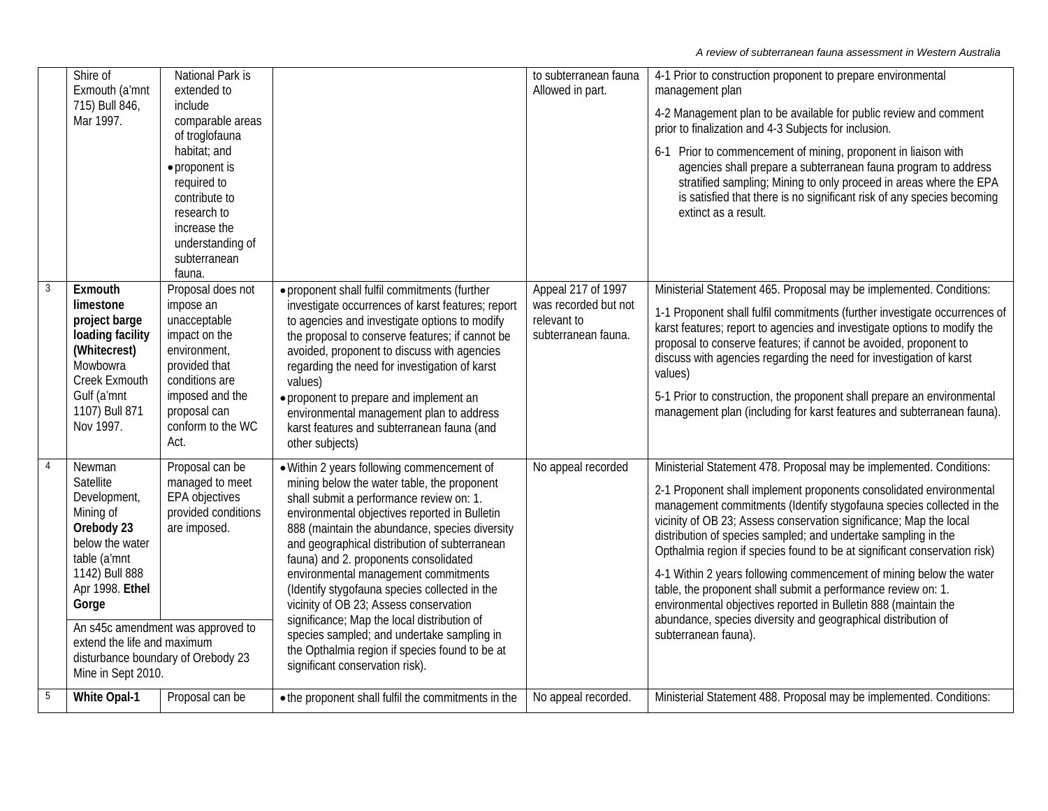| | | | | | |
|---|---|---|---|---|---|
| | Shire of Exmouth (a'mnt 715) Bull 846, Mar 1997. | National Park is extended to include comparable areas of troglofauna habitat; and<br>• proponent is required to contribute to research to increase the understanding of subterranean fauna. | | to subterranean fauna Allowed in part. | 4-1 Prior to construction proponent to prepare environmental management plan<br><br>4-2 Management plan to be available for public review and comment prior to finalization and 4-3 Subjects for inclusion.<br><br>6-1 Prior to commencement of mining, proponent in liaison with agencies shall prepare a subterranean fauna program to address stratified sampling; Mining to only proceed in areas where the EPA is satisfied that there is no significant risk of any species becoming extinct as a result. |
| 3 | **Exmouth limestone project barge loading facility (Whitecrest)** Mowbowra Creek Exmouth Gulf (a'mnt 1107) Bull 871 Nov 1997. | Proposal does not impose an unacceptable impact on the environment, provided that conditions are imposed and the proposal can conform to the WC Act. | • proponent shall fulfil commitments (further investigate occurrences of karst features; report to agencies and investigate options to modify the proposal to conserve features; if cannot be avoided, proponent to discuss with agencies regarding the need for investigation of karst values)<br>• proponent to prepare and implement an environmental management plan to address karst features and subterranean fauna (and other subjects) | Appeal 217 of 1997 was recorded but not relevant to subterranean fauna. | Ministerial Statement 465. Proposal may be implemented. Conditions:<br><br>1-1 Proponent shall fulfil commitments (further investigate occurrences of karst features; report to agencies and investigate options to modify the proposal to conserve features; if cannot be avoided, proponent to discuss with agencies regarding the need for investigation of karst values)<br><br>5-1 Prior to construction, the proponent shall prepare an environmental management plan (including for karst features and subterranean fauna). |
| 4 | Newman Satellite Development, Mining of **Orebody 23** below the water table (a'mnt 1142) Bull 888 Apr 1998. **Ethel Gorge**<br><br>An s45c amendment was approved to extend the life and maximum disturbance boundary of Orebody 23 Mine in Sept 2010. | Proposal can be managed to meet EPA objectives provided conditions are imposed. | • Within 2 years following commencement of mining below the water table, the proponent shall submit a performance review on: 1. environmental objectives reported in Bulletin 888 (maintain the abundance, species diversity and geographical distribution of subterranean fauna) and 2. proponents consolidated environmental management commitments (Identify stygofauna species collected in the vicinity of OB 23; Assess conservation significance; Map the local distribution of species sampled; and undertake sampling in the Opthalmia region if species found to be at significant conservation risk). | No appeal recorded | Ministerial Statement 478. Proposal may be implemented. Conditions:<br><br>2-1 Proponent shall implement proponents consolidated environmental management commitments (Identify stygofauna species collected in the vicinity of OB 23; Assess conservation significance; Map the local distribution of species sampled; and undertake sampling in the Opthalmia region if species found to be at significant conservation risk)<br><br>4-1 Within 2 years following commencement of mining below the water table, the proponent shall submit a performance review on: 1. environmental objectives reported in Bulletin 888 (maintain the abundance, species diversity and geographical distribution of subterranean fauna). |
| 5 | **White Opal-1** | Proposal can be | • the proponent shall fulfil the commitments in the | No appeal recorded. | Ministerial Statement 488. Proposal may be implemented. Conditions: |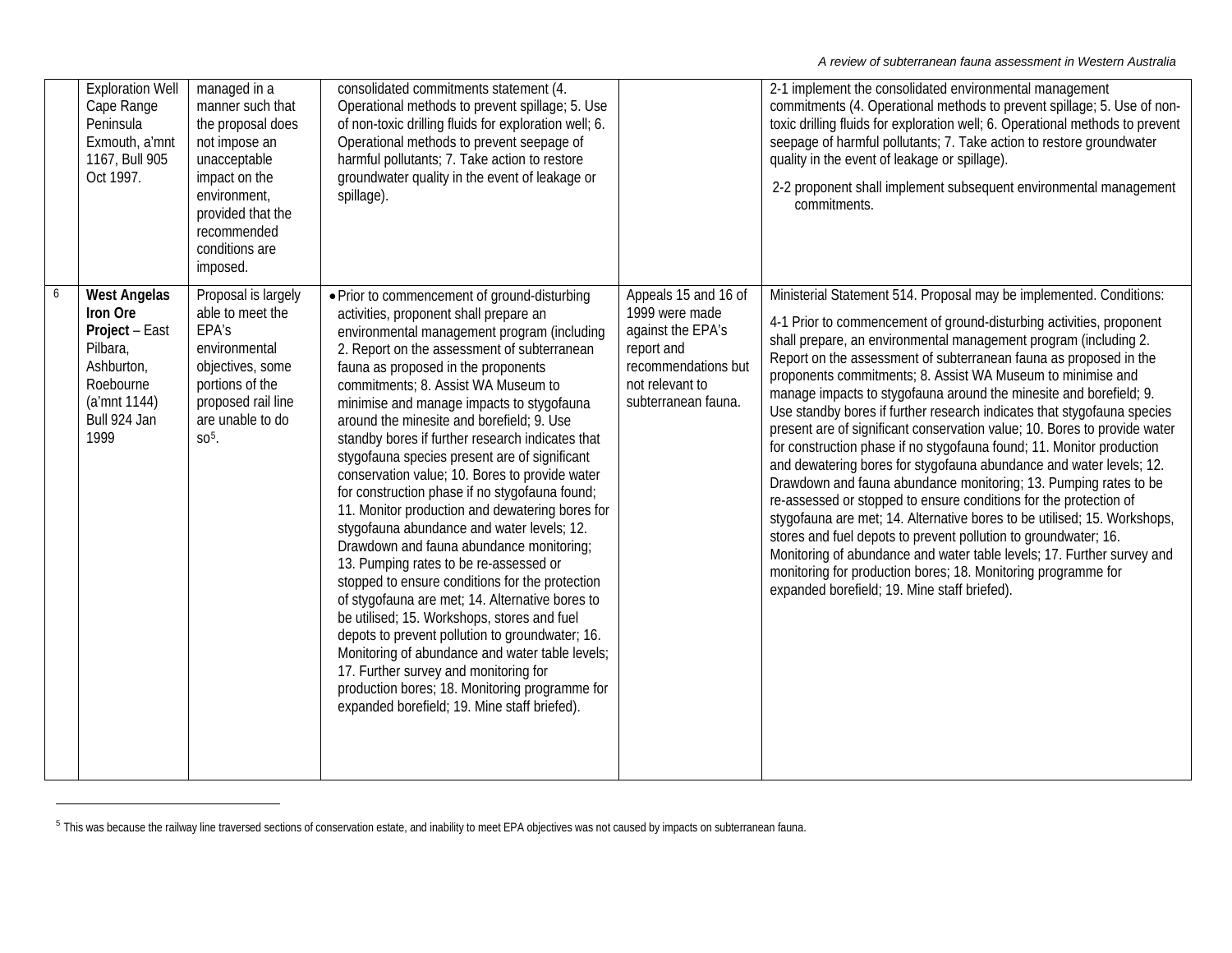| | | | | | |
|---|---|---|---|---|---|
| | Exploration Well Cape Range Peninsula Exmouth, a'mnt 1167, Bull 905 Oct 1997. | managed in a manner such that the proposal does not impose an unacceptable impact on the environment, provided that the recommended conditions are imposed. | consolidated commitments statement (4. Operational methods to prevent spillage; 5. Use of non-toxic drilling fluids for exploration well; 6. Operational methods to prevent seepage of harmful pollutants; 7. Take action to restore groundwater quality in the event of leakage or spillage). | | 2-1 implement the consolidated environmental management commitments (4. Operational methods to prevent spillage; 5. Use of non-toxic drilling fluids for exploration well; 6. Operational methods to prevent seepage of harmful pollutants; 7. Take action to restore groundwater quality in the event of leakage or spillage).<br><br>2-2 proponent shall implement subsequent environmental management commitments. |
| 6 | **West Angelas Iron Ore Project** – East Pilbara, Ashburton, Roebourne (a'mnt 1144) Bull 924 Jan 1999 | Proposal is largely able to meet the EPA's environmental objectives, some portions of the proposed rail line are unable to do so[5]. | • Prior to commencement of ground-disturbing activities, proponent shall prepare an environmental management program (including 2. Report on the assessment of subterranean fauna as proposed in the proponents commitments; 8. Assist WA Museum to minimise and manage impacts to stygofauna around the minesite and borefield; 9. Use standby bores if further research indicates that stygofauna species present are of significant conservation value; 10. Bores to provide water for construction phase if no stygofauna found; 11. Monitor production and dewatering bores for stygofauna abundance and water levels; 12. Drawdown and fauna abundance monitoring; 13. Pumping rates to be re-assessed or stopped to ensure conditions for the protection of stygofauna are met; 14. Alternative bores to be utilised; 15. Workshops, stores and fuel depots to prevent pollution to groundwater; 16. Monitoring of abundance and water table levels; 17. Further survey and monitoring for production bores; 18. Monitoring programme for expanded borefield; 19. Mine staff briefed). | Appeals 15 and 16 of 1999 were made against the EPA's report and recommendations but not relevant to subterranean fauna. | Ministerial Statement 514. Proposal may be implemented. Conditions:<br><br>4-1 Prior to commencement of ground-disturbing activities, proponent shall prepare, an environmental management program (including 2. Report on the assessment of subterranean fauna as proposed in the proponents commitments; 8. Assist WA Museum to minimise and manage impacts to stygofauna around the minesite and borefield; 9. Use standby bores if further research indicates that stygofauna species present are of significant conservation value; 10. Bores to provide water for construction phase if no stygofauna found; 11. Monitor production and dewatering bores for stygofauna abundance and water levels; 12. Drawdown and fauna abundance monitoring; 13. Pumping rates to be re-assessed or stopped to ensure conditions for the protection of stygofauna are met; 14. Alternative bores to be utilised; 15. Workshops, stores and fuel depots to prevent pollution to groundwater; 16. Monitoring of abundance and water table levels; 17. Further survey and monitoring for production bores; 18. Monitoring programme for expanded borefield; 19. Mine staff briefed). |

[5] This was because the railway line traversed sections of conservation estate, and inability to meet EPA objectives was not caused by impacts on subterranean fauna.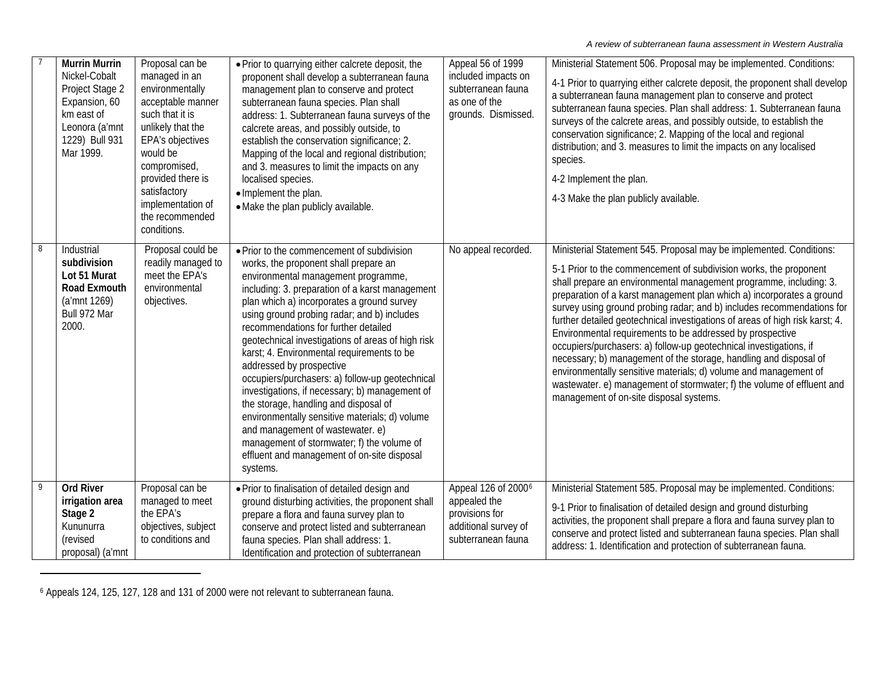| | | | | | |
|---|---|---|---|---|---|
| 7 | **Murrin Murrin** Nickel-Cobalt Project Stage 2 Expansion, 60 km east of Leonora (a'mnt 1229) Bull 931 Mar 1999. | Proposal can be managed in an environmentally acceptable manner such that it is unlikely that the EPA's objectives would be compromised, provided there is satisfactory implementation of the recommended conditions. | • Prior to quarrying either calcrete deposit, the proponent shall develop a subterranean fauna management plan to conserve and protect subterranean fauna species. Plan shall address: 1. Subterranean fauna surveys of the calcrete areas, and possibly outside, to establish the conservation significance; 2. Mapping of the local and regional distribution; and 3. measures to limit the impacts on any localised species.<br>• Implement the plan.<br>• Make the plan publicly available. | Appeal 56 of 1999 included impacts on subterranean fauna as one of the grounds. Dismissed. | Ministerial Statement 506. Proposal may be implemented. Conditions:<br>4-1 Prior to quarrying either calcrete deposit, the proponent shall develop a subterranean fauna management plan to conserve and protect subterranean fauna species. Plan shall address: 1. Subterranean fauna surveys of the calcrete areas, and possibly outside, to establish the conservation significance; 2. Mapping of the local and regional distribution; and 3. measures to limit the impacts on any localised species.<br>4-2 Implement the plan.<br>4-3 Make the plan publicly available. |
| 8 | Industrial **subdivision Lot 51 Murat Road Exmouth** (a'mnt 1269) Bull 972 Mar 2000. | Proposal could be readily managed to meet the EPA's environmental objectives. | • Prior to the commencement of subdivision works, the proponent shall prepare an environmental management programme, including: 3. preparation of a karst management plan which a) incorporates a ground survey using ground probing radar; and b) includes recommendations for further detailed geotechnical investigations of areas of high risk karst; 4. Environmental requirements to be addressed by prospective occupiers/purchasers: a) follow-up geotechnical investigations, if necessary; b) management of the storage, handling and disposal of environmentally sensitive materials; d) volume and management of wastewater. e) management of stormwater; f) the volume of effluent and management of on-site disposal systems. | No appeal recorded. | Ministerial Statement 545. Proposal may be implemented. Conditions:<br>5-1 Prior to the commencement of subdivision works, the proponent shall prepare an environmental management programme, including: 3. preparation of a karst management plan which a) incorporates a ground survey using ground probing radar; and b) includes recommendations for further detailed geotechnical investigations of areas of high risk karst; 4. Environmental requirements to be addressed by prospective occupiers/purchasers: a) follow-up geotechnical investigations, if necessary; b) management of the storage, handling and disposal of environmentally sensitive materials; d) volume and management of wastewater. e) management of stormwater; f) the volume of effluent and management of on-site disposal systems. |
| 9 | **Ord River irrigation area Stage 2** Kununurra (revised proposal) (a'mnt | Proposal can be managed to meet the EPA's objectives, subject to conditions and | • Prior to finalisation of detailed design and ground disturbing activities, the proponent shall prepare a flora and fauna survey plan to conserve and protect listed and subterranean fauna species. Plan shall address: 1. Identification and protection of subterranean | Appeal 126 of 2000[6] appealed the provisions for additional survey of subterranean fauna | Ministerial Statement 585. Proposal may be implemented. Conditions:<br>9-1 Prior to finalisation of detailed design and ground disturbing activities, the proponent shall prepare a flora and fauna survey plan to conserve and protect listed and subterranean fauna species. Plan shall address: 1. Identification and protection of subterranean fauna. |

[6] Appeals 124, 125, 127, 128 and 131 of 2000 were not relevant to subterranean fauna.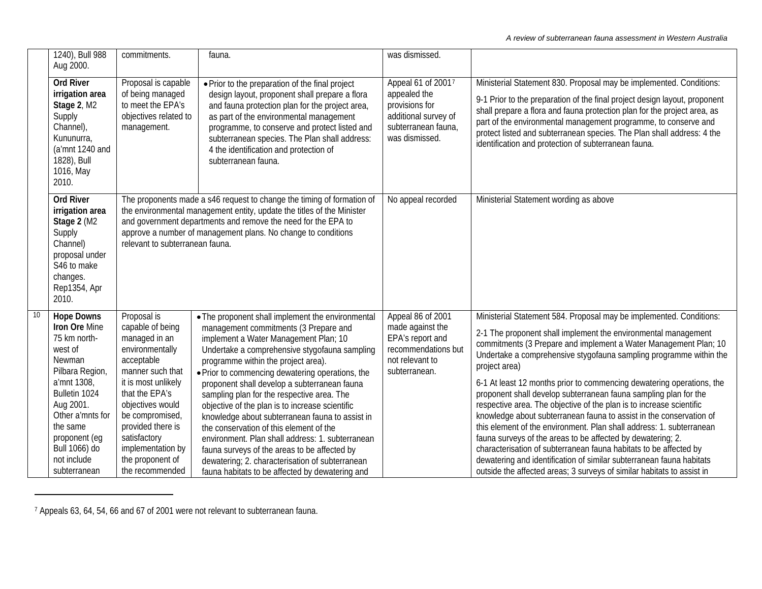| | | | | | |
|---|---|---|---|---|---|
| | 1240), Bull 988 Aug 2000. | commitments. | fauna. | was dismissed. | |
| | **Ord River irrigation area Stage 2**, M2 Supply Channel), Kununurra, (a'mnt 1240 and 1828), Bull 1016, May 2010. | Proposal is capable of being managed to meet the EPA's objectives related to management. | • Prior to the preparation of the final project design layout, proponent shall prepare a flora and fauna protection plan for the project area, as part of the environmental management programme, to conserve and protect listed and subterranean species. The Plan shall address: 4 the identification and protection of subterranean fauna. | Appeal 61 of 2001[7] appealed the provisions for additional survey of subterranean fauna, was dismissed. | Ministerial Statement 830. Proposal may be implemented. Conditions: 9-1 Prior to the preparation of the final project design layout, proponent shall prepare a flora and fauna protection plan for the project area, as part of the environmental management programme, to conserve and protect listed and subterranean species. The Plan shall address: 4 the identification and protection of subterranean fauna. |
| | **Ord River irrigation area Stage 2** (M2 Supply Channel) proposal under S46 to make changes. Rep1354, Apr 2010. | The proponents made a s46 request to change the timing of formation of the environmental management entity, update the titles of the Minister and government departments and remove the need for the EPA to approve a number of management plans. No change to conditions relevant to subterranean fauna. | | No appeal recorded | Ministerial Statement wording as above |
| 10 | **Hope Downs Iron Ore** Mine 75 km north-west of Newman Pilbara Region, a'mnt 1308, Bulletin 1024 Aug 2001. Other a'mnts for the same proponent (eg Bull 1066) do not include subterranean | Proposal is capable of being managed in an environmentally acceptable manner such that it is most unlikely that the EPA's objectives would be compromised, provided there is satisfactory implementation by the proponent of the recommended | • The proponent shall implement the environmental management commitments (3 Prepare and implement a Water Management Plan; 10 Undertake a comprehensive stygofauna sampling programme within the project area).<br>• Prior to commencing dewatering operations, the proponent shall develop a subterranean fauna sampling plan for the respective area. The objective of the plan is to increase scientific knowledge about subterranean fauna to assist in the conservation of this element of the environment. Plan shall address: 1. subterranean fauna surveys of the areas to be affected by dewatering; 2. characterisation of subterranean fauna habitats to be affected by dewatering and | Appeal 86 of 2001 made against the EPA's report and recommendations but not relevant to subterranean. | Ministerial Statement 584. Proposal may be implemented. Conditions: 2-1 The proponent shall implement the environmental management commitments (3 Prepare and implement a Water Management Plan; 10 Undertake a comprehensive stygofauna sampling programme within the project area) 6-1 At least 12 months prior to commencing dewatering operations, the proponent shall develop subterranean fauna sampling plan for the respective area. The objective of the plan is to increase scientific knowledge about subterranean fauna to assist in the conservation of this element of the environment. Plan shall address: 1. subterranean fauna surveys of the areas to be affected by dewatering; 2. characterisation of subterranean fauna habitats to be affected by dewatering and identification of similar subterranean fauna habitats outside the affected areas; 3 surveys of similar habitats to assist in |

[7] Appeals 63, 64, 54, 66 and 67 of 2001 were not relevant to subterranean fauna.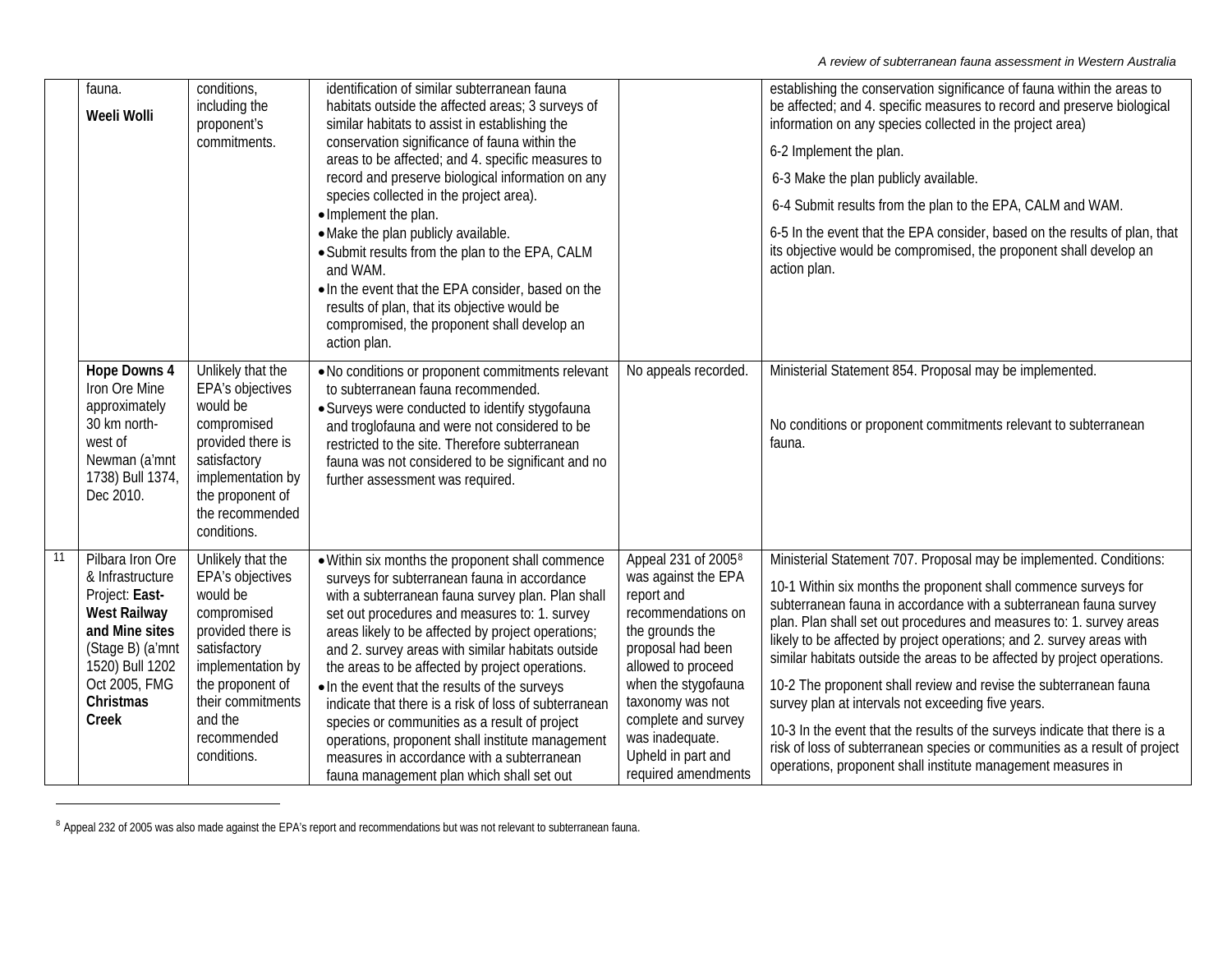| | | | | | |
|---|---|---|---|---|---|
| | fauna. **Weeli Wolli** | conditions, including the proponent's commitments. | identification of similar subterranean fauna habitats outside the affected areas; 3 surveys of similar habitats to assist in establishing the conservation significance of fauna within the areas to be affected; and 4. specific measures to record and preserve biological information on any species collected in the project area). • Implement the plan. • Make the plan publicly available. • Submit results from the plan to the EPA, CALM and WAM. • In the event that the EPA consider, based on the results of plan, that its objective would be compromised, the proponent shall develop an action plan. | | establishing the conservation significance of fauna within the areas to be affected; and 4. specific measures to record and preserve biological information on any species collected in the project area) 6-2 Implement the plan. 6-3 Make the plan publicly available. 6-4 Submit results from the plan to the EPA, CALM and WAM. 6-5 In the event that the EPA consider, based on the results of plan, that its objective would be compromised, the proponent shall develop an action plan. |
| | **Hope Downs 4** Iron Ore Mine approximately 30 km north-west of Newman (a'mnt 1738) Bull 1374, Dec 2010. | Unlikely that the EPA's objectives would be compromised provided there is satisfactory implementation by the proponent of the recommended conditions. | • No conditions or proponent commitments relevant to subterranean fauna recommended. • Surveys were conducted to identify stygofauna and troglofauna and were not considered to be restricted to the site. Therefore subterranean fauna was not considered to be significant and no further assessment was required. | No appeals recorded. | Ministerial Statement 854. Proposal may be implemented. No conditions or proponent commitments relevant to subterranean fauna. |
| 11 | Pilbara Iron Ore & Infrastructure Project: **East-West Railway and Mine sites** (Stage B) (a'mnt 1520) Bull 1202 Oct 2005, FMG **Christmas Creek** | Unlikely that the EPA's objectives would be compromised provided there is satisfactory implementation by the proponent of their commitments and the recommended conditions. | • Within six months the proponent shall commence surveys for subterranean fauna in accordance with a subterranean fauna survey plan. Plan shall set out procedures and measures to: 1. survey areas likely to be affected by project operations; and 2. survey areas with similar habitats outside the areas to be affected by project operations. • In the event that the results of the surveys indicate that there is a risk of loss of subterranean species or communities as a result of project operations, proponent shall institute management measures in accordance with a subterranean fauna management plan which shall set out | Appeal 231 of 2005[8] was against the EPA report and recommendations on the grounds the proposal had been allowed to proceed when the stygofauna taxonomy was not complete and survey was inadequate. Upheld in part and required amendments | Ministerial Statement 707. Proposal may be implemented. Conditions: 10-1 Within six months the proponent shall commence surveys for subterranean fauna in accordance with a subterranean fauna survey plan. Plan shall set out procedures and measures to: 1. survey areas likely to be affected by project operations; and 2. survey areas with similar habitats outside the areas to be affected by project operations. 10-2 The proponent shall review and revise the subterranean fauna survey plan at intervals not exceeding five years. 10-3 In the event that the results of the surveys indicate that there is a risk of loss of subterranean species or communities as a result of project operations, proponent shall institute management measures in |

[8] Appeal 232 of 2005 was also made against the EPA's report and recommendations but was not relevant to subterranean fauna.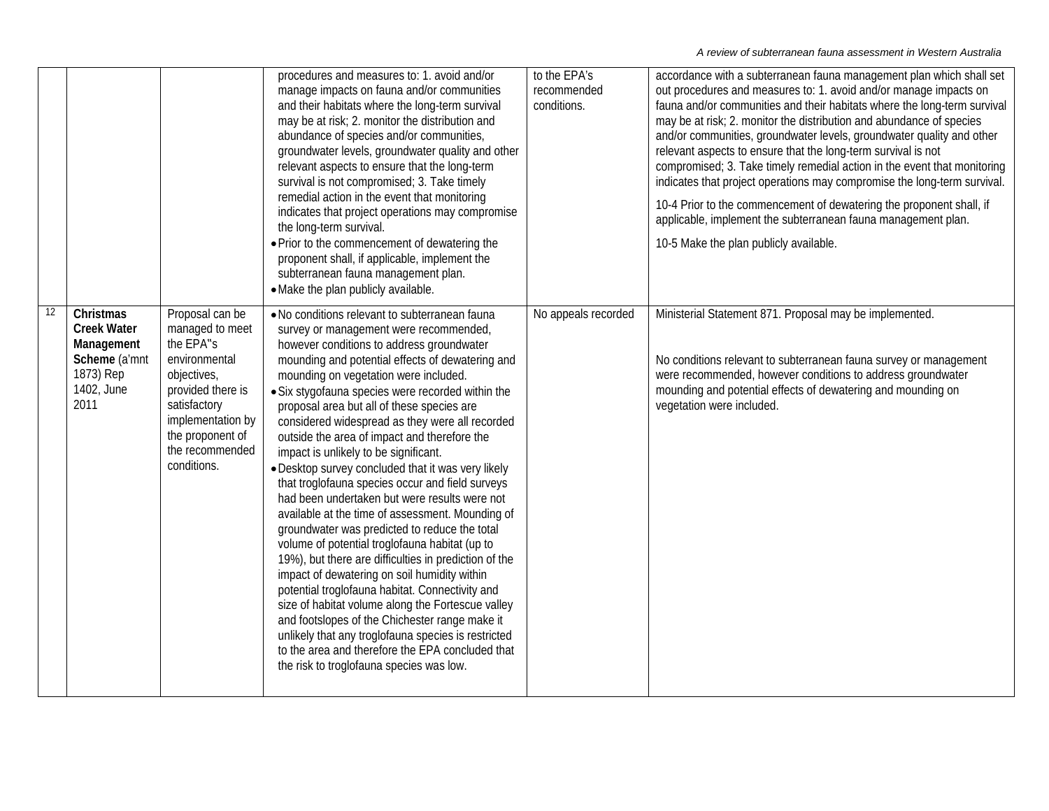| | | | | | |
|---|---|---|---|---|---|
| | | | procedures and measures to: 1. avoid and/or manage impacts on fauna and/or communities and their habitats where the long-term survival may be at risk; 2. monitor the distribution and abundance of species and/or communities, groundwater levels, groundwater quality and other relevant aspects to ensure that the long-term survival is not compromised; 3. Take timely remedial action in the event that monitoring indicates that project operations may compromise the long-term survival.<br>• Prior to the commencement of dewatering the proponent shall, if applicable, implement the subterranean fauna management plan.<br>• Make the plan publicly available. | to the EPA's recommended conditions. | accordance with a subterranean fauna management plan which shall set out procedures and measures to: 1. avoid and/or manage impacts on fauna and/or communities and their habitats where the long-term survival may be at risk; 2. monitor the distribution and abundance of species and/or communities, groundwater levels, groundwater quality and other relevant aspects to ensure that the long-term survival is not compromised; 3. Take timely remedial action in the event that monitoring indicates that project operations may compromise the long-term survival.<br><br>10-4 Prior to the commencement of dewatering the proponent shall, if applicable, implement the subterranean fauna management plan.<br><br>10-5 Make the plan publicly available. |
| 12 | **Christmas Creek Water Management Scheme** (a'mnt 1873) Rep 1402, June 2011 | Proposal can be managed to meet the EPA"s environmental objectives, provided there is satisfactory implementation by the proponent of the recommended conditions. | • No conditions relevant to subterranean fauna survey or management were recommended, however conditions to address groundwater mounding and potential effects of dewatering and mounding on vegetation were included.<br>• Six stygofauna species were recorded within the proposal area but all of these species are considered widespread as they were all recorded outside the area of impact and therefore the impact is unlikely to be significant.<br>• Desktop survey concluded that it was very likely that troglofauna species occur and field surveys had been undertaken but were results were not available at the time of assessment. Mounding of groundwater was predicted to reduce the total volume of potential troglofauna habitat (up to 19%), but there are difficulties in prediction of the impact of dewatering on soil humidity within potential troglofauna habitat. Connectivity and size of habitat volume along the Fortescue valley and footslopes of the Chichester range make it unlikely that any troglofauna species is restricted to the area and therefore the EPA concluded that the risk to troglofauna species was low. | No appeals recorded | Ministerial Statement 871. Proposal may be implemented.<br><br>No conditions relevant to subterranean fauna survey or management were recommended, however conditions to address groundwater mounding and potential effects of dewatering and mounding on vegetation were included. |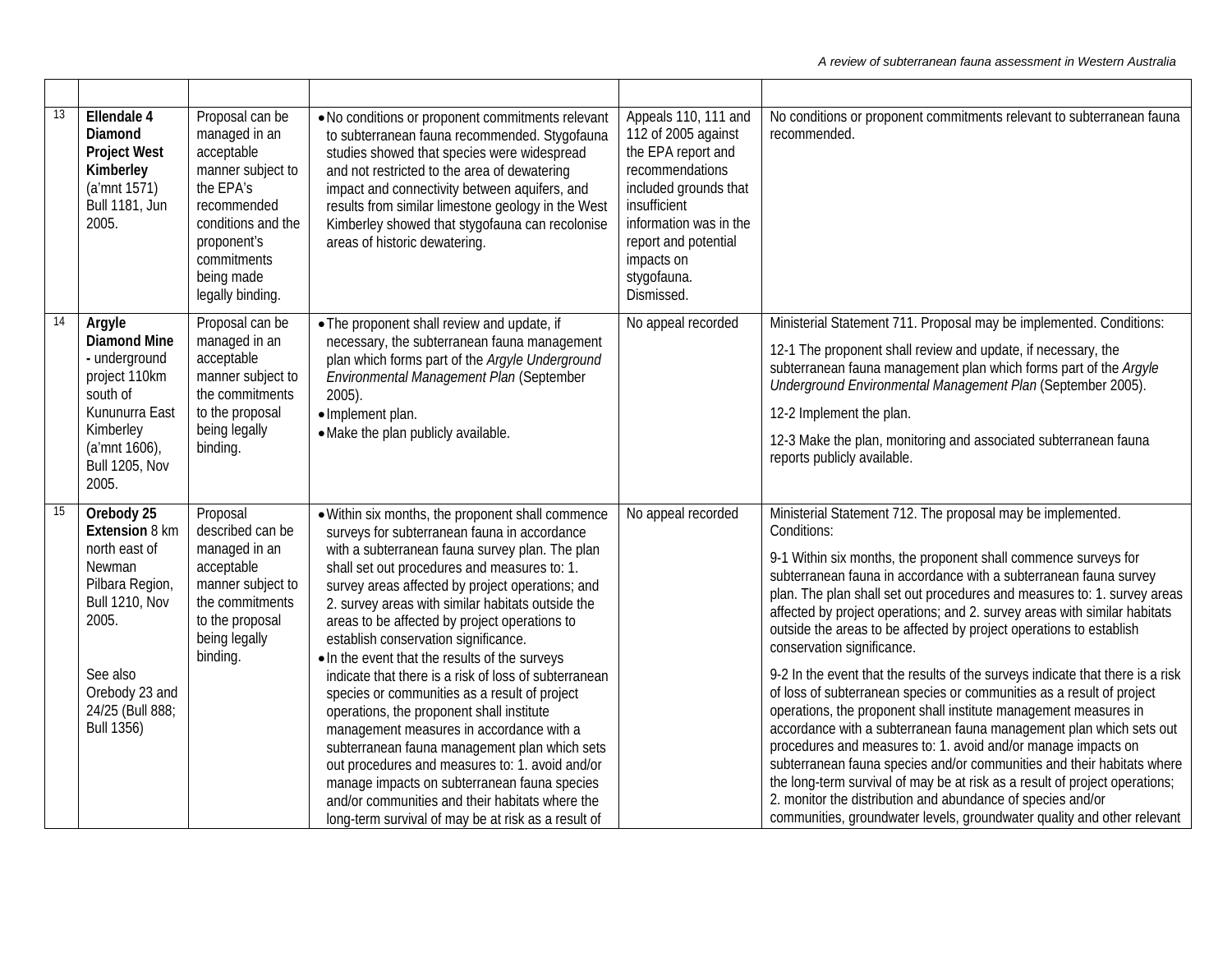| | | | | | |
|---|---|---|---|---|---|
| 13 | **Ellendale 4 Diamond Project West Kimberley** (a'mnt 1571) Bull 1181, Jun 2005. | Proposal can be managed in an acceptable manner subject to the EPA's recommended conditions and the proponent's commitments being made legally binding. | • No conditions or proponent commitments relevant to subterranean fauna recommended. Stygofauna studies showed that species were widespread and not restricted to the area of dewatering impact and connectivity between aquifers, and results from similar limestone geology in the West Kimberley showed that stygofauna can recolonise areas of historic dewatering. | Appeals 110, 111 and 112 of 2005 against the EPA report and recommendations included grounds that insufficient information was in the report and potential impacts on stygofauna. Dismissed. | No conditions or proponent commitments relevant to subterranean fauna recommended. |
| 14 | **Argyle Diamond Mine** - underground project 110km south of Kununurra East Kimberley (a'mnt 1606), Bull 1205, Nov 2005. | Proposal can be managed in an acceptable manner subject to the commitments to the proposal being legally binding. | • The proponent shall review and update, if necessary, the subterranean fauna management plan which forms part of the *Argyle Underground Environmental Management Plan* (September 2005).<br>• Implement plan.<br>• Make the plan publicly available. | No appeal recorded | Ministerial Statement 711. Proposal may be implemented. Conditions:<br><br>12-1 The proponent shall review and update, if necessary, the subterranean fauna management plan which forms part of the *Argyle Underground Environmental Management Plan* (September 2005).<br><br>12-2 Implement the plan.<br><br>12-3 Make the plan, monitoring and associated subterranean fauna reports publicly available. |
| 15 | **Orebody 25 Extension** 8 km north east of Newman Pilbara Region, Bull 1210, Nov 2005.<br><br>See also Orebody 23 and 24/25 (Bull 888; Bull 1356) | Proposal described can be managed in an acceptable manner subject to the commitments to the proposal being legally binding. | • Within six months, the proponent shall commence surveys for subterranean fauna in accordance with a subterranean fauna survey plan. The plan shall set out procedures and measures to: 1. survey areas affected by project operations; and 2. survey areas with similar habitats outside the areas to be affected by project operations to establish conservation significance.<br>• In the event that the results of the surveys indicate that there is a risk of loss of subterranean species or communities as a result of project operations, the proponent shall institute management measures in accordance with a subterranean fauna management plan which sets out procedures and measures to: 1. avoid and/or manage impacts on subterranean fauna species and/or communities and their habitats where the long-term survival of may be at risk as a result of | No appeal recorded | Ministerial Statement 712. The proposal may be implemented. Conditions:<br><br>9-1 Within six months, the proponent shall commence surveys for subterranean fauna in accordance with a subterranean fauna survey plan. The plan shall set out procedures and measures to: 1. survey areas affected by project operations; and 2. survey areas with similar habitats outside the areas to be affected by project operations to establish conservation significance.<br><br>9-2 In the event that the results of the surveys indicate that there is a risk of loss of subterranean species or communities as a result of project operations, the proponent shall institute management measures in accordance with a subterranean fauna management plan which sets out procedures and measures to: 1. avoid and/or manage impacts on subterranean fauna species and/or communities and their habitats where the long-term survival of may be at risk as a result of project operations; 2. monitor the distribution and abundance of species and/or communities, groundwater levels, groundwater quality and other relevant |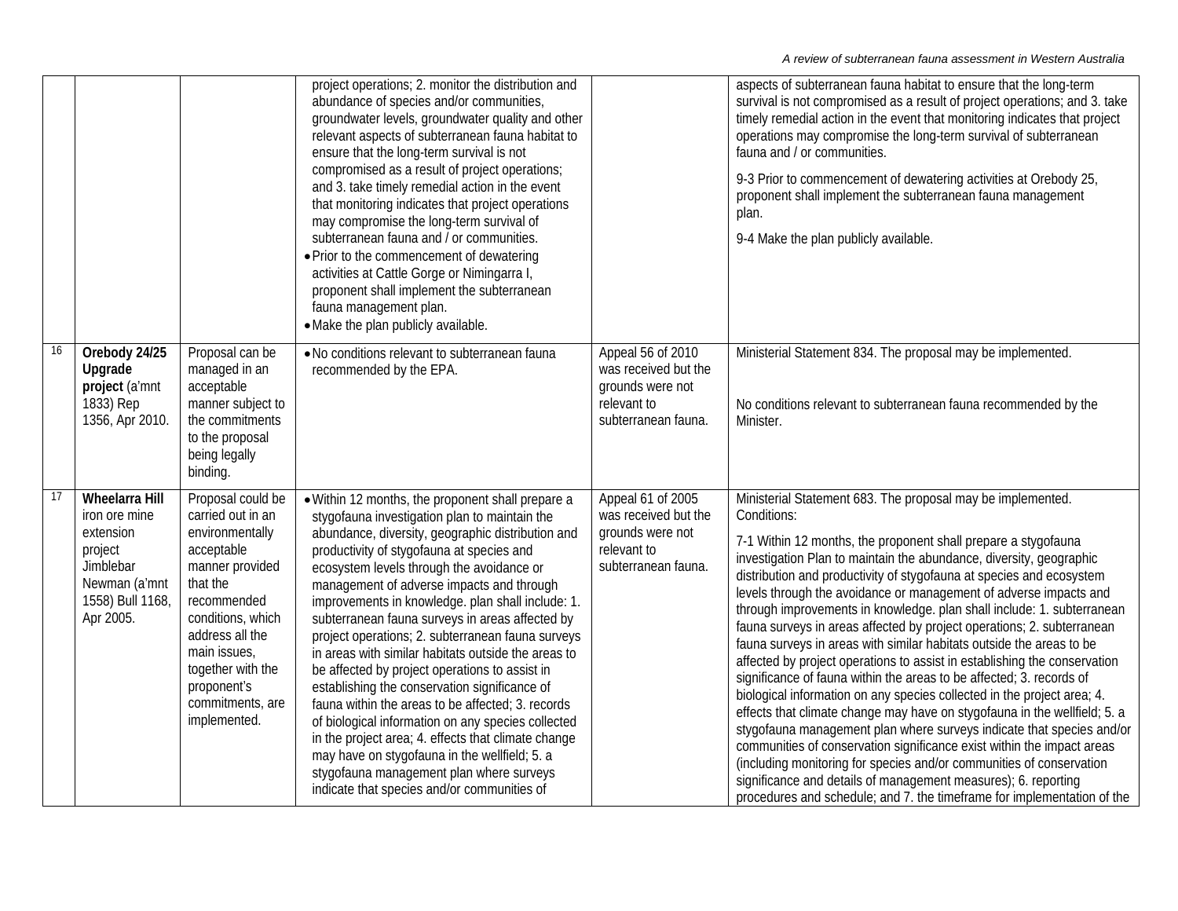| | | | | | |
|---|---|---|---|---|---|
| | | | project operations; 2. monitor the distribution and abundance of species and/or communities, groundwater levels, groundwater quality and other relevant aspects of subterranean fauna habitat to ensure that the long-term survival is not compromised as a result of project operations; and 3. take timely remedial action in the event that monitoring indicates that project operations may compromise the long-term survival of subterranean fauna and / or communities.<br>• Prior to the commencement of dewatering activities at Cattle Gorge or Nimingarra I, proponent shall implement the subterranean fauna management plan.<br>• Make the plan publicly available. | | aspects of subterranean fauna habitat to ensure that the long-term survival is not compromised as a result of project operations; and 3. take timely remedial action in the event that monitoring indicates that project operations may compromise the long-term survival of subterranean fauna and / or communities.<br><br>9-3 Prior to commencement of dewatering activities at Orebody 25, proponent shall implement the subterranean fauna management plan.<br><br>9-4 Make the plan publicly available. |
| 16 | **Orebody 24/25 Upgrade project** (a'mnt 1833) Rep 1356, Apr 2010. | Proposal can be managed in an acceptable manner subject to the commitments to the proposal being legally binding. | • No conditions relevant to subterranean fauna recommended by the EPA. | Appeal 56 of 2010 was received but the grounds were not relevant to subterranean fauna. | Ministerial Statement 834. The proposal may be implemented.<br><br>No conditions relevant to subterranean fauna recommended by the Minister. |
| 17 | **Wheelarra Hill** iron ore mine extension project Jimblebar Newman (a'mnt 1558) Bull 1168, Apr 2005. | Proposal could be carried out in an environmentally acceptable manner provided that the recommended conditions, which address all the main issues, together with the proponent's commitments, are implemented. | • Within 12 months, the proponent shall prepare a stygofauna investigation plan to maintain the abundance, diversity, geographic distribution and productivity of stygofauna at species and ecosystem levels through the avoidance or management of adverse impacts and through improvements in knowledge. plan shall include: 1. subterranean fauna surveys in areas affected by project operations; 2. subterranean fauna surveys in areas with similar habitats outside the areas to be affected by project operations to assist in establishing the conservation significance of fauna within the areas to be affected; 3. records of biological information on any species collected in the project area; 4. effects that climate change may have on stygofauna in the wellfield; 5. a stygofauna management plan where surveys indicate that species and/or communities of | Appeal 61 of 2005 was received but the grounds were not relevant to subterranean fauna. | Ministerial Statement 683. The proposal may be implemented. Conditions:<br><br>7-1 Within 12 months, the proponent shall prepare a stygofauna investigation Plan to maintain the abundance, diversity, geographic distribution and productivity of stygofauna at species and ecosystem levels through the avoidance or management of adverse impacts and through improvements in knowledge. plan shall include: 1. subterranean fauna surveys in areas affected by project operations; 2. subterranean fauna surveys in areas with similar habitats outside the areas to be affected by project operations to assist in establishing the conservation significance of fauna within the areas to be affected; 3. records of biological information on any species collected in the project area; 4. effects that climate change may have on stygofauna in the wellfield; 5. a stygofauna management plan where surveys indicate that species and/or communities of conservation significance exist within the impact areas (including monitoring for species and/or communities of conservation significance and details of management measures); 6. reporting procedures and schedule; and 7. the timeframe for implementation of the |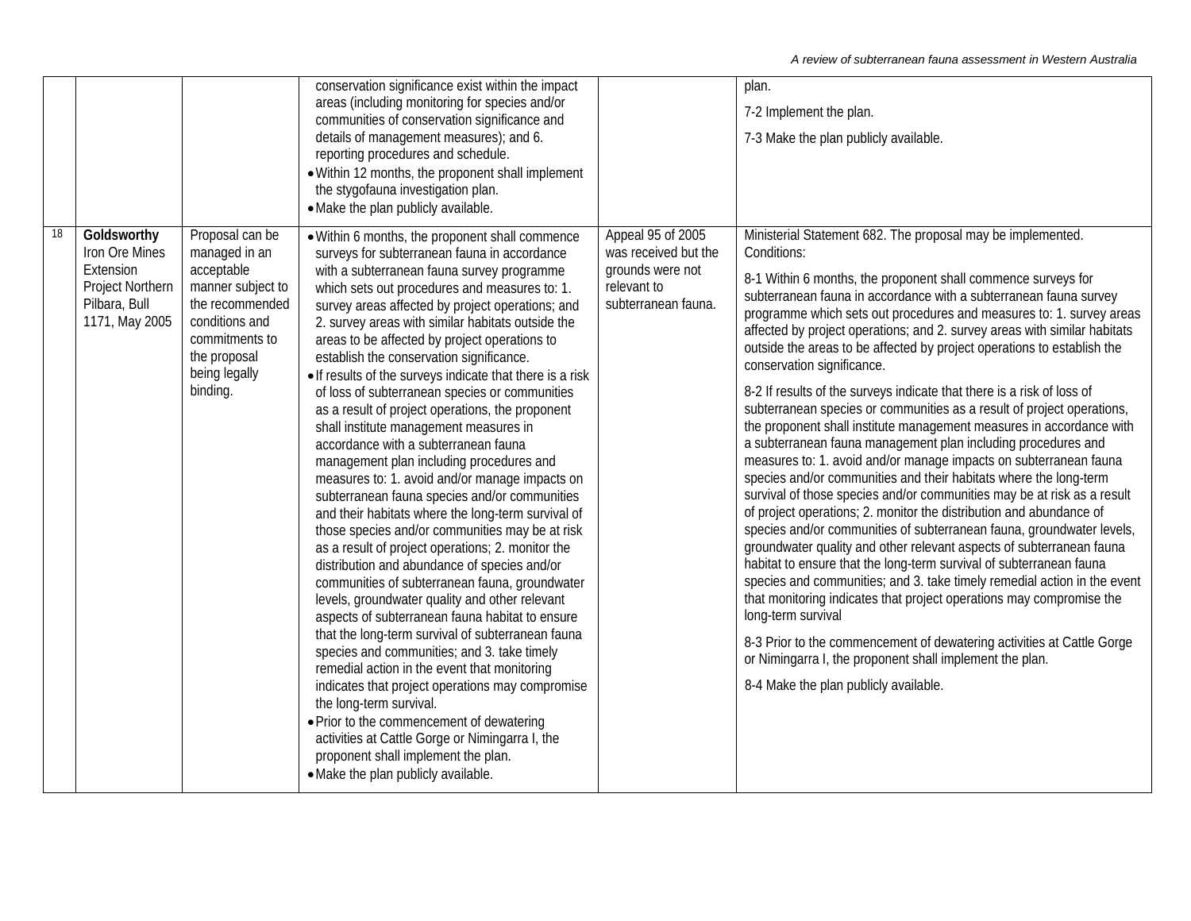| | | | | | |
|---|---|---|---|---|---|
| | | | conservation significance exist within the impact areas (including monitoring for species and/or communities of conservation significance and details of management measures); and 6. reporting procedures and schedule.<br>• Within 12 months, the proponent shall implement the stygofauna investigation plan.<br>• Make the plan publicly available. | | plan.<br><br>7-2 Implement the plan.<br><br>7-3 Make the plan publicly available. |
| 18 | **Goldsworthy** Iron Ore Mines Extension Project Northern Pilbara, Bull 1171, May 2005 | Proposal can be managed in an acceptable manner subject to the recommended conditions and commitments to the proposal being legally binding. | • Within 6 months, the proponent shall commence surveys for subterranean fauna in accordance with a subterranean fauna survey programme which sets out procedures and measures to: 1. survey areas affected by project operations; and 2. survey areas with similar habitats outside the areas to be affected by project operations to establish the conservation significance.<br>• If results of the surveys indicate that there is a risk of loss of subterranean species or communities as a result of project operations, the proponent shall institute management measures in accordance with a subterranean fauna management plan including procedures and measures to: 1. avoid and/or manage impacts on subterranean fauna species and/or communities and their habitats where the long-term survival of those species and/or communities may be at risk as a result of project operations; 2. monitor the distribution and abundance of species and/or communities of subterranean fauna, groundwater levels, groundwater quality and other relevant aspects of subterranean fauna habitat to ensure that the long-term survival of subterranean fauna species and communities; and 3. take timely remedial action in the event that monitoring indicates that project operations may compromise the long-term survival.<br>• Prior to the commencement of dewatering activities at Cattle Gorge or Nimingarra I, the proponent shall implement the plan.<br>• Make the plan publicly available. | Appeal 95 of 2005 was received but the grounds were not relevant to subterranean fauna. | Ministerial Statement 682. The proposal may be implemented. Conditions:<br><br>8-1 Within 6 months, the proponent shall commence surveys for subterranean fauna in accordance with a subterranean fauna survey programme which sets out procedures and measures to: 1. survey areas affected by project operations; and 2. survey areas with similar habitats outside the areas to be affected by project operations to establish the conservation significance.<br><br>8-2 If results of the surveys indicate that there is a risk of loss of subterranean species or communities as a result of project operations, the proponent shall institute management measures in accordance with a subterranean fauna management plan including procedures and measures to: 1. avoid and/or manage impacts on subterranean fauna species and/or communities and their habitats where the long-term survival of those species and/or communities may be at risk as a result of project operations; 2. monitor the distribution and abundance of species and/or communities of subterranean fauna, groundwater levels, groundwater quality and other relevant aspects of subterranean fauna habitat to ensure that the long-term survival of subterranean fauna species and communities; and 3. take timely remedial action in the event that monitoring indicates that project operations may compromise the long-term survival<br><br>8-3 Prior to the commencement of dewatering activities at Cattle Gorge or Nimingarra I, the proponent shall implement the plan.<br><br>8-4 Make the plan publicly available. |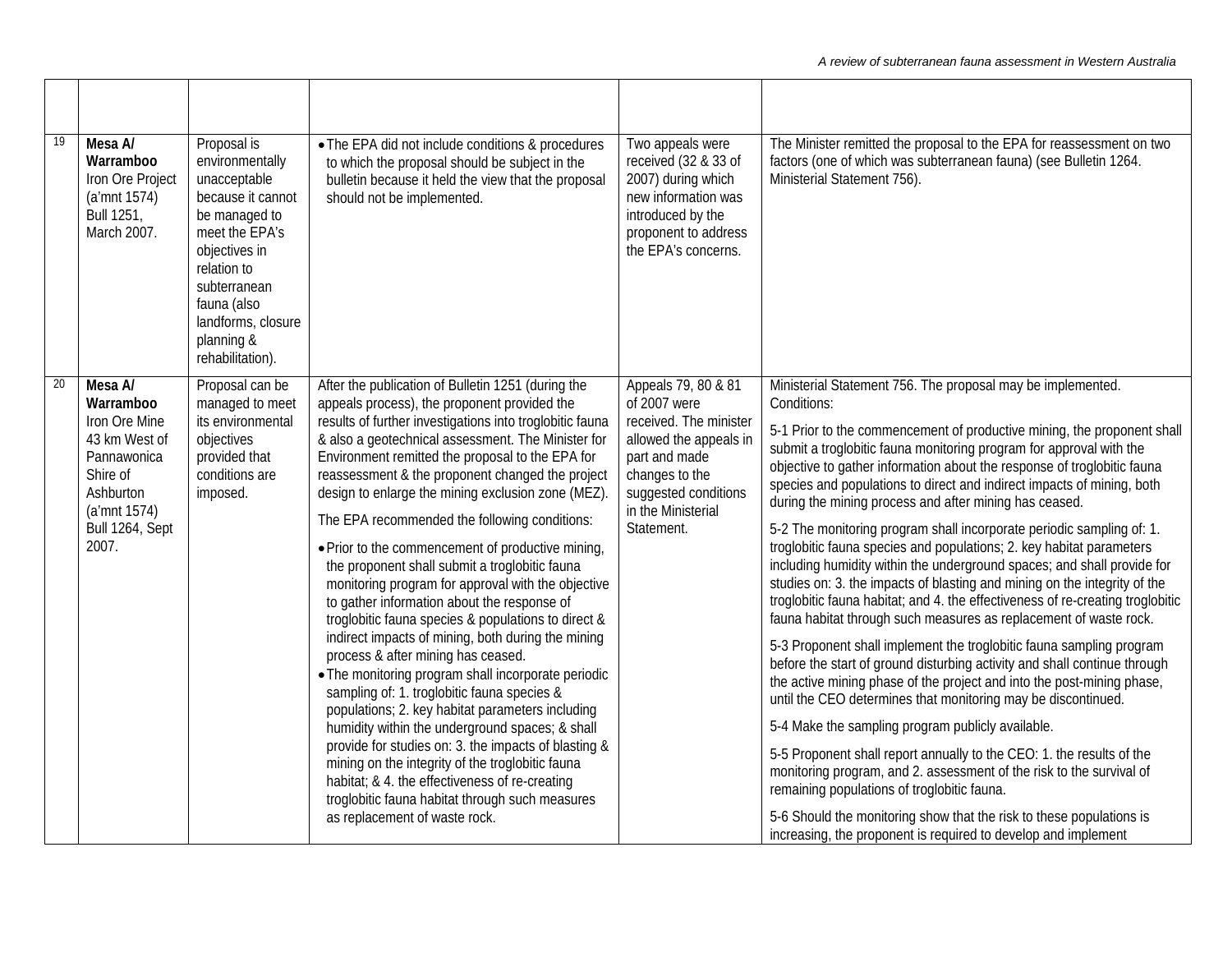| | | | | | |
|---|---|---|---|---|---|
| 19 | **Mesa A/ Warramboo** Iron Ore Project (a'mnt 1574) Bull 1251, March 2007. | Proposal is environmentally unacceptable because it cannot be managed to meet the EPA's objectives in relation to subterranean fauna (also landforms, closure planning & rehabilitation). | • The EPA did not include conditions & procedures to which the proposal should be subject in the bulletin because it held the view that the proposal should not be implemented. | Two appeals were received (32 & 33 of 2007) during which new information was introduced by the proponent to address the EPA's concerns. | The Minister remitted the proposal to the EPA for reassessment on two factors (one of which was subterranean fauna) (see Bulletin 1264. Ministerial Statement 756). |
| 20 | **Mesa A/ Warramboo** Iron Ore Mine 43 km West of Pannawonica Shire of Ashburton (a'mnt 1574) Bull 1264, Sept 2007. | Proposal can be managed to meet its environmental objectives provided that conditions are imposed. | After the publication of Bulletin 1251 (during the appeals process), the proponent provided the results of further investigations into troglobitic fauna & also a geotechnical assessment. The Minister for Environment remitted the proposal to the EPA for reassessment & the proponent changed the project design to enlarge the mining exclusion zone (MEZ).<br><br>The EPA recommended the following conditions:<br><br>• Prior to the commencement of productive mining, the proponent shall submit a troglobitic fauna monitoring program for approval with the objective to gather information about the response of troglobitic fauna species & populations to direct & indirect impacts of mining, both during the mining process & after mining has ceased.<br>• The monitoring program shall incorporate periodic sampling of: 1. troglobitic fauna species & populations; 2. key habitat parameters including humidity within the underground spaces; & shall provide for studies on: 3. the impacts of blasting & mining on the integrity of the troglobitic fauna habitat; & 4. the effectiveness of re-creating troglobitic fauna habitat through such measures as replacement of waste rock. | Appeals 79, 80 & 81 of 2007 were received. The minister allowed the appeals in part and made changes to the suggested conditions in the Ministerial Statement. | Ministerial Statement 756. The proposal may be implemented. Conditions:<br><br>5-1 Prior to the commencement of productive mining, the proponent shall submit a troglobitic fauna monitoring program for approval with the objective to gather information about the response of troglobitic fauna species and populations to direct and indirect impacts of mining, both during the mining process and after mining has ceased.<br><br>5-2 The monitoring program shall incorporate periodic sampling of: 1. troglobitic fauna species and populations; 2. key habitat parameters including humidity within the underground spaces; and shall provide for studies on: 3. the impacts of blasting and mining on the integrity of the troglobitic fauna habitat; and 4. the effectiveness of re-creating troglobitic fauna habitat through such measures as replacement of waste rock.<br><br>5-3 Proponent shall implement the troglobitic fauna sampling program before the start of ground disturbing activity and shall continue through the active mining phase of the project and into the post-mining phase, until the CEO determines that monitoring may be discontinued.<br><br>5-4 Make the sampling program publicly available.<br><br>5-5 Proponent shall report annually to the CEO: 1. the results of the monitoring program, and 2. assessment of the risk to the survival of remaining populations of troglobitic fauna.<br><br>5-6 Should the monitoring show that the risk to these populations is increasing, the proponent is required to develop and implement |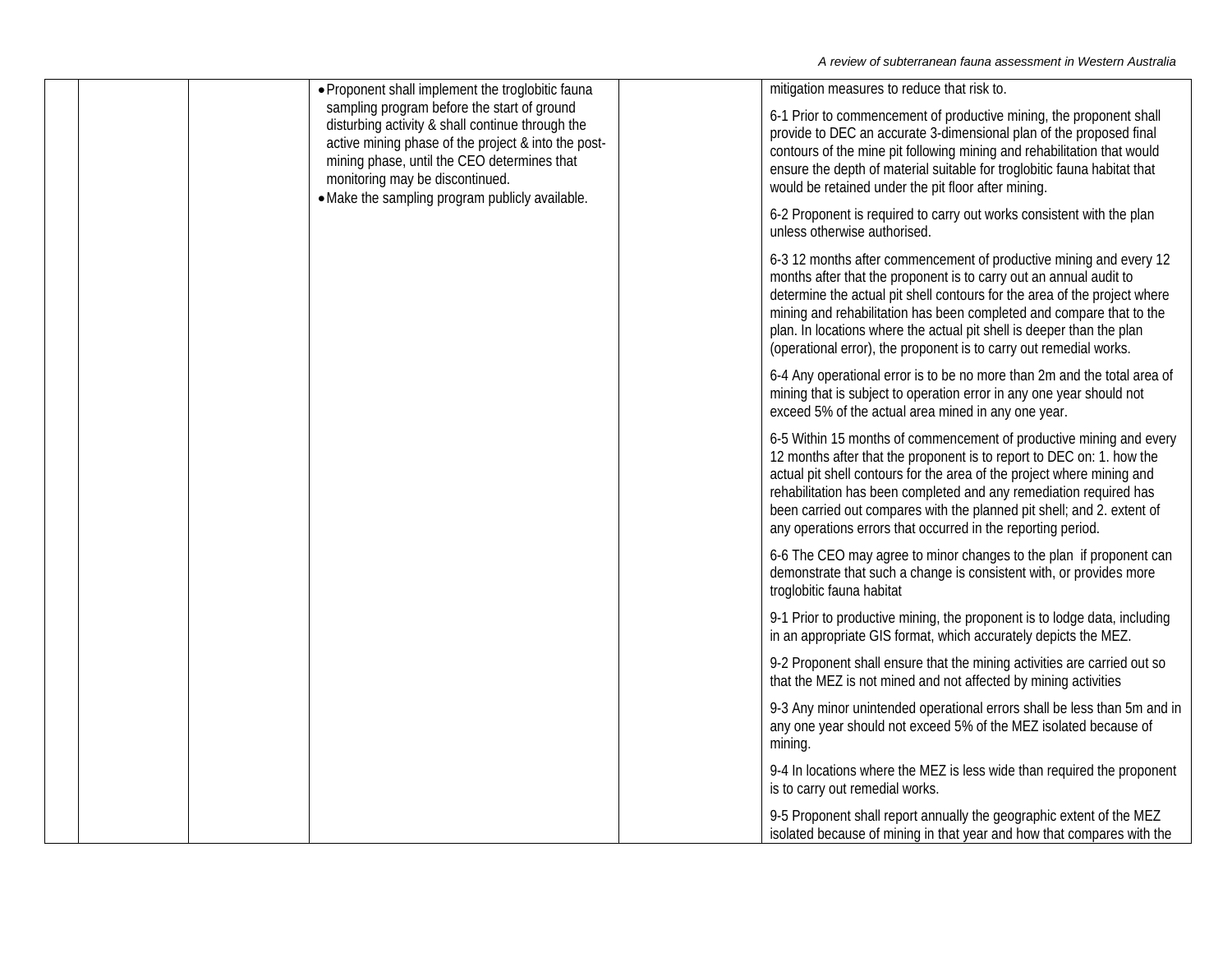|  |  |  |  |  |  |
|---|---|---|---|---|---|
|  |  |  | • Proponent shall implement the troglobitic fauna sampling program before the start of ground disturbing activity & shall continue through the active mining phase of the project & into the post-mining phase, until the CEO determines that monitoring may be discontinued.<br>• Make the sampling program publicly available. |  | mitigation measures to reduce that risk to.<br><br>6-1 Prior to commencement of productive mining, the proponent shall provide to DEC an accurate 3-dimensional plan of the proposed final contours of the mine pit following mining and rehabilitation that would ensure the depth of material suitable for troglobitic fauna habitat that would be retained under the pit floor after mining.<br><br>6-2 Proponent is required to carry out works consistent with the plan unless otherwise authorised.<br><br>6-3 12 months after commencement of productive mining and every 12 months after that the proponent is to carry out an annual audit to determine the actual pit shell contours for the area of the project where mining and rehabilitation has been completed and compare that to the plan. In locations where the actual pit shell is deeper than the plan (operational error), the proponent is to carry out remedial works.<br><br>6-4 Any operational error is to be no more than 2m and the total area of mining that is subject to operation error in any one year should not exceed 5% of the actual area mined in any one year.<br><br>6-5 Within 15 months of commencement of productive mining and every 12 months after that the proponent is to report to DEC on: 1. how the actual pit shell contours for the area of the project where mining and rehabilitation has been completed and any remediation required has been carried out compares with the planned pit shell; and 2. extent of any operations errors that occurred in the reporting period.<br><br>6-6 The CEO may agree to minor changes to the plan if proponent can demonstrate that such a change is consistent with, or provides more troglobitic fauna habitat<br><br>9-1 Prior to productive mining, the proponent is to lodge data, including in an appropriate GIS format, which accurately depicts the MEZ.<br><br>9-2 Proponent shall ensure that the mining activities are carried out so that the MEZ is not mined and not affected by mining activities<br><br>9-3 Any minor unintended operational errors shall be less than 5m and in any one year should not exceed 5% of the MEZ isolated because of mining.<br><br>9-4 In locations where the MEZ is less wide than required the proponent is to carry out remedial works.<br><br>9-5 Proponent shall report annually the geographic extent of the MEZ isolated because of mining in that year and how that compares with the |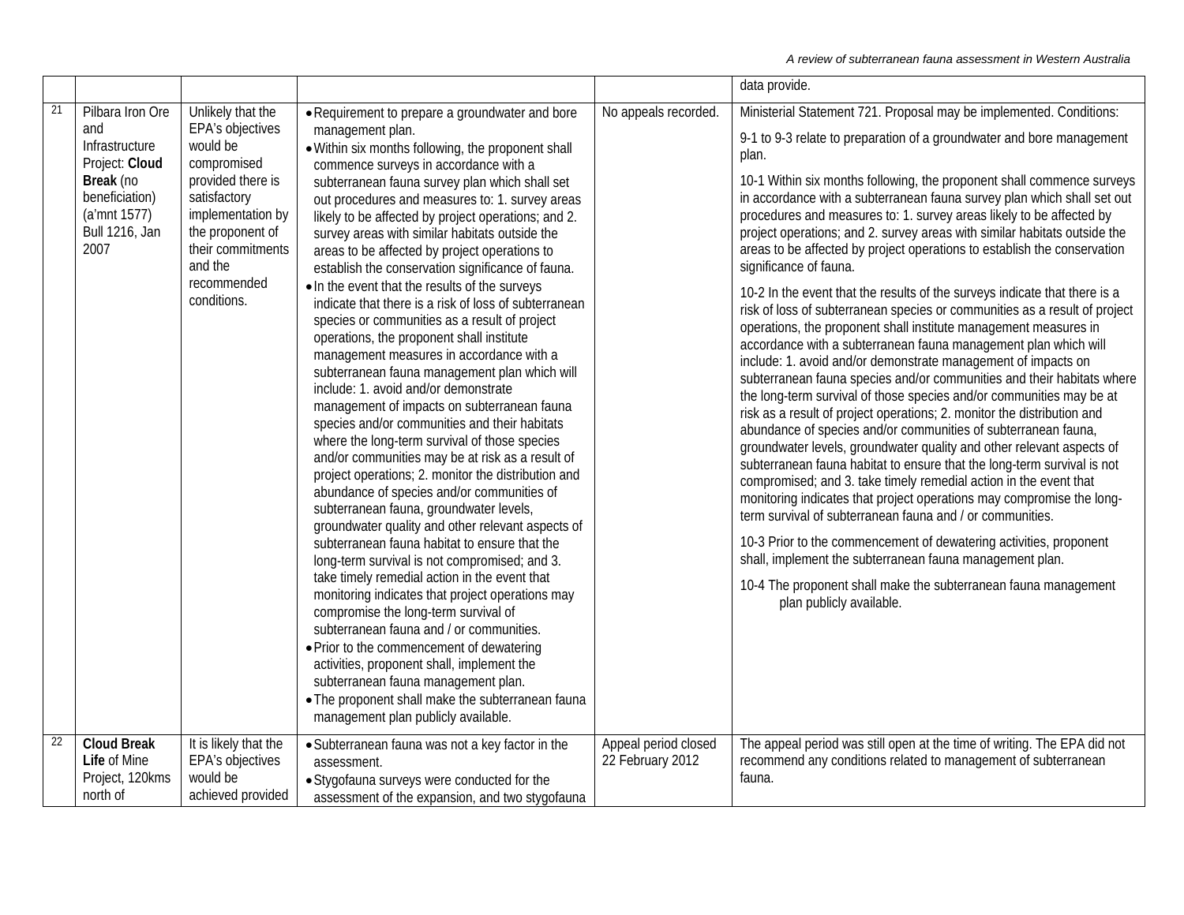| | | | | | |
|---|---|---|---|---|---|
| | | | | | data provide. |
| 21 | Pilbara Iron Ore and Infrastructure Project: **Cloud Break** (no beneficiation) (a'mnt 1577) Bull 1216, Jan 2007 | Unlikely that the EPA's objectives would be compromised provided there is satisfactory implementation by the proponent of their commitments and the recommended conditions. | • Requirement to prepare a groundwater and bore management plan.<br>• Within six months following, the proponent shall commence surveys in accordance with a subterranean fauna survey plan which shall set out procedures and measures to: 1. survey areas likely to be affected by project operations; and 2. survey areas with similar habitats outside the areas to be affected by project operations to establish the conservation significance of fauna.<br>• In the event that the results of the surveys indicate that there is a risk of loss of subterranean species or communities as a result of project operations, the proponent shall institute management measures in accordance with a subterranean fauna management plan which will include: 1. avoid and/or demonstrate management of impacts on subterranean fauna species and/or communities and their habitats where the long-term survival of those species and/or communities may be at risk as a result of project operations; 2. monitor the distribution and abundance of species and/or communities of subterranean fauna, groundwater levels, groundwater quality and other relevant aspects of subterranean fauna habitat to ensure that the long-term survival is not compromised; and 3. take timely remedial action in the event that monitoring indicates that project operations may compromise the long-term survival of subterranean fauna and / or communities.<br>• Prior to the commencement of dewatering activities, proponent shall, implement the subterranean fauna management plan.<br>• The proponent shall make the subterranean fauna management plan publicly available. | No appeals recorded. | Ministerial Statement 721. Proposal may be implemented. Conditions:<br><br>9-1 to 9-3 relate to preparation of a groundwater and bore management plan.<br><br>10-1 Within six months following, the proponent shall commence surveys in accordance with a subterranean fauna survey plan which shall set out procedures and measures to: 1. survey areas likely to be affected by project operations; and 2. survey areas with similar habitats outside the areas to be affected by project operations to establish the conservation significance of fauna.<br><br>10-2 In the event that the results of the surveys indicate that there is a risk of loss of subterranean species or communities as a result of project operations, the proponent shall institute management measures in accordance with a subterranean fauna management plan which will include: 1. avoid and/or demonstrate management of impacts on subterranean fauna species and/or communities and their habitats where the long-term survival of those species and/or communities may be at risk as a result of project operations; 2. monitor the distribution and abundance of species and/or communities of subterranean fauna, groundwater levels, groundwater quality and other relevant aspects of subterranean fauna habitat to ensure that the long-term survival is not compromised; and 3. take timely remedial action in the event that monitoring indicates that project operations may compromise the long-term survival of subterranean fauna and / or communities.<br><br>10-3 Prior to the commencement of dewatering activities, proponent shall, implement the subterranean fauna management plan.<br><br>10-4 The proponent shall make the subterranean fauna management plan publicly available. |
| 22 | **Cloud Break Life** of Mine Project, 120kms north of | It is likely that the EPA's objectives would be achieved provided | • Subterranean fauna was not a key factor in the assessment.<br>• Stygofauna surveys were conducted for the assessment of the expansion, and two stygofauna | Appeal period closed 22 February 2012 | The appeal period was still open at the time of writing. The EPA did not recommend any conditions related to management of subterranean fauna. |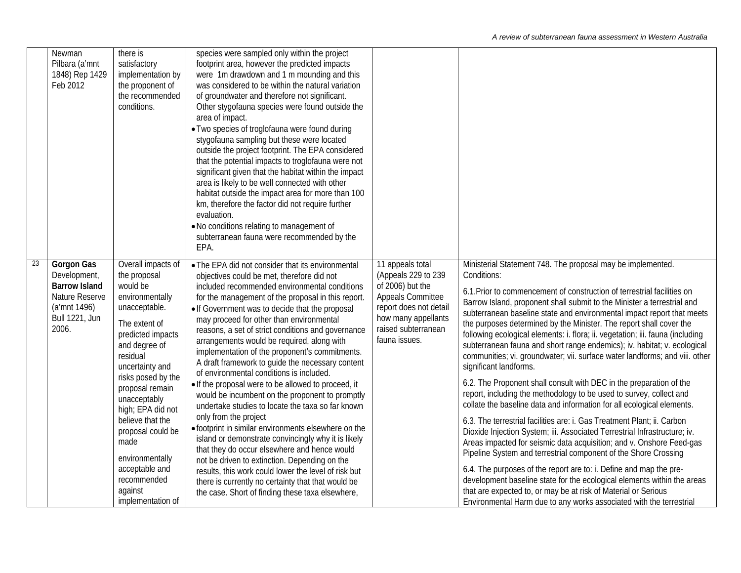| | | | | | |
|---|---|---|---|---|---|
| | Newman Pilbara (a'mnt 1848) Rep 1429 Feb 2012 | there is satisfactory implementation by the proponent of the recommended conditions. | species were sampled only within the project footprint area, however the predicted impacts were 1m drawdown and 1 m mounding and this was considered to be within the natural variation of groundwater and therefore not significant. Other stygofauna species were found outside the area of impact.<br>• Two species of troglofauna were found during stygofauna sampling but these were located outside the project footprint. The EPA considered that the potential impacts to troglofauna were not significant given that the habitat within the impact area is likely to be well connected with other habitat outside the impact area for more than 100 km, therefore the factor did not require further evaluation.<br>• No conditions relating to management of subterranean fauna were recommended by the EPA. | | |
| 23 | **Gorgon Gas** Development, **Barrow Island** Nature Reserve (a'mnt 1496) Bull 1221, Jun 2006. | Overall impacts of the proposal would be environmentally unacceptable.<br><br>The extent of predicted impacts and degree of residual uncertainty and risks posed by the proposal remain unacceptably high; EPA did not believe that the proposal could be made<br><br>environmentally acceptable and recommended against implementation of | • The EPA did not consider that its environmental objectives could be met, therefore did not included recommended environmental conditions for the management of the proposal in this report.<br>• If Government was to decide that the proposal may proceed for other than environmental reasons, a set of strict conditions and governance arrangements would be required, along with implementation of the proponent's commitments. A draft framework to guide the necessary content of environmental conditions is included.<br>• If the proposal were to be allowed to proceed, it would be incumbent on the proponent to promptly undertake studies to locate the taxa so far known only from the project<br>• footprint in similar environments elsewhere on the island or demonstrate convincingly why it is likely that they do occur elsewhere and hence would not be driven to extinction. Depending on the results, this work could lower the level of risk but there is currently no certainty that that would be the case. Short of finding these taxa elsewhere, | 11 appeals total (Appeals 229 to 239 of 2006) but the Appeals Committee report does not detail how many appellants raised subterranean fauna issues. | Ministerial Statement 748. The proposal may be implemented. Conditions:<br><br>6.1.Prior to commencement of construction of terrestrial facilities on Barrow Island, proponent shall submit to the Minister a terrestrial and subterranean baseline state and environmental impact report that meets the purposes determined by the Minister. The report shall cover the following ecological elements: i. flora; ii. vegetation; iii. fauna (including subterranean fauna and short range endemics); iv. habitat; v. ecological communities; vi. groundwater; vii. surface water landforms; and viii. other significant landforms.<br><br>6.2. The Proponent shall consult with DEC in the preparation of the report, including the methodology to be used to survey, collect and collate the baseline data and information for all ecological elements.<br><br>6.3. The terrestrial facilities are: i. Gas Treatment Plant; ii. Carbon Dioxide Injection System; iii. Associated Terrestrial Infrastructure; iv. Areas impacted for seismic data acquisition; and v. Onshore Feed-gas Pipeline System and terrestrial component of the Shore Crossing<br><br>6.4. The purposes of the report are to: i. Define and map the pre-development baseline state for the ecological elements within the areas that are expected to, or may be at risk of Material or Serious Environmental Harm due to any works associated with the terrestrial |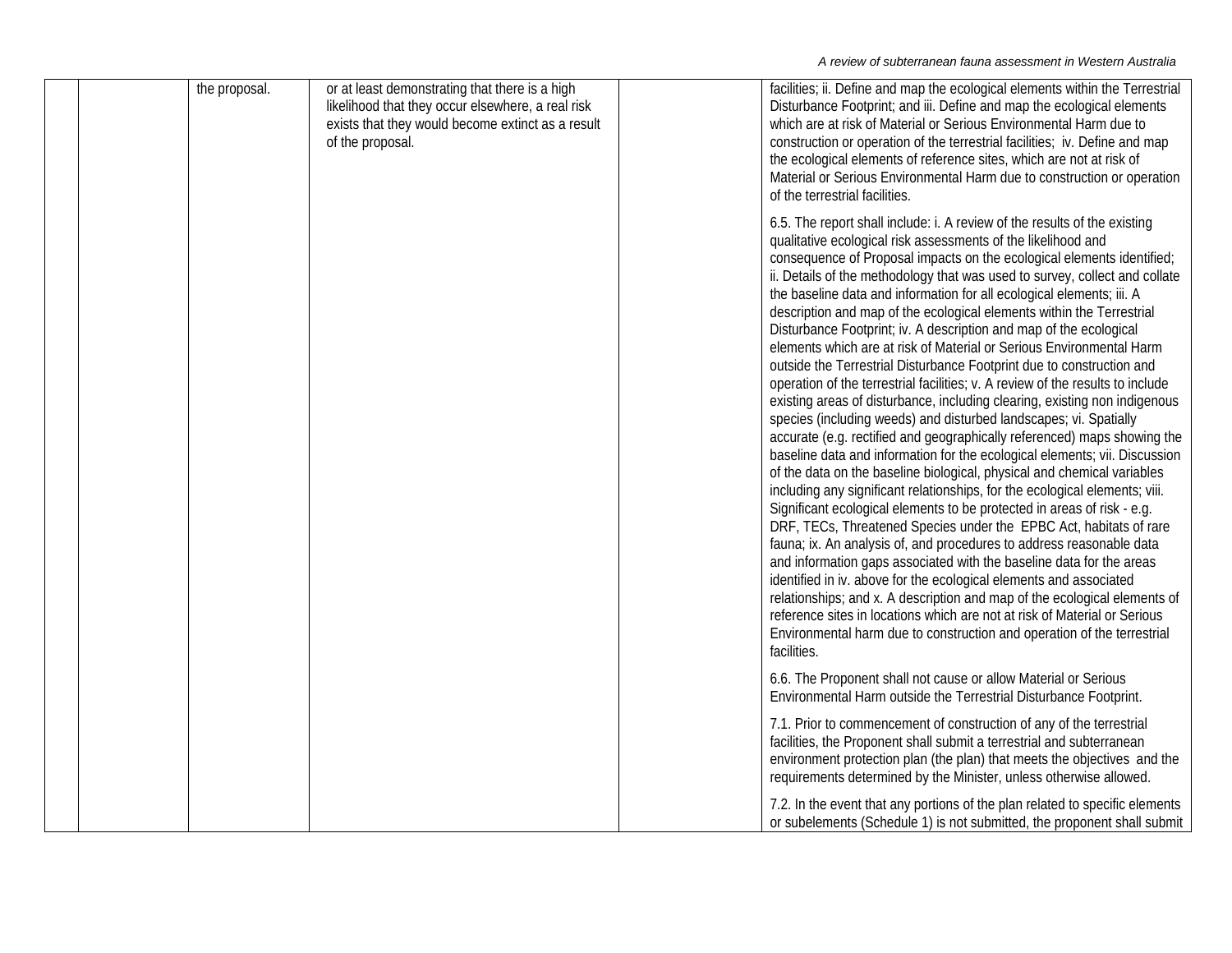| | | | | | |
|---|---|---|---|---|---|
| | | the proposal. | or at least demonstrating that there is a high likelihood that they occur elsewhere, a real risk exists that they would become extinct as a result of the proposal. | | facilities; ii. Define and map the ecological elements within the Terrestrial Disturbance Footprint; and iii. Define and map the ecological elements which are at risk of Material or Serious Environmental Harm due to construction or operation of the terrestrial facilities; iv. Define and map the ecological elements of reference sites, which are not at risk of Material or Serious Environmental Harm due to construction or operation of the terrestrial facilities.<br><br>6.5. The report shall include: i. A review of the results of the existing qualitative ecological risk assessments of the likelihood and consequence of Proposal impacts on the ecological elements identified; ii. Details of the methodology that was used to survey, collect and collate the baseline data and information for all ecological elements; iii. A description and map of the ecological elements within the Terrestrial Disturbance Footprint; iv. A description and map of the ecological elements which are at risk of Material or Serious Environmental Harm outside the Terrestrial Disturbance Footprint due to construction and operation of the terrestrial facilities; v. A review of the results to include existing areas of disturbance, including clearing, existing non indigenous species (including weeds) and disturbed landscapes; vi. Spatially accurate (e.g. rectified and geographically referenced) maps showing the baseline data and information for the ecological elements; vii. Discussion of the data on the baseline biological, physical and chemical variables including any significant relationships, for the ecological elements; viii. Significant ecological elements to be protected in areas of risk - e.g. DRF, TECs, Threatened Species under the EPBC Act, habitats of rare fauna; ix. An analysis of, and procedures to address reasonable data and information gaps associated with the baseline data for the areas identified in iv. above for the ecological elements and associated relationships; and x. A description and map of the ecological elements of reference sites in locations which are not at risk of Material or Serious Environmental harm due to construction and operation of the terrestrial facilities.<br><br>6.6. The Proponent shall not cause or allow Material or Serious Environmental Harm outside the Terrestrial Disturbance Footprint.<br><br>7.1. Prior to commencement of construction of any of the terrestrial facilities, the Proponent shall submit a terrestrial and subterranean environment protection plan (the plan) that meets the objectives and the requirements determined by the Minister, unless otherwise allowed.<br><br>7.2. In the event that any portions of the plan related to specific elements or subelements (Schedule 1) is not submitted, the proponent shall submit |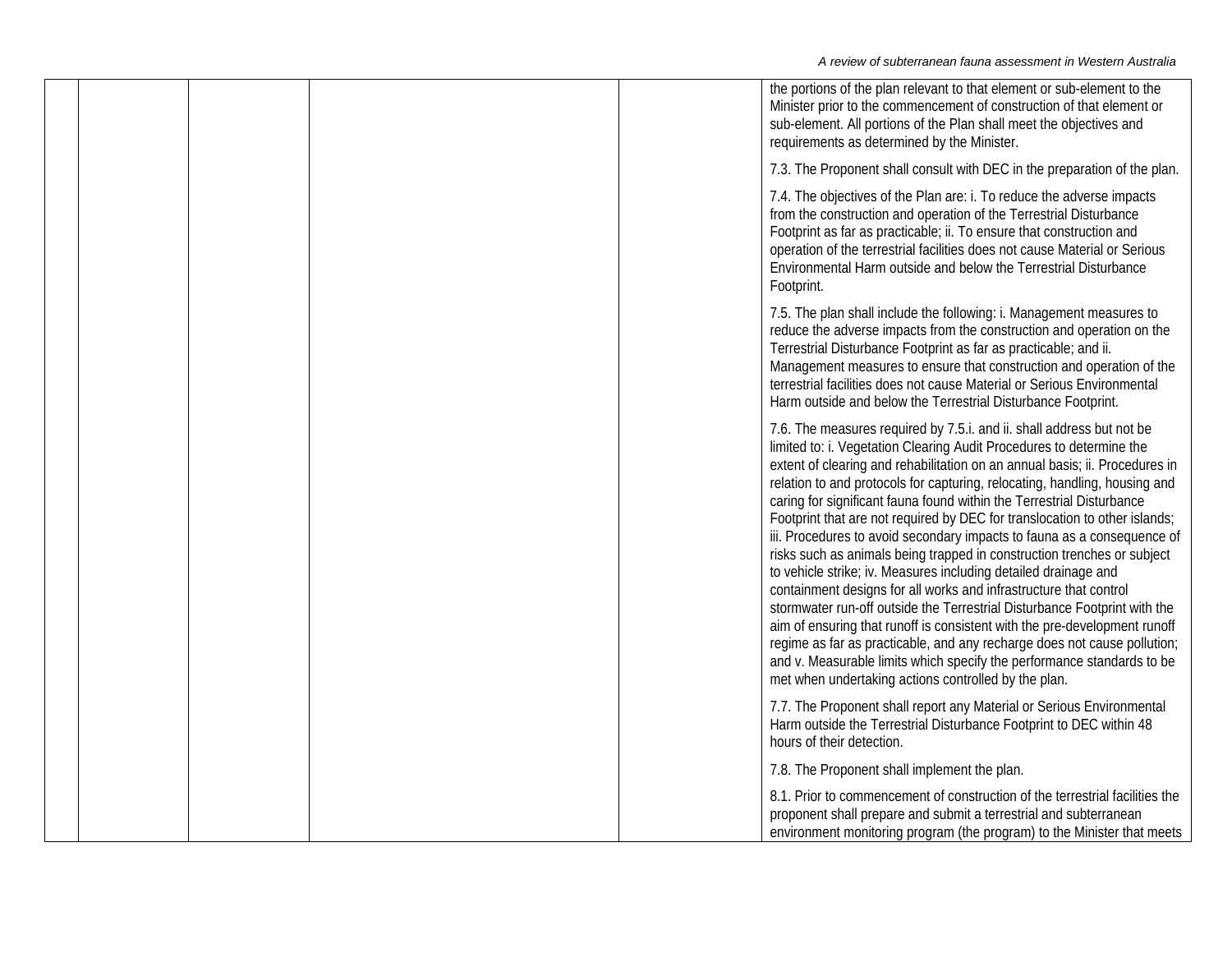| | | | | | |
|---|---|---|---|---|---|
| | | | | | the portions of the plan relevant to that element or sub-element to the Minister prior to the commencement of construction of that element or sub-element. All portions of the Plan shall meet the objectives and requirements as determined by the Minister.<br><br>7.3. The Proponent shall consult with DEC in the preparation of the plan.<br><br>7.4. The objectives of the Plan are: i. To reduce the adverse impacts from the construction and operation of the Terrestrial Disturbance Footprint as far as practicable; ii. To ensure that construction and operation of the terrestrial facilities does not cause Material or Serious Environmental Harm outside and below the Terrestrial Disturbance Footprint.<br><br>7.5. The plan shall include the following: i. Management measures to reduce the adverse impacts from the construction and operation on the Terrestrial Disturbance Footprint as far as practicable; and ii. Management measures to ensure that construction and operation of the terrestrial facilities does not cause Material or Serious Environmental Harm outside and below the Terrestrial Disturbance Footprint.<br><br>7.6. The measures required by 7.5.i. and ii. shall address but not be limited to: i. Vegetation Clearing Audit Procedures to determine the extent of clearing and rehabilitation on an annual basis; ii. Procedures in relation to and protocols for capturing, relocating, handling, housing and caring for significant fauna found within the Terrestrial Disturbance Footprint that are not required by DEC for translocation to other islands; iii. Procedures to avoid secondary impacts to fauna as a consequence of risks such as animals being trapped in construction trenches or subject to vehicle strike; iv. Measures including detailed drainage and containment designs for all works and infrastructure that control stormwater run-off outside the Terrestrial Disturbance Footprint with the aim of ensuring that runoff is consistent with the pre-development runoff regime as far as practicable, and any recharge does not cause pollution; and v. Measurable limits which specify the performance standards to be met when undertaking actions controlled by the plan.<br><br>7.7. The Proponent shall report any Material or Serious Environmental Harm outside the Terrestrial Disturbance Footprint to DEC within 48 hours of their detection.<br><br>7.8. The Proponent shall implement the plan.<br><br>8.1. Prior to commencement of construction of the terrestrial facilities the proponent shall prepare and submit a terrestrial and subterranean environment monitoring program (the program) to the Minister that meets |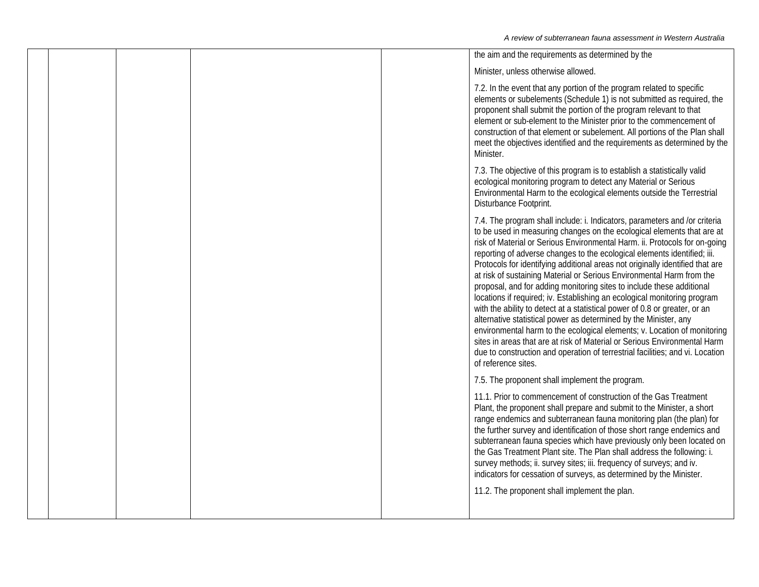| | | | | | |
|---|---|---|---|---|---|
| | | | | | the aim and the requirements as determined by the Minister, unless otherwise allowed.<br><br>7.2. In the event that any portion of the program related to specific elements or subelements (Schedule 1) is not submitted as required, the proponent shall submit the portion of the program relevant to that element or sub-element to the Minister prior to the commencement of construction of that element or subelement. All portions of the Plan shall meet the objectives identified and the requirements as determined by the Minister.<br><br>7.3. The objective of this program is to establish a statistically valid ecological monitoring program to detect any Material or Serious Environmental Harm to the ecological elements outside the Terrestrial Disturbance Footprint.<br><br>7.4. The program shall include: i. Indicators, parameters and /or criteria to be used in measuring changes on the ecological elements that are at risk of Material or Serious Environmental Harm. ii. Protocols for on-going reporting of adverse changes to the ecological elements identified; iii. Protocols for identifying additional areas not originally identified that are at risk of sustaining Material or Serious Environmental Harm from the proposal, and for adding monitoring sites to include these additional locations if required; iv. Establishing an ecological monitoring program with the ability to detect at a statistical power of 0.8 or greater, or an alternative statistical power as determined by the Minister, any environmental harm to the ecological elements; v. Location of monitoring sites in areas that are at risk of Material or Serious Environmental Harm due to construction and operation of terrestrial facilities; and vi. Location of reference sites.<br><br>7.5. The proponent shall implement the program.<br><br>11.1. Prior to commencement of construction of the Gas Treatment Plant, the proponent shall prepare and submit to the Minister, a short range endemics and subterranean fauna monitoring plan (the plan) for the further survey and identification of those short range endemics and subterranean fauna species which have previously only been located on the Gas Treatment Plant site. The Plan shall address the following: i. survey methods; ii. survey sites; iii. frequency of surveys; and iv. indicators for cessation of surveys, as determined by the Minister.<br><br>11.2. The proponent shall implement the plan. |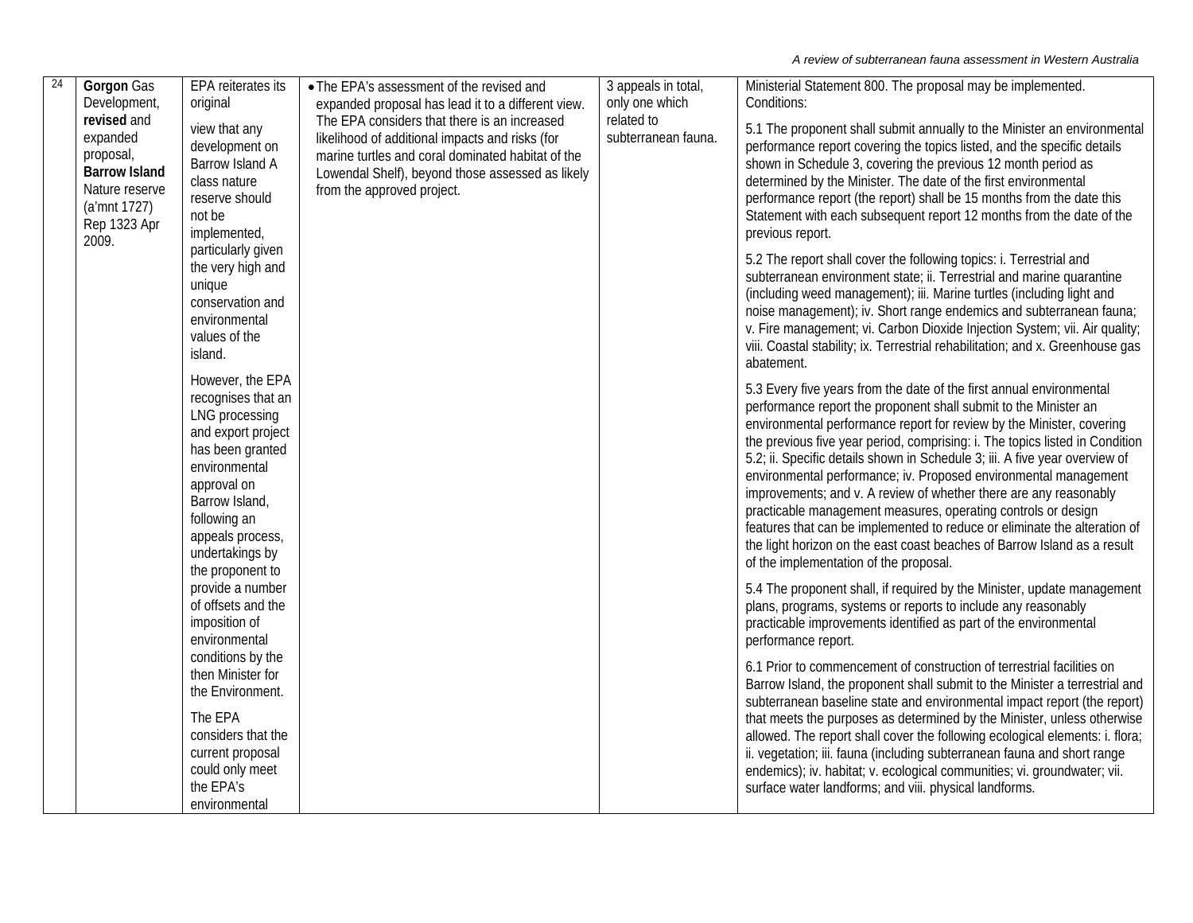| 24 | **Gorgon** Gas Development, **revised** and expanded proposal, **Barrow Island** Nature reserve (a'mnt 1727) Rep 1323 Apr 2009. | EPA reiterates its original view that any development on Barrow Island A class nature reserve should not be implemented, particularly given the very high and unique conservation and environmental values of the island.<br><br>However, the EPA recognises that an LNG processing and export project has been granted environmental approval on Barrow Island, following an appeals process, undertakings by the proponent to provide a number of offsets and the imposition of environmental conditions by the then Minister for the Environment.<br><br>The EPA considers that the current proposal could only meet the EPA's environmental | • The EPA's assessment of the revised and expanded proposal has lead it to a different view. The EPA considers that there is an increased likelihood of additional impacts and risks (for marine turtles and coral dominated habitat of the Lowendal Shelf), beyond those assessed as likely from the approved project. | 3 appeals in total, only one which related to subterranean fauna. | Ministerial Statement 800. The proposal may be implemented. Conditions:<br><br>5.1 The proponent shall submit annually to the Minister an environmental performance report covering the topics listed, and the specific details shown in Schedule 3, covering the previous 12 month period as determined by the Minister. The date of the first environmental performance report (the report) shall be 15 months from the date this Statement with each subsequent report 12 months from the date of the previous report.<br><br>5.2 The report shall cover the following topics: i. Terrestrial and subterranean environment state; ii. Terrestrial and marine quarantine (including weed management); iii. Marine turtles (including light and noise management); iv. Short range endemics and subterranean fauna; v. Fire management; vi. Carbon Dioxide Injection System; vii. Air quality; viii. Coastal stability; ix. Terrestrial rehabilitation; and x. Greenhouse gas abatement.<br><br>5.3 Every five years from the date of the first annual environmental performance report the proponent shall submit to the Minister an environmental performance report for review by the Minister, covering the previous five year period, comprising: i. The topics listed in Condition 5.2; ii. Specific details shown in Schedule 3; iii. A five year overview of environmental performance; iv. Proposed environmental management improvements; and v. A review of whether there are any reasonably practicable management measures, operating controls or design features that can be implemented to reduce or eliminate the alteration of the light horizon on the east coast beaches of Barrow Island as a result of the implementation of the proposal.<br><br>5.4 The proponent shall, if required by the Minister, update management plans, programs, systems or reports to include any reasonably practicable improvements identified as part of the environmental performance report.<br><br>6.1 Prior to commencement of construction of terrestrial facilities on Barrow Island, the proponent shall submit to the Minister a terrestrial and subterranean baseline state and environmental impact report (the report) that meets the purposes as determined by the Minister, unless otherwise allowed. The report shall cover the following ecological elements: i. flora; ii. vegetation; iii. fauna (including subterranean fauna and short range endemics); iv. habitat; v. ecological communities; vi. groundwater; vii. surface water landforms; and viii. physical landforms. |
|---|---|---|---|---|---|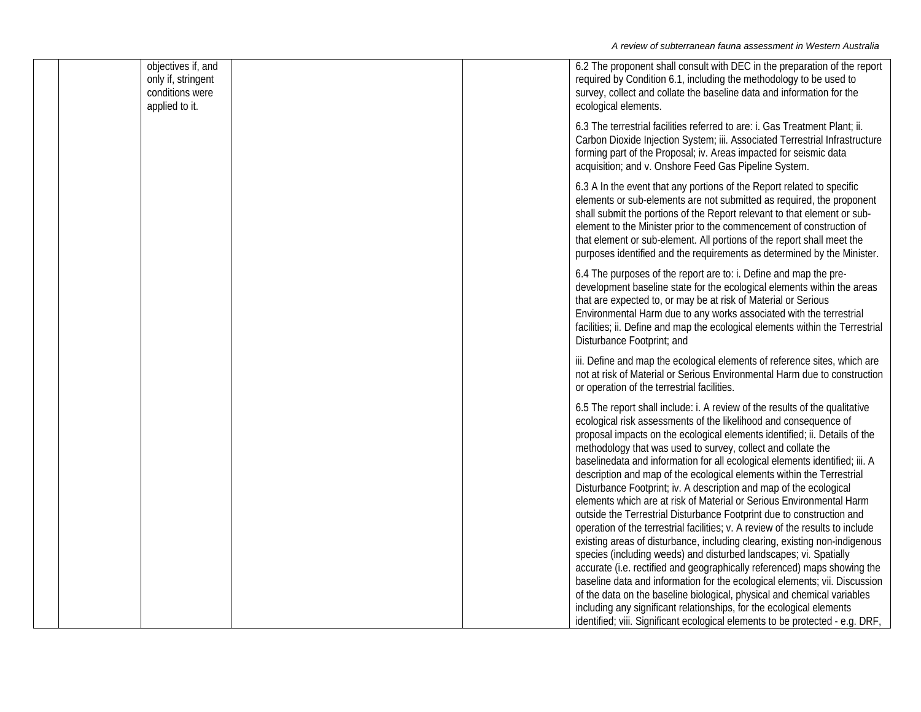| | | | | | |
|---|---|---|---|---|---|
| | | objectives if, and only if, stringent conditions were applied to it. | | | 6.2 The proponent shall consult with DEC in the preparation of the report required by Condition 6.1, including the methodology to be used to survey, collect and collate the baseline data and information for the ecological elements.<br><br>6.3 The terrestrial facilities referred to are: i. Gas Treatment Plant; ii. Carbon Dioxide Injection System; iii. Associated Terrestrial Infrastructure forming part of the Proposal; iv. Areas impacted for seismic data acquisition; and v. Onshore Feed Gas Pipeline System.<br><br>6.3 A In the event that any portions of the Report related to specific elements or sub-elements are not submitted as required, the proponent shall submit the portions of the Report relevant to that element or sub-element to the Minister prior to the commencement of construction of that element or sub-element. All portions of the report shall meet the purposes identified and the requirements as determined by the Minister.<br><br>6.4 The purposes of the report are to: i. Define and map the pre-development baseline state for the ecological elements within the areas that are expected to, or may be at risk of Material or Serious Environmental Harm due to any works associated with the terrestrial facilities; ii. Define and map the ecological elements within the Terrestrial Disturbance Footprint; and<br><br>iii. Define and map the ecological elements of reference sites, which are not at risk of Material or Serious Environmental Harm due to construction or operation of the terrestrial facilities.<br><br>6.5 The report shall include: i. A review of the results of the qualitative ecological risk assessments of the likelihood and consequence of proposal impacts on the ecological elements identified; ii. Details of the methodology that was used to survey, collect and collate the baselinedata and information for all ecological elements identified; iii. A description and map of the ecological elements within the Terrestrial Disturbance Footprint; iv. A description and map of the ecological elements which are at risk of Material or Serious Environmental Harm outside the Terrestrial Disturbance Footprint due to construction and operation of the terrestrial facilities; v. A review of the results to include existing areas of disturbance, including clearing, existing non-indigenous species (including weeds) and disturbed landscapes; vi. Spatially accurate (i.e. rectified and geographically referenced) maps showing the baseline data and information for the ecological elements; vii. Discussion of the data on the baseline biological, physical and chemical variables including any significant relationships, for the ecological elements identified; viii. Significant ecological elements to be protected - e.g. DRF, |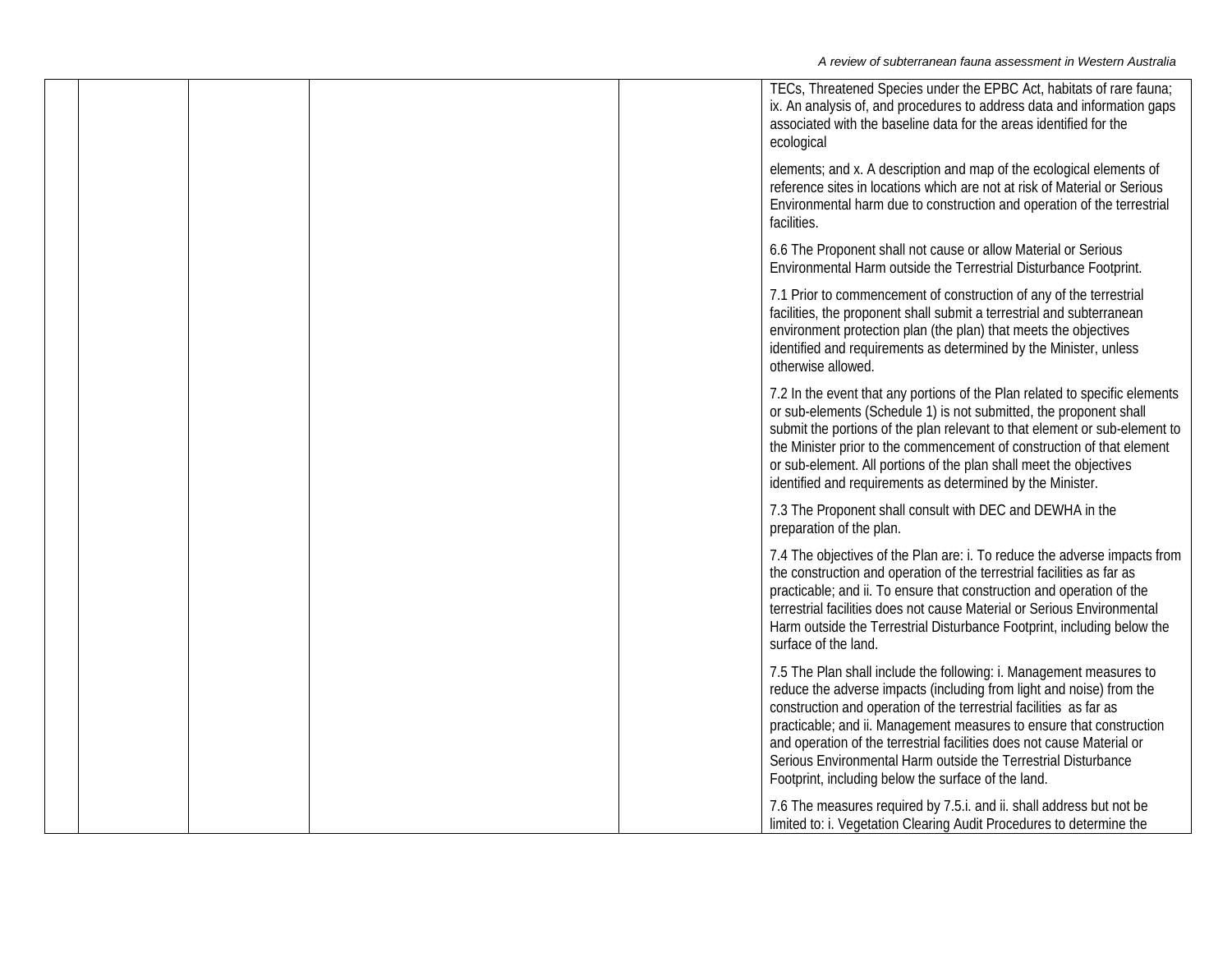| | | | | | |
|---|---|---|---|---|---|
| | | | | | TECs, Threatened Species under the EPBC Act, habitats of rare fauna; ix. An analysis of, and procedures to address data and information gaps associated with the baseline data for the areas identified for the ecological<br><br>elements; and x. A description and map of the ecological elements of reference sites in locations which are not at risk of Material or Serious Environmental harm due to construction and operation of the terrestrial facilities.<br><br>6.6 The Proponent shall not cause or allow Material or Serious Environmental Harm outside the Terrestrial Disturbance Footprint.<br><br>7.1 Prior to commencement of construction of any of the terrestrial facilities, the proponent shall submit a terrestrial and subterranean environment protection plan (the plan) that meets the objectives identified and requirements as determined by the Minister, unless otherwise allowed.<br><br>7.2 In the event that any portions of the Plan related to specific elements or sub-elements (Schedule 1) is not submitted, the proponent shall submit the portions of the plan relevant to that element or sub-element to the Minister prior to the commencement of construction of that element or sub-element. All portions of the plan shall meet the objectives identified and requirements as determined by the Minister.<br><br>7.3 The Proponent shall consult with DEC and DEWHA in the preparation of the plan.<br><br>7.4 The objectives of the Plan are: i. To reduce the adverse impacts from the construction and operation of the terrestrial facilities as far as practicable; and ii. To ensure that construction and operation of the terrestrial facilities does not cause Material or Serious Environmental Harm outside the Terrestrial Disturbance Footprint, including below the surface of the land.<br><br>7.5 The Plan shall include the following: i. Management measures to reduce the adverse impacts (including from light and noise) from the construction and operation of the terrestrial facilities as far as practicable; and ii. Management measures to ensure that construction and operation of the terrestrial facilities does not cause Material or Serious Environmental Harm outside the Terrestrial Disturbance Footprint, including below the surface of the land.<br><br>7.6 The measures required by 7.5.i. and ii. shall address but not be limited to: i. Vegetation Clearing Audit Procedures to determine the |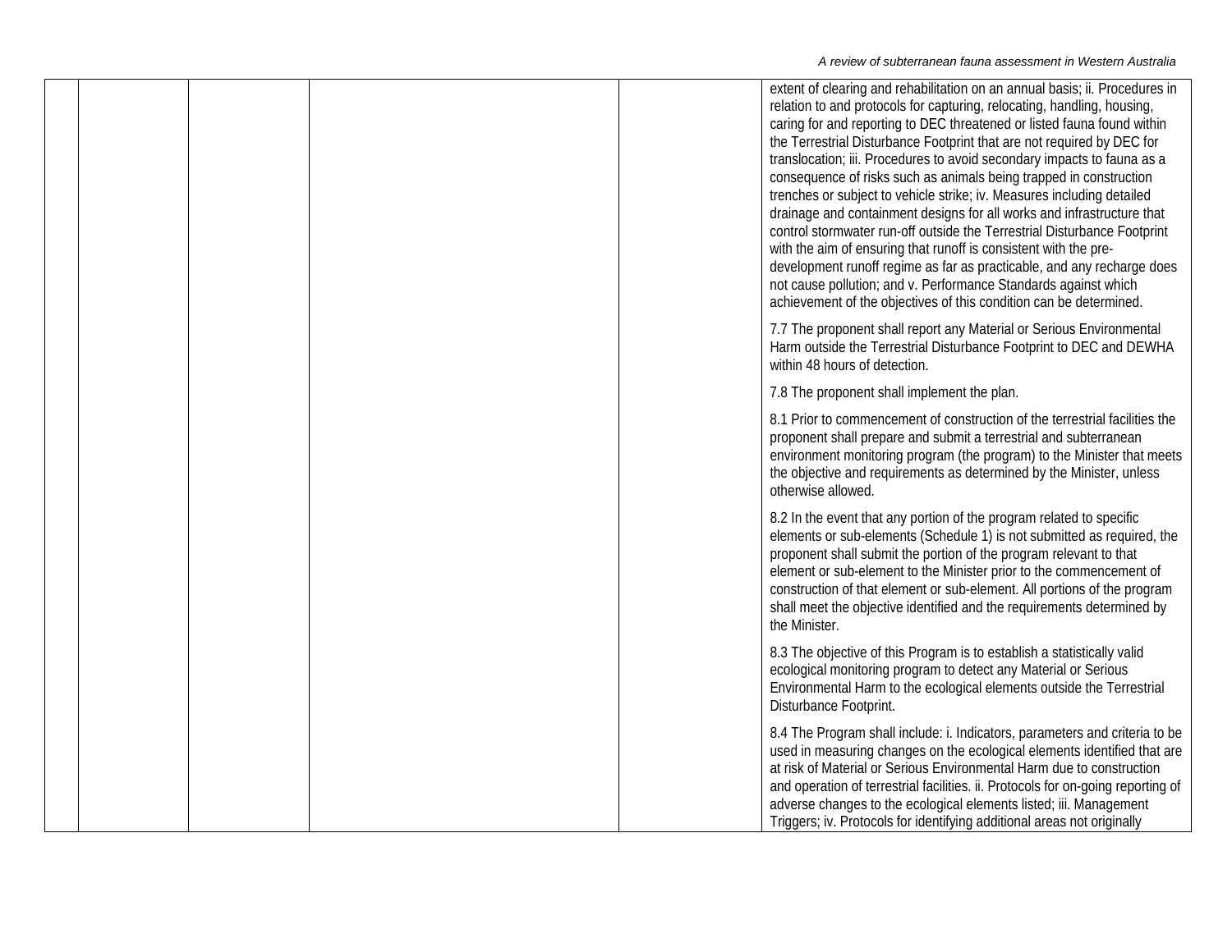| | | | | | |
|---|---|---|---|---|---|
| | | | | | extent of clearing and rehabilitation on an annual basis; ii. Procedures in relation to and protocols for capturing, relocating, handling, housing, caring for and reporting to DEC threatened or listed fauna found within the Terrestrial Disturbance Footprint that are not required by DEC for translocation; iii. Procedures to avoid secondary impacts to fauna as a consequence of risks such as animals being trapped in construction trenches or subject to vehicle strike; iv. Measures including detailed drainage and containment designs for all works and infrastructure that control stormwater run-off outside the Terrestrial Disturbance Footprint with the aim of ensuring that runoff is consistent with the pre-development runoff regime as far as practicable, and any recharge does not cause pollution; and v. Performance Standards against which achievement of the objectives of this condition can be determined.<br><br>7.7 The proponent shall report any Material or Serious Environmental Harm outside the Terrestrial Disturbance Footprint to DEC and DEWHA within 48 hours of detection.<br><br>7.8 The proponent shall implement the plan.<br><br>8.1 Prior to commencement of construction of the terrestrial facilities the proponent shall prepare and submit a terrestrial and subterranean environment monitoring program (the program) to the Minister that meets the objective and requirements as determined by the Minister, unless otherwise allowed.<br><br>8.2 In the event that any portion of the program related to specific elements or sub-elements (Schedule 1) is not submitted as required, the proponent shall submit the portion of the program relevant to that element or sub-element to the Minister prior to the commencement of construction of that element or sub-element. All portions of the program shall meet the objective identified and the requirements determined by the Minister.<br><br>8.3 The objective of this Program is to establish a statistically valid ecological monitoring program to detect any Material or Serious Environmental Harm to the ecological elements outside the Terrestrial Disturbance Footprint.<br><br>8.4 The Program shall include: i. Indicators, parameters and criteria to be used in measuring changes on the ecological elements identified that are at risk of Material or Serious Environmental Harm due to construction and operation of terrestrial facilities. ii. Protocols for on-going reporting of adverse changes to the ecological elements listed; iii. Management Triggers; iv. Protocols for identifying additional areas not originally |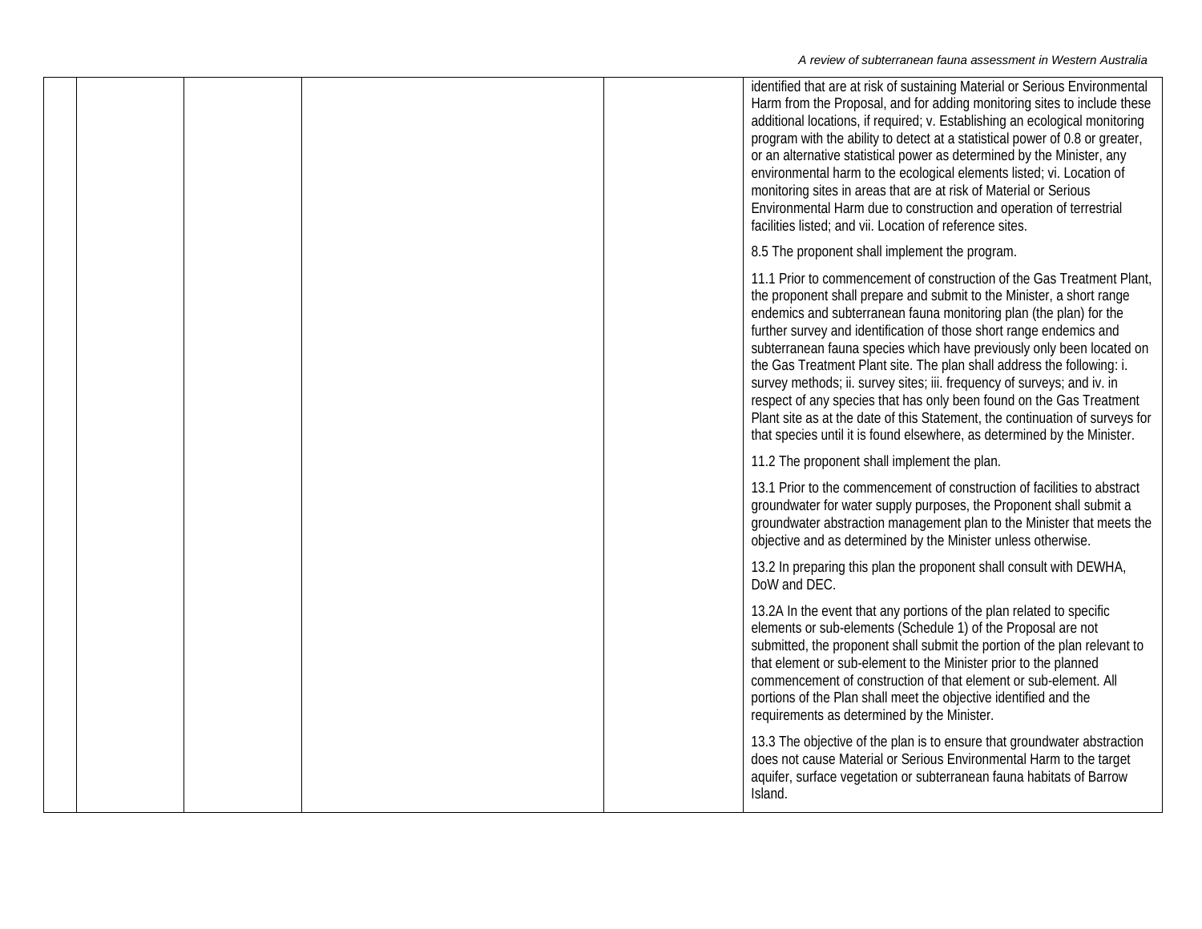| | | | | | |
|---|---|---|---|---|---|
| | | | | | identified that are at risk of sustaining Material or Serious Environmental Harm from the Proposal, and for adding monitoring sites to include these additional locations, if required; v. Establishing an ecological monitoring program with the ability to detect at a statistical power of 0.8 or greater, or an alternative statistical power as determined by the Minister, any environmental harm to the ecological elements listed; vi. Location of monitoring sites in areas that are at risk of Material or Serious Environmental Harm due to construction and operation of terrestrial facilities listed; and vii. Location of reference sites.<br><br>8.5 The proponent shall implement the program.<br><br>11.1 Prior to commencement of construction of the Gas Treatment Plant, the proponent shall prepare and submit to the Minister, a short range endemics and subterranean fauna monitoring plan (the plan) for the further survey and identification of those short range endemics and subterranean fauna species which have previously only been located on the Gas Treatment Plant site. The plan shall address the following: i. survey methods; ii. survey sites; iii. frequency of surveys; and iv. in respect of any species that has only been found on the Gas Treatment Plant site as at the date of this Statement, the continuation of surveys for that species until it is found elsewhere, as determined by the Minister.<br><br>11.2 The proponent shall implement the plan.<br><br>13.1 Prior to the commencement of construction of facilities to abstract groundwater for water supply purposes, the Proponent shall submit a groundwater abstraction management plan to the Minister that meets the objective and as determined by the Minister unless otherwise.<br><br>13.2 In preparing this plan the proponent shall consult with DEWHA, DoW and DEC.<br><br>13.2A In the event that any portions of the plan related to specific elements or sub-elements (Schedule 1) of the Proposal are not submitted, the proponent shall submit the portion of the plan relevant to that element or sub-element to the Minister prior to the planned commencement of construction of that element or sub-element. All portions of the Plan shall meet the objective identified and the requirements as determined by the Minister.<br><br>13.3 The objective of the plan is to ensure that groundwater abstraction does not cause Material or Serious Environmental Harm to the target aquifer, surface vegetation or subterranean fauna habitats of Barrow Island. |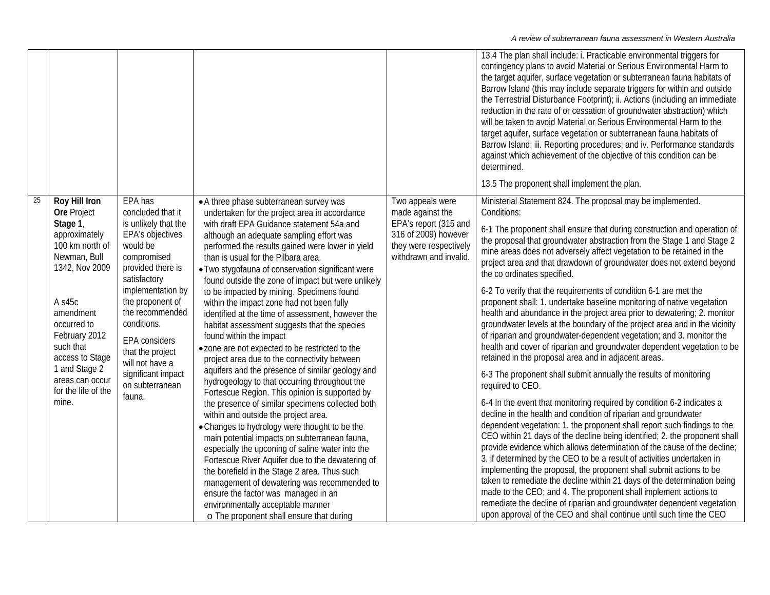| | | | | | |
|---|---|---|---|---|---|
| | | | | | 13.4 The plan shall include: i. Practicable environmental triggers for contingency plans to avoid Material or Serious Environmental Harm to the target aquifer, surface vegetation or subterranean fauna habitats of Barrow Island (this may include separate triggers for within and outside the Terrestrial Disturbance Footprint); ii. Actions (including an immediate reduction in the rate of or cessation of groundwater abstraction) which will be taken to avoid Material or Serious Environmental Harm to the target aquifer, surface vegetation or subterranean fauna habitats of Barrow Island; iii. Reporting procedures; and iv. Performance standards against which achievement of the objective of this condition can be determined.<br><br>13.5 The proponent shall implement the plan. |
| 25 | **Roy Hill Iron Ore** Project **Stage 1**, approximately 100 km north of Newman, Bull 1342, Nov 2009<br><br>A s45c amendment occurred to February 2012 such that access to Stage 1 and Stage 2 areas can occur for the life of the mine. | EPA has concluded that it is unlikely that the EPA's objectives would be compromised provided there is satisfactory implementation by the proponent of the recommended conditions.<br><br>EPA considers that the project will not have a significant impact on subterranean fauna. | • A three phase subterranean survey was undertaken for the project area in accordance with draft EPA Guidance statement 54a and although an adequate sampling effort was performed the results gained were lower in yield than is usual for the Pilbara area.<br>• Two stygofauna of conservation significant were found outside the zone of impact but were unlikely to be impacted by mining. Specimens found within the impact zone had not been fully identified at the time of assessment, however the habitat assessment suggests that the species found within the impact<br>• zone are not expected to be restricted to the project area due to the connectivity between aquifers and the presence of similar geology and hydrogeology to that occurring throughout the Fortescue Region. This opinion is supported by the presence of similar specimens collected both within and outside the project area.<br>• Changes to hydrology were thought to be the main potential impacts on subterranean fauna, especially the upconing of saline water into the Fortescue River Aquifer due to the dewatering of the borefield in the Stage 2 area. Thus such management of dewatering was recommended to ensure the factor was managed in an environmentally acceptable manner<br>o The proponent shall ensure that during | Two appeals were made against the EPA's report (315 and 316 of 2009) however they were respectively withdrawn and invalid. | Ministerial Statement 824. The proposal may be implemented. Conditions:<br><br>6-1 The proponent shall ensure that during construction and operation of the proposal that groundwater abstraction from the Stage 1 and Stage 2 mine areas does not adversely affect vegetation to be retained in the project area and that drawdown of groundwater does not extend beyond the co ordinates specified.<br><br>6-2 To verify that the requirements of condition 6-1 are met the proponent shall: 1. undertake baseline monitoring of native vegetation health and abundance in the project area prior to dewatering; 2. monitor groundwater levels at the boundary of the project area and in the vicinity of riparian and groundwater-dependent vegetation; and 3. monitor the health and cover of riparian and groundwater dependent vegetation to be retained in the proposal area and in adjacent areas.<br><br>6-3 The proponent shall submit annually the results of monitoring required to CEO.<br><br>6-4 In the event that monitoring required by condition 6-2 indicates a decline in the health and condition of riparian and groundwater dependent vegetation: 1. the proponent shall report such findings to the CEO within 21 days of the decline being identified; 2. the proponent shall provide evidence which allows determination of the cause of the decline; 3. if determined by the CEO to be a result of activities undertaken in implementing the proposal, the proponent shall submit actions to be taken to remediate the decline within 21 days of the determination being made to the CEO; and 4. The proponent shall implement actions to remediate the decline of riparian and groundwater dependent vegetation upon approval of the CEO and shall continue until such time the CEO |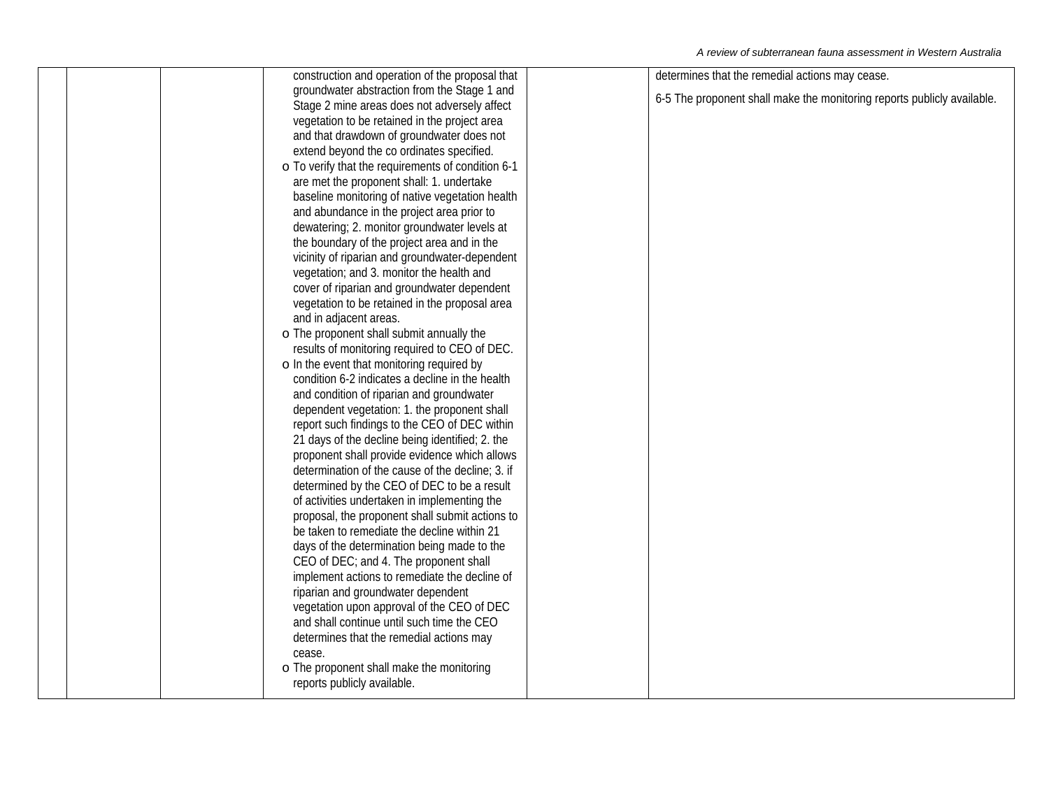| | | | | | |
|---|---|---|---|---|---|
| | | | construction and operation of the proposal that groundwater abstraction from the Stage 1 and Stage 2 mine areas does not adversely affect vegetation to be retained in the project area and that drawdown of groundwater does not extend beyond the co ordinates specified.<br>o To verify that the requirements of condition 6-1 are met the proponent shall: 1. undertake baseline monitoring of native vegetation health and abundance in the project area prior to dewatering; 2. monitor groundwater levels at the boundary of the project area and in the vicinity of riparian and groundwater-dependent vegetation; and 3. monitor the health and cover of riparian and groundwater dependent vegetation to be retained in the proposal area and in adjacent areas.<br>o The proponent shall submit annually the results of monitoring required to CEO of DEC.<br>o In the event that monitoring required by condition 6-2 indicates a decline in the health and condition of riparian and groundwater dependent vegetation: 1. the proponent shall report such findings to the CEO of DEC within 21 days of the decline being identified; 2. the proponent shall provide evidence which allows determination of the cause of the decline; 3. if determined by the CEO of DEC to be a result of activities undertaken in implementing the proposal, the proponent shall submit actions to be taken to remediate the decline within 21 days of the determination being made to the CEO of DEC; and 4. The proponent shall implement actions to remediate the decline of riparian and groundwater dependent vegetation upon approval of the CEO of DEC and shall continue until such time the CEO determines that the remedial actions may cease.<br>o The proponent shall make the monitoring reports publicly available. | | determines that the remedial actions may cease.<br><br>6-5 The proponent shall make the monitoring reports publicly available. |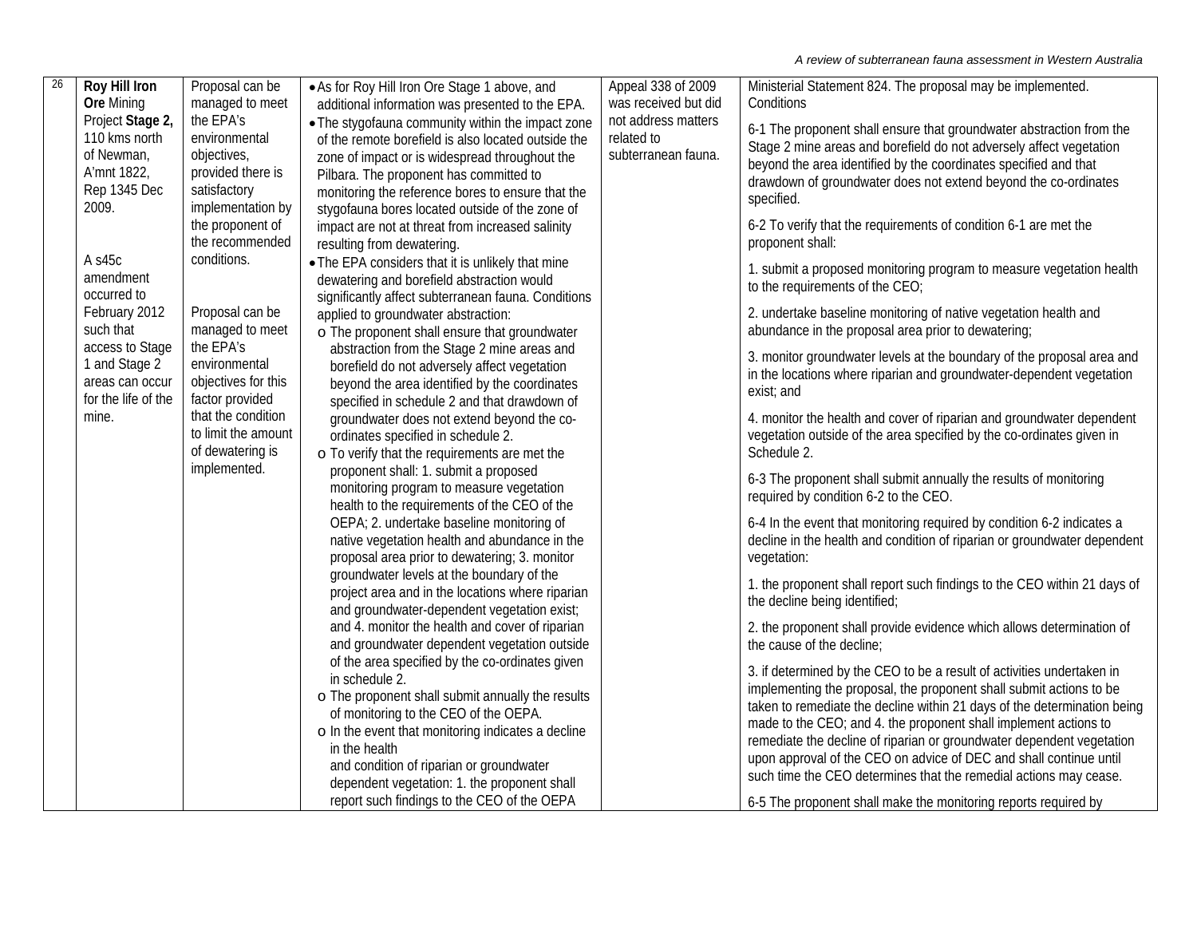| 26 | **Roy Hill Iron Ore** Mining Project **Stage 2,** 110 kms north of Newman, A'mnt 1822, Rep 1345 Dec 2009.<br><br>A s45c amendment occurred to February 2012 such that access to Stage 1 and Stage 2 areas can occur for the life of the mine. | Proposal can be managed to meet the EPA's environmental objectives, provided there is satisfactory implementation by the proponent of the recommended conditions.<br><br>Proposal can be managed to meet the EPA's environmental objectives for this factor provided that the condition to limit the amount of dewatering is implemented. | • As for Roy Hill Iron Ore Stage 1 above, and additional information was presented to the EPA.<br>• The stygofauna community within the impact zone of the remote borefield is also located outside the zone of impact or is widespread throughout the Pilbara. The proponent has committed to monitoring the reference bores to ensure that the stygofauna bores located outside of the zone of impact are not at threat from increased salinity resulting from dewatering.<br>• The EPA considers that it is unlikely that mine dewatering and borefield abstraction would significantly affect subterranean fauna. Conditions applied to groundwater abstraction:<br>o The proponent shall ensure that groundwater abstraction from the Stage 2 mine areas and borefield do not adversely affect vegetation beyond the area identified by the coordinates specified in schedule 2 and that drawdown of groundwater does not extend beyond the co-ordinates specified in schedule 2.<br>o To verify that the requirements are met the proponent shall: 1. submit a proposed monitoring program to measure vegetation health to the requirements of the CEO of the OEPA; 2. undertake baseline monitoring of native vegetation health and abundance in the proposal area prior to dewatering; 3. monitor groundwater levels at the boundary of the project area and in the locations where riparian and groundwater-dependent vegetation exist; and 4. monitor the health and cover of riparian and groundwater dependent vegetation outside of the area specified by the co-ordinates given in schedule 2.<br>o The proponent shall submit annually the results of monitoring to the CEO of the OEPA.<br>o In the event that monitoring indicates a decline in the health and condition of riparian or groundwater dependent vegetation: 1. the proponent shall report such findings to the CEO of the OEPA | Appeal 338 of 2009 was received but did not address matters related to subterranean fauna. | Ministerial Statement 824. The proposal may be implemented. Conditions<br><br>6-1 The proponent shall ensure that groundwater abstraction from the Stage 2 mine areas and borefield do not adversely affect vegetation beyond the area identified by the coordinates specified and that drawdown of groundwater does not extend beyond the co-ordinates specified.<br><br>6-2 To verify that the requirements of condition 6-1 are met the proponent shall:<br><br>1. submit a proposed monitoring program to measure vegetation health to the requirements of the CEO;<br><br>2. undertake baseline monitoring of native vegetation health and abundance in the proposal area prior to dewatering;<br><br>3. monitor groundwater levels at the boundary of the proposal area and in the locations where riparian and groundwater-dependent vegetation exist; and<br><br>4. monitor the health and cover of riparian and groundwater dependent vegetation outside of the area specified by the co-ordinates given in Schedule 2.<br><br>6-3 The proponent shall submit annually the results of monitoring required by condition 6-2 to the CEO.<br><br>6-4 In the event that monitoring required by condition 6-2 indicates a decline in the health and condition of riparian or groundwater dependent vegetation:<br><br>1. the proponent shall report such findings to the CEO within 21 days of the decline being identified;<br><br>2. the proponent shall provide evidence which allows determination of the cause of the decline;<br><br>3. if determined by the CEO to be a result of activities undertaken in implementing the proposal, the proponent shall submit actions to be taken to remediate the decline within 21 days of the determination being made to the CEO; and 4. the proponent shall implement actions to remediate the decline of riparian or groundwater dependent vegetation upon approval of the CEO on advice of DEC and shall continue until such time the CEO determines that the remedial actions may cease.<br><br>6-5 The proponent shall make the monitoring reports required by |
|---|---|---|---|---|---|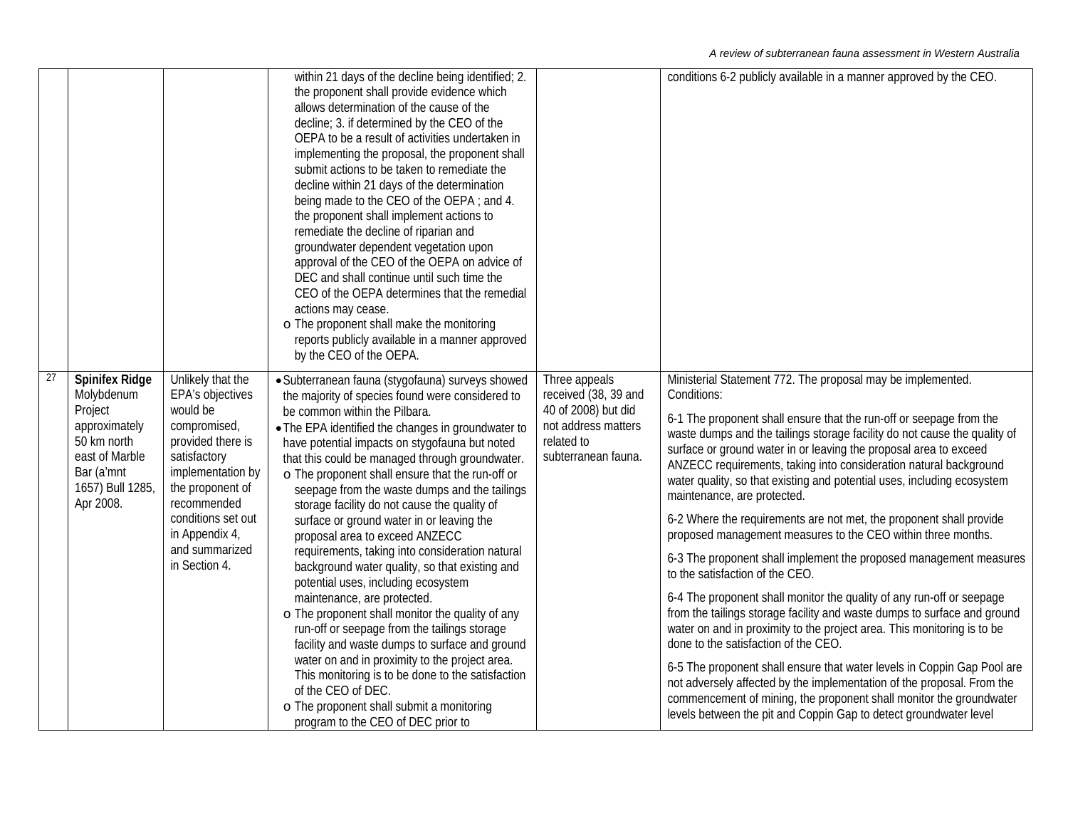| | | | | | |
|---|---|---|---|---|---|
| | | | within 21 days of the decline being identified; 2. the proponent shall provide evidence which allows determination of the cause of the decline; 3. if determined by the CEO of the OEPA to be a result of activities undertaken in implementing the proposal, the proponent shall submit actions to be taken to remediate the decline within 21 days of the determination being made to the CEO of the OEPA ; and 4. the proponent shall implement actions to remediate the decline of riparian and groundwater dependent vegetation upon approval of the CEO of the OEPA on advice of DEC and shall continue until such time the CEO of the OEPA determines that the remedial actions may cease.<br>o The proponent shall make the monitoring reports publicly available in a manner approved by the CEO of the OEPA. | | conditions 6-2 publicly available in a manner approved by the CEO. |
| 27 | **Spinifex Ridge** Molybdenum Project approximately 50 km north east of Marble Bar (a'mnt 1657) Bull 1285, Apr 2008. | Unlikely that the EPA's objectives would be compromised, provided there is satisfactory implementation by the proponent of recommended conditions set out in Appendix 4, and summarized in Section 4. | • Subterranean fauna (stygofauna) surveys showed the majority of species found were considered to be common within the Pilbara.<br>• The EPA identified the changes in groundwater to have potential impacts on stygofauna but noted that this could be managed through groundwater.<br>o The proponent shall ensure that the run-off or seepage from the waste dumps and the tailings storage facility do not cause the quality of surface or ground water in or leaving the proposal area to exceed ANZECC requirements, taking into consideration natural background water quality, so that existing and potential uses, including ecosystem maintenance, are protected.<br>o The proponent shall monitor the quality of any run-off or seepage from the tailings storage facility and waste dumps to surface and ground water on and in proximity to the project area. This monitoring is to be done to the satisfaction of the CEO of DEC.<br>o The proponent shall submit a monitoring program to the CEO of DEC prior to | Three appeals received (38, 39 and 40 of 2008) but did not address matters related to subterranean fauna. | Ministerial Statement 772. The proposal may be implemented. Conditions:<br>6-1 The proponent shall ensure that the run-off or seepage from the waste dumps and the tailings storage facility do not cause the quality of surface or ground water in or leaving the proposal area to exceed ANZECC requirements, taking into consideration natural background water quality, so that existing and potential uses, including ecosystem maintenance, are protected.<br>6-2 Where the requirements are not met, the proponent shall provide proposed management measures to the CEO within three months.<br>6-3 The proponent shall implement the proposed management measures to the satisfaction of the CEO.<br>6-4 The proponent shall monitor the quality of any run-off or seepage from the tailings storage facility and waste dumps to surface and ground water on and in proximity to the project area. This monitoring is to be done to the satisfaction of the CEO.<br>6-5 The proponent shall ensure that water levels in Coppin Gap Pool are not adversely affected by the implementation of the proposal. From the commencement of mining, the proponent shall monitor the groundwater levels between the pit and Coppin Gap to detect groundwater level |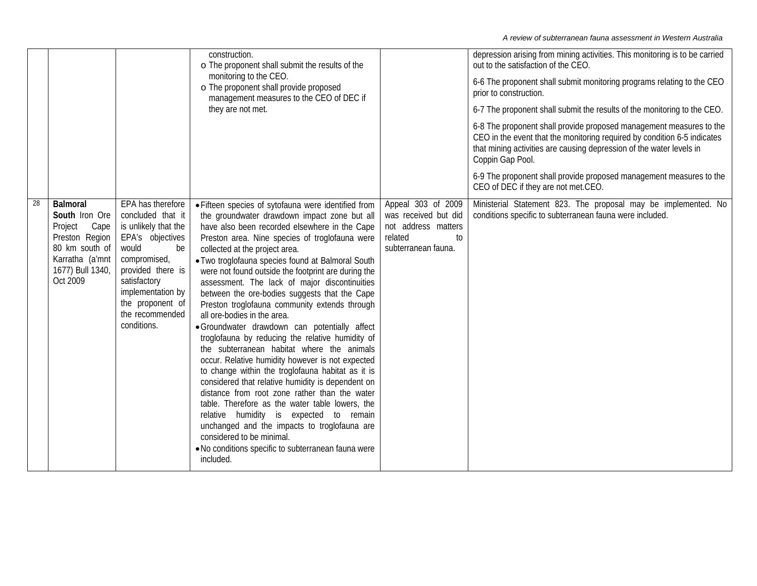| | | | | | |
|---|---|---|---|---|---|
| | | | construction.<br>o The proponent shall submit the results of the monitoring to the CEO.<br>o The proponent shall provide proposed management measures to the CEO of DEC if they are not met. | | depression arising from mining activities. This monitoring is to be carried out to the satisfaction of the CEO.<br>6-6 The proponent shall submit monitoring programs relating to the CEO prior to construction.<br>6-7 The proponent shall submit the results of the monitoring to the CEO.<br>6-8 The proponent shall provide proposed management measures to the CEO in the event that the monitoring required by condition 6-5 indicates that mining activities are causing depression of the water levels in Coppin Gap Pool.<br>6-9 The proponent shall provide proposed management measures to the CEO of DEC if they are not met.CEO. |
| 28 | **Balmoral South** Iron Ore Project Cape Preston Region 80 km south of Karratha (a'mnt 1677) Bull 1340, Oct 2009 | EPA has therefore concluded that it is unlikely that the EPA's objectives would be compromised, provided there is satisfactory implementation by the proponent of the recommended conditions. | • Fifteen species of sytofauna were identified from the groundwater drawdown impact zone but all have also been recorded elsewhere in the Cape Preston area. Nine species of troglofauna were collected at the project area.<br>• Two troglofauna species found at Balmoral South were not found outside the footprint are during the assessment. The lack of major discontinuities between the ore-bodies suggests that the Cape Preston troglofauna community extends through all ore-bodies in the area.<br>• Groundwater drawdown can potentially affect troglofauna by reducing the relative humidity of the subterranean habitat where the animals occur. Relative humidity however is not expected to change within the troglofauna habitat as it is considered that relative humidity is dependent on distance from root zone rather than the water table. Therefore as the water table lowers, the relative humidity is expected to remain unchanged and the impacts to troglofauna are considered to be minimal.<br>• No conditions specific to subterranean fauna were included. | Appeal 303 of 2009 was received but did not address matters related to subterranean fauna. | Ministerial Statement 823. The proposal may be implemented. No conditions specific to subterranean fauna were included. |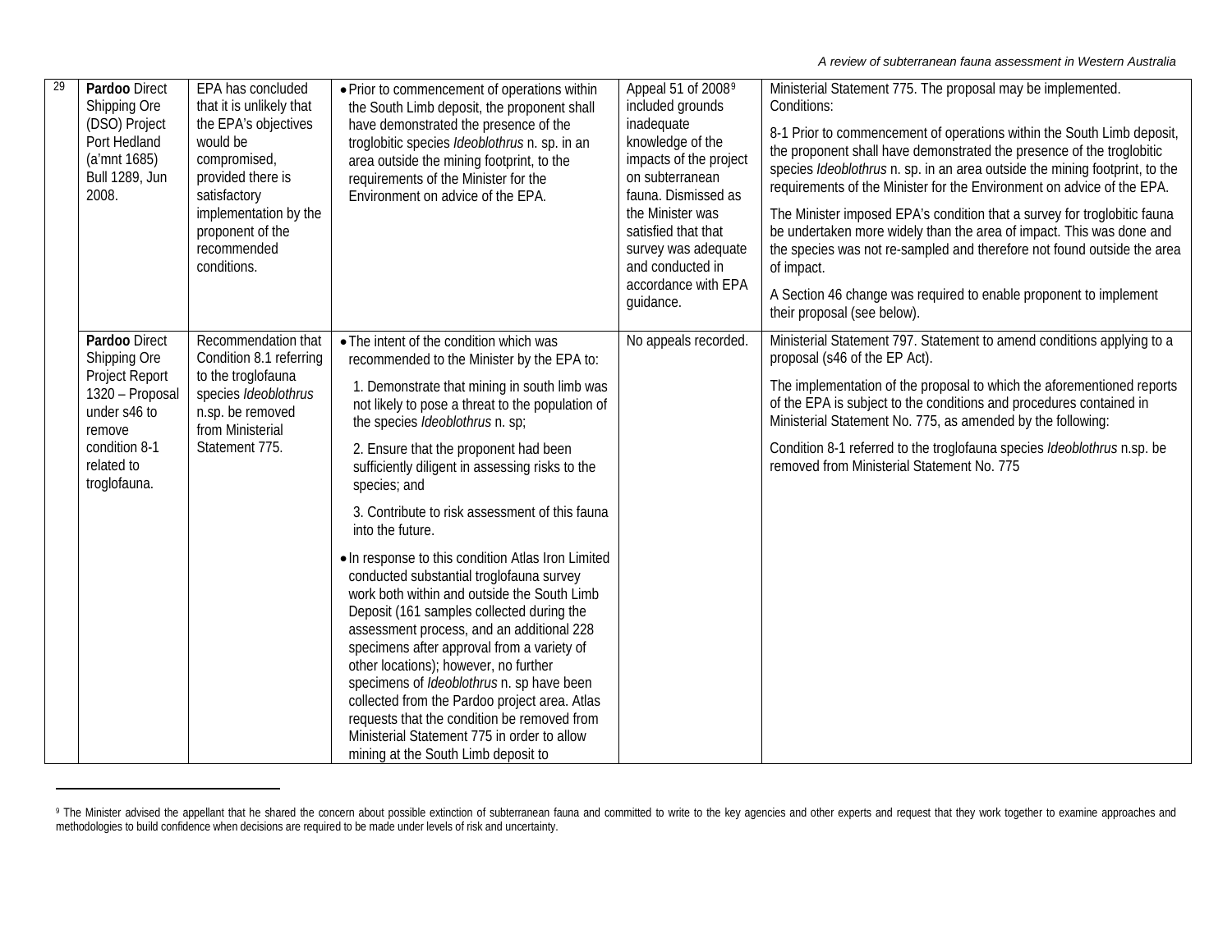| | | | | | |
|---|---|---|---|---|---|
| 29 | **Pardoo** Direct Shipping Ore (DSO) Project Port Hedland (a'mnt 1685) Bull 1289, Jun 2008. | EPA has concluded that it is unlikely that the EPA's objectives would be compromised, provided there is satisfactory implementation by the proponent of the recommended conditions. | • Prior to commencement of operations within the South Limb deposit, the proponent shall have demonstrated the presence of the troglobitic species *Ideoblothrus* n. sp. in an area outside the mining footprint, to the requirements of the Minister for the Environment on advice of the EPA. | Appeal 51 of 2008[9] included grounds inadequate knowledge of the impacts of the project on subterranean fauna. Dismissed as the Minister was satisfied that that survey was adequate and conducted in accordance with EPA guidance. | Ministerial Statement 775. The proposal may be implemented. Conditions:<br><br>8-1 Prior to commencement of operations within the South Limb deposit, the proponent shall have demonstrated the presence of the troglobitic species *Ideoblothrus* n. sp. in an area outside the mining footprint, to the requirements of the Minister for the Environment on advice of the EPA.<br><br>The Minister imposed EPA's condition that a survey for troglobitic fauna be undertaken more widely than the area of impact. This was done and the species was not re-sampled and therefore not found outside the area of impact.<br><br>A Section 46 change was required to enable proponent to implement their proposal (see below). |
| | **Pardoo** Direct Shipping Ore Project Report 1320 – Proposal under s46 to remove condition 8-1 related to troglofauna. | Recommendation that Condition 8.1 referring to the troglofauna species *Ideoblothrus* n.sp. be removed from Ministerial Statement 775. | • The intent of the condition which was recommended to the Minister by the EPA to:<br><br>1. Demonstrate that mining in south limb was not likely to pose a threat to the population of the species *Ideoblothrus* n. sp;<br><br>2. Ensure that the proponent had been sufficiently diligent in assessing risks to the species; and<br><br>3. Contribute to risk assessment of this fauna into the future.<br><br>• In response to this condition Atlas Iron Limited conducted substantial troglofauna survey work both within and outside the South Limb Deposit (161 samples collected during the assessment process, and an additional 228 specimens after approval from a variety of other locations); however, no further specimens of *Ideoblothrus* n. sp have been collected from the Pardoo project area. Atlas requests that the condition be removed from Ministerial Statement 775 in order to allow mining at the South Limb deposit to | No appeals recorded. | Ministerial Statement 797. Statement to amend conditions applying to a proposal (s46 of the EP Act).<br><br>The implementation of the proposal to which the aforementioned reports of the EPA is subject to the conditions and procedures contained in Ministerial Statement No. 775, as amended by the following:<br><br>Condition 8-1 referred to the troglofauna species *Ideoblothrus* n.sp. be removed from Ministerial Statement No. 775 |

[9] The Minister advised the appellant that he shared the concern about possible extinction of subterranean fauna and committed to write to the key agencies and other experts and request that they work together to examine approaches and methodologies to build confidence when decisions are required to be made under levels of risk and uncertainty.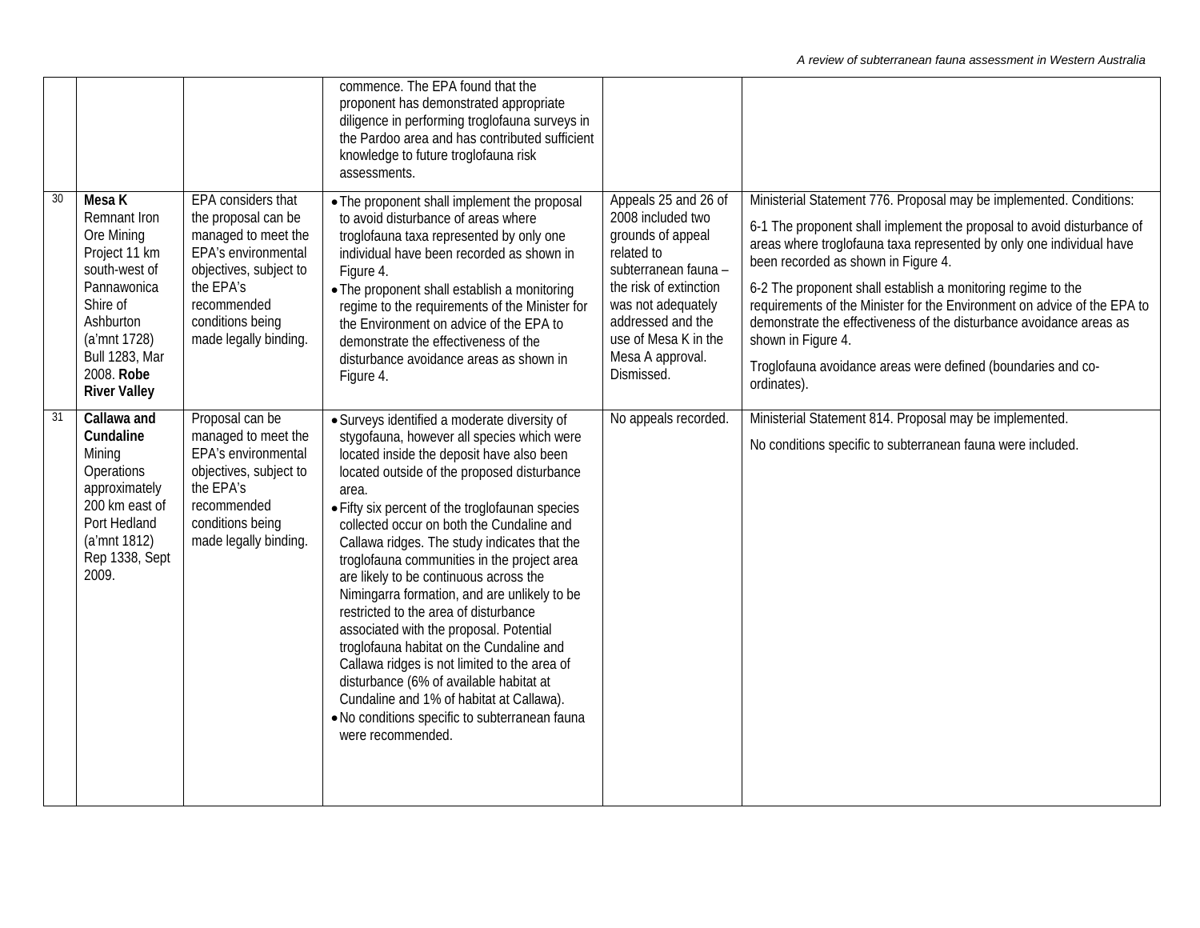| | | | | | |
|---|---|---|---|---|---|
| | | | commence. The EPA found that the proponent has demonstrated appropriate diligence in performing troglofauna surveys in the Pardoo area and has contributed sufficient knowledge to future troglofauna risk assessments. | | |
| 30 | **Mesa K** Remnant Iron Ore Mining Project 11 km south-west of Pannawonica Shire of Ashburton (a'mnt 1728) Bull 1283, Mar 2008. **Robe River Valley** | EPA considers that the proposal can be managed to meet the EPA's environmental objectives, subject to the EPA's recommended conditions being made legally binding. | • The proponent shall implement the proposal to avoid disturbance of areas where troglofauna taxa represented by only one individual have been recorded as shown in Figure 4.<br>• The proponent shall establish a monitoring regime to the requirements of the Minister for the Environment on advice of the EPA to demonstrate the effectiveness of the disturbance avoidance areas as shown in Figure 4. | Appeals 25 and 26 of 2008 included two grounds of appeal related to subterranean fauna – the risk of extinction was not adequately addressed and the use of Mesa K in the Mesa A approval. Dismissed. | Ministerial Statement 776. Proposal may be implemented. Conditions:<br>6-1 The proponent shall implement the proposal to avoid disturbance of areas where troglofauna taxa represented by only one individual have been recorded as shown in Figure 4.<br>6-2 The proponent shall establish a monitoring regime to the requirements of the Minister for the Environment on advice of the EPA to demonstrate the effectiveness of the disturbance avoidance areas as shown in Figure 4.<br>Troglofauna avoidance areas were defined (boundaries and co-ordinates). |
| 31 | **Callawa and Cundaline** Mining Operations approximately 200 km east of Port Hedland (a'mnt 1812) Rep 1338, Sept 2009. | Proposal can be managed to meet the EPA's environmental objectives, subject to the EPA's recommended conditions being made legally binding. | • Surveys identified a moderate diversity of stygofauna, however all species which were located inside the deposit have also been located outside of the proposed disturbance area.<br>• Fifty six percent of the troglofaunan species collected occur on both the Cundaline and Callawa ridges. The study indicates that the troglofauna communities in the project area are likely to be continuous across the Nimingarra formation, and are unlikely to be restricted to the area of disturbance associated with the proposal. Potential troglofauna habitat on the Cundaline and Callawa ridges is not limited to the area of disturbance (6% of available habitat at Cundaline and 1% of habitat at Callawa).<br>• No conditions specific to subterranean fauna were recommended. | No appeals recorded. | Ministerial Statement 814. Proposal may be implemented.<br>No conditions specific to subterranean fauna were included. |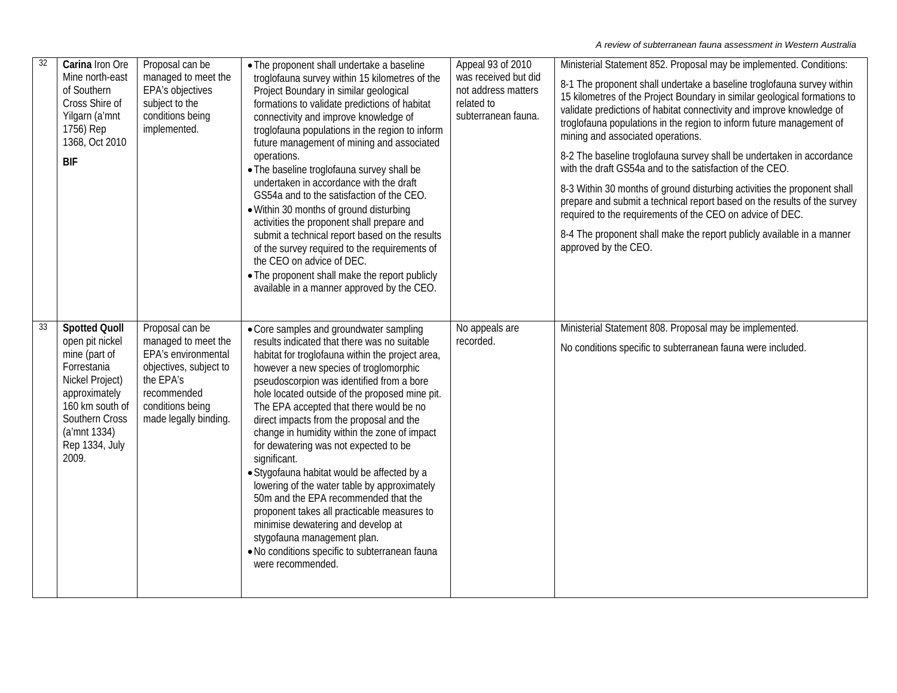| | | | | | |
|---|---|---|---|---|---|
| 32 | **Carina** Iron Ore Mine north-east of Southern Cross Shire of Yilgarn (a'mnt 1756) Rep 1368, Oct 2010<br><br>**BIF** | Proposal can be managed to meet the EPA's objectives subject to the conditions being implemented. | • The proponent shall undertake a baseline troglofauna survey within 15 kilometres of the Project Boundary in similar geological formations to validate predictions of habitat connectivity and improve knowledge of troglofauna populations in the region to inform future management of mining and associated operations.<br>• The baseline troglofauna survey shall be undertaken in accordance with the draft GS54a and to the satisfaction of the CEO.<br>• Within 30 months of ground disturbing activities the proponent shall prepare and submit a technical report based on the results of the survey required to the requirements of the CEO on advice of DEC.<br>• The proponent shall make the report publicly available in a manner approved by the CEO. | Appeal 93 of 2010 was received but did not address matters related to subterranean fauna. | Ministerial Statement 852. Proposal may be implemented. Conditions:<br><br>8-1 The proponent shall undertake a baseline troglofauna survey within 15 kilometres of the Project Boundary in similar geological formations to validate predictions of habitat connectivity and improve knowledge of troglofauna populations in the region to inform future management of mining and associated operations.<br><br>8-2 The baseline troglofauna survey shall be undertaken in accordance with the draft GS54a and to the satisfaction of the CEO.<br><br>8-3 Within 30 months of ground disturbing activities the proponent shall prepare and submit a technical report based on the results of the survey required to the requirements of the CEO on advice of DEC.<br><br>8-4 The proponent shall make the report publicly available in a manner approved by the CEO. |
| 33 | **Spotted Quoll** open pit nickel mine (part of Forrestania Nickel Project) approximately 160 km south of Southern Cross (a'mnt 1334) Rep 1334, July 2009. | Proposal can be managed to meet the EPA's environmental objectives, subject to the EPA's recommended conditions being made legally binding. | • Core samples and groundwater sampling results indicated that there was no suitable habitat for troglofauna within the project area, however a new species of troglomorphic pseudoscorpion was identified from a bore hole located outside of the proposed mine pit. The EPA accepted that there would be no direct impacts from the proposal and the change in humidity within the zone of impact for dewatering was not expected to be significant.<br>• Stygofauna habitat would be affected by a lowering of the water table by approximately 50m and the EPA recommended that the proponent takes all practicable measures to minimise dewatering and develop at stygofauna management plan.<br>• No conditions specific to subterranean fauna were recommended. | No appeals are recorded. | Ministerial Statement 808. Proposal may be implemented.<br><br>No conditions specific to subterranean fauna were included. |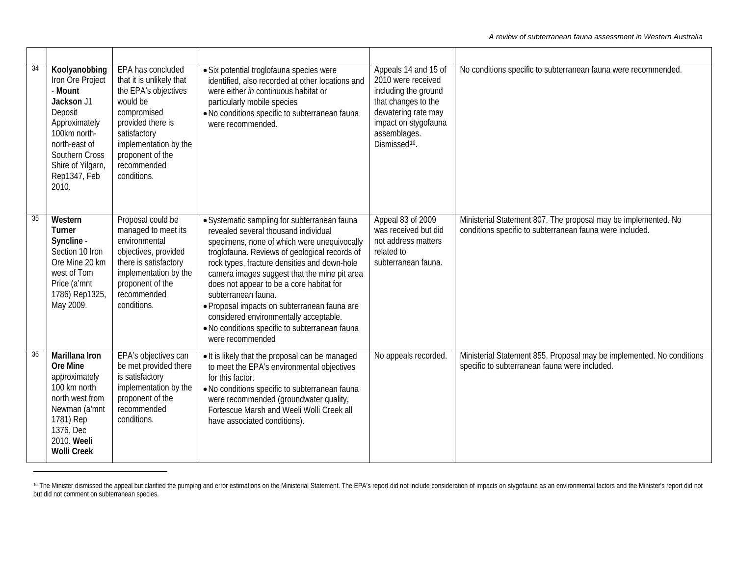| | | | | | |
|---|---|---|---|---|---|
| 34 | **Koolyanobbing** Iron Ore Project - **Mount Jackson** J1 Deposit Approximately 100km north-north-east of Southern Cross Shire of Yilgarn, Rep1347, Feb 2010. | EPA has concluded that it is unlikely that the EPA's objectives would be compromised provided there is satisfactory implementation by the proponent of the recommended conditions. | • Six potential troglofauna species were identified, also recorded at other locations and were either *in* continuous habitat or particularly mobile species<br>• No conditions specific to subterranean fauna were recommended. | Appeals 14 and 15 of 2010 were received including the ground that changes to the dewatering rate may impact on stygofauna assemblages. Dismissed[10]. | No conditions specific to subterranean fauna were recommended. |
| 35 | **Western Turner Syncline** - Section 10 Iron Ore Mine 20 km west of Tom Price (a'mnt 1786) Rep1325, May 2009. | Proposal could be managed to meet its environmental objectives, provided there is satisfactory implementation by the proponent of the recommended conditions. | • Systematic sampling for subterranean fauna revealed several thousand individual specimens, none of which were unequivocally troglofauna. Reviews of geological records of rock types, fracture densities and down-hole camera images suggest that the mine pit area does not appear to be a core habitat for subterranean fauna.<br>• Proposal impacts on subterranean fauna are considered environmentally acceptable.<br>• No conditions specific to subterranean fauna were recommended | Appeal 83 of 2009 was received but did not address matters related to subterranean fauna. | Ministerial Statement 807. The proposal may be implemented. No conditions specific to subterranean fauna were included. |
| 36 | **Marillana Iron Ore Mine** approximately 100 km north north west from Newman (a'mnt 1781) Rep 1376, Dec 2010. **Weeli Wolli Creek** | EPA's objectives can be met provided there is satisfactory implementation by the proponent of the recommended conditions. | • It is likely that the proposal can be managed to meet the EPA's environmental objectives for this factor.<br>• No conditions specific to subterranean fauna were recommended (groundwater quality, Fortescue Marsh and Weeli Wolli Creek all have associated conditions). | No appeals recorded. | Ministerial Statement 855. Proposal may be implemented. No conditions specific to subterranean fauna were included. |

[10] The Minister dismissed the appeal but clarified the pumping and error estimations on the Ministerial Statement. The EPA's report did not include consideration of impacts on stygofauna as an environmental factors and the Minister's report did not but did not comment on subterranean species.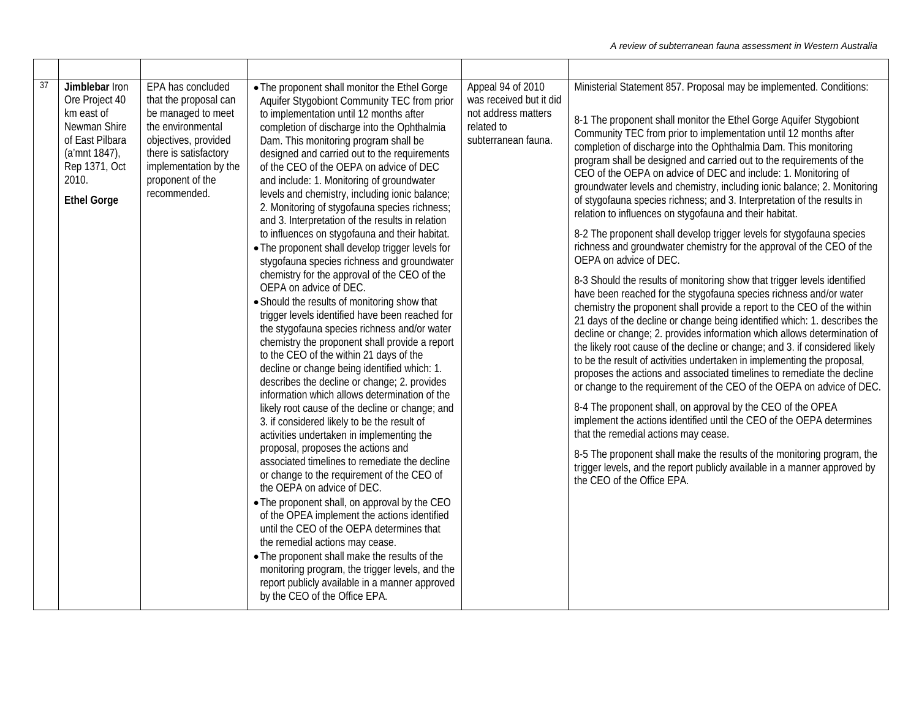| | | | | | |
|---|---|---|---|---|---|
| 37 | **Jimblebar** Iron Ore Project 40 km east of Newman Shire of East Pilbara (a'mnt 1847), Rep 1371, Oct 2010.<br><br>**Ethel Gorge** | EPA has concluded that the proposal can be managed to meet the environmental objectives, provided there is satisfactory implementation by the proponent of the recommended. | • The proponent shall monitor the Ethel Gorge Aquifer Stygobiont Community TEC from prior to implementation until 12 months after completion of discharge into the Ophthalmia Dam. This monitoring program shall be designed and carried out to the requirements of the CEO of the OEPA on advice of DEC and include: 1. Monitoring of groundwater levels and chemistry, including ionic balance; 2. Monitoring of stygofauna species richness; and 3. Interpretation of the results in relation to influences on stygofauna and their habitat.<br>• The proponent shall develop trigger levels for stygofauna species richness and groundwater chemistry for the approval of the CEO of the OEPA on advice of DEC.<br>• Should the results of monitoring show that trigger levels identified have been reached for the stygofauna species richness and/or water chemistry the proponent shall provide a report to the CEO of the within 21 days of the decline or change being identified which: 1. describes the decline or change; 2. provides information which allows determination of the likely root cause of the decline or change; and 3. if considered likely to be the result of activities undertaken in implementing the proposal, proposes the actions and associated timelines to remediate the decline or change to the requirement of the CEO of the OEPA on advice of DEC.<br>• The proponent shall, on approval by the CEO of the OPEA implement the actions identified until the CEO of the OEPA determines that the remedial actions may cease.<br>• The proponent shall make the results of the monitoring program, the trigger levels, and the report publicly available in a manner approved by the CEO of the Office EPA. | Appeal 94 of 2010 was received but it did not address matters related to subterranean fauna. | Ministerial Statement 857. Proposal may be implemented. Conditions:<br><br>8-1 The proponent shall monitor the Ethel Gorge Aquifer Stygobiont Community TEC from prior to implementation until 12 months after completion of discharge into the Ophthalmia Dam. This monitoring program shall be designed and carried out to the requirements of the CEO of the OEPA on advice of DEC and include: 1. Monitoring of groundwater levels and chemistry, including ionic balance; 2. Monitoring of stygofauna species richness; and 3. Interpretation of the results in relation to influences on stygofauna and their habitat.<br><br>8-2 The proponent shall develop trigger levels for stygofauna species richness and groundwater chemistry for the approval of the CEO of the OEPA on advice of DEC.<br><br>8-3 Should the results of monitoring show that trigger levels identified have been reached for the stygofauna species richness and/or water chemistry the proponent shall provide a report to the CEO of the within 21 days of the decline or change being identified which: 1. describes the decline or change; 2. provides information which allows determination of the likely root cause of the decline or change; and 3. if considered likely to be the result of activities undertaken in implementing the proposal, proposes the actions and associated timelines to remediate the decline or change to the requirement of the CEO of the OEPA on advice of DEC.<br><br>8-4 The proponent shall, on approval by the CEO of the OPEA implement the actions identified until the CEO of the OEPA determines that the remedial actions may cease.<br><br>8-5 The proponent shall make the results of the monitoring program, the trigger levels, and the report publicly available in a manner approved by the CEO of the Office EPA. |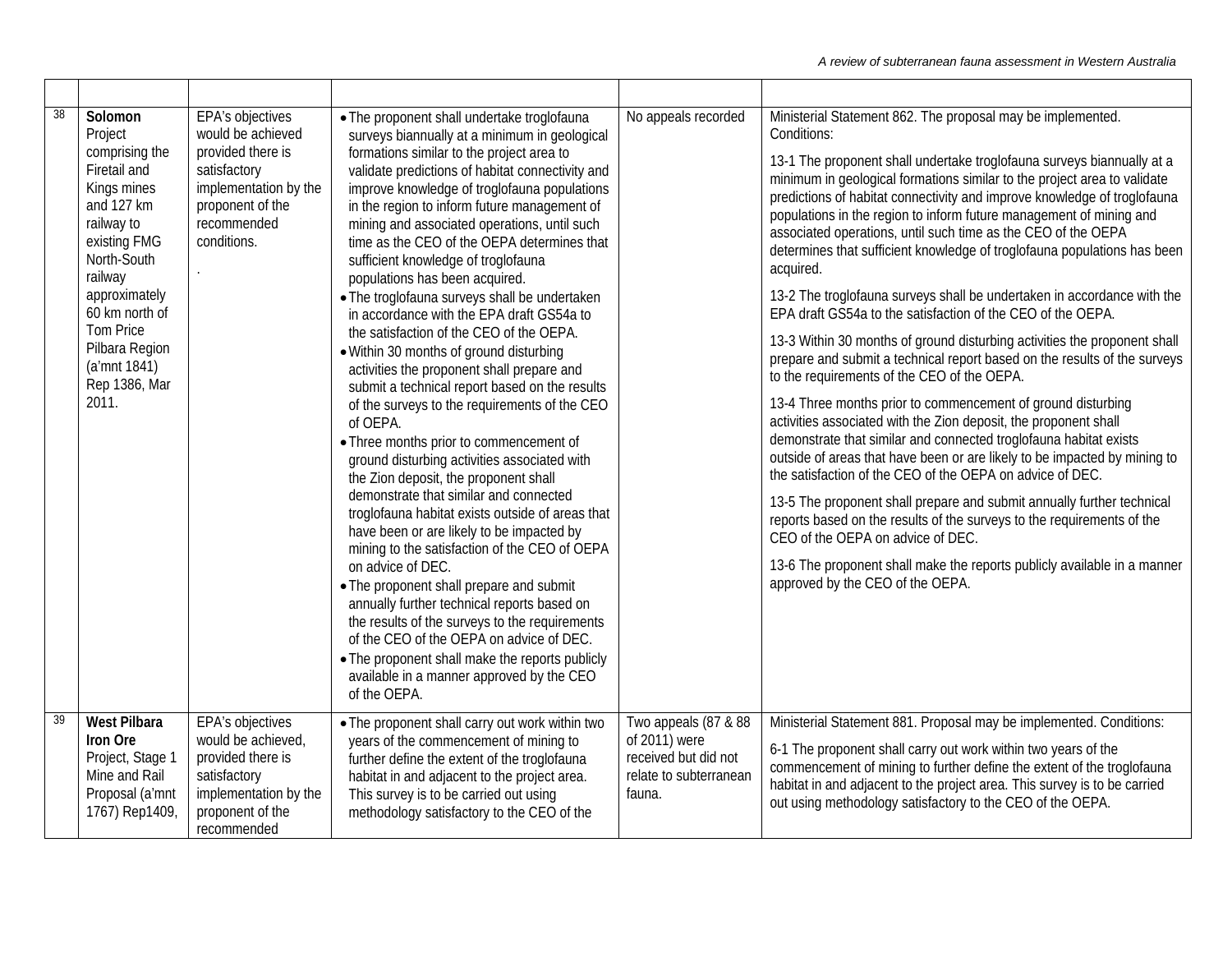| | | | | | |
|---|---|---|---|---|---|
| 38 | **Solomon** Project comprising the Firetail and Kings mines and 127 km railway to existing FMG North-South railway approximately 60 km north of Tom Price Pilbara Region (a'mnt 1841) Rep 1386, Mar 2011. | EPA's objectives would be achieved provided there is satisfactory implementation by the proponent of the recommended conditions. . | • The proponent shall undertake troglofauna surveys biannually at a minimum in geological formations similar to the project area to validate predictions of habitat connectivity and improve knowledge of troglofauna populations in the region to inform future management of mining and associated operations, until such time as the CEO of the OEPA determines that sufficient knowledge of troglofauna populations has been acquired.<br>• The troglofauna surveys shall be undertaken in accordance with the EPA draft GS54a to the satisfaction of the CEO of the OEPA.<br>• Within 30 months of ground disturbing activities the proponent shall prepare and submit a technical report based on the results of the surveys to the requirements of the CEO of OEPA.<br>• Three months prior to commencement of ground disturbing activities associated with the Zion deposit, the proponent shall demonstrate that similar and connected troglofauna habitat exists outside of areas that have been or are likely to be impacted by mining to the satisfaction of the CEO of OEPA on advice of DEC.<br>• The proponent shall prepare and submit annually further technical reports based on the results of the surveys to the requirements of the CEO of the OEPA on advice of DEC.<br>• The proponent shall make the reports publicly available in a manner approved by the CEO of the OEPA. | No appeals recorded | Ministerial Statement 862. The proposal may be implemented. Conditions:<br>13-1 The proponent shall undertake troglofauna surveys biannually at a minimum in geological formations similar to the project area to validate predictions of habitat connectivity and improve knowledge of troglofauna populations in the region to inform future management of mining and associated operations, until such time as the CEO of the OEPA determines that sufficient knowledge of troglofauna populations has been acquired.<br>13-2 The troglofauna surveys shall be undertaken in accordance with the EPA draft GS54a to the satisfaction of the CEO of the OEPA.<br>13-3 Within 30 months of ground disturbing activities the proponent shall prepare and submit a technical report based on the results of the surveys to the requirements of the CEO of the OEPA.<br>13-4 Three months prior to commencement of ground disturbing activities associated with the Zion deposit, the proponent shall demonstrate that similar and connected troglofauna habitat exists outside of areas that have been or are likely to be impacted by mining to the satisfaction of the CEO of the OEPA on advice of DEC.<br>13-5 The proponent shall prepare and submit annually further technical reports based on the results of the surveys to the requirements of the CEO of the OEPA on advice of DEC.<br>13-6 The proponent shall make the reports publicly available in a manner approved by the CEO of the OEPA. |
| 39 | **West Pilbara Iron Ore** Project, Stage 1 Mine and Rail Proposal (a'mnt 1767) Rep1409, | EPA's objectives would be achieved, provided there is satisfactory implementation by the proponent of the recommended | • The proponent shall carry out work within two years of the commencement of mining to further define the extent of the troglofauna habitat in and adjacent to the project area. This survey is to be carried out using methodology satisfactory to the CEO of the | Two appeals (87 & 88 of 2011) were received but did not relate to subterranean fauna. | Ministerial Statement 881. Proposal may be implemented. Conditions:<br>6-1 The proponent shall carry out work within two years of the commencement of mining to further define the extent of the troglofauna habitat in and adjacent to the project area. This survey is to be carried out using methodology satisfactory to the CEO of the OEPA. |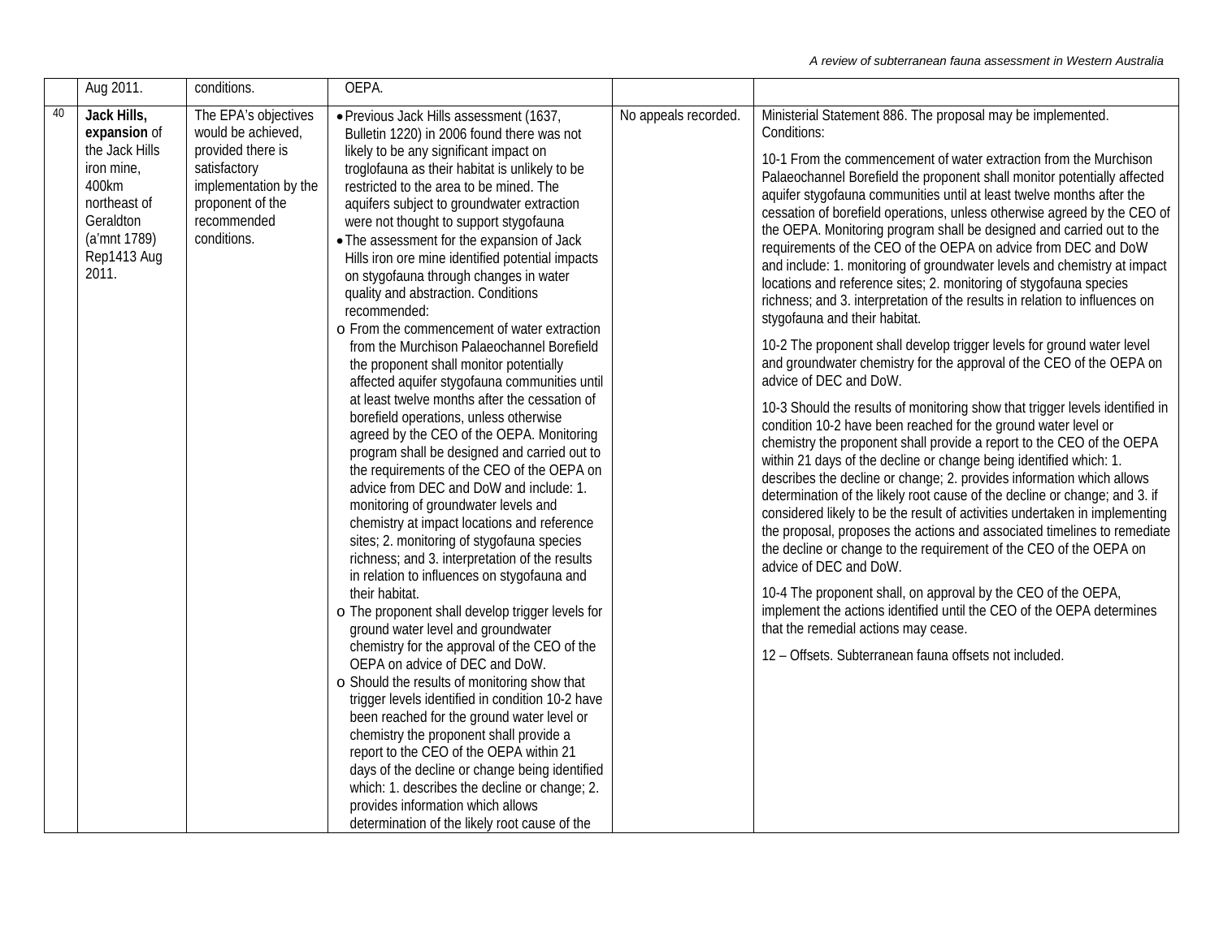| | | | | | |
|---|---|---|---|---|---|
| | Aug 2011. | conditions. | OEPA. | | |
| 40 | **Jack Hills, expansion** of the Jack Hills iron mine, 400km northeast of Geraldton (a'mnt 1789) Rep1413 Aug 2011. | The EPA's objectives would be achieved, provided there is satisfactory implementation by the proponent of the recommended conditions. | • Previous Jack Hills assessment (1637, Bulletin 1220) in 2006 found there was not likely to be any significant impact on troglofauna as their habitat is unlikely to be restricted to the area to be mined. The aquifers subject to groundwater extraction were not thought to support stygofauna<br>• The assessment for the expansion of Jack Hills iron ore mine identified potential impacts on stygofauna through changes in water quality and abstraction. Conditions recommended:<br>o From the commencement of water extraction from the Murchison Palaeochannel Borefield the proponent shall monitor potentially affected aquifer stygofauna communities until at least twelve months after the cessation of borefield operations, unless otherwise agreed by the CEO of the OEPA. Monitoring program shall be designed and carried out to the requirements of the CEO of the OEPA on advice from DEC and DoW and include: 1. monitoring of groundwater levels and chemistry at impact locations and reference sites; 2. monitoring of stygofauna species richness; and 3. interpretation of the results in relation to influences on stygofauna and their habitat.<br>o The proponent shall develop trigger levels for ground water level and groundwater chemistry for the approval of the CEO of the OEPA on advice of DEC and DoW.<br>o Should the results of monitoring show that trigger levels identified in condition 10-2 have been reached for the ground water level or chemistry the proponent shall provide a report to the CEO of the OEPA within 21 days of the decline or change being identified which: 1. describes the decline or change; 2. provides information which allows determination of the likely root cause of the | No appeals recorded. | Ministerial Statement 886. The proposal may be implemented. Conditions:<br><br>10-1 From the commencement of water extraction from the Murchison Palaeochannel Borefield the proponent shall monitor potentially affected aquifer stygofauna communities until at least twelve months after the cessation of borefield operations, unless otherwise agreed by the CEO of the OEPA. Monitoring program shall be designed and carried out to the requirements of the CEO of the OEPA on advice from DEC and DoW and include: 1. monitoring of groundwater levels and chemistry at impact locations and reference sites; 2. monitoring of stygofauna species richness; and 3. interpretation of the results in relation to influences on stygofauna and their habitat.<br><br>10-2 The proponent shall develop trigger levels for ground water level and groundwater chemistry for the approval of the CEO of the OEPA on advice of DEC and DoW.<br><br>10-3 Should the results of monitoring show that trigger levels identified in condition 10-2 have been reached for the ground water level or chemistry the proponent shall provide a report to the CEO of the OEPA within 21 days of the decline or change being identified which: 1. describes the decline or change; 2. provides information which allows determination of the likely root cause of the decline or change; and 3. if considered likely to be the result of activities undertaken in implementing the proposal, proposes the actions and associated timelines to remediate the decline or change to the requirement of the CEO of the OEPA on advice of DEC and DoW.<br><br>10-4 The proponent shall, on approval by the CEO of the OEPA, implement the actions identified until the CEO of the OEPA determines that the remedial actions may cease.<br><br>12 – Offsets. Subterranean fauna offsets not included. |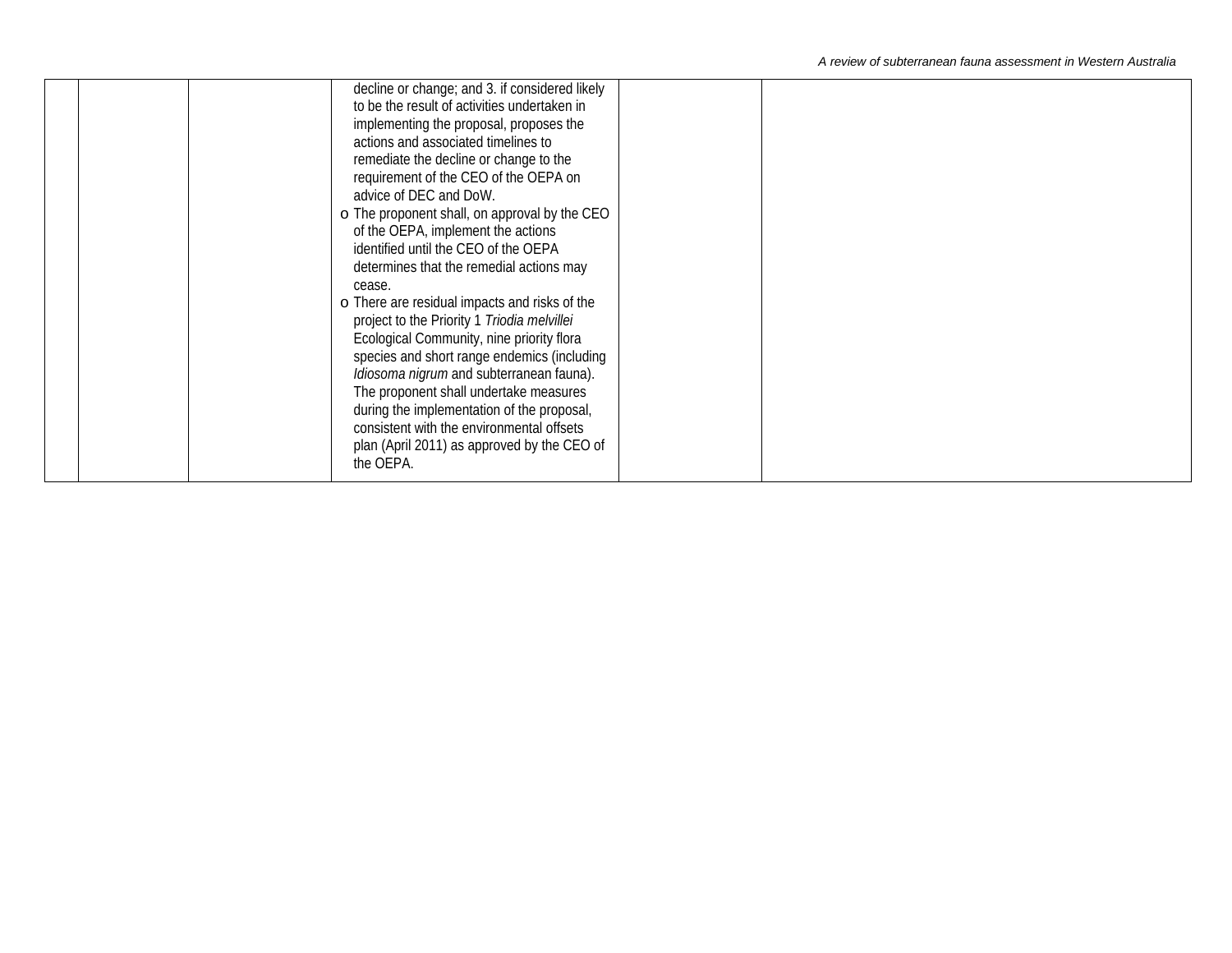|  |  |  |  |  |  |
|---|---|---|---|---|---|
|  |  |  | decline or change; and 3. if considered likely to be the result of activities undertaken in implementing the proposal, proposes the actions and associated timelines to remediate the decline or change to the requirement of the CEO of the OEPA on advice of DEC and DoW.<br>o The proponent shall, on approval by the CEO of the OEPA, implement the actions identified until the CEO of the OEPA determines that the remedial actions may cease.<br>o There are residual impacts and risks of the project to the Priority 1 *Triodia melvillei* Ecological Community, nine priority flora species and short range endemics (including *Idiosoma nigrum* and subterranean fauna). The proponent shall undertake measures during the implementation of the proposal, consistent with the environmental offsets plan (April 2011) as approved by the CEO of the OEPA. |  |  |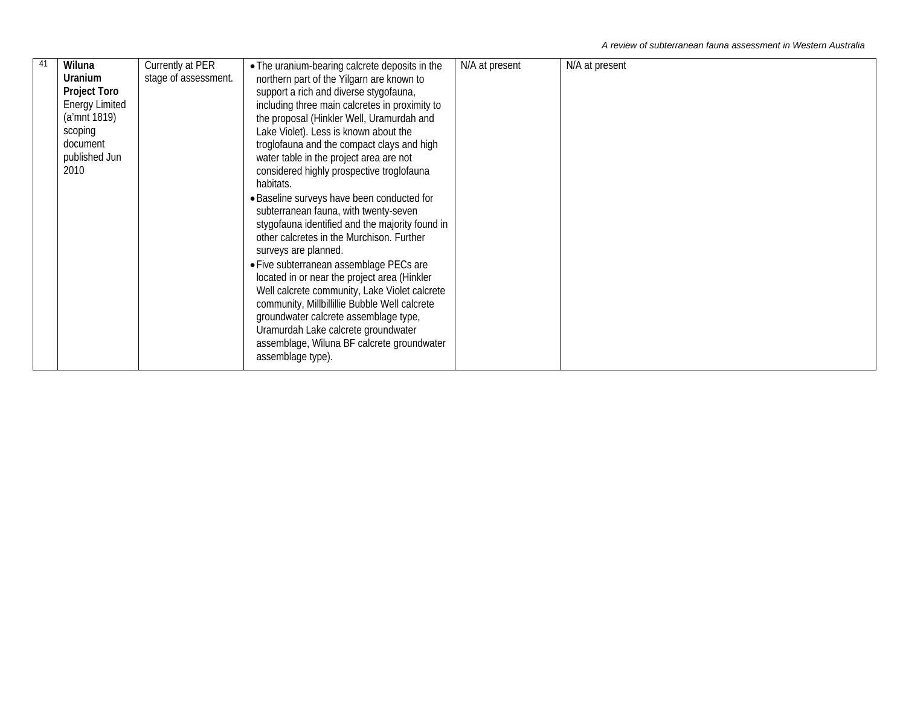| | | | | | |
|---|---|---|---|---|---|
| 41 | **Wiluna Uranium Project Toro** Energy Limited (a'mnt 1819) scoping document published Jun 2010 | Currently at PER stage of assessment. | • The uranium-bearing calcrete deposits in the northern part of the Yilgarn are known to support a rich and diverse stygofauna, including three main calcretes in proximity to the proposal (Hinkler Well, Uramurdah and Lake Violet). Less is known about the troglofauna and the compact clays and high water table in the project area are not considered highly prospective troglofauna habitats.<br>• Baseline surveys have been conducted for subterranean fauna, with twenty-seven stygofauna identified and the majority found in other calcretes in the Murchison. Further surveys are planned.<br>• Five subterranean assemblage PECs are located in or near the project area (Hinkler Well calcrete community, Lake Violet calcrete community, Millbillillie Bubble Well calcrete groundwater calcrete assemblage type, Uramurdah Lake calcrete groundwater assemblage, Wiluna BF calcrete groundwater assemblage type). | N/A at present | N/A at present |